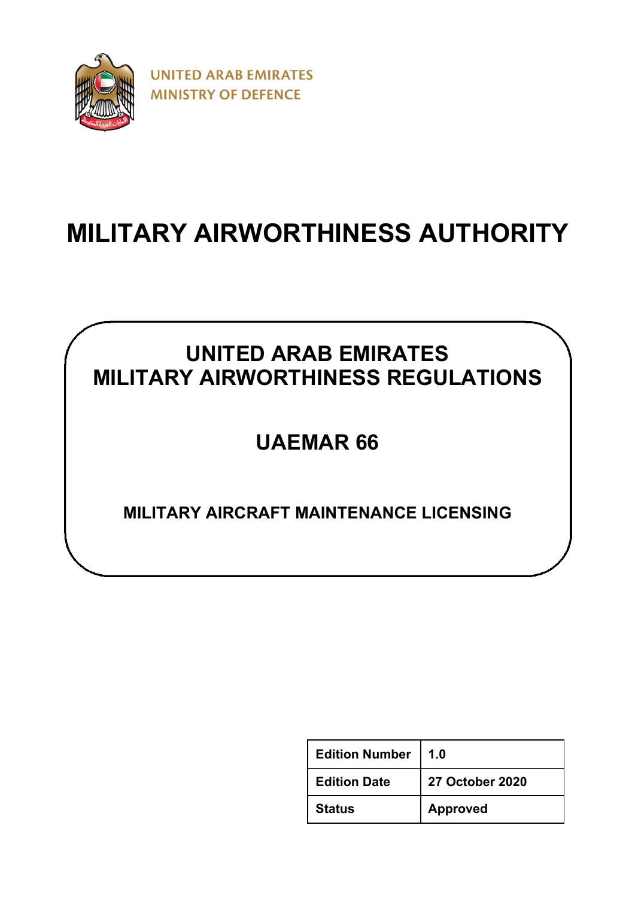UNITED ARAB EMIRATES
MINISTRY OF DEFENCE

# MILITARY AIRWORTHINESS AUTHORITY

## UNITED ARAB EMIRATES MILITARY AIRWORTHINESS REGULATIONS

## UAEMAR 66

### MILITARY AIRCRAFT MAINTENANCE LICENSING

| Edition Number | 1.0 |
|---|---|
| Edition Date | 27 October 2020 |
| Status | Approved |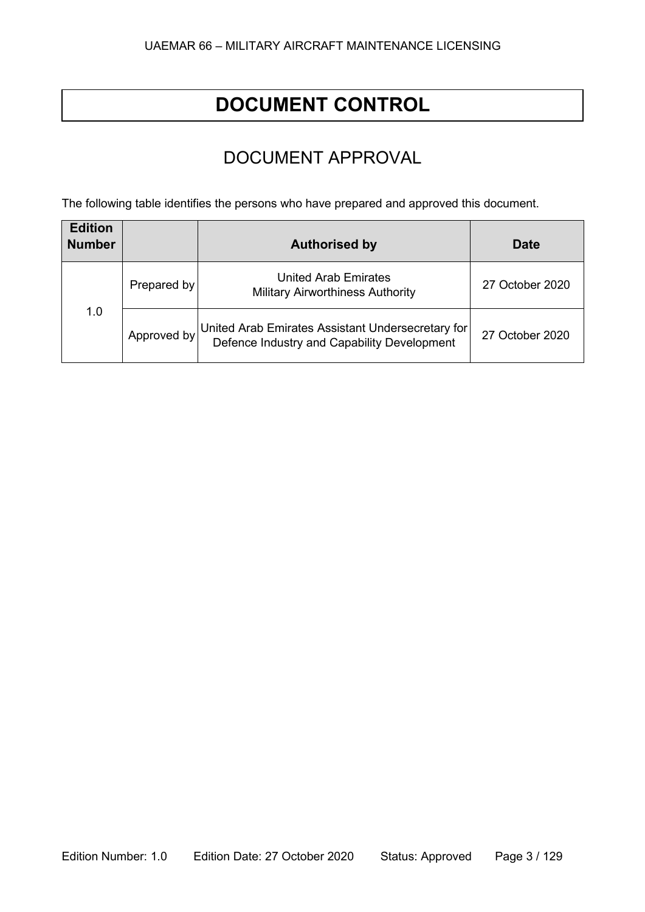# DOCUMENT CONTROL

## DOCUMENT APPROVAL

The following table identifies the persons who have prepared and approved this document.

| Edition Number | | Authorised by | Date |
|---|---|---|---|
| 1.0 | Prepared by | United Arab Emirates Military Airworthiness Authority | 27 October 2020 |
| | Approved by | United Arab Emirates Assistant Undersecretary for Defence Industry and Capability Development | 27 October 2020 |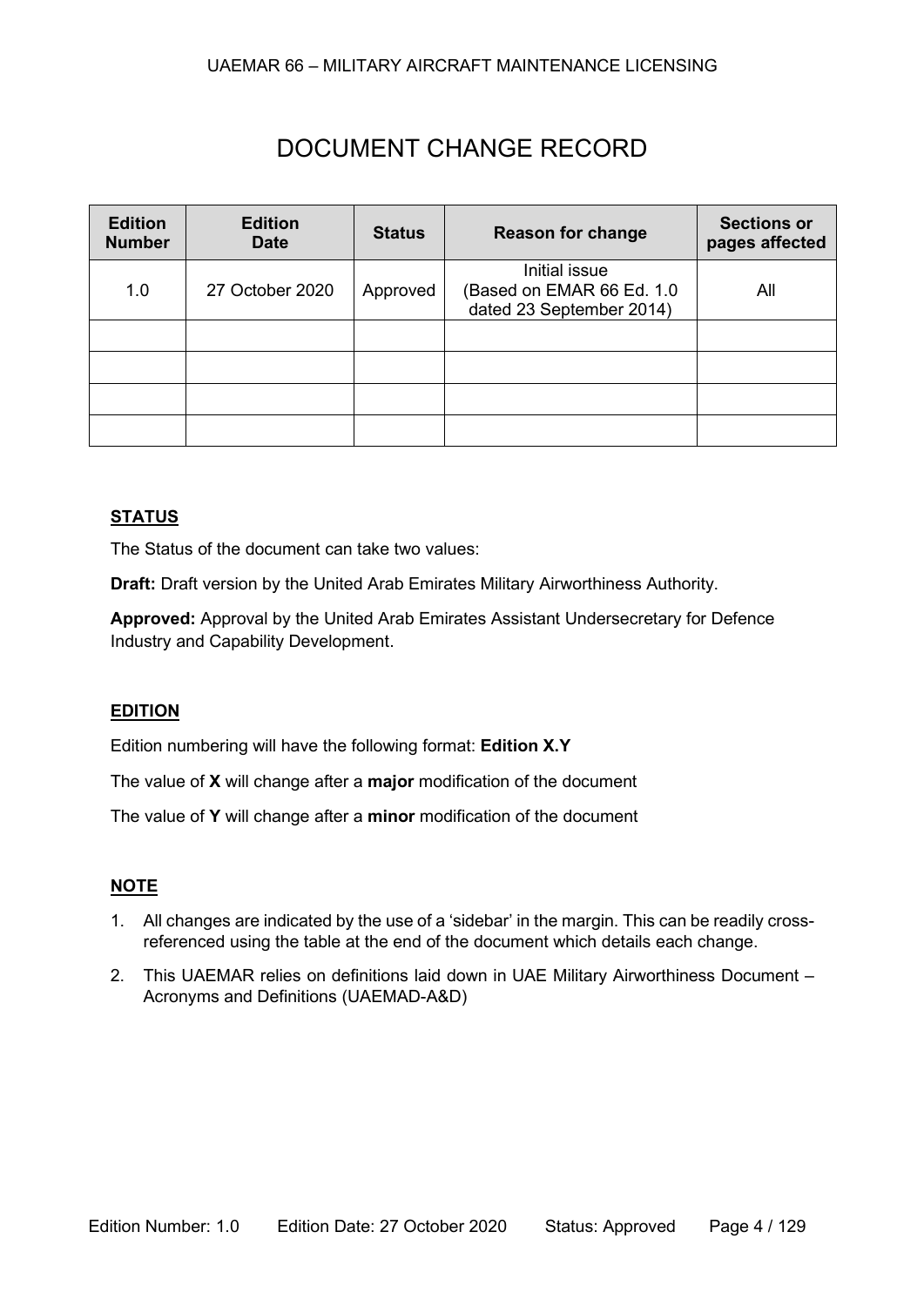# DOCUMENT CHANGE RECORD

| Edition Number | Edition Date | Status | Reason for change | Sections or pages affected |
|---|---|---|---|---|
| 1.0 | 27 October 2020 | Approved | Initial issue (Based on EMAR 66 Ed. 1.0 dated 23 September 2014) | All |
| | | | | |
| | | | | |
| | | | | |
| | | | | |

## STATUS

The Status of the document can take two values:

**Draft:** Draft version by the United Arab Emirates Military Airworthiness Authority.

**Approved:** Approval by the United Arab Emirates Assistant Undersecretary for Defence Industry and Capability Development.

## EDITION

Edition numbering will have the following format: **Edition X.Y**

The value of **X** will change after a **major** modification of the document

The value of **Y** will change after a **minor** modification of the document

## NOTE

1. All changes are indicated by the use of a 'sidebar' in the margin. This can be readily cross-referenced using the table at the end of the document which details each change.
2. This UAEMAR relies on definitions laid down in UAE Military Airworthiness Document – Acronyms and Definitions (UAEMAD-A&D)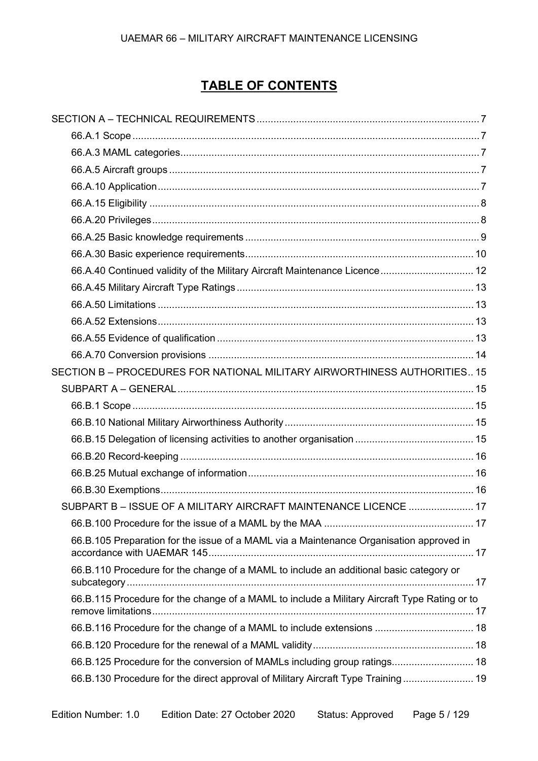# TABLE OF CONTENTS

SECTION A – TECHNICAL REQUIREMENTS ..... 7

- 66.A.1 Scope ..... 7
- 66.A.3 MAML categories ..... 7
- 66.A.5 Aircraft groups ..... 7
- 66.A.10 Application ..... 7
- 66.A.15 Eligibility ..... 8
- 66.A.20 Privileges ..... 8
- 66.A.25 Basic knowledge requirements ..... 9
- 66.A.30 Basic experience requirements ..... 10
- 66.A.40 Continued validity of the Military Aircraft Maintenance Licence ..... 12
- 66.A.45 Military Aircraft Type Ratings ..... 13
- 66.A.50 Limitations ..... 13
- 66.A.52 Extensions ..... 13
- 66.A.55 Evidence of qualification ..... 13
- 66.A.70 Conversion provisions ..... 14

SECTION B – PROCEDURES FOR NATIONAL MILITARY AIRWORTHINESS AUTHORITIES ..... 15

SUBPART A – GENERAL ..... 15

- 66.B.1 Scope ..... 15
- 66.B.10 National Military Airworthiness Authority ..... 15
- 66.B.15 Delegation of licensing activities to another organisation ..... 15
- 66.B.20 Record-keeping ..... 16
- 66.B.25 Mutual exchange of information ..... 16
- 66.B.30 Exemptions ..... 16

SUBPART B – ISSUE OF A MILITARY AIRCRAFT MAINTENANCE LICENCE ..... 17

- 66.B.100 Procedure for the issue of a MAML by the MAA ..... 17
- 66.B.105 Preparation for the issue of a MAML via a Maintenance Organisation approved in accordance with UAEMAR 145 ..... 17
- 66.B.110 Procedure for the change of a MAML to include an additional basic category or subcategory ..... 17
- 66.B.115 Procedure for the change of a MAML to include a Military Aircraft Type Rating or to remove limitations ..... 17
- 66.B.116 Procedure for the change of a MAML to include extensions ..... 18
- 66.B.120 Procedure for the renewal of a MAML validity ..... 18
- 66.B.125 Procedure for the conversion of MAMLs including group ratings ..... 18
- 66.B.130 Procedure for the direct approval of Military Aircraft Type Training ..... 19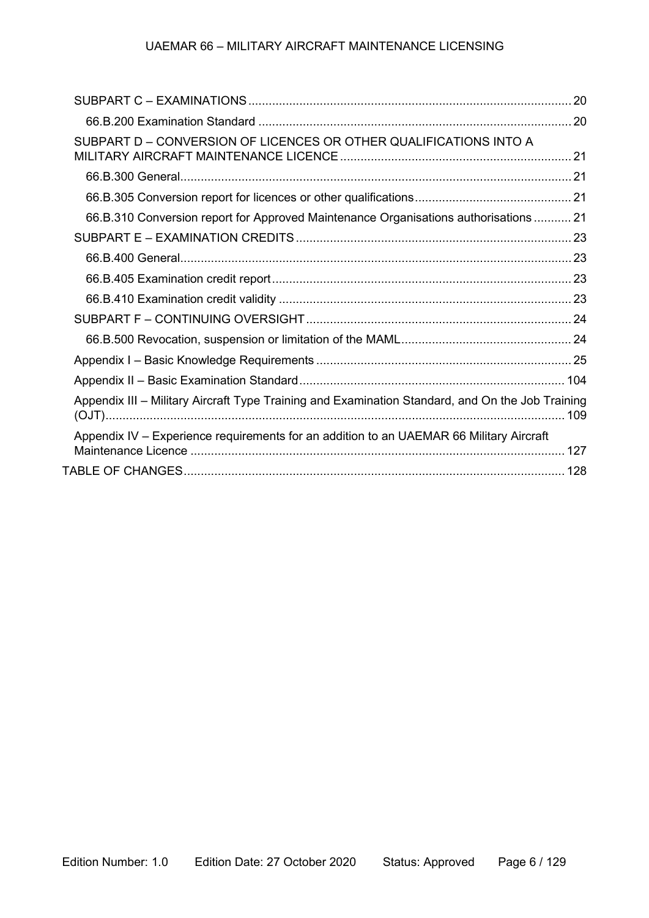SUBPART C – EXAMINATIONS .......... 20

66.B.200 Examination Standard .......... 20

SUBPART D – CONVERSION OF LICENCES OR OTHER QUALIFICATIONS INTO A MILITARY AIRCRAFT MAINTENANCE LICENCE .......... 21

66.B.300 General .......... 21

66.B.305 Conversion report for licences or other qualifications .......... 21

66.B.310 Conversion report for Approved Maintenance Organisations authorisations .......... 21

SUBPART E – EXAMINATION CREDITS .......... 23

66.B.400 General .......... 23

66.B.405 Examination credit report .......... 23

66.B.410 Examination credit validity .......... 23

SUBPART F – CONTINUING OVERSIGHT .......... 24

66.B.500 Revocation, suspension or limitation of the MAML .......... 24

Appendix I – Basic Knowledge Requirements .......... 25

Appendix II – Basic Examination Standard .......... 104

Appendix III – Military Aircraft Type Training and Examination Standard, and On the Job Training (OJT) .......... 109

Appendix IV – Experience requirements for an addition to an UAEMAR 66 Military Aircraft Maintenance Licence .......... 127

TABLE OF CHANGES .......... 128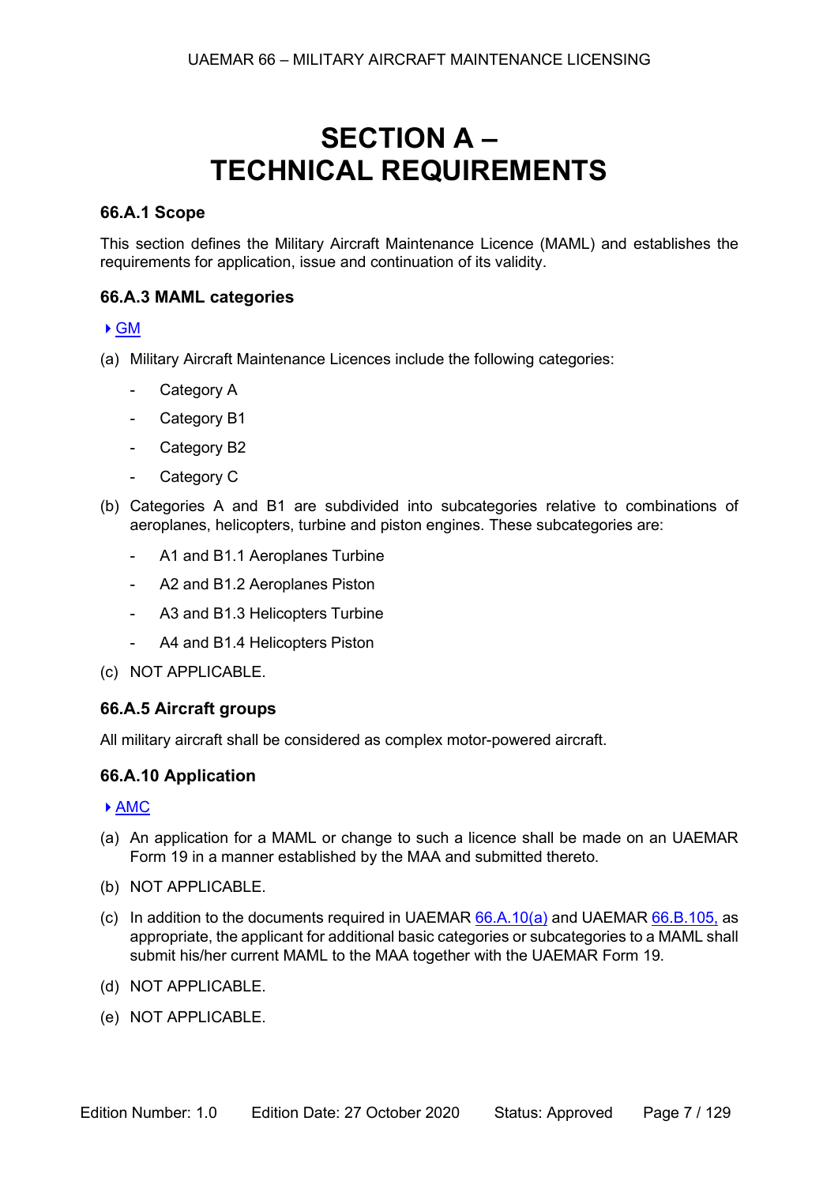# SECTION A – TECHNICAL REQUIREMENTS

### 66.A.1 Scope

This section defines the Military Aircraft Maintenance Licence (MAML) and establishes the requirements for application, issue and continuation of its validity.

### 66.A.3 MAML categories

GM

(a) Military Aircraft Maintenance Licences include the following categories:

- Category A
- Category B1
- Category B2
- Category C

(b) Categories A and B1 are subdivided into subcategories relative to combinations of aeroplanes, helicopters, turbine and piston engines. These subcategories are:

- A1 and B1.1 Aeroplanes Turbine
- A2 and B1.2 Aeroplanes Piston
- A3 and B1.3 Helicopters Turbine
- A4 and B1.4 Helicopters Piston

(c) NOT APPLICABLE.

### 66.A.5 Aircraft groups

All military aircraft shall be considered as complex motor-powered aircraft.

### 66.A.10 Application

AMC

(a) An application for a MAML or change to such a licence shall be made on an UAEMAR Form 19 in a manner established by the MAA and submitted thereto.

(b) NOT APPLICABLE.

(c) In addition to the documents required in UAEMAR 66.A.10(a) and UAEMAR 66.B.105, as appropriate, the applicant for additional basic categories or subcategories to a MAML shall submit his/her current MAML to the MAA together with the UAEMAR Form 19.

(d) NOT APPLICABLE.

(e) NOT APPLICABLE.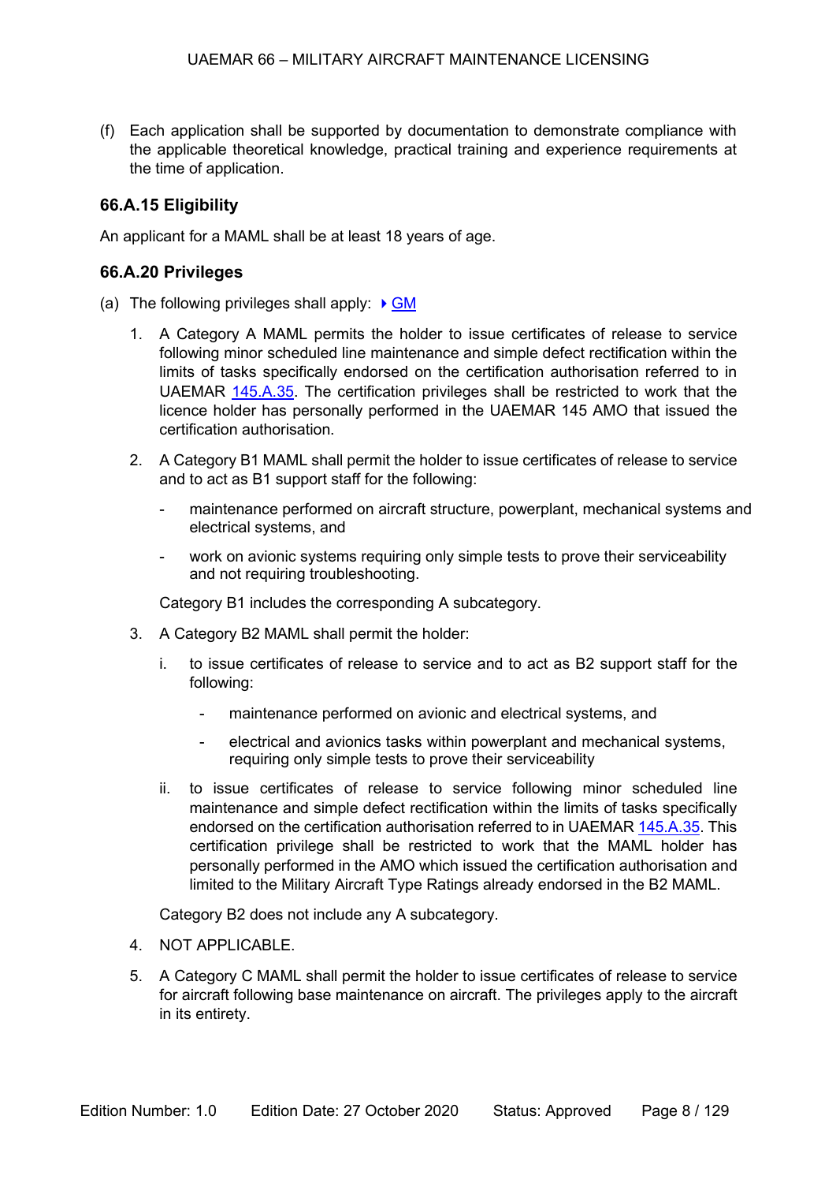(f) Each application shall be supported by documentation to demonstrate compliance with the applicable theoretical knowledge, practical training and experience requirements at the time of application.

### 66.A.15 Eligibility

An applicant for a MAML shall be at least 18 years of age.

### 66.A.20 Privileges

(a) The following privileges shall apply: ▸ GM

1. A Category A MAML permits the holder to issue certificates of release to service following minor scheduled line maintenance and simple defect rectification within the limits of tasks specifically endorsed on the certification authorisation referred to in UAEMAR 145.A.35. The certification privileges shall be restricted to work that the licence holder has personally performed in the UAEMAR 145 AMO that issued the certification authorisation.

2. A Category B1 MAML shall permit the holder to issue certificates of release to service and to act as B1 support staff for the following:

   - maintenance performed on aircraft structure, powerplant, mechanical systems and electrical systems, and
   - work on avionic systems requiring only simple tests to prove their serviceability and not requiring troubleshooting.

   Category B1 includes the corresponding A subcategory.

3. A Category B2 MAML shall permit the holder:

   i. to issue certificates of release to service and to act as B2 support staff for the following:

      - maintenance performed on avionic and electrical systems, and
      - electrical and avionics tasks within powerplant and mechanical systems, requiring only simple tests to prove their serviceability

   ii. to issue certificates of release to service following minor scheduled line maintenance and simple defect rectification within the limits of tasks specifically endorsed on the certification authorisation referred to in UAEMAR 145.A.35. This certification privilege shall be restricted to work that the MAML holder has personally performed in the AMO which issued the certification authorisation and limited to the Military Aircraft Type Ratings already endorsed in the B2 MAML.

   Category B2 does not include any A subcategory.

4. NOT APPLICABLE.

5. A Category C MAML shall permit the holder to issue certificates of release to service for aircraft following base maintenance on aircraft. The privileges apply to the aircraft in its entirety.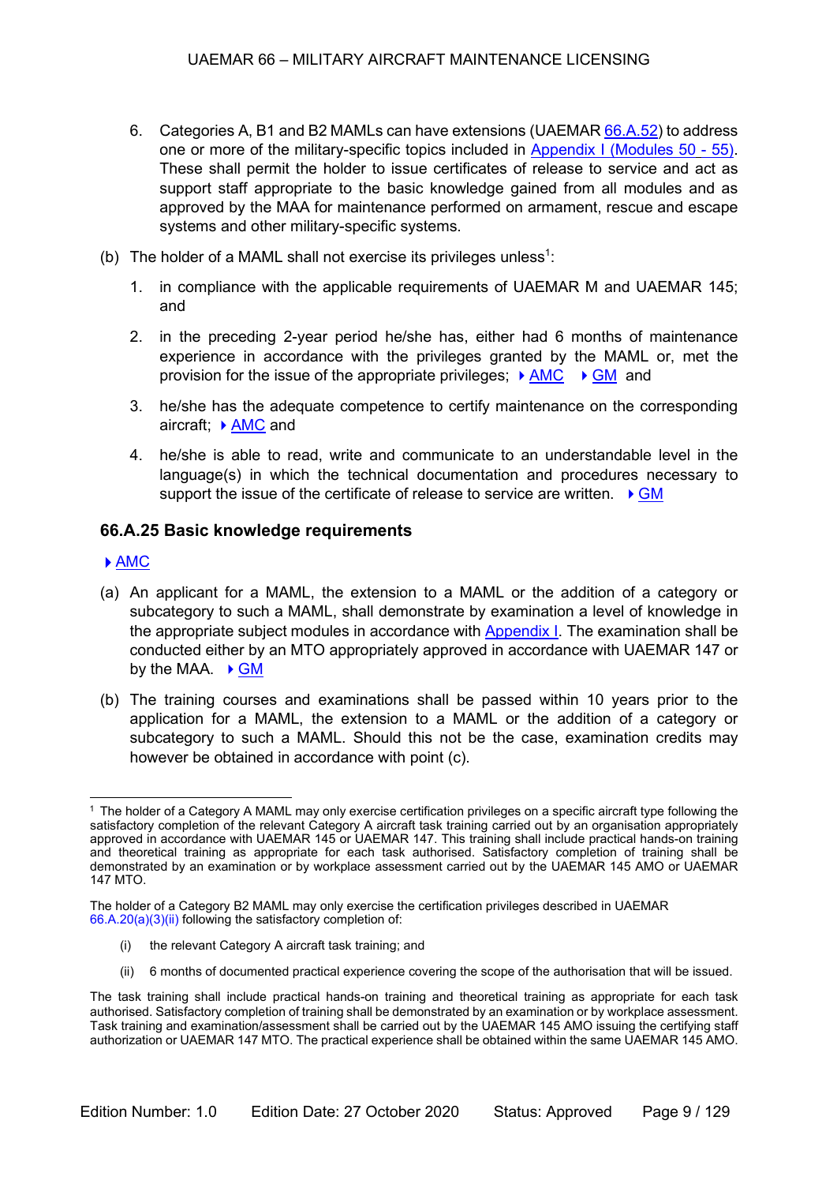6. Categories A, B1 and B2 MAMLs can have extensions (UAEMAR 66.A.52) to address one or more of the military-specific topics included in Appendix I (Modules 50 - 55). These shall permit the holder to issue certificates of release to service and act as support staff appropriate to the basic knowledge gained from all modules and as approved by the MAA for maintenance performed on armament, rescue and escape systems and other military-specific systems.

(b) The holder of a MAML shall not exercise its privileges unless[1]:

1. in compliance with the applicable requirements of UAEMAR M and UAEMAR 145; and

2. in the preceding 2-year period he/she has, either had 6 months of maintenance experience in accordance with the privileges granted by the MAML or, met the provision for the issue of the appropriate privileges; ▸ AMC ▸ GM and

3. he/she has the adequate competence to certify maintenance on the corresponding aircraft; ▸ AMC and

4. he/she is able to read, write and communicate to an understandable level in the language(s) in which the technical documentation and procedures necessary to support the issue of the certificate of release to service are written. ▸ GM

## 66.A.25 Basic knowledge requirements

▸ AMC

(a) An applicant for a MAML, the extension to a MAML or the addition of a category or subcategory to such a MAML, shall demonstrate by examination a level of knowledge in the appropriate subject modules in accordance with Appendix I. The examination shall be conducted either by an MTO appropriately approved in accordance with UAEMAR 147 or by the MAA. ▸ GM

(b) The training courses and examinations shall be passed within 10 years prior to the application for a MAML, the extension to a MAML or the addition of a category or subcategory to such a MAML. Should this not be the case, examination credits may however be obtained in accordance with point (c).

---

[1] The holder of a Category A MAML may only exercise certification privileges on a specific aircraft type following the satisfactory completion of the relevant Category A aircraft task training carried out by an organisation appropriately approved in accordance with UAEMAR 145 or UAEMAR 147. This training shall include practical hands-on training and theoretical training as appropriate for each task authorised. Satisfactory completion of training shall be demonstrated by an examination or by workplace assessment carried out by the UAEMAR 145 AMO or UAEMAR 147 MTO.

The holder of a Category B2 MAML may only exercise the certification privileges described in UAEMAR 66.A.20(a)(3)(ii) following the satisfactory completion of:

(i) the relevant Category A aircraft task training; and

(ii) 6 months of documented practical experience covering the scope of the authorisation that will be issued.

The task training shall include practical hands-on training and theoretical training as appropriate for each task authorised. Satisfactory completion of training shall be demonstrated by an examination or by workplace assessment. Task training and examination/assessment shall be carried out by the UAEMAR 145 AMO issuing the certifying staff authorization or UAEMAR 147 MTO. The practical experience shall be obtained within the same UAEMAR 145 AMO.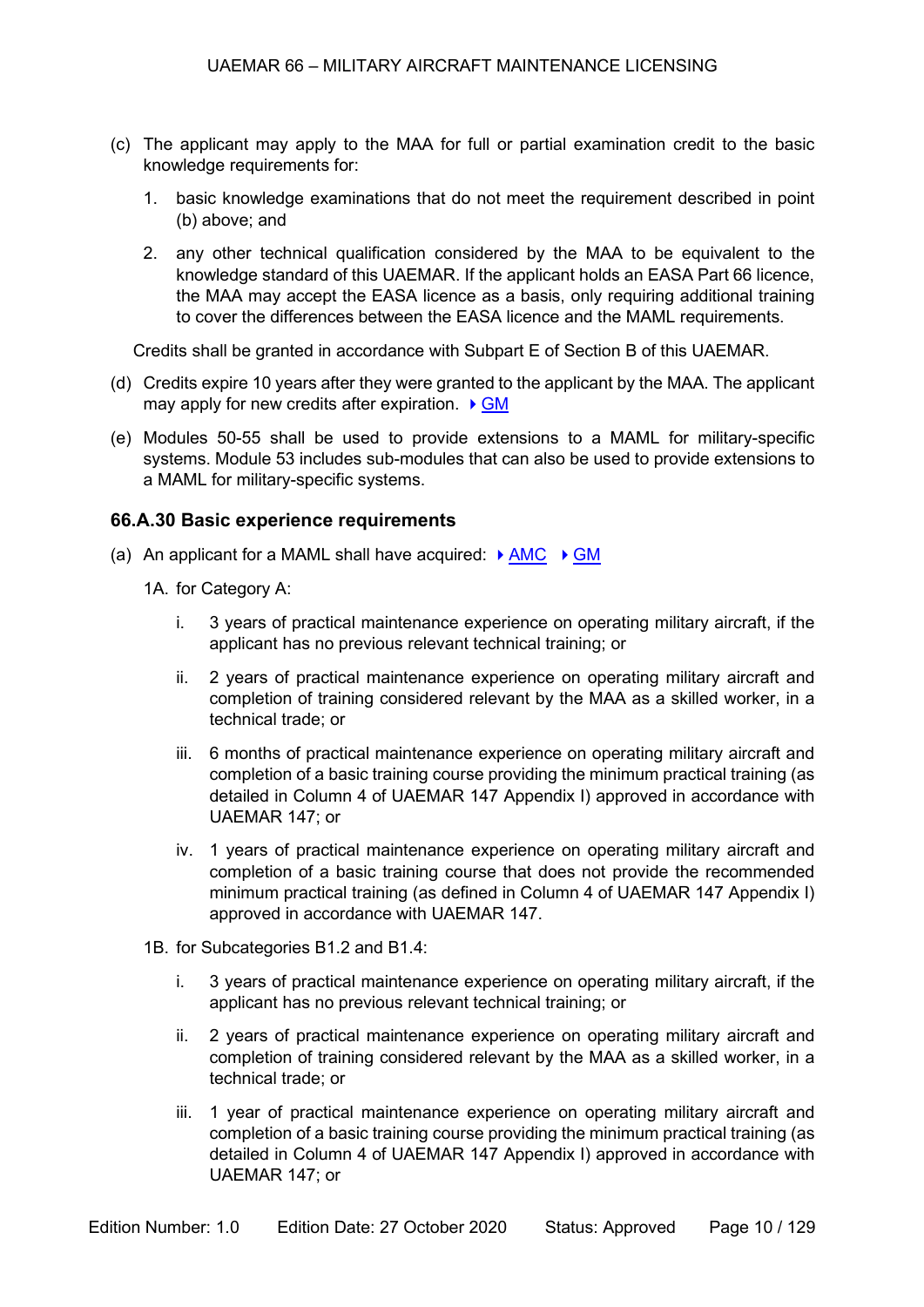(c) The applicant may apply to the MAA for full or partial examination credit to the basic knowledge requirements for:

1. basic knowledge examinations that do not meet the requirement described in point (b) above; and

2. any other technical qualification considered by the MAA to be equivalent to the knowledge standard of this UAEMAR. If the applicant holds an EASA Part 66 licence, the MAA may accept the EASA licence as a basis, only requiring additional training to cover the differences between the EASA licence and the MAML requirements.

Credits shall be granted in accordance with Subpart E of Section B of this UAEMAR.

(d) Credits expire 10 years after they were granted to the applicant by the MAA. The applicant may apply for new credits after expiration. ▸ GM

(e) Modules 50-55 shall be used to provide extensions to a MAML for military-specific systems. Module 53 includes sub-modules that can also be used to provide extensions to a MAML for military-specific systems.

### 66.A.30 Basic experience requirements

(a) An applicant for a MAML shall have acquired: ▸ AMC ▸ GM

1A. for Category A:

i. 3 years of practical maintenance experience on operating military aircraft, if the applicant has no previous relevant technical training; or

ii. 2 years of practical maintenance experience on operating military aircraft and completion of training considered relevant by the MAA as a skilled worker, in a technical trade; or

iii. 6 months of practical maintenance experience on operating military aircraft and completion of a basic training course providing the minimum practical training (as detailed in Column 4 of UAEMAR 147 Appendix I) approved in accordance with UAEMAR 147; or

iv. 1 years of practical maintenance experience on operating military aircraft and completion of a basic training course that does not provide the recommended minimum practical training (as defined in Column 4 of UAEMAR 147 Appendix I) approved in accordance with UAEMAR 147.

1B. for Subcategories B1.2 and B1.4:

i. 3 years of practical maintenance experience on operating military aircraft, if the applicant has no previous relevant technical training; or

ii. 2 years of practical maintenance experience on operating military aircraft and completion of training considered relevant by the MAA as a skilled worker, in a technical trade; or

iii. 1 year of practical maintenance experience on operating military aircraft and completion of a basic training course providing the minimum practical training (as detailed in Column 4 of UAEMAR 147 Appendix I) approved in accordance with UAEMAR 147; or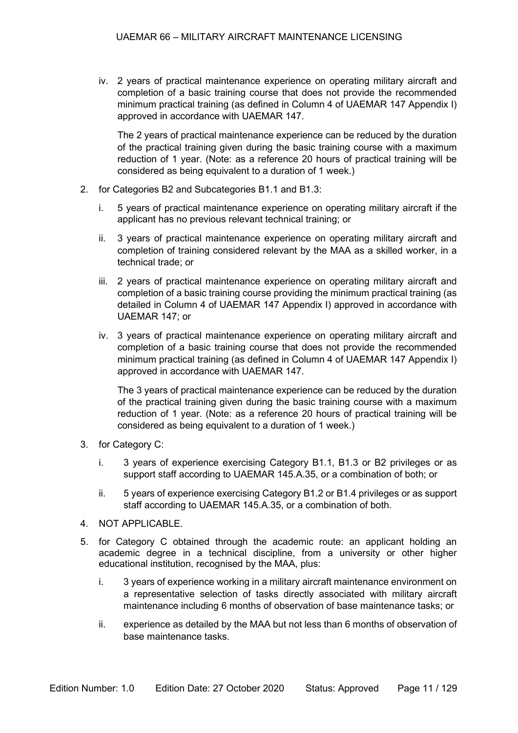iv. 2 years of practical maintenance experience on operating military aircraft and completion of a basic training course that does not provide the recommended minimum practical training (as defined in Column 4 of UAEMAR 147 Appendix I) approved in accordance with UAEMAR 147.

    The 2 years of practical maintenance experience can be reduced by the duration of the practical training given during the basic training course with a maximum reduction of 1 year. (Note: as a reference 20 hours of practical training will be considered as being equivalent to a duration of 1 week.)

2. for Categories B2 and Subcategories B1.1 and B1.3:

   i. 5 years of practical maintenance experience on operating military aircraft if the applicant has no previous relevant technical training; or

   ii. 3 years of practical maintenance experience on operating military aircraft and completion of training considered relevant by the MAA as a skilled worker, in a technical trade; or

   iii. 2 years of practical maintenance experience on operating military aircraft and completion of a basic training course providing the minimum practical training (as detailed in Column 4 of UAEMAR 147 Appendix I) approved in accordance with UAEMAR 147; or

   iv. 3 years of practical maintenance experience on operating military aircraft and completion of a basic training course that does not provide the recommended minimum practical training (as defined in Column 4 of UAEMAR 147 Appendix I) approved in accordance with UAEMAR 147.

       The 3 years of practical maintenance experience can be reduced by the duration of the practical training given during the basic training course with a maximum reduction of 1 year. (Note: as a reference 20 hours of practical training will be considered as being equivalent to a duration of 1 week.)

3. for Category C:

   i. 3 years of experience exercising Category B1.1, B1.3 or B2 privileges or as support staff according to UAEMAR 145.A.35, or a combination of both; or

   ii. 5 years of experience exercising Category B1.2 or B1.4 privileges or as support staff according to UAEMAR 145.A.35, or a combination of both.

4. NOT APPLICABLE.

5. for Category C obtained through the academic route: an applicant holding an academic degree in a technical discipline, from a university or other higher educational institution, recognised by the MAA, plus:

   i. 3 years of experience working in a military aircraft maintenance environment on a representative selection of tasks directly associated with military aircraft maintenance including 6 months of observation of base maintenance tasks; or

   ii. experience as detailed by the MAA but not less than 6 months of observation of base maintenance tasks.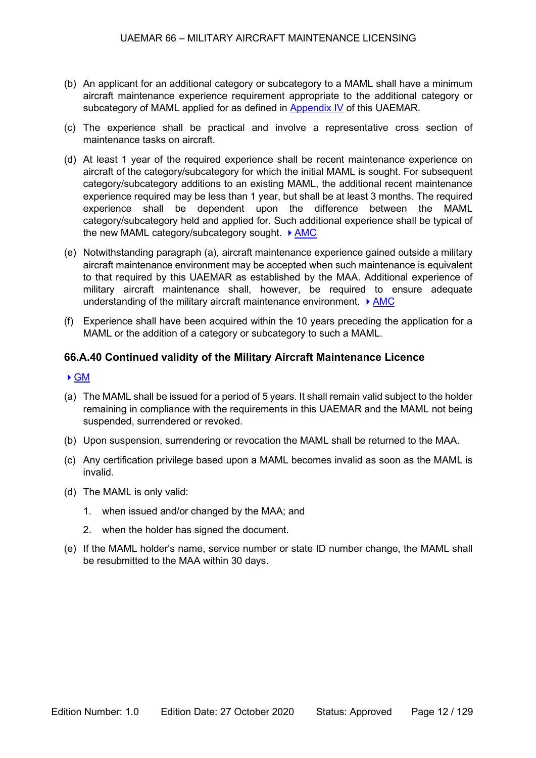(b) An applicant for an additional category or subcategory to a MAML shall have a minimum aircraft maintenance experience requirement appropriate to the additional category or subcategory of MAML applied for as defined in Appendix IV of this UAEMAR.

(c) The experience shall be practical and involve a representative cross section of maintenance tasks on aircraft.

(d) At least 1 year of the required experience shall be recent maintenance experience on aircraft of the category/subcategory for which the initial MAML is sought. For subsequent category/subcategory additions to an existing MAML, the additional recent maintenance experience required may be less than 1 year, but shall be at least 3 months. The required experience shall be dependent upon the difference between the MAML category/subcategory held and applied for. Such additional experience shall be typical of the new MAML category/subcategory sought. ▸ AMC

(e) Notwithstanding paragraph (a), aircraft maintenance experience gained outside a military aircraft maintenance environment may be accepted when such maintenance is equivalent to that required by this UAEMAR as established by the MAA. Additional experience of military aircraft maintenance shall, however, be required to ensure adequate understanding of the military aircraft maintenance environment. ▸ AMC

(f) Experience shall have been acquired within the 10 years preceding the application for a MAML or the addition of a category or subcategory to such a MAML.

### 66.A.40 Continued validity of the Military Aircraft Maintenance Licence

▸ GM

(a) The MAML shall be issued for a period of 5 years. It shall remain valid subject to the holder remaining in compliance with the requirements in this UAEMAR and the MAML not being suspended, surrendered or revoked.

(b) Upon suspension, surrendering or revocation the MAML shall be returned to the MAA.

(c) Any certification privilege based upon a MAML becomes invalid as soon as the MAML is invalid.

(d) The MAML is only valid:

1. when issued and/or changed by the MAA; and
2. when the holder has signed the document.

(e) If the MAML holder's name, service number or state ID number change, the MAML shall be resubmitted to the MAA within 30 days.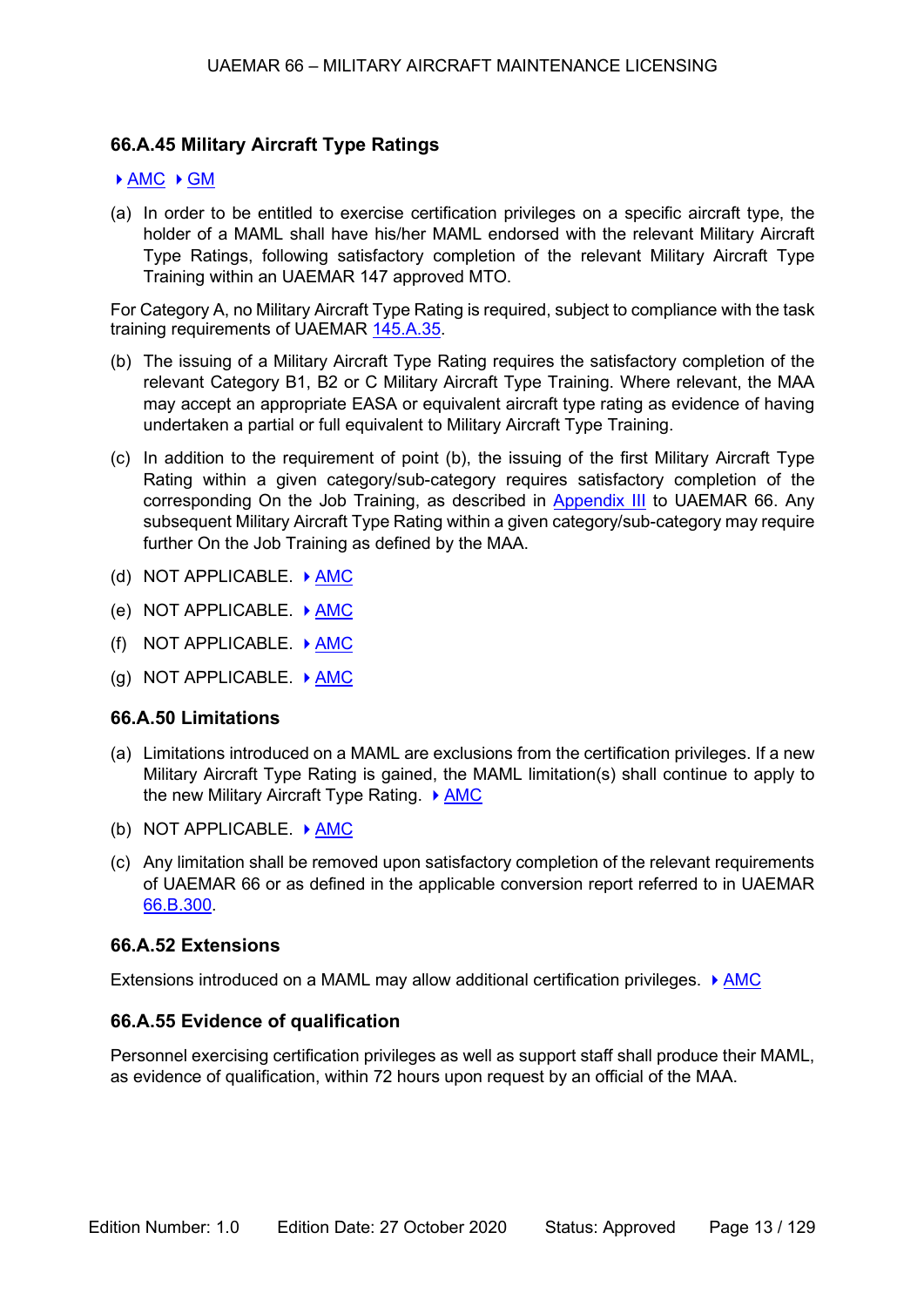### 66.A.45 Military Aircraft Type Ratings

▸ AMC ▸ GM

(a) In order to be entitled to exercise certification privileges on a specific aircraft type, the holder of a MAML shall have his/her MAML endorsed with the relevant Military Aircraft Type Ratings, following satisfactory completion of the relevant Military Aircraft Type Training within an UAEMAR 147 approved MTO.

For Category A, no Military Aircraft Type Rating is required, subject to compliance with the task training requirements of UAEMAR 145.A.35.

(b) The issuing of a Military Aircraft Type Rating requires the satisfactory completion of the relevant Category B1, B2 or C Military Aircraft Type Training. Where relevant, the MAA may accept an appropriate EASA or equivalent aircraft type rating as evidence of having undertaken a partial or full equivalent to Military Aircraft Type Training.

(c) In addition to the requirement of point (b), the issuing of the first Military Aircraft Type Rating within a given category/sub-category requires satisfactory completion of the corresponding On the Job Training, as described in Appendix III to UAEMAR 66. Any subsequent Military Aircraft Type Rating within a given category/sub-category may require further On the Job Training as defined by the MAA.

(d) NOT APPLICABLE. ▸ AMC

(e) NOT APPLICABLE. ▸ AMC

(f) NOT APPLICABLE. ▸ AMC

(g) NOT APPLICABLE. ▸ AMC

### 66.A.50 Limitations

(a) Limitations introduced on a MAML are exclusions from the certification privileges. If a new Military Aircraft Type Rating is gained, the MAML limitation(s) shall continue to apply to the new Military Aircraft Type Rating. ▸ AMC

(b) NOT APPLICABLE. ▸ AMC

(c) Any limitation shall be removed upon satisfactory completion of the relevant requirements of UAEMAR 66 or as defined in the applicable conversion report referred to in UAEMAR 66.B.300.

### 66.A.52 Extensions

Extensions introduced on a MAML may allow additional certification privileges. ▸ AMC

### 66.A.55 Evidence of qualification

Personnel exercising certification privileges as well as support staff shall produce their MAML, as evidence of qualification, within 72 hours upon request by an official of the MAA.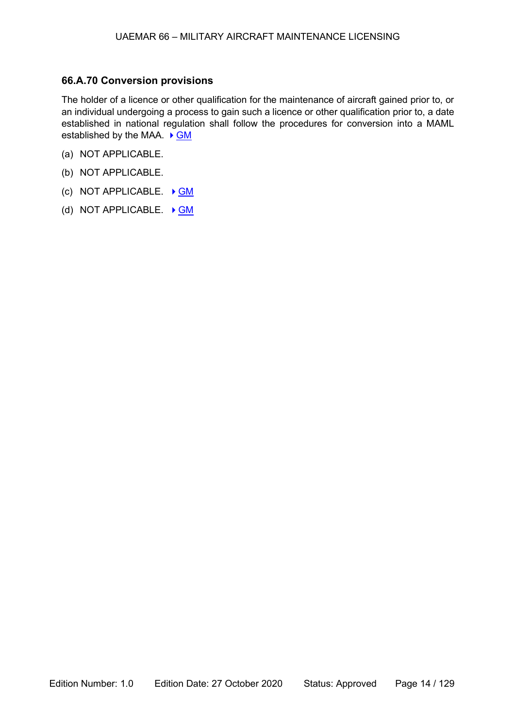### 66.A.70 Conversion provisions

The holder of a licence or other qualification for the maintenance of aircraft gained prior to, or an individual undergoing a process to gain such a licence or other qualification prior to, a date established in national regulation shall follow the procedures for conversion into a MAML established by the MAA. ▸ GM

(a) NOT APPLICABLE.

(b) NOT APPLICABLE.

(c) NOT APPLICABLE. ▸ GM

(d) NOT APPLICABLE. ▸ GM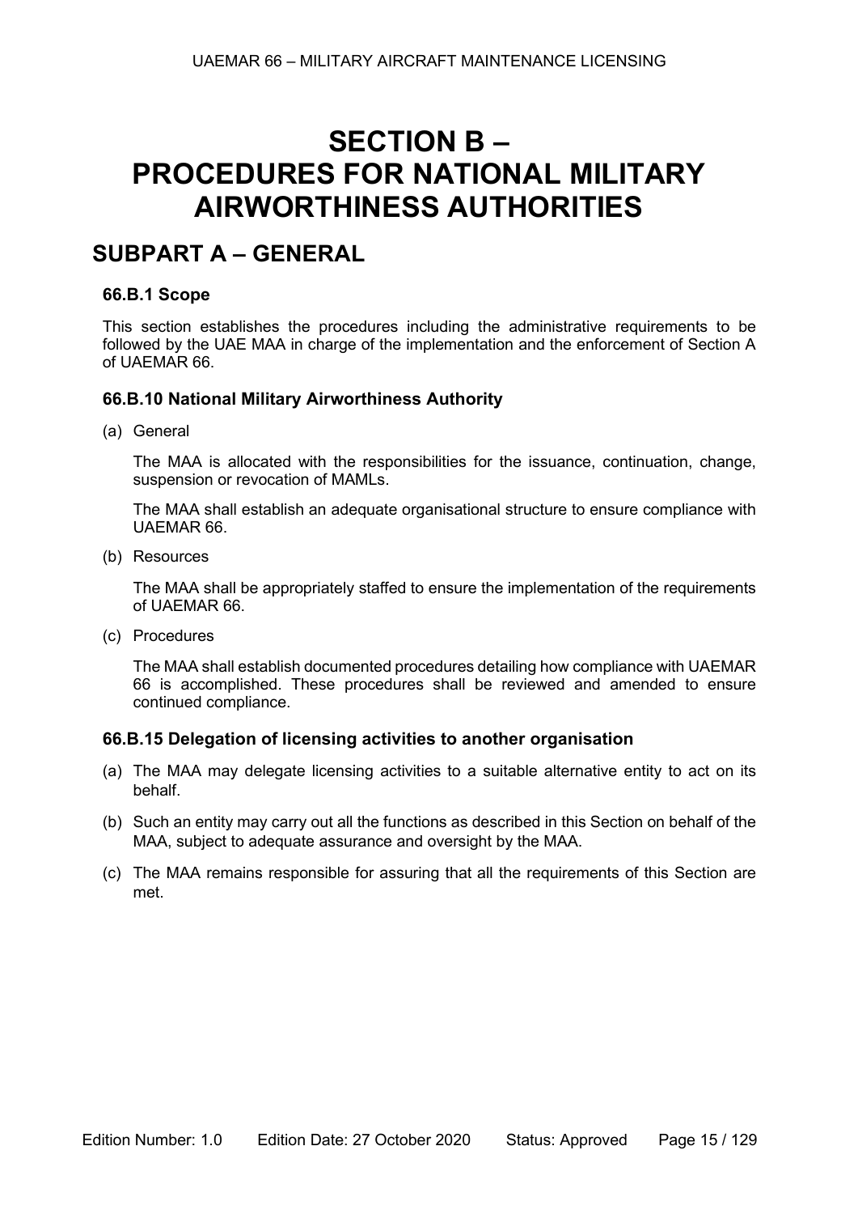# SECTION B – PROCEDURES FOR NATIONAL MILITARY AIRWORTHINESS AUTHORITIES

## SUBPART A – GENERAL

### 66.B.1 Scope

This section establishes the procedures including the administrative requirements to be followed by the UAE MAA in charge of the implementation and the enforcement of Section A of UAEMAR 66.

### 66.B.10 National Military Airworthiness Authority

(a) General

The MAA is allocated with the responsibilities for the issuance, continuation, change, suspension or revocation of MAMLs.

The MAA shall establish an adequate organisational structure to ensure compliance with UAEMAR 66.

(b) Resources

The MAA shall be appropriately staffed to ensure the implementation of the requirements of UAEMAR 66.

(c) Procedures

The MAA shall establish documented procedures detailing how compliance with UAEMAR 66 is accomplished. These procedures shall be reviewed and amended to ensure continued compliance.

### 66.B.15 Delegation of licensing activities to another organisation

(a) The MAA may delegate licensing activities to a suitable alternative entity to act on its behalf.

(b) Such an entity may carry out all the functions as described in this Section on behalf of the MAA, subject to adequate assurance and oversight by the MAA.

(c) The MAA remains responsible for assuring that all the requirements of this Section are met.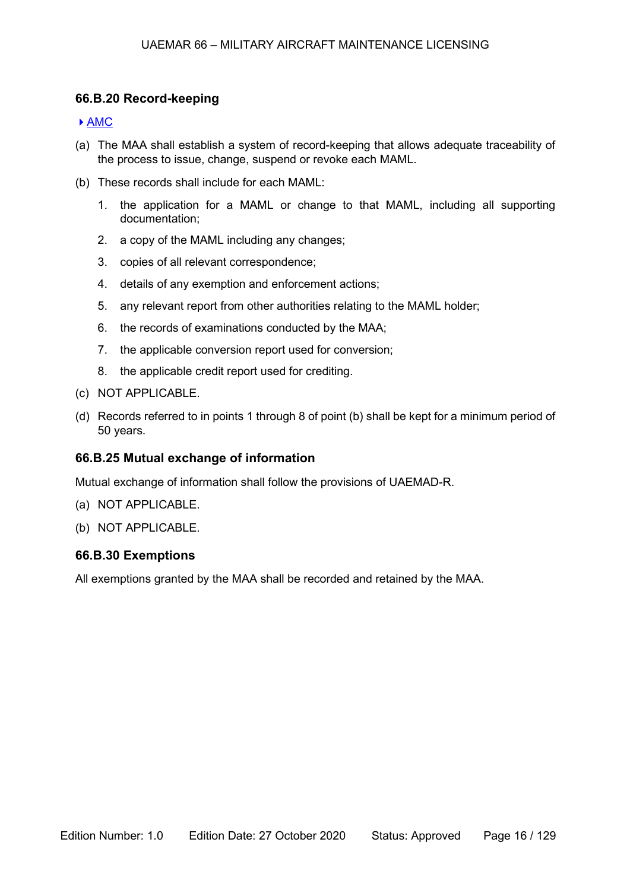### 66.B.20 Record-keeping

▸ AMC

(a) The MAA shall establish a system of record-keeping that allows adequate traceability of the process to issue, change, suspend or revoke each MAML.

(b) These records shall include for each MAML:

1. the application for a MAML or change to that MAML, including all supporting documentation;
2. a copy of the MAML including any changes;
3. copies of all relevant correspondence;
4. details of any exemption and enforcement actions;
5. any relevant report from other authorities relating to the MAML holder;
6. the records of examinations conducted by the MAA;
7. the applicable conversion report used for conversion;
8. the applicable credit report used for crediting.

(c) NOT APPLICABLE.

(d) Records referred to in points 1 through 8 of point (b) shall be kept for a minimum period of 50 years.

### 66.B.25 Mutual exchange of information

Mutual exchange of information shall follow the provisions of UAEMAD-R.

(a) NOT APPLICABLE.

(b) NOT APPLICABLE.

### 66.B.30 Exemptions

All exemptions granted by the MAA shall be recorded and retained by the MAA.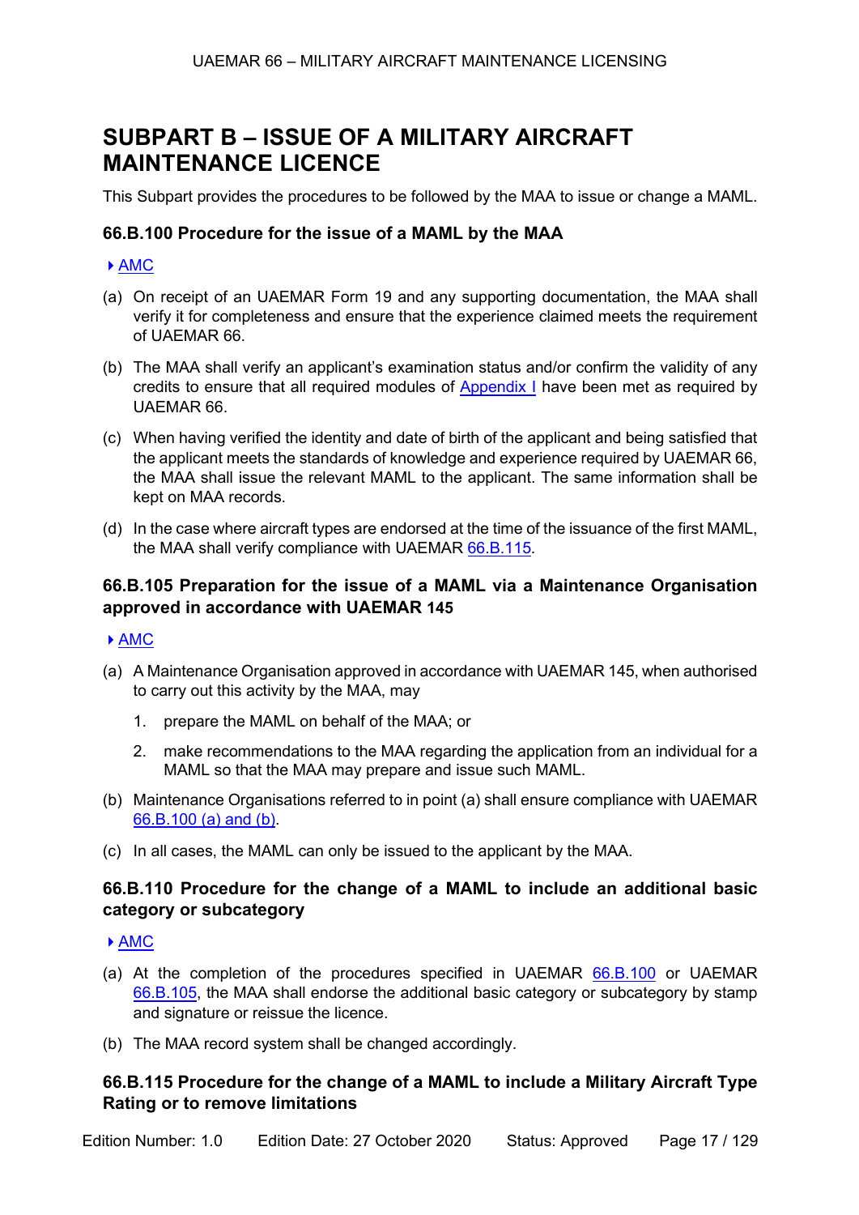# SUBPART B – ISSUE OF A MILITARY AIRCRAFT MAINTENANCE LICENCE

This Subpart provides the procedures to be followed by the MAA to issue or change a MAML.

### 66.B.100 Procedure for the issue of a MAML by the MAA

▸ AMC

(a) On receipt of an UAEMAR Form 19 and any supporting documentation, the MAA shall verify it for completeness and ensure that the experience claimed meets the requirement of UAEMAR 66.

(b) The MAA shall verify an applicant's examination status and/or confirm the validity of any credits to ensure that all required modules of Appendix I have been met as required by UAEMAR 66.

(c) When having verified the identity and date of birth of the applicant and being satisfied that the applicant meets the standards of knowledge and experience required by UAEMAR 66, the MAA shall issue the relevant MAML to the applicant. The same information shall be kept on MAA records.

(d) In the case where aircraft types are endorsed at the time of the issuance of the first MAML, the MAA shall verify compliance with UAEMAR 66.B.115.

### 66.B.105 Preparation for the issue of a MAML via a Maintenance Organisation approved in accordance with UAEMAR 145

▸ AMC

(a) A Maintenance Organisation approved in accordance with UAEMAR 145, when authorised to carry out this activity by the MAA, may

1. prepare the MAML on behalf of the MAA; or
2. make recommendations to the MAA regarding the application from an individual for a MAML so that the MAA may prepare and issue such MAML.

(b) Maintenance Organisations referred to in point (a) shall ensure compliance with UAEMAR 66.B.100 (a) and (b).

(c) In all cases, the MAML can only be issued to the applicant by the MAA.

### 66.B.110 Procedure for the change of a MAML to include an additional basic category or subcategory

▸ AMC

(a) At the completion of the procedures specified in UAEMAR 66.B.100 or UAEMAR 66.B.105, the MAA shall endorse the additional basic category or subcategory by stamp and signature or reissue the licence.

(b) The MAA record system shall be changed accordingly.

### 66.B.115 Procedure for the change of a MAML to include a Military Aircraft Type Rating or to remove limitations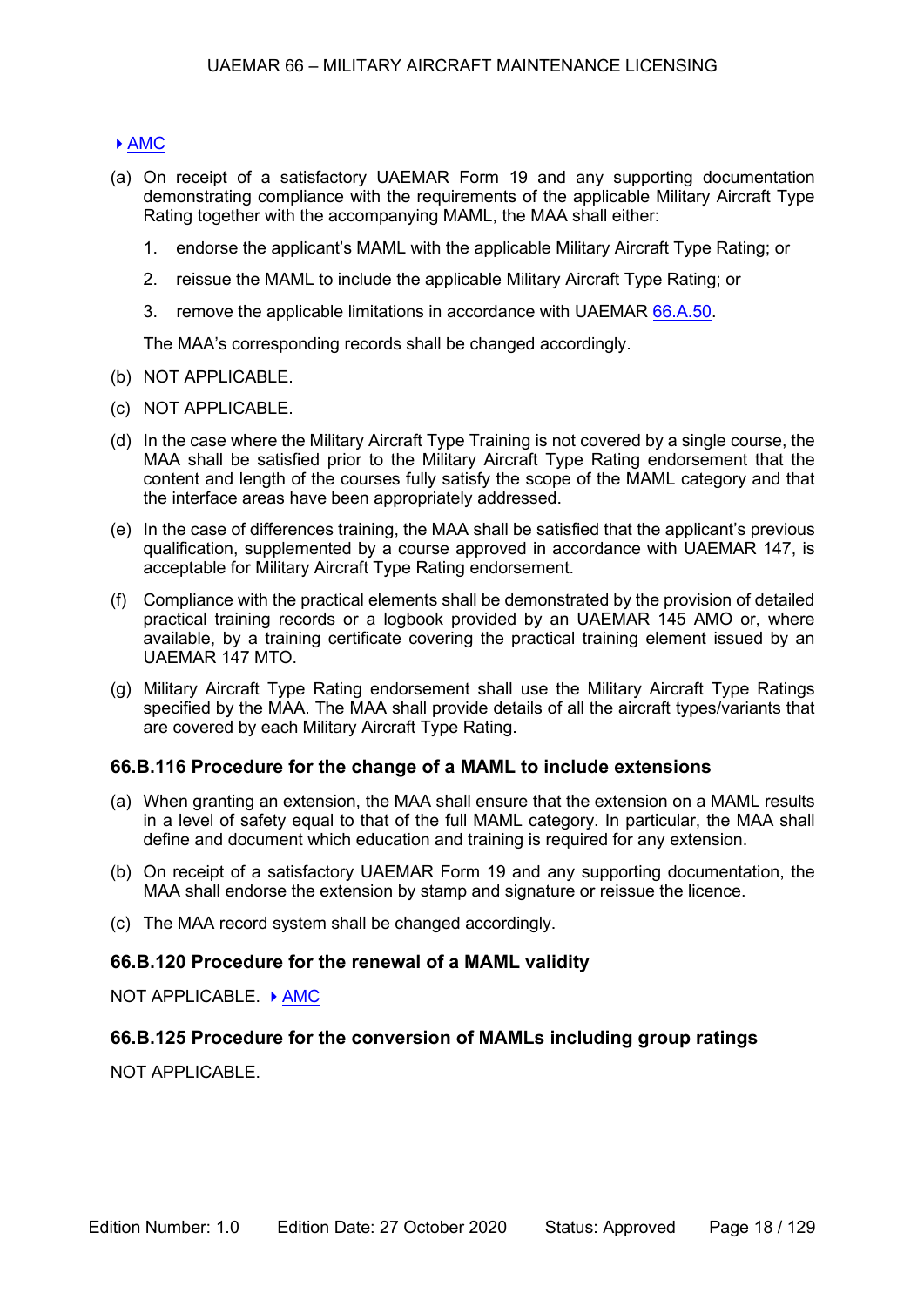▸ AMC

(a) On receipt of a satisfactory UAEMAR Form 19 and any supporting documentation demonstrating compliance with the requirements of the applicable Military Aircraft Type Rating together with the accompanying MAML, the MAA shall either:

   1. endorse the applicant's MAML with the applicable Military Aircraft Type Rating; or

   2. reissue the MAML to include the applicable Military Aircraft Type Rating; or

   3. remove the applicable limitations in accordance with UAEMAR 66.A.50.

   The MAA's corresponding records shall be changed accordingly.

(b) NOT APPLICABLE.

(c) NOT APPLICABLE.

(d) In the case where the Military Aircraft Type Training is not covered by a single course, the MAA shall be satisfied prior to the Military Aircraft Type Rating endorsement that the content and length of the courses fully satisfy the scope of the MAML category and that the interface areas have been appropriately addressed.

(e) In the case of differences training, the MAA shall be satisfied that the applicant's previous qualification, supplemented by a course approved in accordance with UAEMAR 147, is acceptable for Military Aircraft Type Rating endorsement.

(f) Compliance with the practical elements shall be demonstrated by the provision of detailed practical training records or a logbook provided by an UAEMAR 145 AMO or, where available, by a training certificate covering the practical training element issued by an UAEMAR 147 MTO.

(g) Military Aircraft Type Rating endorsement shall use the Military Aircraft Type Ratings specified by the MAA. The MAA shall provide details of all the aircraft types/variants that are covered by each Military Aircraft Type Rating.

### 66.B.116 Procedure for the change of a MAML to include extensions

(a) When granting an extension, the MAA shall ensure that the extension on a MAML results in a level of safety equal to that of the full MAML category. In particular, the MAA shall define and document which education and training is required for any extension.

(b) On receipt of a satisfactory UAEMAR Form 19 and any supporting documentation, the MAA shall endorse the extension by stamp and signature or reissue the licence.

(c) The MAA record system shall be changed accordingly.

### 66.B.120 Procedure for the renewal of a MAML validity

NOT APPLICABLE. ▸ AMC

### 66.B.125 Procedure for the conversion of MAMLs including group ratings

NOT APPLICABLE.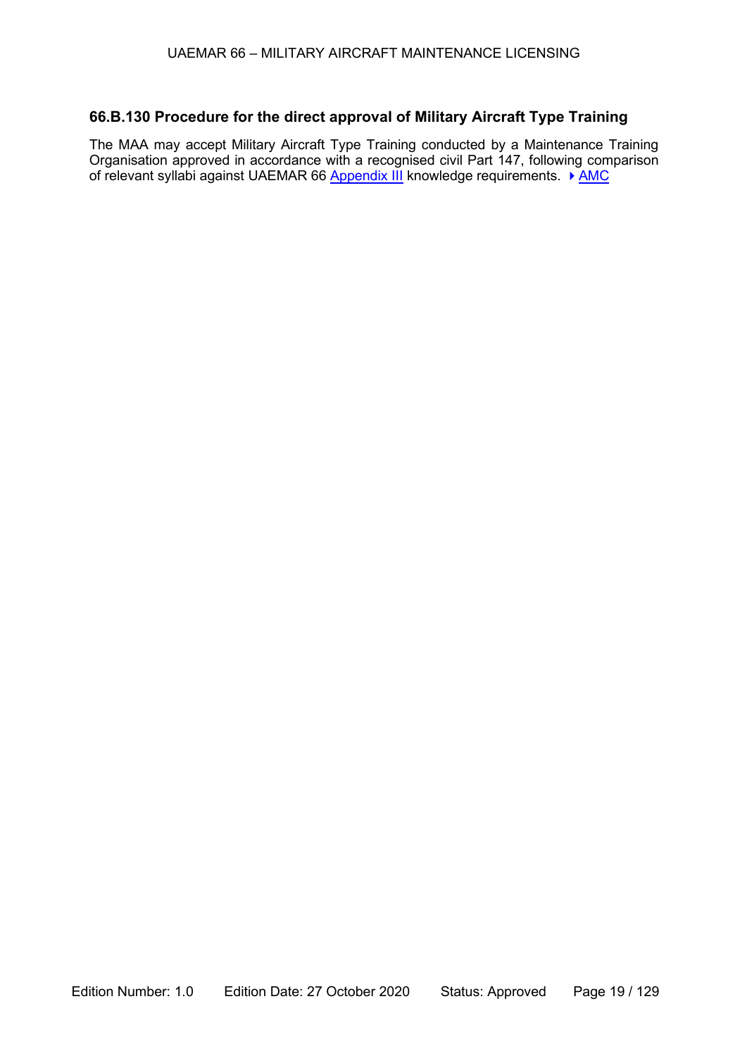## 66.B.130 Procedure for the direct approval of Military Aircraft Type Training

The MAA may accept Military Aircraft Type Training conducted by a Maintenance Training Organisation approved in accordance with a recognised civil Part 147, following comparison of relevant syllabi against UAEMAR 66 Appendix III knowledge requirements. ▸ AMC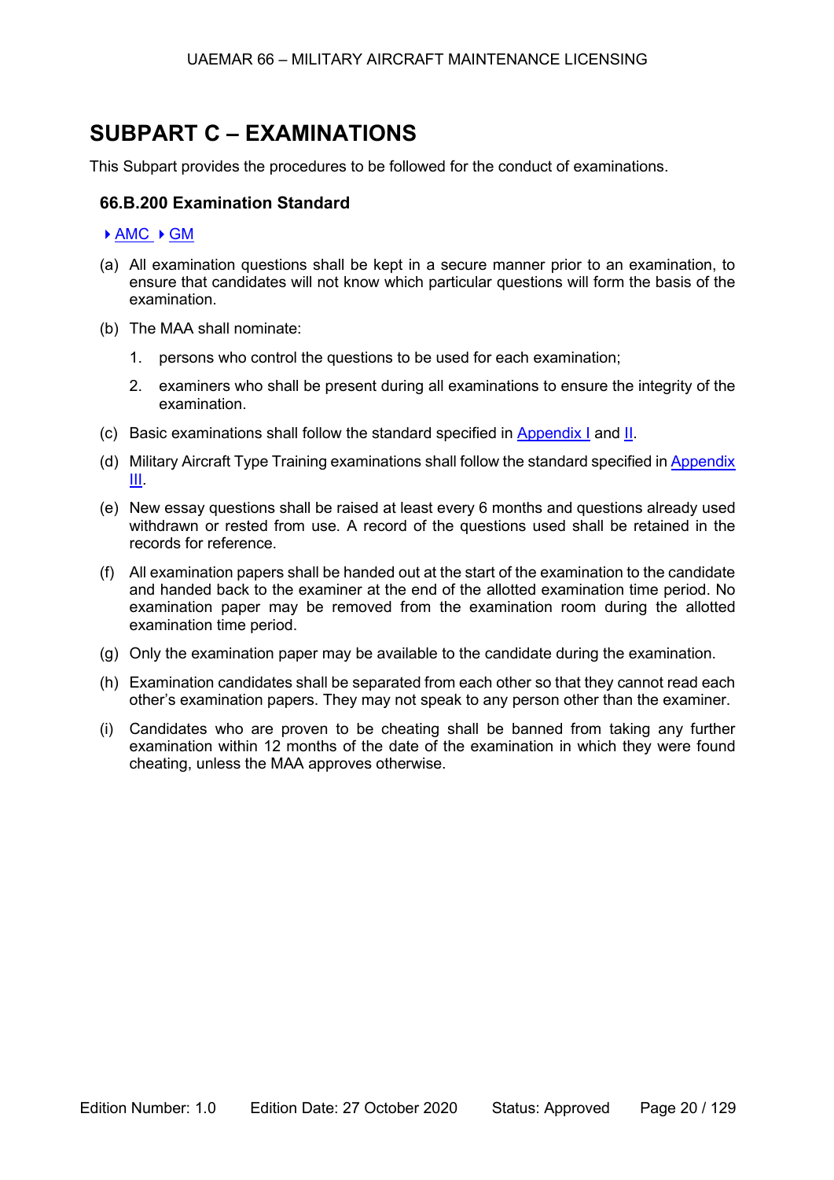# SUBPART C – EXAMINATIONS

This Subpart provides the procedures to be followed for the conduct of examinations.

### 66.B.200 Examination Standard

▸ AMC ▸ GM

(a) All examination questions shall be kept in a secure manner prior to an examination, to ensure that candidates will not know which particular questions will form the basis of the examination.

(b) The MAA shall nominate:

1. persons who control the questions to be used for each examination;
2. examiners who shall be present during all examinations to ensure the integrity of the examination.

(c) Basic examinations shall follow the standard specified in Appendix I and II.

(d) Military Aircraft Type Training examinations shall follow the standard specified in Appendix III.

(e) New essay questions shall be raised at least every 6 months and questions already used withdrawn or rested from use. A record of the questions used shall be retained in the records for reference.

(f) All examination papers shall be handed out at the start of the examination to the candidate and handed back to the examiner at the end of the allotted examination time period. No examination paper may be removed from the examination room during the allotted examination time period.

(g) Only the examination paper may be available to the candidate during the examination.

(h) Examination candidates shall be separated from each other so that they cannot read each other's examination papers. They may not speak to any person other than the examiner.

(i) Candidates who are proven to be cheating shall be banned from taking any further examination within 12 months of the date of the examination in which they were found cheating, unless the MAA approves otherwise.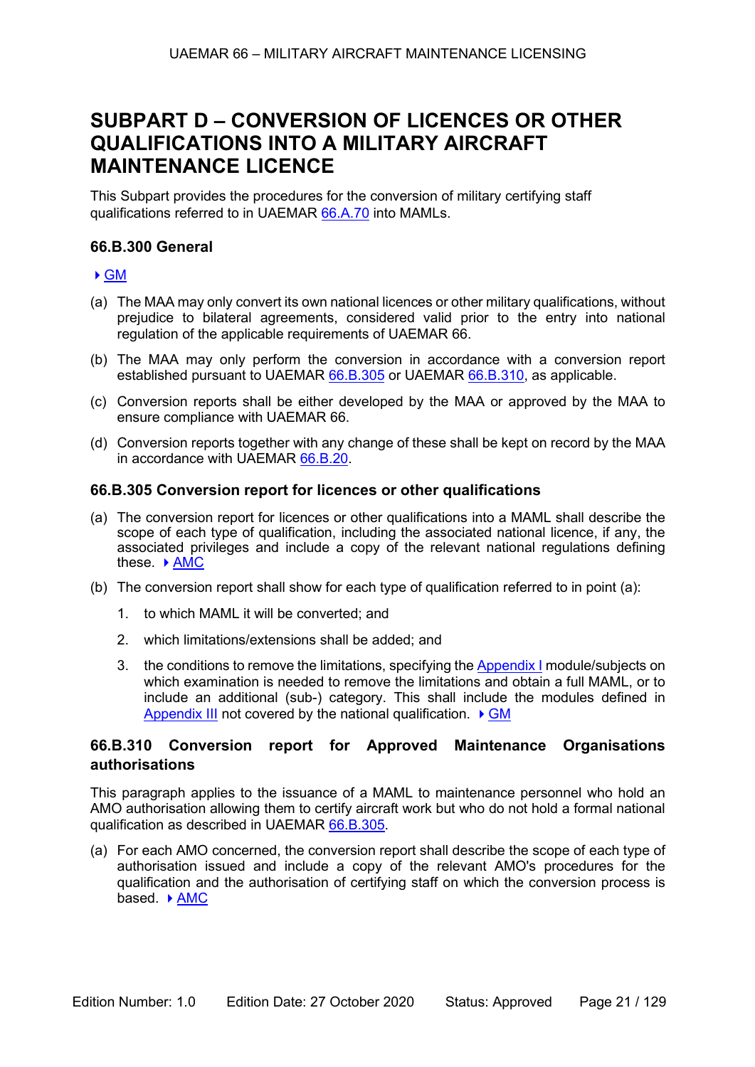# SUBPART D – CONVERSION OF LICENCES OR OTHER QUALIFICATIONS INTO A MILITARY AIRCRAFT MAINTENANCE LICENCE

This Subpart provides the procedures for the conversion of military certifying staff qualifications referred to in UAEMAR 66.A.70 into MAMLs.

### 66.B.300 General

▸ GM

(a) The MAA may only convert its own national licences or other military qualifications, without prejudice to bilateral agreements, considered valid prior to the entry into national regulation of the applicable requirements of UAEMAR 66.

(b) The MAA may only perform the conversion in accordance with a conversion report established pursuant to UAEMAR 66.B.305 or UAEMAR 66.B.310, as applicable.

(c) Conversion reports shall be either developed by the MAA or approved by the MAA to ensure compliance with UAEMAR 66.

(d) Conversion reports together with any change of these shall be kept on record by the MAA in accordance with UAEMAR 66.B.20.

### 66.B.305 Conversion report for licences or other qualifications

(a) The conversion report for licences or other qualifications into a MAML shall describe the scope of each type of qualification, including the associated national licence, if any, the associated privileges and include a copy of the relevant national regulations defining these. ▸ AMC

(b) The conversion report shall show for each type of qualification referred to in point (a):

1. to which MAML it will be converted; and
2. which limitations/extensions shall be added; and
3. the conditions to remove the limitations, specifying the Appendix I module/subjects on which examination is needed to remove the limitations and obtain a full MAML, or to include an additional (sub-) category. This shall include the modules defined in Appendix III not covered by the national qualification. ▸ GM

### 66.B.310 Conversion report for Approved Maintenance Organisations authorisations

This paragraph applies to the issuance of a MAML to maintenance personnel who hold an AMO authorisation allowing them to certify aircraft work but who do not hold a formal national qualification as described in UAEMAR 66.B.305.

(a) For each AMO concerned, the conversion report shall describe the scope of each type of authorisation issued and include a copy of the relevant AMO's procedures for the qualification and the authorisation of certifying staff on which the conversion process is based. ▸ AMC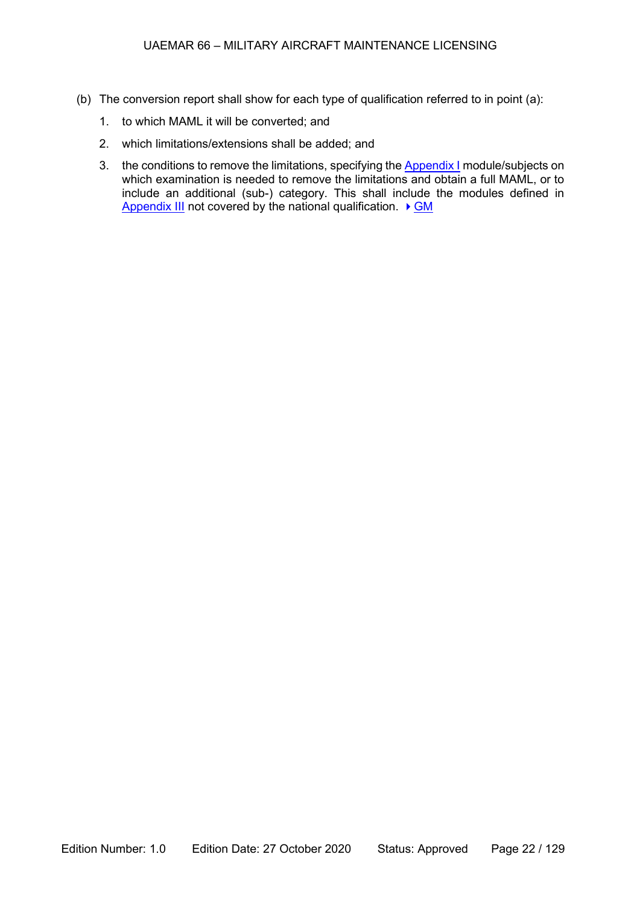(b) The conversion report shall show for each type of qualification referred to in point (a):

   1. to which MAML it will be converted; and

   2. which limitations/extensions shall be added; and

   3. the conditions to remove the limitations, specifying the Appendix I module/subjects on which examination is needed to remove the limitations and obtain a full MAML, or to include an additional (sub-) category. This shall include the modules defined in Appendix III not covered by the national qualification. ▸ GM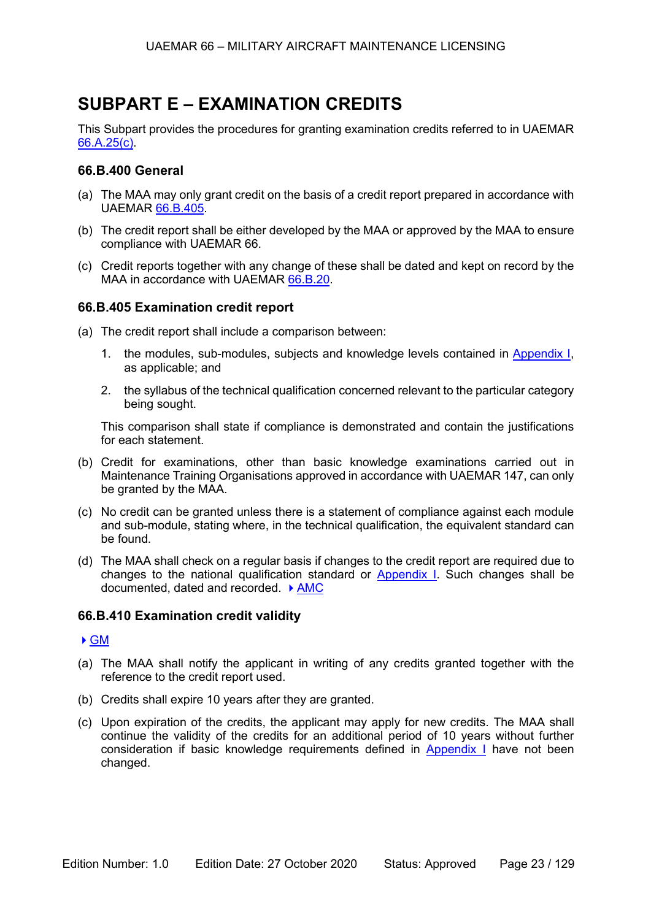# SUBPART E – EXAMINATION CREDITS

This Subpart provides the procedures for granting examination credits referred to in UAEMAR 66.A.25(c).

### 66.B.400 General

(a) The MAA may only grant credit on the basis of a credit report prepared in accordance with UAEMAR 66.B.405.

(b) The credit report shall be either developed by the MAA or approved by the MAA to ensure compliance with UAEMAR 66.

(c) Credit reports together with any change of these shall be dated and kept on record by the MAA in accordance with UAEMAR 66.B.20.

### 66.B.405 Examination credit report

(a) The credit report shall include a comparison between:

1. the modules, sub-modules, subjects and knowledge levels contained in Appendix I, as applicable; and

2. the syllabus of the technical qualification concerned relevant to the particular category being sought.

   This comparison shall state if compliance is demonstrated and contain the justifications for each statement.

(b) Credit for examinations, other than basic knowledge examinations carried out in Maintenance Training Organisations approved in accordance with UAEMAR 147, can only be granted by the MAA.

(c) No credit can be granted unless there is a statement of compliance against each module and sub-module, stating where, in the technical qualification, the equivalent standard can be found.

(d) The MAA shall check on a regular basis if changes to the credit report are required due to changes to the national qualification standard or Appendix I. Such changes shall be documented, dated and recorded. ▶ AMC

### 66.B.410 Examination credit validity

▶ GM

(a) The MAA shall notify the applicant in writing of any credits granted together with the reference to the credit report used.

(b) Credits shall expire 10 years after they are granted.

(c) Upon expiration of the credits, the applicant may apply for new credits. The MAA shall continue the validity of the credits for an additional period of 10 years without further consideration if basic knowledge requirements defined in Appendix I have not been changed.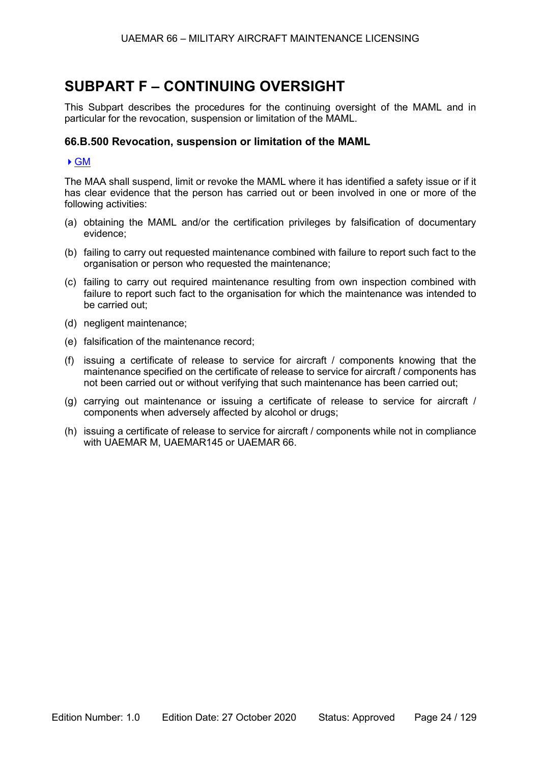# SUBPART F – CONTINUING OVERSIGHT

This Subpart describes the procedures for the continuing oversight of the MAML and in particular for the revocation, suspension or limitation of the MAML.

### 66.B.500 Revocation, suspension or limitation of the MAML

▸ GM

The MAA shall suspend, limit or revoke the MAML where it has identified a safety issue or if it has clear evidence that the person has carried out or been involved in one or more of the following activities:

(a) obtaining the MAML and/or the certification privileges by falsification of documentary evidence;

(b) failing to carry out requested maintenance combined with failure to report such fact to the organisation or person who requested the maintenance;

(c) failing to carry out required maintenance resulting from own inspection combined with failure to report such fact to the organisation for which the maintenance was intended to be carried out;

(d) negligent maintenance;

(e) falsification of the maintenance record;

(f) issuing a certificate of release to service for aircraft / components knowing that the maintenance specified on the certificate of release to service for aircraft / components has not been carried out or without verifying that such maintenance has been carried out;

(g) carrying out maintenance or issuing a certificate of release to service for aircraft / components when adversely affected by alcohol or drugs;

(h) issuing a certificate of release to service for aircraft / components while not in compliance with UAEMAR M, UAEMAR145 or UAEMAR 66.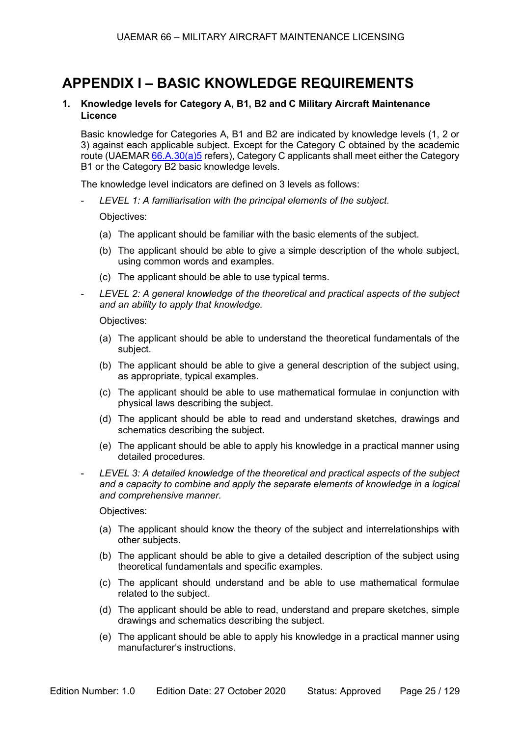# APPENDIX I – BASIC KNOWLEDGE REQUIREMENTS

## 1. Knowledge levels for Category A, B1, B2 and C Military Aircraft Maintenance Licence

Basic knowledge for Categories A, B1 and B2 are indicated by knowledge levels (1, 2 or 3) against each applicable subject. Except for the Category C obtained by the academic route (UAEMAR 66.A.30(a)5 refers), Category C applicants shall meet either the Category B1 or the Category B2 basic knowledge levels.

The knowledge level indicators are defined on 3 levels as follows:

- *LEVEL 1: A familiarisation with the principal elements of the subject.*

  Objectives:

  (a) The applicant should be familiar with the basic elements of the subject.

  (b) The applicant should be able to give a simple description of the whole subject, using common words and examples.

  (c) The applicant should be able to use typical terms.

- *LEVEL 2: A general knowledge of the theoretical and practical aspects of the subject and an ability to apply that knowledge.*

  Objectives:

  (a) The applicant should be able to understand the theoretical fundamentals of the subject.

  (b) The applicant should be able to give a general description of the subject using, as appropriate, typical examples.

  (c) The applicant should be able to use mathematical formulae in conjunction with physical laws describing the subject.

  (d) The applicant should be able to read and understand sketches, drawings and schematics describing the subject.

  (e) The applicant should be able to apply his knowledge in a practical manner using detailed procedures.

- *LEVEL 3: A detailed knowledge of the theoretical and practical aspects of the subject and a capacity to combine and apply the separate elements of knowledge in a logical and comprehensive manner.*

  Objectives:

  (a) The applicant should know the theory of the subject and interrelationships with other subjects.

  (b) The applicant should be able to give a detailed description of the subject using theoretical fundamentals and specific examples.

  (c) The applicant should understand and be able to use mathematical formulae related to the subject.

  (d) The applicant should be able to read, understand and prepare sketches, simple drawings and schematics describing the subject.

  (e) The applicant should be able to apply his knowledge in a practical manner using manufacturer's instructions.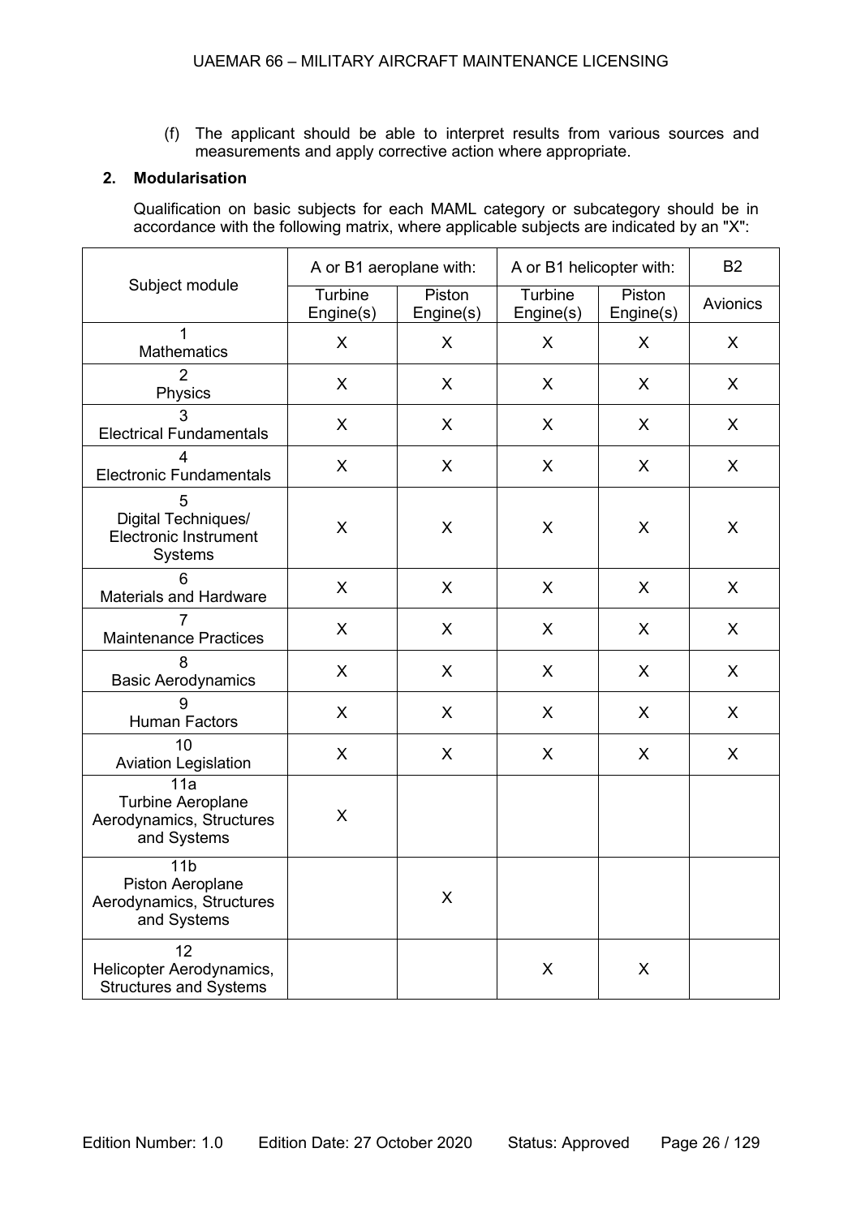(f) The applicant should be able to interpret results from various sources and measurements and apply corrective action where appropriate.

**2. Modularisation**

Qualification on basic subjects for each MAML category or subcategory should be in accordance with the following matrix, where applicable subjects are indicated by an "X":

| Subject module | A or B1 aeroplane with: | | A or B1 helicopter with: | | B2 |
|---|---|---|---|---|---|
| | Turbine Engine(s) | Piston Engine(s) | Turbine Engine(s) | Piston Engine(s) | Avionics |
| 1 Mathematics | X | X | X | X | X |
| 2 Physics | X | X | X | X | X |
| 3 Electrical Fundamentals | X | X | X | X | X |
| 4 Electronic Fundamentals | X | X | X | X | X |
| 5 Digital Techniques/ Electronic Instrument Systems | X | X | X | X | X |
| 6 Materials and Hardware | X | X | X | X | X |
| 7 Maintenance Practices | X | X | X | X | X |
| 8 Basic Aerodynamics | X | X | X | X | X |
| 9 Human Factors | X | X | X | X | X |
| 10 Aviation Legislation | X | X | X | X | X |
| 11a Turbine Aeroplane Aerodynamics, Structures and Systems | X | | | | |
| 11b Piston Aeroplane Aerodynamics, Structures and Systems | | X | | | |
| 12 Helicopter Aerodynamics, Structures and Systems | | | X | X | |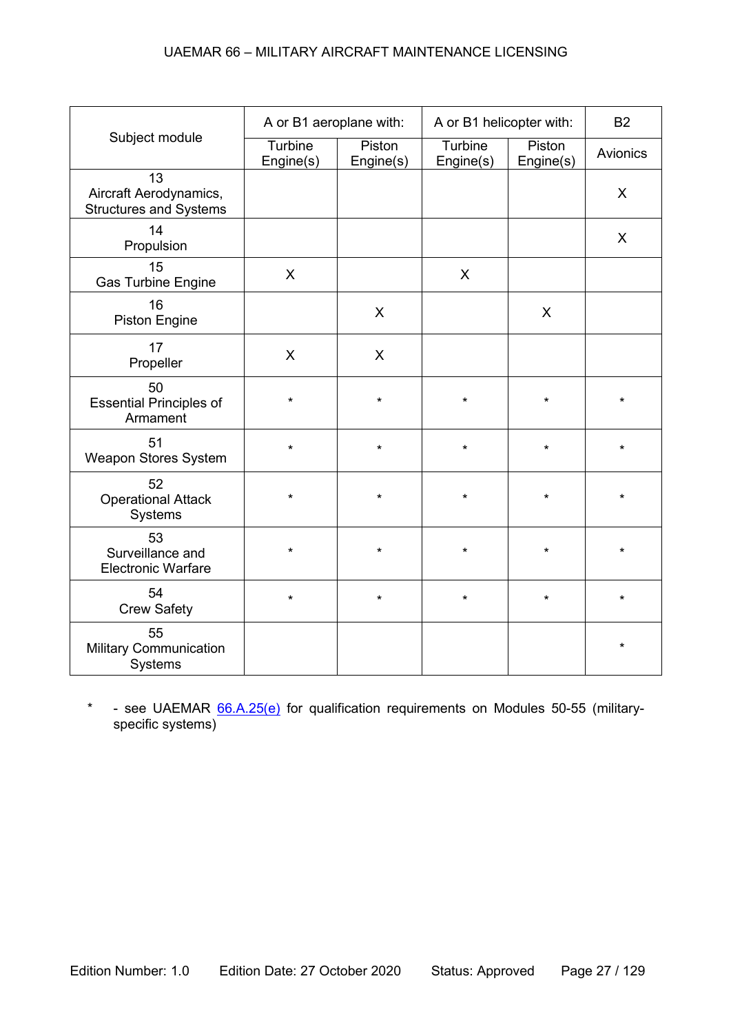| Subject module | A or B1 aeroplane with: | | A or B1 helicopter with: | | B2 |
|---|---|---|---|---|---|
| | Turbine Engine(s) | Piston Engine(s) | Turbine Engine(s) | Piston Engine(s) | Avionics |
| 13 Aircraft Aerodynamics, Structures and Systems | | | | | X |
| 14 Propulsion | | | | | X |
| 15 Gas Turbine Engine | X | | X | | |
| 16 Piston Engine | | X | | X | |
| 17 Propeller | X | X | | | |
| 50 Essential Principles of Armament | * | * | * | * | * |
| 51 Weapon Stores System | * | * | * | * | * |
| 52 Operational Attack Systems | * | * | * | * | * |
| 53 Surveillance and Electronic Warfare | * | * | * | * | * |
| 54 Crew Safety | * | * | * | * | * |
| 55 Military Communication Systems | | | | | * |

\* - see UAEMAR 66.A.25(e) for qualification requirements on Modules 50-55 (military-specific systems)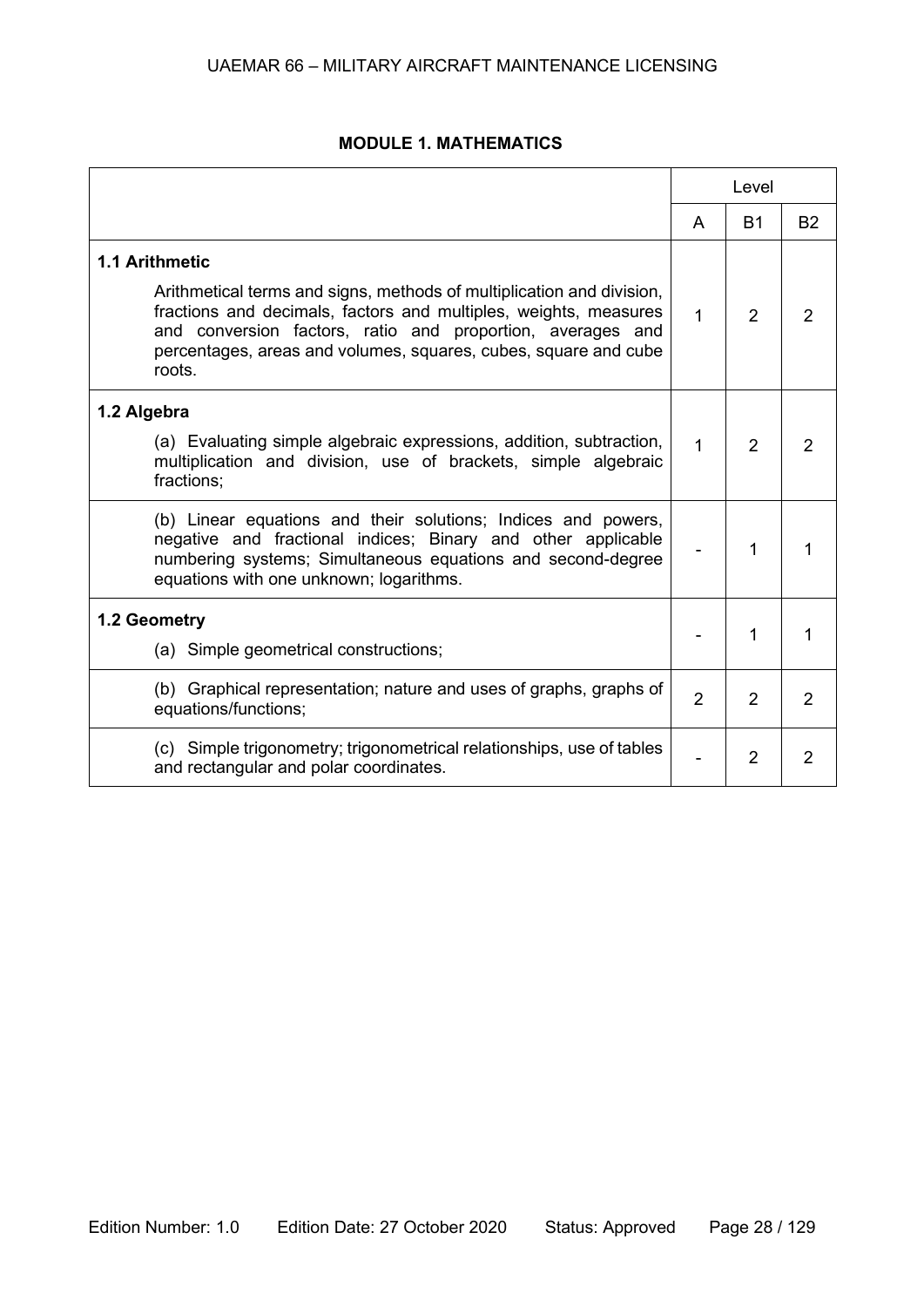## MODULE 1. MATHEMATICS

| | Level | | |
|---|---|---|---|
| | A | B1 | B2 |
| **1.1 Arithmetic**<br><br>Arithmetical terms and signs, methods of multiplication and division, fractions and decimals, factors and multiples, weights, measures and conversion factors, ratio and proportion, averages and percentages, areas and volumes, squares, cubes, square and cube roots. | 1 | 2 | 2 |
| **1.2 Algebra**<br><br>(a) Evaluating simple algebraic expressions, addition, subtraction, multiplication and division, use of brackets, simple algebraic fractions; | 1 | 2 | 2 |
| (b) Linear equations and their solutions; Indices and powers, negative and fractional indices; Binary and other applicable numbering systems; Simultaneous equations and second-degree equations with one unknown; logarithms. | - | 1 | 1 |
| **1.2 Geometry**<br><br>(a) Simple geometrical constructions; | - | 1 | 1 |
| (b) Graphical representation; nature and uses of graphs, graphs of equations/functions; | 2 | 2 | 2 |
| (c) Simple trigonometry; trigonometrical relationships, use of tables and rectangular and polar coordinates. | - | 2 | 2 |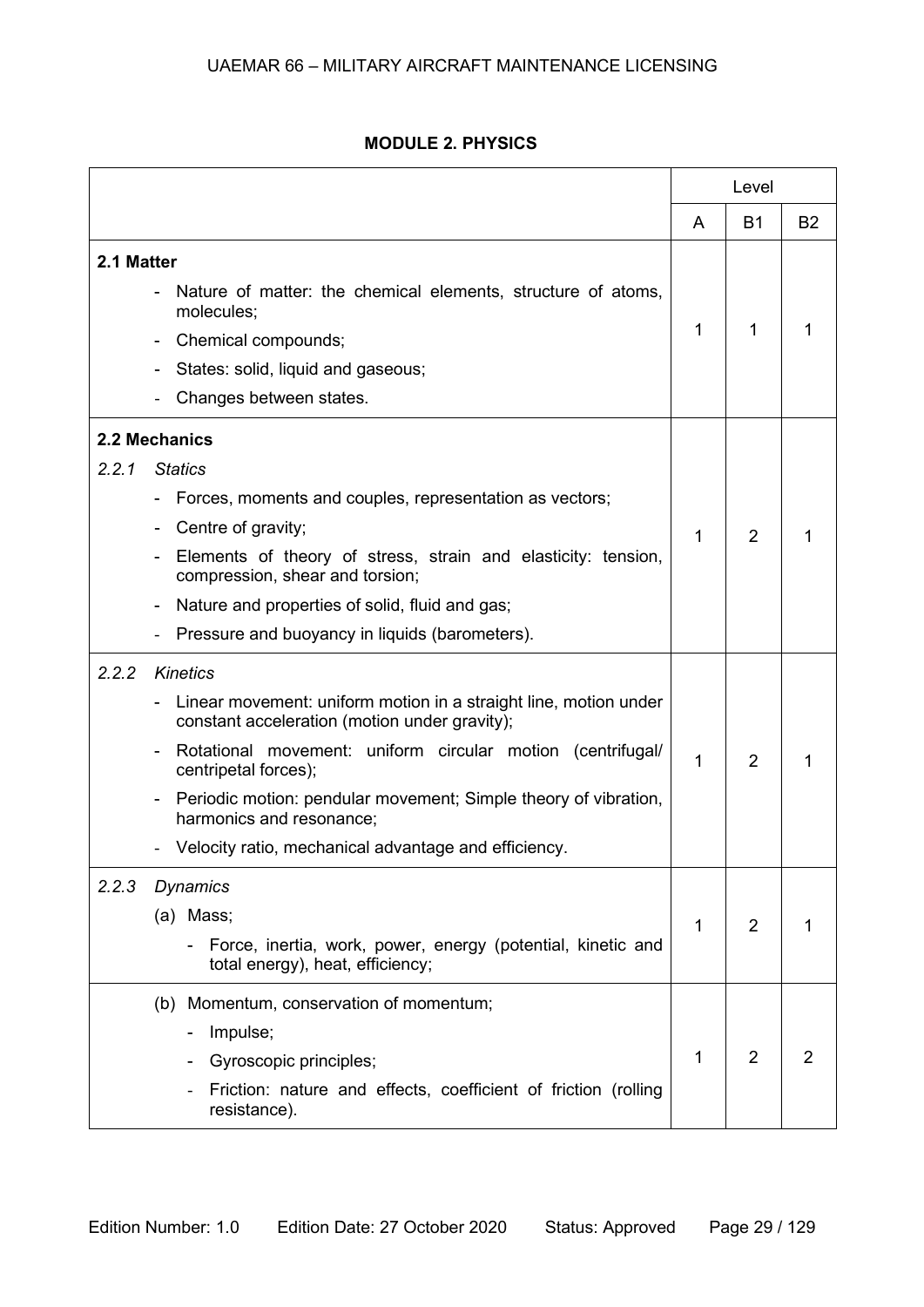**MODULE 2. PHYSICS**

| | Level | | |
|---|---|---|---|
| | A | B1 | B2 |
| **2.1 Matter**<br>- Nature of matter: the chemical elements, structure of atoms, molecules;<br>- Chemical compounds;<br>- States: solid, liquid and gaseous;<br>- Changes between states. | 1 | 1 | 1 |
| **2.2 Mechanics**<br>*2.2.1 Statics*<br>- Forces, moments and couples, representation as vectors;<br>- Centre of gravity;<br>- Elements of theory of stress, strain and elasticity: tension, compression, shear and torsion;<br>- Nature and properties of solid, fluid and gas;<br>- Pressure and buoyancy in liquids (barometers). | 1 | 2 | 1 |
| *2.2.2 Kinetics*<br>- Linear movement: uniform motion in a straight line, motion under constant acceleration (motion under gravity);<br>- Rotational movement: uniform circular motion (centrifugal/ centripetal forces);<br>- Periodic motion: pendular movement; Simple theory of vibration, harmonics and resonance;<br>- Velocity ratio, mechanical advantage and efficiency. | 1 | 2 | 1 |
| *2.2.3 Dynamics*<br>(a) Mass;<br>- Force, inertia, work, power, energy (potential, kinetic and total energy), heat, efficiency; | 1 | 2 | 1 |
| (b) Momentum, conservation of momentum;<br>- Impulse;<br>- Gyroscopic principles;<br>- Friction: nature and effects, coefficient of friction (rolling resistance). | 1 | 2 | 2 |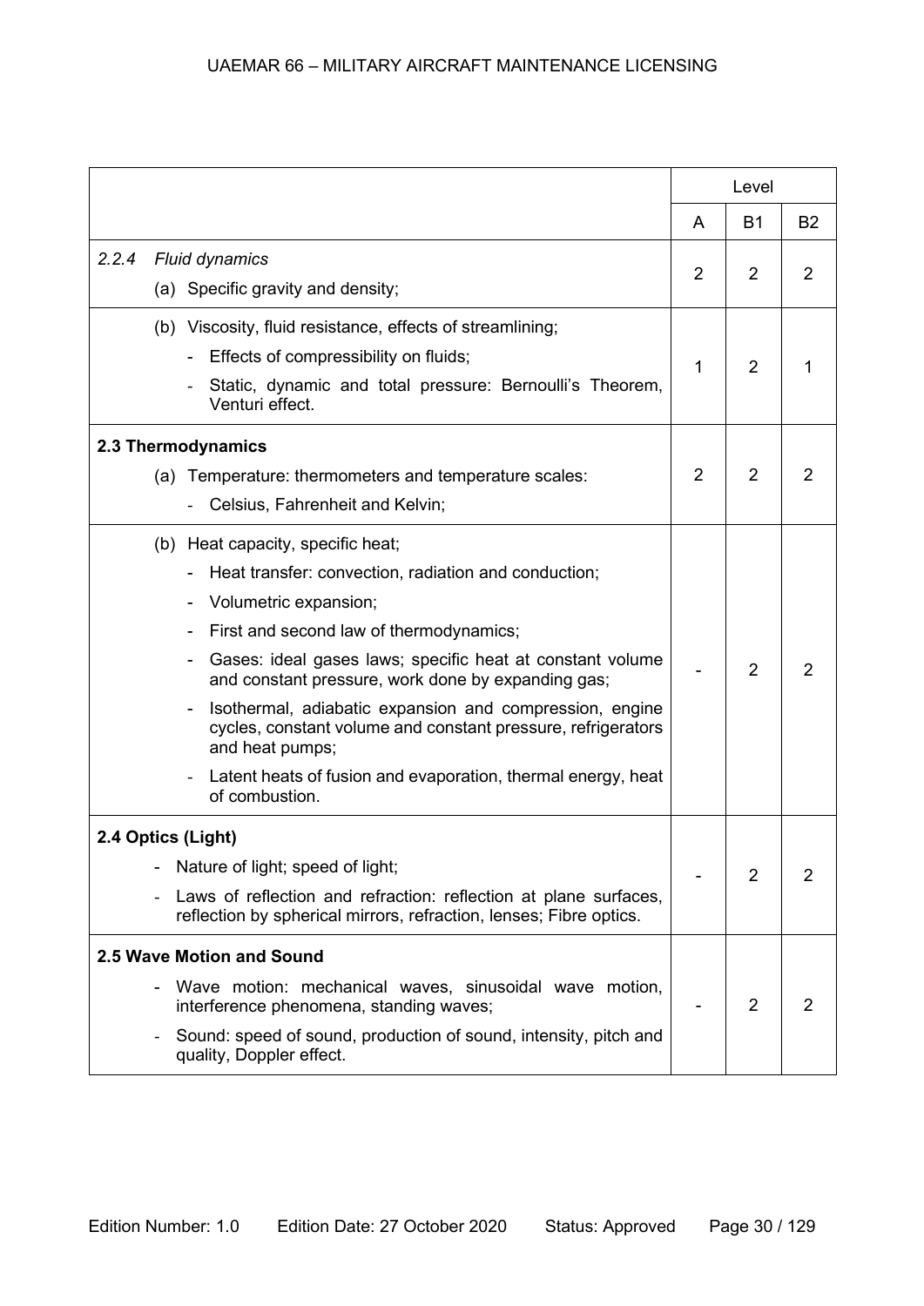| | Level | | |
|---|---|---|---|
| | A | B1 | B2 |
| *2.2.4 Fluid dynamics*<br>(a) Specific gravity and density; | 2 | 2 | 2 |
| (b) Viscosity, fluid resistance, effects of streamlining;<br>- Effects of compressibility on fluids;<br>- Static, dynamic and total pressure: Bernoulli's Theorem, Venturi effect. | 1 | 2 | 1 |
| **2.3 Thermodynamics**<br>(a) Temperature: thermometers and temperature scales:<br>- Celsius, Fahrenheit and Kelvin; | 2 | 2 | 2 |
| (b) Heat capacity, specific heat;<br>- Heat transfer: convection, radiation and conduction;<br>- Volumetric expansion;<br>- First and second law of thermodynamics;<br>- Gases: ideal gases laws; specific heat at constant volume and constant pressure, work done by expanding gas;<br>- Isothermal, adiabatic expansion and compression, engine cycles, constant volume and constant pressure, refrigerators and heat pumps;<br>- Latent heats of fusion and evaporation, thermal energy, heat of combustion. | - | 2 | 2 |
| **2.4 Optics (Light)**<br>- Nature of light; speed of light;<br>- Laws of reflection and refraction: reflection at plane surfaces, reflection by spherical mirrors, refraction, lenses; Fibre optics. | - | 2 | 2 |
| **2.5 Wave Motion and Sound**<br>- Wave motion: mechanical waves, sinusoidal wave motion, interference phenomena, standing waves;<br>- Sound: speed of sound, production of sound, intensity, pitch and quality, Doppler effect. | - | 2 | 2 |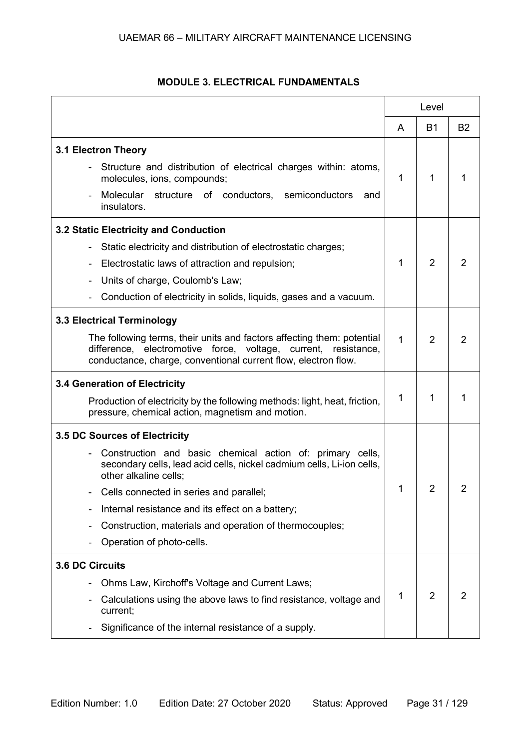## MODULE 3. ELECTRICAL FUNDAMENTALS

| | Level | | |
|---|---|---|---|
| | A | B1 | B2 |
| **3.1 Electron Theory**<br>- Structure and distribution of electrical charges within: atoms, molecules, ions, compounds;<br>- Molecular structure of conductors, semiconductors and insulators. | 1 | 1 | 1 |
| **3.2 Static Electricity and Conduction**<br>- Static electricity and distribution of electrostatic charges;<br>- Electrostatic laws of attraction and repulsion;<br>- Units of charge, Coulomb's Law;<br>- Conduction of electricity in solids, liquids, gases and a vacuum. | 1 | 2 | 2 |
| **3.3 Electrical Terminology**<br>The following terms, their units and factors affecting them: potential difference, electromotive force, voltage, current, resistance, conductance, charge, conventional current flow, electron flow. | 1 | 2 | 2 |
| **3.4 Generation of Electricity**<br>Production of electricity by the following methods: light, heat, friction, pressure, chemical action, magnetism and motion. | 1 | 1 | 1 |
| **3.5 DC Sources of Electricity**<br>- Construction and basic chemical action of: primary cells, secondary cells, lead acid cells, nickel cadmium cells, Li-ion cells, other alkaline cells;<br>- Cells connected in series and parallel;<br>- Internal resistance and its effect on a battery;<br>- Construction, materials and operation of thermocouples;<br>- Operation of photo-cells. | 1 | 2 | 2 |
| **3.6 DC Circuits**<br>- Ohms Law, Kirchoff's Voltage and Current Laws;<br>- Calculations using the above laws to find resistance, voltage and current;<br>- Significance of the internal resistance of a supply. | 1 | 2 | 2 |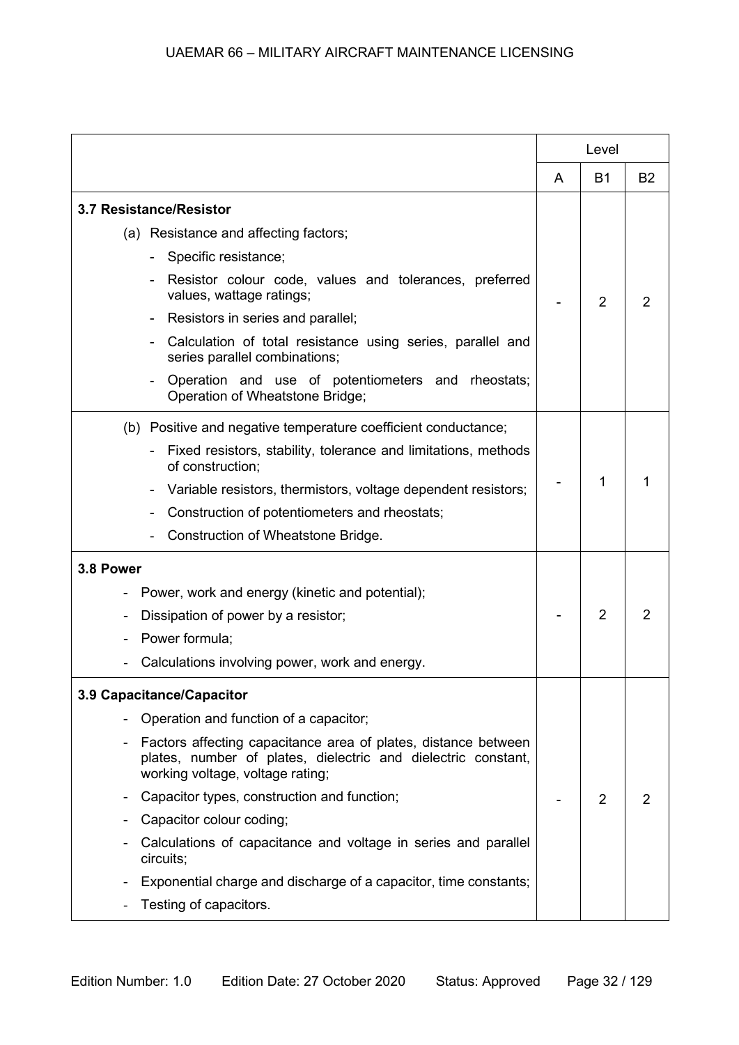| | Level | | |
|---|---|---|---|
| | A | B1 | B2 |
| **3.7 Resistance/Resistor**<br>(a) Resistance and affecting factors;<br>- Specific resistance;<br>- Resistor colour code, values and tolerances, preferred values, wattage ratings;<br>- Resistors in series and parallel;<br>- Calculation of total resistance using series, parallel and series parallel combinations;<br>- Operation and use of potentiometers and rheostats; Operation of Wheatstone Bridge; | - | 2 | 2 |
| (b) Positive and negative temperature coefficient conductance;<br>- Fixed resistors, stability, tolerance and limitations, methods of construction;<br>- Variable resistors, thermistors, voltage dependent resistors;<br>- Construction of potentiometers and rheostats;<br>- Construction of Wheatstone Bridge. | - | 1 | 1 |
| **3.8 Power**<br>- Power, work and energy (kinetic and potential);<br>- Dissipation of power by a resistor;<br>- Power formula;<br>- Calculations involving power, work and energy. | - | 2 | 2 |
| **3.9 Capacitance/Capacitor**<br>- Operation and function of a capacitor;<br>- Factors affecting capacitance area of plates, distance between plates, number of plates, dielectric and dielectric constant, working voltage, voltage rating;<br>- Capacitor types, construction and function;<br>- Capacitor colour coding;<br>- Calculations of capacitance and voltage in series and parallel circuits;<br>- Exponential charge and discharge of a capacitor, time constants;<br>- Testing of capacitors. | - | 2 | 2 |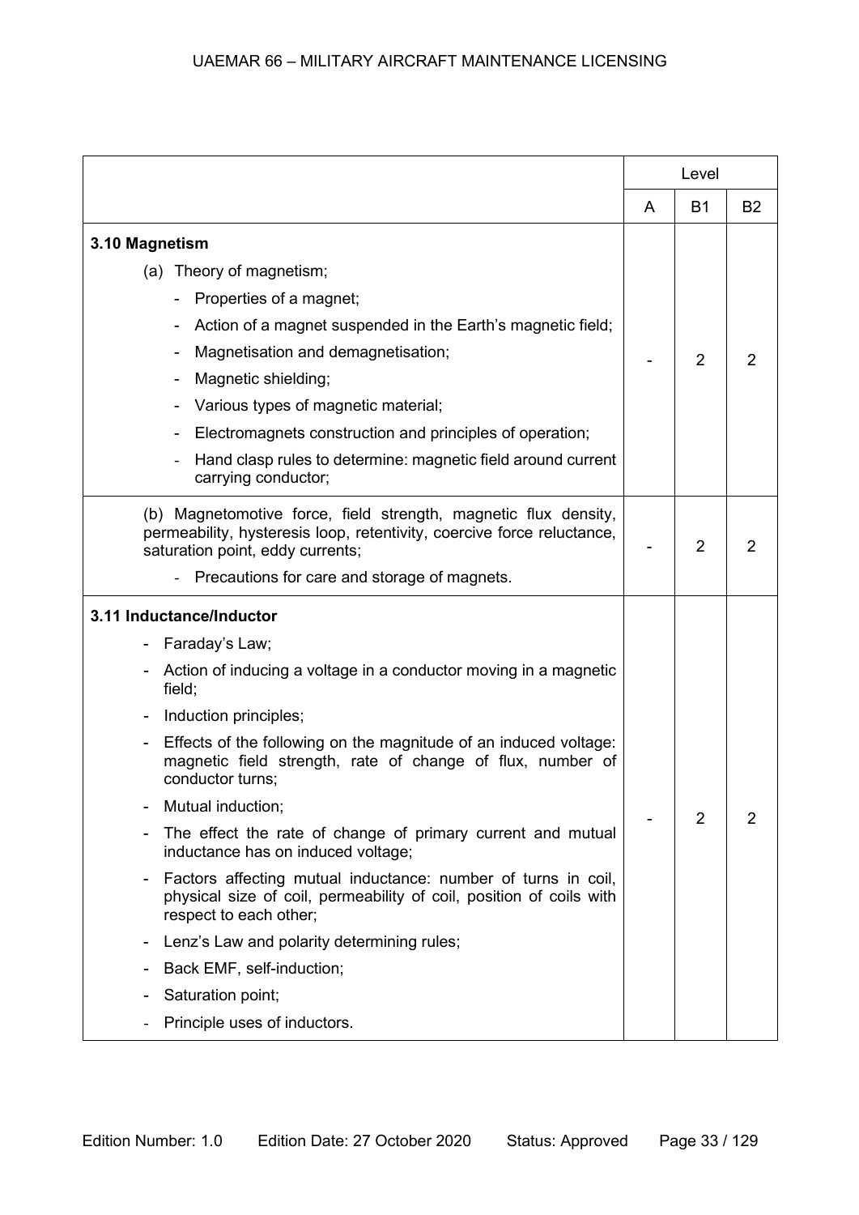| | Level | | |
|---|---|---|---|
| | A | B1 | B2 |
| **3.10 Magnetism**<br>(a) Theory of magnetism;<br>- Properties of a magnet;<br>- Action of a magnet suspended in the Earth's magnetic field;<br>- Magnetisation and demagnetisation;<br>- Magnetic shielding;<br>- Various types of magnetic material;<br>- Electromagnets construction and principles of operation;<br>- Hand clasp rules to determine: magnetic field around current carrying conductor; | - | 2 | 2 |
| (b) Magnetomotive force, field strength, magnetic flux density, permeability, hysteresis loop, retentivity, coercive force reluctance, saturation point, eddy currents;<br>- Precautions for care and storage of magnets. | - | 2 | 2 |
| **3.11 Inductance/Inductor**<br>- Faraday's Law;<br>- Action of inducing a voltage in a conductor moving in a magnetic field;<br>- Induction principles;<br>- Effects of the following on the magnitude of an induced voltage: magnetic field strength, rate of change of flux, number of conductor turns;<br>- Mutual induction;<br>- The effect the rate of change of primary current and mutual inductance has on induced voltage;<br>- Factors affecting mutual inductance: number of turns in coil, physical size of coil, permeability of coil, position of coils with respect to each other;<br>- Lenz's Law and polarity determining rules;<br>- Back EMF, self-induction;<br>- Saturation point;<br>- Principle uses of inductors. | - | 2 | 2 |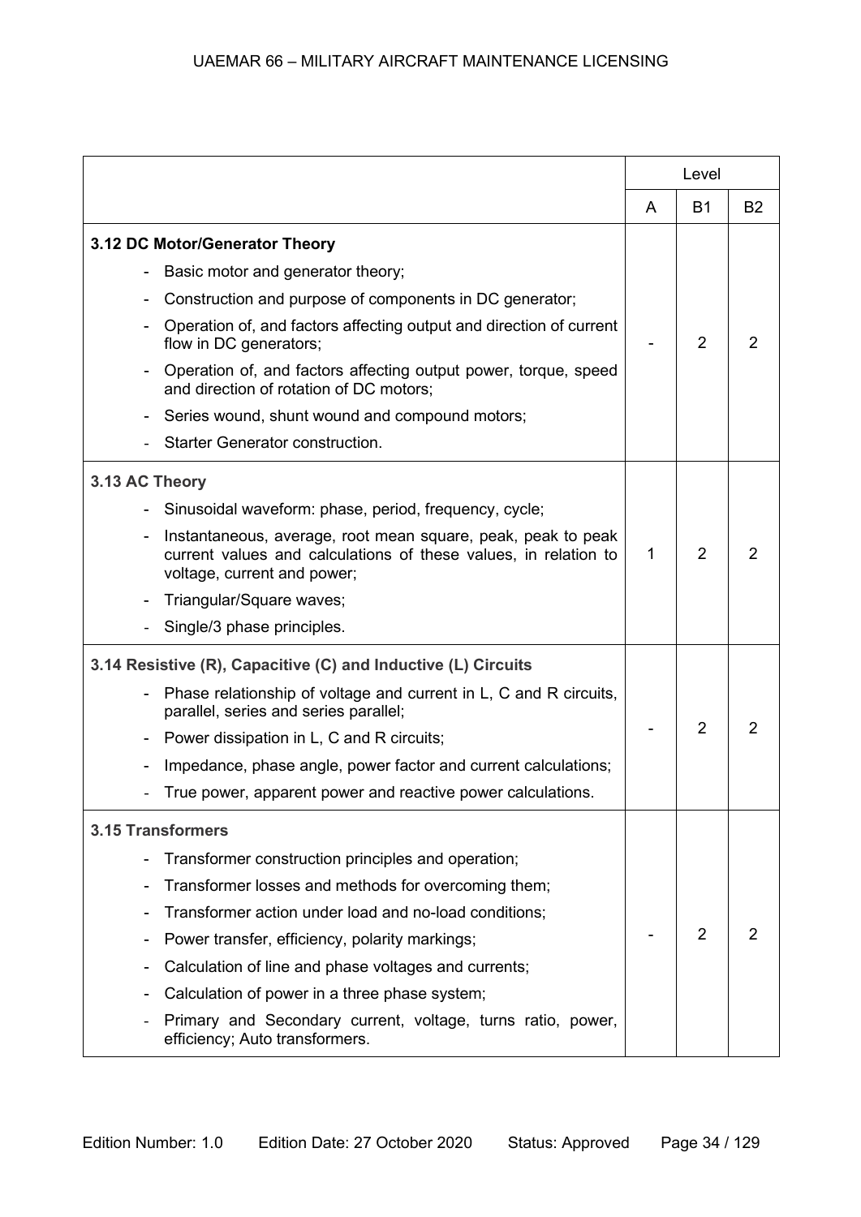| | Level | | |
|---|---|---|---|
| | A | B1 | B2 |
| **3.12 DC Motor/Generator Theory**<br>- Basic motor and generator theory;<br>- Construction and purpose of components in DC generator;<br>- Operation of, and factors affecting output and direction of current flow in DC generators;<br>- Operation of, and factors affecting output power, torque, speed and direction of rotation of DC motors;<br>- Series wound, shunt wound and compound motors;<br>- Starter Generator construction. | - | 2 | 2 |
| **3.13 AC Theory**<br>- Sinusoidal waveform: phase, period, frequency, cycle;<br>- Instantaneous, average, root mean square, peak, peak to peak current values and calculations of these values, in relation to voltage, current and power;<br>- Triangular/Square waves;<br>- Single/3 phase principles. | 1 | 2 | 2 |
| **3.14 Resistive (R), Capacitive (C) and Inductive (L) Circuits**<br>- Phase relationship of voltage and current in L, C and R circuits, parallel, series and series parallel;<br>- Power dissipation in L, C and R circuits;<br>- Impedance, phase angle, power factor and current calculations;<br>- True power, apparent power and reactive power calculations. | - | 2 | 2 |
| **3.15 Transformers**<br>- Transformer construction principles and operation;<br>- Transformer losses and methods for overcoming them;<br>- Transformer action under load and no-load conditions;<br>- Power transfer, efficiency, polarity markings;<br>- Calculation of line and phase voltages and currents;<br>- Calculation of power in a three phase system;<br>- Primary and Secondary current, voltage, turns ratio, power, efficiency; Auto transformers. | - | 2 | 2 |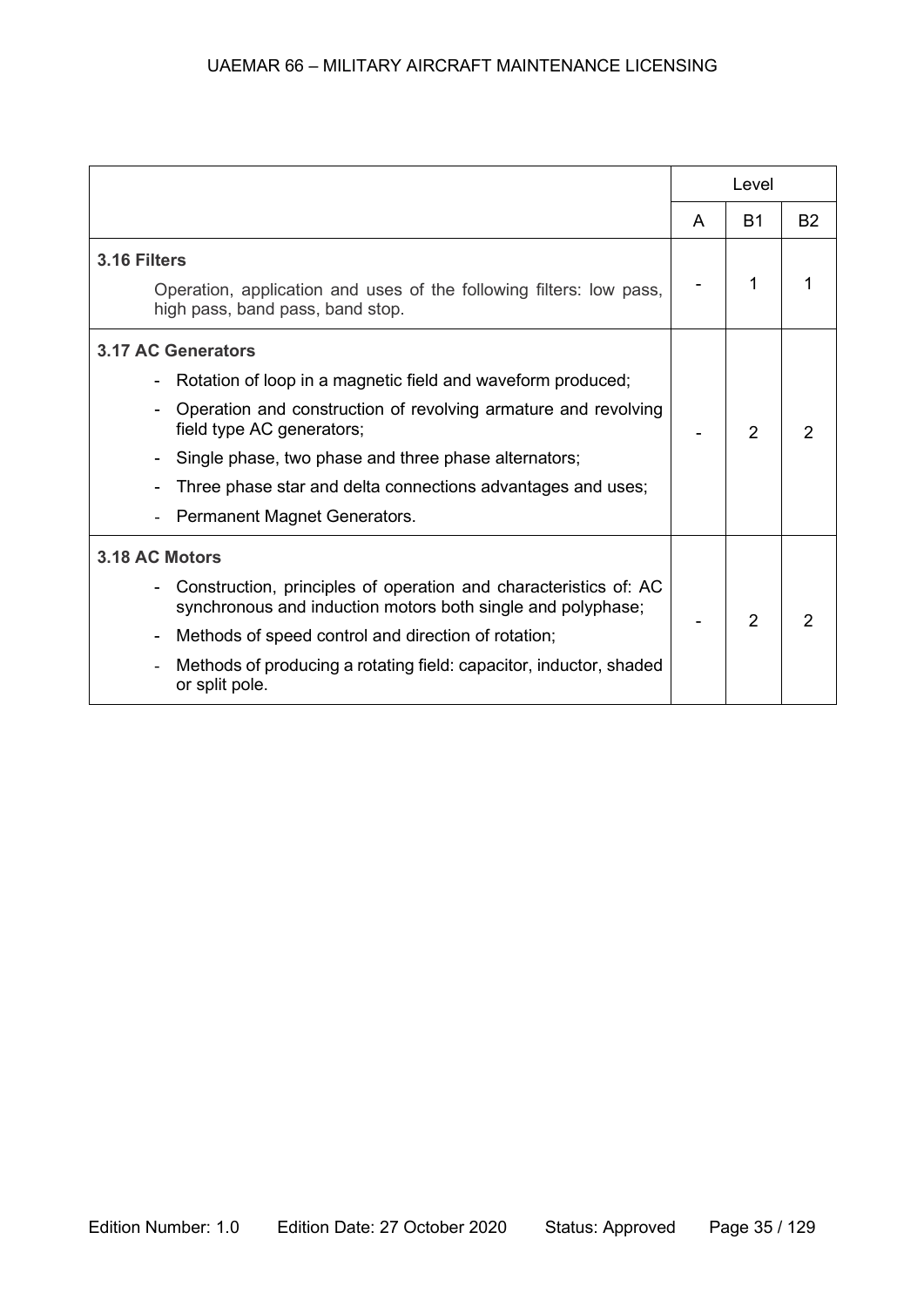| | Level | | |
|---|---|---|---|
| | A | B1 | B2 |
| **3.16 Filters**<br>Operation, application and uses of the following filters: low pass, high pass, band pass, band stop. | - | 1 | 1 |
| **3.17 AC Generators**<br>- Rotation of loop in a magnetic field and waveform produced;<br>- Operation and construction of revolving armature and revolving field type AC generators;<br>- Single phase, two phase and three phase alternators;<br>- Three phase star and delta connections advantages and uses;<br>- Permanent Magnet Generators. | - | 2 | 2 |
| **3.18 AC Motors**<br>- Construction, principles of operation and characteristics of: AC synchronous and induction motors both single and polyphase;<br>- Methods of speed control and direction of rotation;<br>- Methods of producing a rotating field: capacitor, inductor, shaded or split pole. | - | 2 | 2 |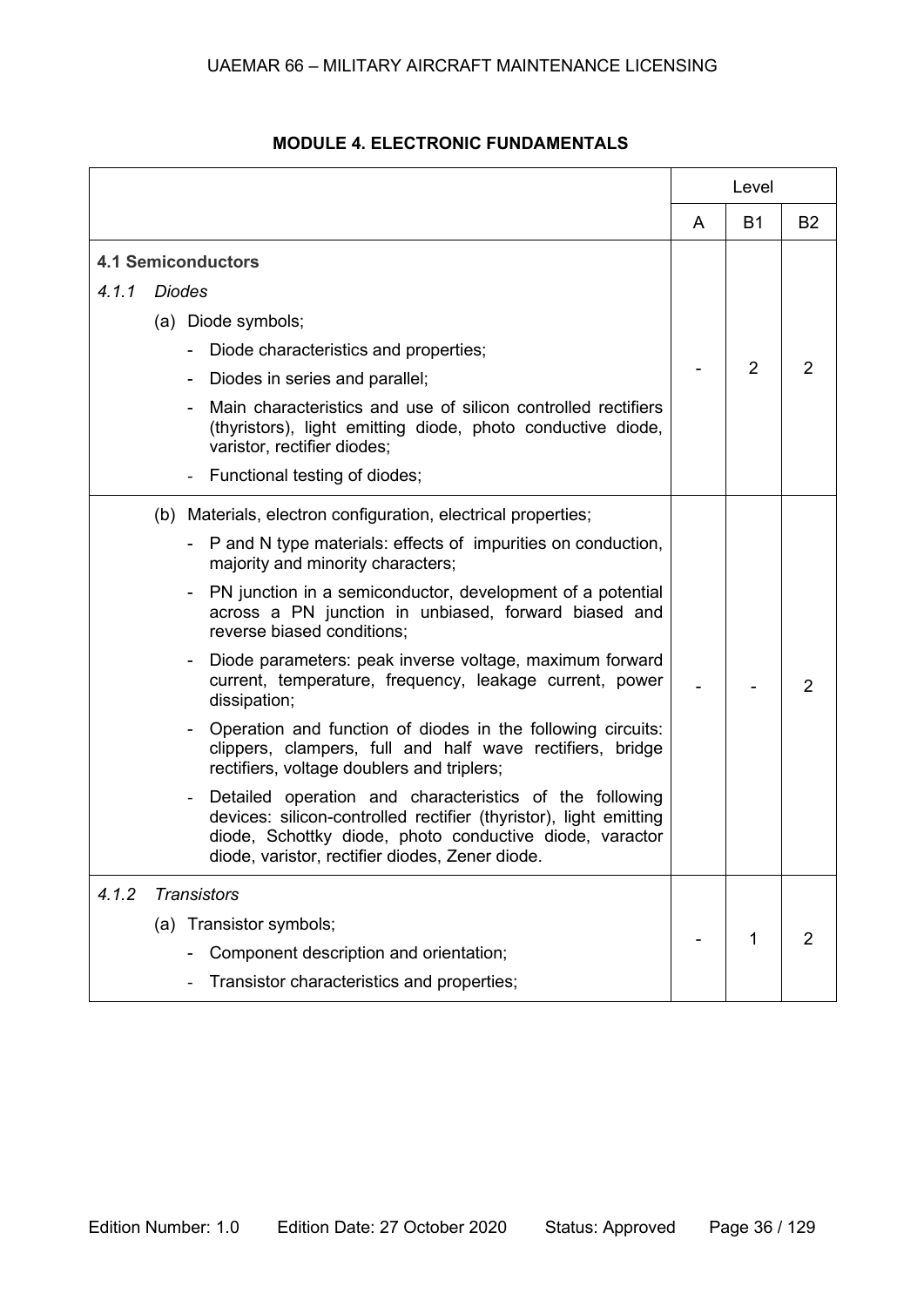## MODULE 4. ELECTRONIC FUNDAMENTALS

| | Level | | |
|---|---|---|---|
| | A | B1 | B2 |
| **4.1 Semiconductors** | | | |
| *4.1.1 Diodes* | | | |
| (a) Diode symbols;<br>- Diode characteristics and properties;<br>- Diodes in series and parallel;<br>- Main characteristics and use of silicon controlled rectifiers (thyristors), light emitting diode, photo conductive diode, varistor, rectifier diodes;<br>- Functional testing of diodes; | - | 2 | 2 |
| (b) Materials, electron configuration, electrical properties;<br>- P and N type materials: effects of impurities on conduction, majority and minority characters;<br>- PN junction in a semiconductor, development of a potential across a PN junction in unbiased, forward biased and reverse biased conditions;<br>- Diode parameters: peak inverse voltage, maximum forward current, temperature, frequency, leakage current, power dissipation;<br>- Operation and function of diodes in the following circuits: clippers, clampers, full and half wave rectifiers, bridge rectifiers, voltage doublers and triplers;<br>- Detailed operation and characteristics of the following devices: silicon-controlled rectifier (thyristor), light emitting diode, Schottky diode, photo conductive diode, varactor diode, varistor, rectifier diodes, Zener diode. | - | - | 2 |
| *4.1.2 Transistors* | | | |
| (a) Transistor symbols;<br>- Component description and orientation;<br>- Transistor characteristics and properties; | - | 1 | 2 |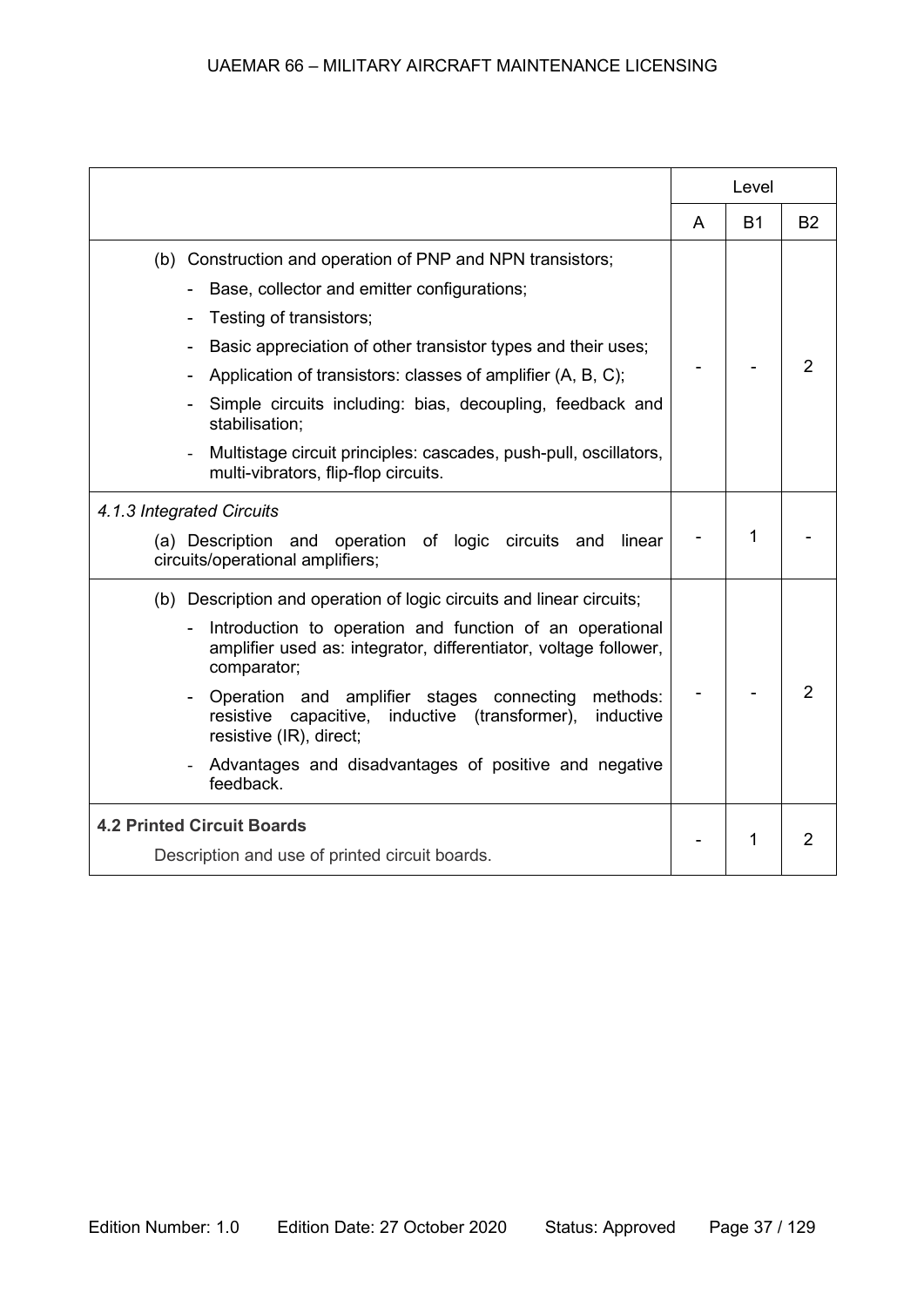| | Level | | |
|---|---|---|---|
| | A | B1 | B2 |
| (b) Construction and operation of PNP and NPN transistors;<br>- Base, collector and emitter configurations;<br>- Testing of transistors;<br>- Basic appreciation of other transistor types and their uses;<br>- Application of transistors: classes of amplifier (A, B, C);<br>- Simple circuits including: bias, decoupling, feedback and stabilisation;<br>- Multistage circuit principles: cascades, push-pull, oscillators, multi-vibrators, flip-flop circuits. | - | - | 2 |
| *4.1.3 Integrated Circuits*<br>(a) Description and operation of logic circuits and linear circuits/operational amplifiers; | - | 1 | - |
| (b) Description and operation of logic circuits and linear circuits;<br>- Introduction to operation and function of an operational amplifier used as: integrator, differentiator, voltage follower, comparator;<br>- Operation and amplifier stages connecting methods: resistive capacitive, inductive (transformer), inductive resistive (IR), direct;<br>- Advantages and disadvantages of positive and negative feedback. | - | - | 2 |
| **4.2 Printed Circuit Boards**<br>Description and use of printed circuit boards. | - | 1 | 2 |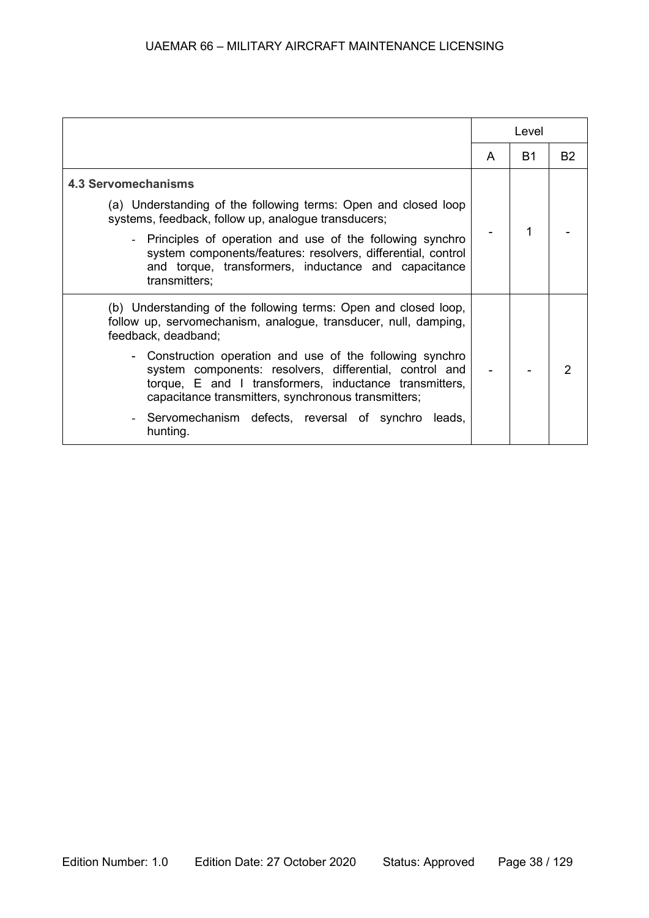| | Level | | |
|---|---|---|---|
| | A | B1 | B2 |
| **4.3 Servomechanisms**<br><br>(a) Understanding of the following terms: Open and closed loop systems, feedback, follow up, analogue transducers;<br><br>- Principles of operation and use of the following synchro system components/features: resolvers, differential, control and torque, transformers, inductance and capacitance transmitters; | - | 1 | - |
| (b) Understanding of the following terms: Open and closed loop, follow up, servomechanism, analogue, transducer, null, damping, feedback, deadband;<br><br>- Construction operation and use of the following synchro system components: resolvers, differential, control and torque, E and I transformers, inductance transmitters, capacitance transmitters, synchronous transmitters;<br><br>- Servomechanism defects, reversal of synchro leads, hunting. | - | - | 2 |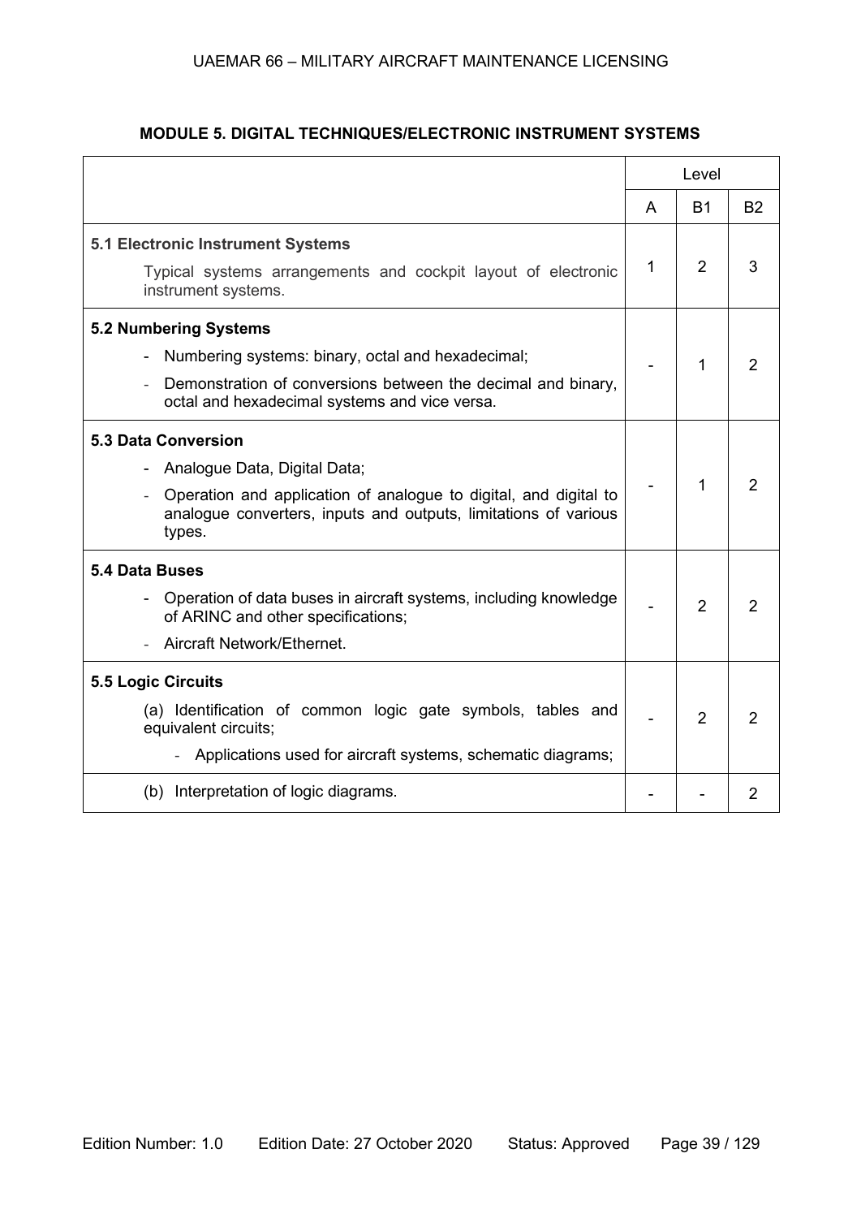## MODULE 5. DIGITAL TECHNIQUES/ELECTRONIC INSTRUMENT SYSTEMS

| | Level | | |
|---|---|---|---|
| | A | B1 | B2 |
| **5.1 Electronic Instrument Systems**<br>Typical systems arrangements and cockpit layout of electronic instrument systems. | 1 | 2 | 3 |
| **5.2 Numbering Systems**<br>- Numbering systems: binary, octal and hexadecimal;<br>- Demonstration of conversions between the decimal and binary, octal and hexadecimal systems and vice versa. | - | 1 | 2 |
| **5.3 Data Conversion**<br>- Analogue Data, Digital Data;<br>- Operation and application of analogue to digital, and digital to analogue converters, inputs and outputs, limitations of various types. | - | 1 | 2 |
| **5.4 Data Buses**<br>- Operation of data buses in aircraft systems, including knowledge of ARINC and other specifications;<br>- Aircraft Network/Ethernet. | - | 2 | 2 |
| **5.5 Logic Circuits**<br>(a) Identification of common logic gate symbols, tables and equivalent circuits;<br>- Applications used for aircraft systems, schematic diagrams; | - | 2 | 2 |
| (b) Interpretation of logic diagrams. | - | - | 2 |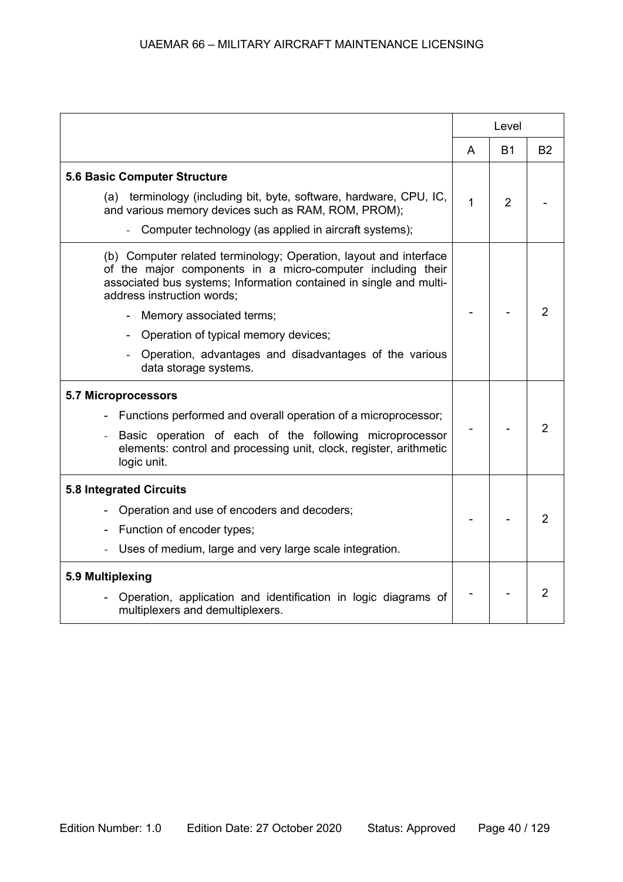| | Level | | |
|---|---|---|---|
| | A | B1 | B2 |
| **5.6 Basic Computer Structure**<br>(a) terminology (including bit, byte, software, hardware, CPU, IC, and various memory devices such as RAM, ROM, PROM);<br>- Computer technology (as applied in aircraft systems); | 1 | 2 | - |
| (b) Computer related terminology; Operation, layout and interface of the major components in a micro-computer including their associated bus systems; Information contained in single and multi-address instruction words;<br>- Memory associated terms;<br>- Operation of typical memory devices;<br>- Operation, advantages and disadvantages of the various data storage systems. | - | - | 2 |
| **5.7 Microprocessors**<br>- Functions performed and overall operation of a microprocessor;<br>- Basic operation of each of the following microprocessor elements: control and processing unit, clock, register, arithmetic logic unit. | - | - | 2 |
| **5.8 Integrated Circuits**<br>- Operation and use of encoders and decoders;<br>- Function of encoder types;<br>- Uses of medium, large and very large scale integration. | - | - | 2 |
| **5.9 Multiplexing**<br>- Operation, application and identification in logic diagrams of multiplexers and demultiplexers. | - | - | 2 |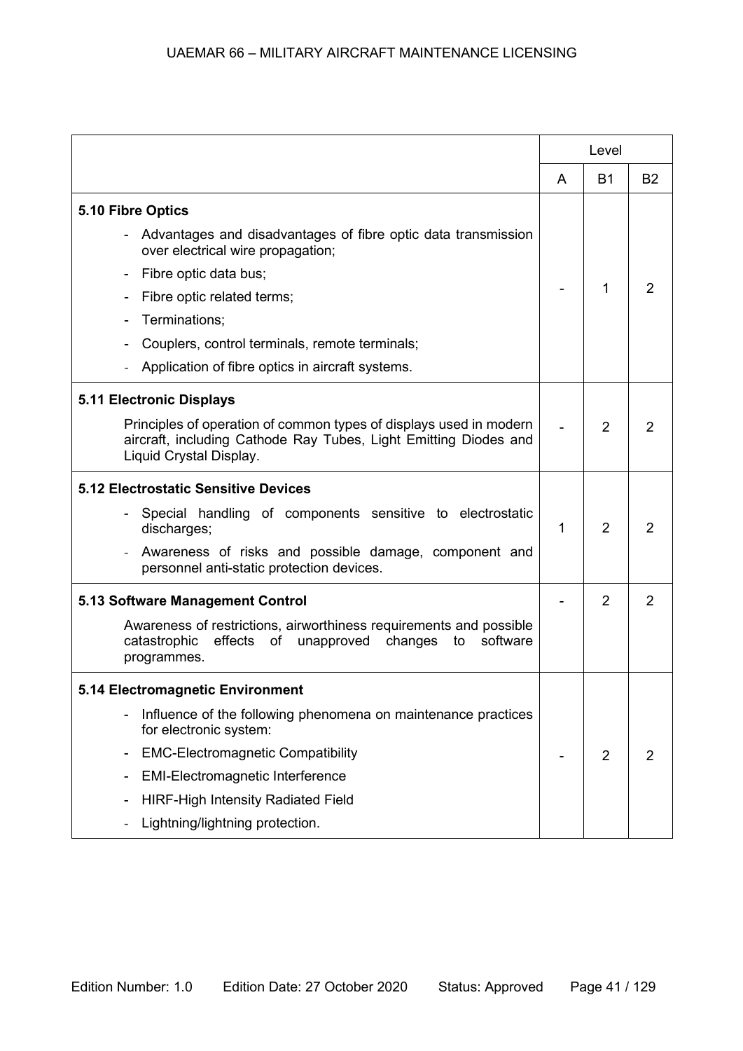| | Level | | |
|---|---|---|---|
| | A | B1 | B2 |
| **5.10 Fibre Optics**<br>- Advantages and disadvantages of fibre optic data transmission over electrical wire propagation;<br>- Fibre optic data bus;<br>- Fibre optic related terms;<br>- Terminations;<br>- Couplers, control terminals, remote terminals;<br>- Application of fibre optics in aircraft systems. | - | 1 | 2 |
| **5.11 Electronic Displays**<br>Principles of operation of common types of displays used in modern aircraft, including Cathode Ray Tubes, Light Emitting Diodes and Liquid Crystal Display. | - | 2 | 2 |
| **5.12 Electrostatic Sensitive Devices**<br>- Special handling of components sensitive to electrostatic discharges;<br>- Awareness of risks and possible damage, component and personnel anti-static protection devices. | 1 | 2 | 2 |
| **5.13 Software Management Control**<br>Awareness of restrictions, airworthiness requirements and possible catastrophic effects of unapproved changes to software programmes. | - | 2 | 2 |
| **5.14 Electromagnetic Environment**<br>- Influence of the following phenomena on maintenance practices for electronic system:<br>- EMC-Electromagnetic Compatibility<br>- EMI-Electromagnetic Interference<br>- HIRF-High Intensity Radiated Field<br>- Lightning/lightning protection. | - | 2 | 2 |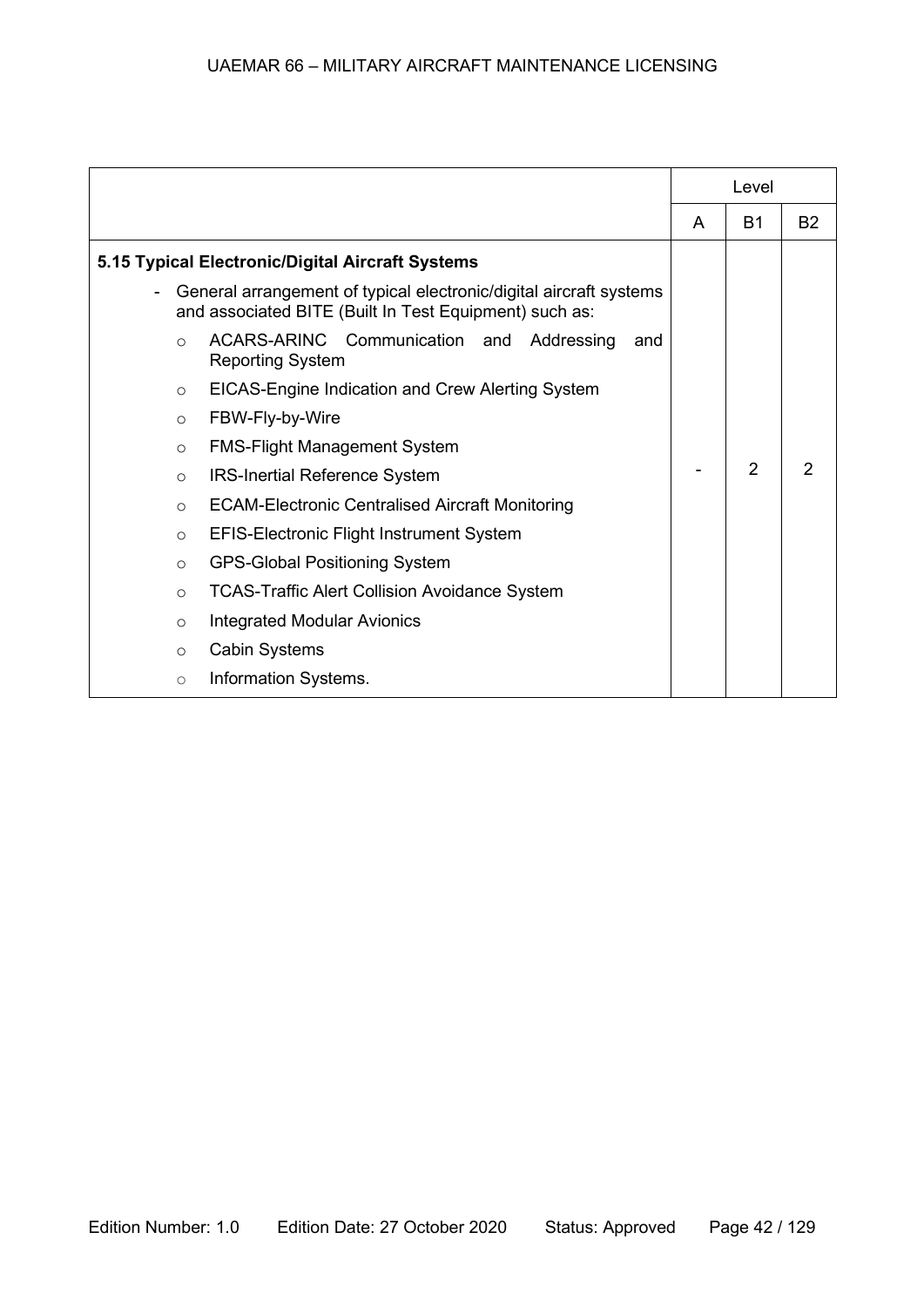| | Level | | |
|---|---|---|---|
| | A | B1 | B2 |
| **5.15 Typical Electronic/Digital Aircraft Systems**<br>- General arrangement of typical electronic/digital aircraft systems and associated BITE (Built In Test Equipment) such as:<br>○ ACARS-ARINC Communication and Addressing and Reporting System<br>○ EICAS-Engine Indication and Crew Alerting System<br>○ FBW-Fly-by-Wire<br>○ FMS-Flight Management System<br>○ IRS-Inertial Reference System<br>○ ECAM-Electronic Centralised Aircraft Monitoring<br>○ EFIS-Electronic Flight Instrument System<br>○ GPS-Global Positioning System<br>○ TCAS-Traffic Alert Collision Avoidance System<br>○ Integrated Modular Avionics<br>○ Cabin Systems<br>○ Information Systems. | - | 2 | 2 |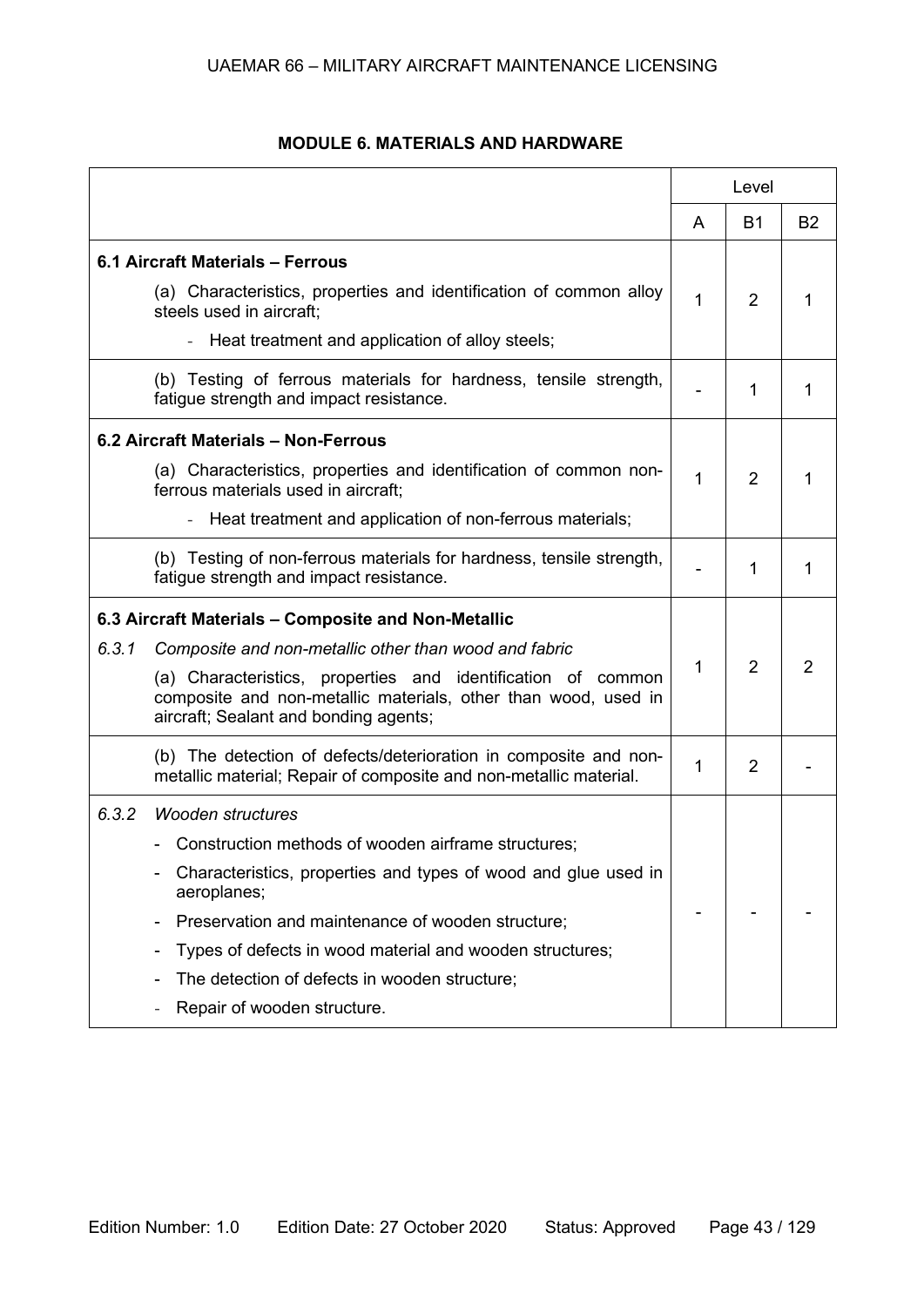## MODULE 6. MATERIALS AND HARDWARE

| | Level | | |
|---|---|---|---|
| | A | B1 | B2 |
| **6.1 Aircraft Materials – Ferrous**<br>(a) Characteristics, properties and identification of common alloy steels used in aircraft;<br>- Heat treatment and application of alloy steels; | 1 | 2 | 1 |
| (b) Testing of ferrous materials for hardness, tensile strength, fatigue strength and impact resistance. | - | 1 | 1 |
| **6.2 Aircraft Materials – Non-Ferrous**<br>(a) Characteristics, properties and identification of common non-ferrous materials used in aircraft;<br>- Heat treatment and application of non-ferrous materials; | 1 | 2 | 1 |
| (b) Testing of non-ferrous materials for hardness, tensile strength, fatigue strength and impact resistance. | - | 1 | 1 |
| **6.3 Aircraft Materials – Composite and Non-Metallic**<br>*6.3.1 Composite and non-metallic other than wood and fabric*<br>(a) Characteristics, properties and identification of common composite and non-metallic materials, other than wood, used in aircraft; Sealant and bonding agents; | 1 | 2 | 2 |
| (b) The detection of defects/deterioration in composite and non-metallic material; Repair of composite and non-metallic material. | 1 | 2 | - |
| *6.3.2 Wooden structures*<br>- Construction methods of wooden airframe structures;<br>- Characteristics, properties and types of wood and glue used in aeroplanes;<br>- Preservation and maintenance of wooden structure;<br>- Types of defects in wood material and wooden structures;<br>- The detection of defects in wooden structure;<br>- Repair of wooden structure. | - | - | - |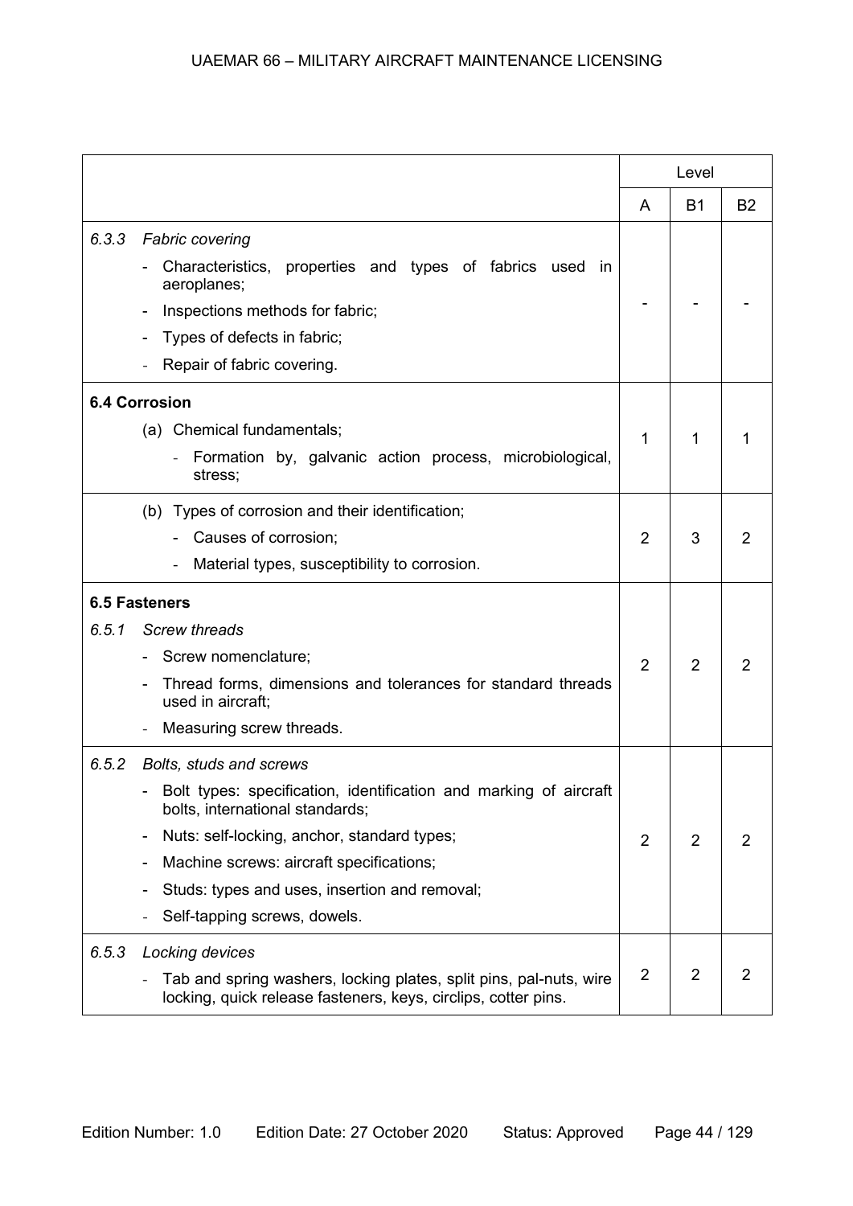| | Level | | |
|---|---|---|---|
| | A | B1 | B2 |
| *6.3.3 Fabric covering*<br>- Characteristics, properties and types of fabrics used in aeroplanes;<br>- Inspections methods for fabric;<br>- Types of defects in fabric;<br>- Repair of fabric covering. | - | - | - |
| **6.4 Corrosion**<br>(a) Chemical fundamentals;<br>- Formation by, galvanic action process, microbiological, stress; | 1 | 1 | 1 |
| (b) Types of corrosion and their identification;<br>- Causes of corrosion;<br>- Material types, susceptibility to corrosion. | 2 | 3 | 2 |
| **6.5 Fasteners**<br>*6.5.1 Screw threads*<br>- Screw nomenclature;<br>- Thread forms, dimensions and tolerances for standard threads used in aircraft;<br>- Measuring screw threads. | 2 | 2 | 2 |
| *6.5.2 Bolts, studs and screws*<br>- Bolt types: specification, identification and marking of aircraft bolts, international standards;<br>- Nuts: self-locking, anchor, standard types;<br>- Machine screws: aircraft specifications;<br>- Studs: types and uses, insertion and removal;<br>- Self-tapping screws, dowels. | 2 | 2 | 2 |
| *6.5.3 Locking devices*<br>- Tab and spring washers, locking plates, split pins, pal-nuts, wire locking, quick release fasteners, keys, circlips, cotter pins. | 2 | 2 | 2 |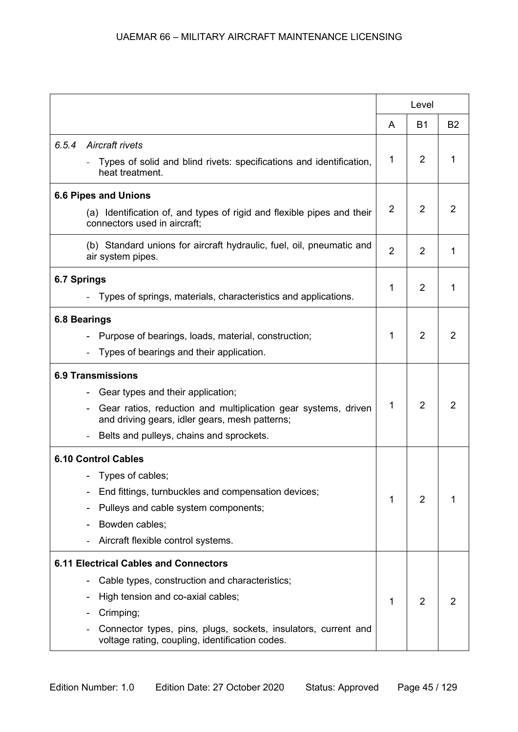| | Level | | |
|---|---|---|---|
| | A | B1 | B2 |
| *6.5.4 Aircraft rivets*<br>- Types of solid and blind rivets: specifications and identification, heat treatment. | 1 | 2 | 1 |
| **6.6 Pipes and Unions**<br>(a) Identification of, and types of rigid and flexible pipes and their connectors used in aircraft; | 2 | 2 | 2 |
| (b) Standard unions for aircraft hydraulic, fuel, oil, pneumatic and air system pipes. | 2 | 2 | 1 |
| **6.7 Springs**<br>- Types of springs, materials, characteristics and applications. | 1 | 2 | 1 |
| **6.8 Bearings**<br>- Purpose of bearings, loads, material, construction;<br>- Types of bearings and their application. | 1 | 2 | 2 |
| **6.9 Transmissions**<br>- Gear types and their application;<br>- Gear ratios, reduction and multiplication gear systems, driven and driving gears, idler gears, mesh patterns;<br>- Belts and pulleys, chains and sprockets. | 1 | 2 | 2 |
| **6.10 Control Cables**<br>- Types of cables;<br>- End fittings, turnbuckles and compensation devices;<br>- Pulleys and cable system components;<br>- Bowden cables;<br>- Aircraft flexible control systems. | 1 | 2 | 1 |
| **6.11 Electrical Cables and Connectors**<br>- Cable types, construction and characteristics;<br>- High tension and co-axial cables;<br>- Crimping;<br>- Connector types, pins, plugs, sockets, insulators, current and voltage rating, coupling, identification codes. | 1 | 2 | 2 |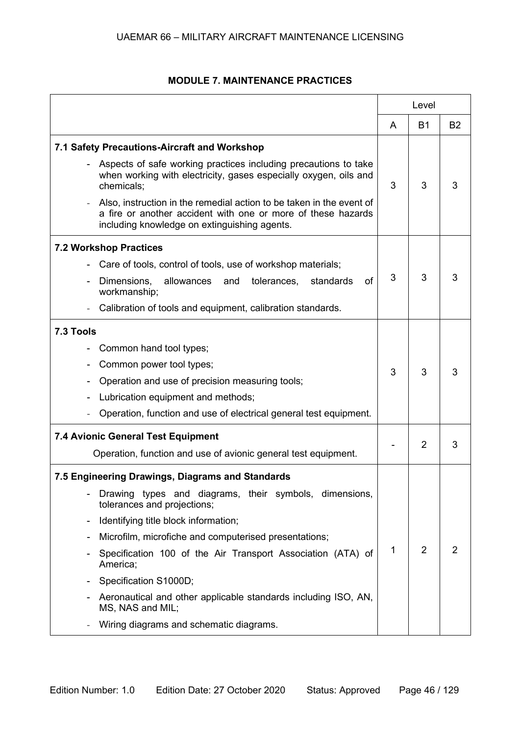## MODULE 7. MAINTENANCE PRACTICES

| | Level | | |
|---|---|---|---|
| | A | B1 | B2 |
| **7.1 Safety Precautions-Aircraft and Workshop**<br>- Aspects of safe working practices including precautions to take when working with electricity, gases especially oxygen, oils and chemicals;<br>- Also, instruction in the remedial action to be taken in the event of a fire or another accident with one or more of these hazards including knowledge on extinguishing agents. | 3 | 3 | 3 |
| **7.2 Workshop Practices**<br>- Care of tools, control of tools, use of workshop materials;<br>- Dimensions, allowances and tolerances, standards of workmanship;<br>- Calibration of tools and equipment, calibration standards. | 3 | 3 | 3 |
| **7.3 Tools**<br>- Common hand tool types;<br>- Common power tool types;<br>- Operation and use of precision measuring tools;<br>- Lubrication equipment and methods;<br>- Operation, function and use of electrical general test equipment. | 3 | 3 | 3 |
| **7.4 Avionic General Test Equipment**<br>Operation, function and use of avionic general test equipment. | - | 2 | 3 |
| **7.5 Engineering Drawings, Diagrams and Standards**<br>- Drawing types and diagrams, their symbols, dimensions, tolerances and projections;<br>- Identifying title block information;<br>- Microfilm, microfiche and computerised presentations;<br>- Specification 100 of the Air Transport Association (ATA) of America;<br>- Specification S1000D;<br>- Aeronautical and other applicable standards including ISO, AN, MS, NAS and MIL;<br>- Wiring diagrams and schematic diagrams. | 1 | 2 | 2 |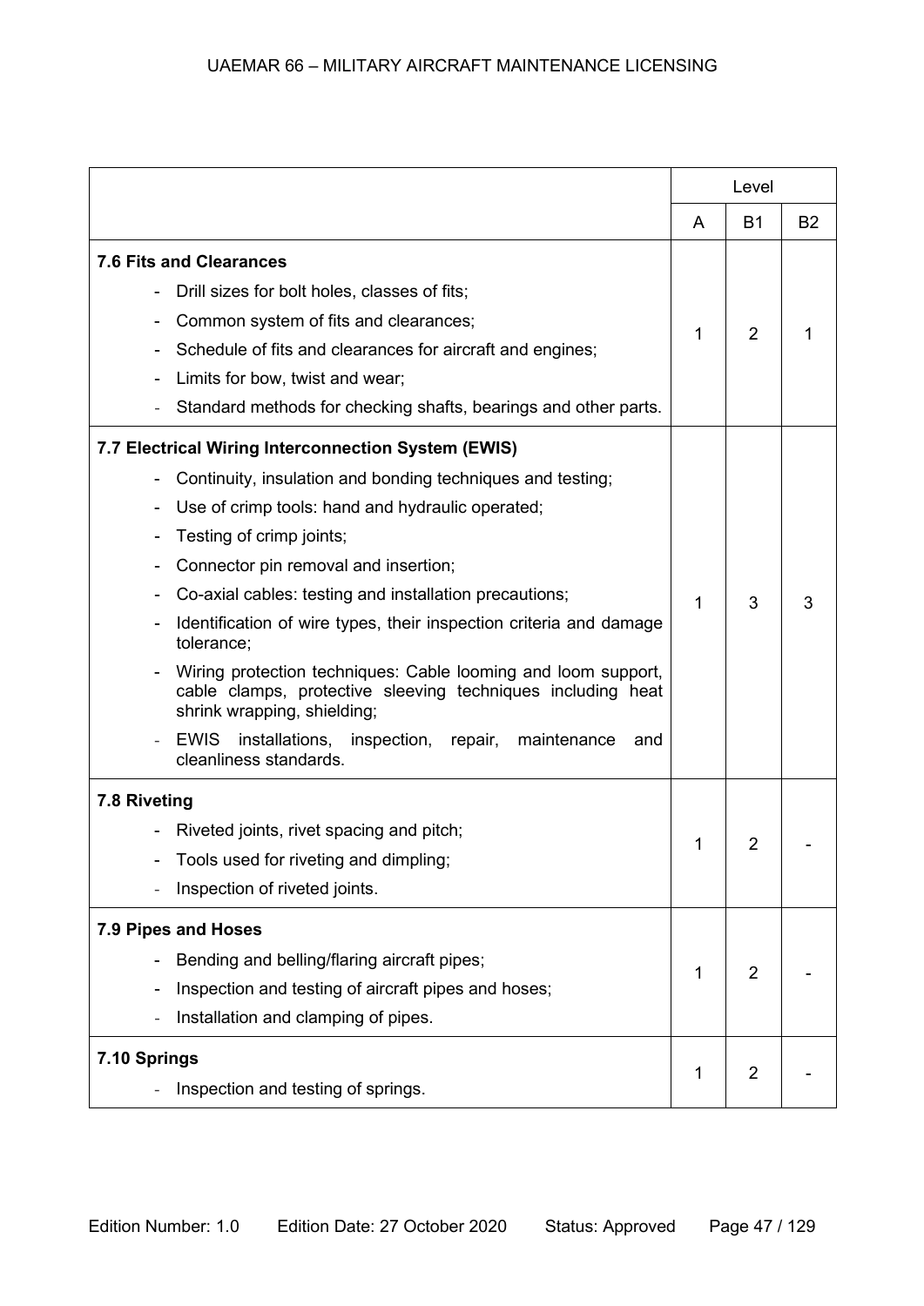| | Level | | |
|---|---|---|---|
| | A | B1 | B2 |
| **7.6 Fits and Clearances**<br>- Drill sizes for bolt holes, classes of fits;<br>- Common system of fits and clearances;<br>- Schedule of fits and clearances for aircraft and engines;<br>- Limits for bow, twist and wear;<br>- Standard methods for checking shafts, bearings and other parts. | 1 | 2 | 1 |
| **7.7 Electrical Wiring Interconnection System (EWIS)**<br>- Continuity, insulation and bonding techniques and testing;<br>- Use of crimp tools: hand and hydraulic operated;<br>- Testing of crimp joints;<br>- Connector pin removal and insertion;<br>- Co-axial cables: testing and installation precautions;<br>- Identification of wire types, their inspection criteria and damage tolerance;<br>- Wiring protection techniques: Cable looming and loom support, cable clamps, protective sleeving techniques including heat shrink wrapping, shielding;<br>- EWIS installations, inspection, repair, maintenance and cleanliness standards. | 1 | 3 | 3 |
| **7.8 Riveting**<br>- Riveted joints, rivet spacing and pitch;<br>- Tools used for riveting and dimpling;<br>- Inspection of riveted joints. | 1 | 2 | - |
| **7.9 Pipes and Hoses**<br>- Bending and belling/flaring aircraft pipes;<br>- Inspection and testing of aircraft pipes and hoses;<br>- Installation and clamping of pipes. | 1 | 2 | - |
| **7.10 Springs**<br>- Inspection and testing of springs. | 1 | 2 | - |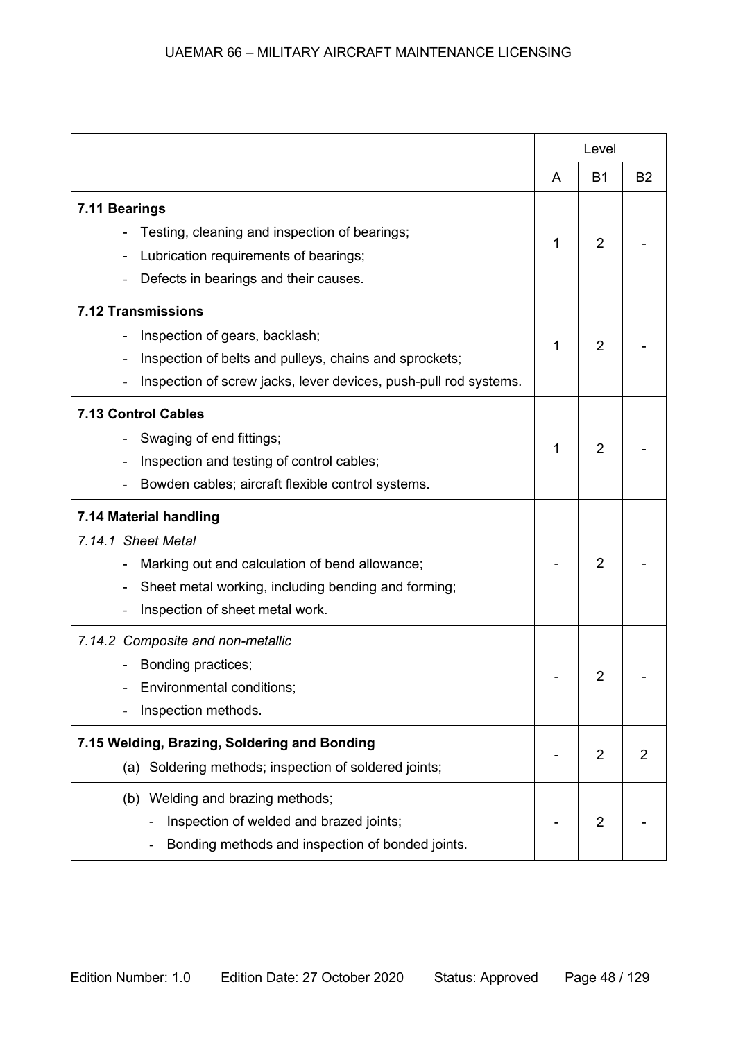| | Level | | |
|---|---|---|---|
| | A | B1 | B2 |
| **7.11 Bearings**<br>- Testing, cleaning and inspection of bearings;<br>- Lubrication requirements of bearings;<br>- Defects in bearings and their causes. | 1 | 2 | - |
| **7.12 Transmissions**<br>- Inspection of gears, backlash;<br>- Inspection of belts and pulleys, chains and sprockets;<br>- Inspection of screw jacks, lever devices, push-pull rod systems. | 1 | 2 | - |
| **7.13 Control Cables**<br>- Swaging of end fittings;<br>- Inspection and testing of control cables;<br>- Bowden cables; aircraft flexible control systems. | 1 | 2 | - |
| **7.14 Material handling**<br>*7.14.1 Sheet Metal*<br>- Marking out and calculation of bend allowance;<br>- Sheet metal working, including bending and forming;<br>- Inspection of sheet metal work. | - | 2 | - |
| *7.14.2 Composite and non-metallic*<br>- Bonding practices;<br>- Environmental conditions;<br>- Inspection methods. | - | 2 | - |
| **7.15 Welding, Brazing, Soldering and Bonding**<br>(a) Soldering methods; inspection of soldered joints; | - | 2 | 2 |
| (b) Welding and brazing methods;<br>- Inspection of welded and brazed joints;<br>- Bonding methods and inspection of bonded joints. | - | 2 | - |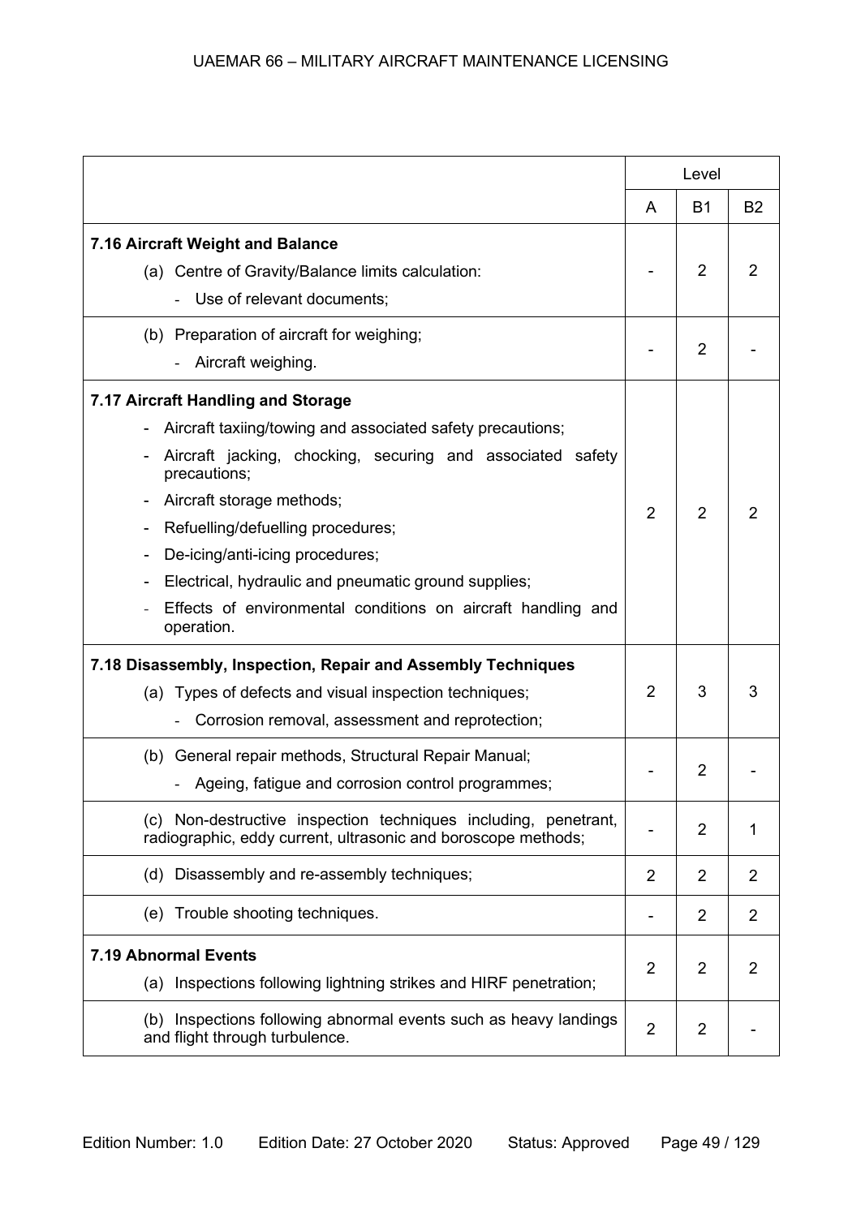| | Level | | |
|---|---|---|---|
| | A | B1 | B2 |
| **7.16 Aircraft Weight and Balance**<br>(a) Centre of Gravity/Balance limits calculation:<br>- Use of relevant documents; | - | 2 | 2 |
| (b) Preparation of aircraft for weighing;<br>- Aircraft weighing. | - | 2 | - |
| **7.17 Aircraft Handling and Storage**<br>- Aircraft taxiing/towing and associated safety precautions;<br>- Aircraft jacking, chocking, securing and associated safety precautions;<br>- Aircraft storage methods;<br>- Refuelling/defuelling procedures;<br>- De-icing/anti-icing procedures;<br>- Electrical, hydraulic and pneumatic ground supplies;<br>- Effects of environmental conditions on aircraft handling and operation. | 2 | 2 | 2 |
| **7.18 Disassembly, Inspection, Repair and Assembly Techniques**<br>(a) Types of defects and visual inspection techniques;<br>- Corrosion removal, assessment and reprotection; | 2 | 3 | 3 |
| (b) General repair methods, Structural Repair Manual;<br>- Ageing, fatigue and corrosion control programmes; | - | 2 | - |
| (c) Non-destructive inspection techniques including, penetrant, radiographic, eddy current, ultrasonic and boroscope methods; | - | 2 | 1 |
| (d) Disassembly and re-assembly techniques; | 2 | 2 | 2 |
| (e) Trouble shooting techniques. | - | 2 | 2 |
| **7.19 Abnormal Events**<br>(a) Inspections following lightning strikes and HIRF penetration; | 2 | 2 | 2 |
| (b) Inspections following abnormal events such as heavy landings and flight through turbulence. | 2 | 2 | - |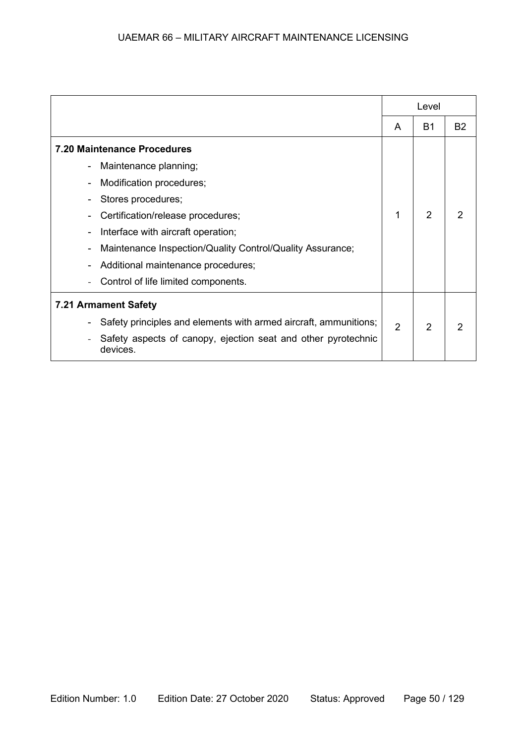| | Level | | |
|---|---|---|---|
| | A | B1 | B2 |
| **7.20 Maintenance Procedures**<br>- Maintenance planning;<br>- Modification procedures;<br>- Stores procedures;<br>- Certification/release procedures;<br>- Interface with aircraft operation;<br>- Maintenance Inspection/Quality Control/Quality Assurance;<br>- Additional maintenance procedures;<br>- Control of life limited components. | 1 | 2 | 2 |
| **7.21 Armament Safety**<br>- Safety principles and elements with armed aircraft, ammunitions;<br>- Safety aspects of canopy, ejection seat and other pyrotechnic devices. | 2 | 2 | 2 |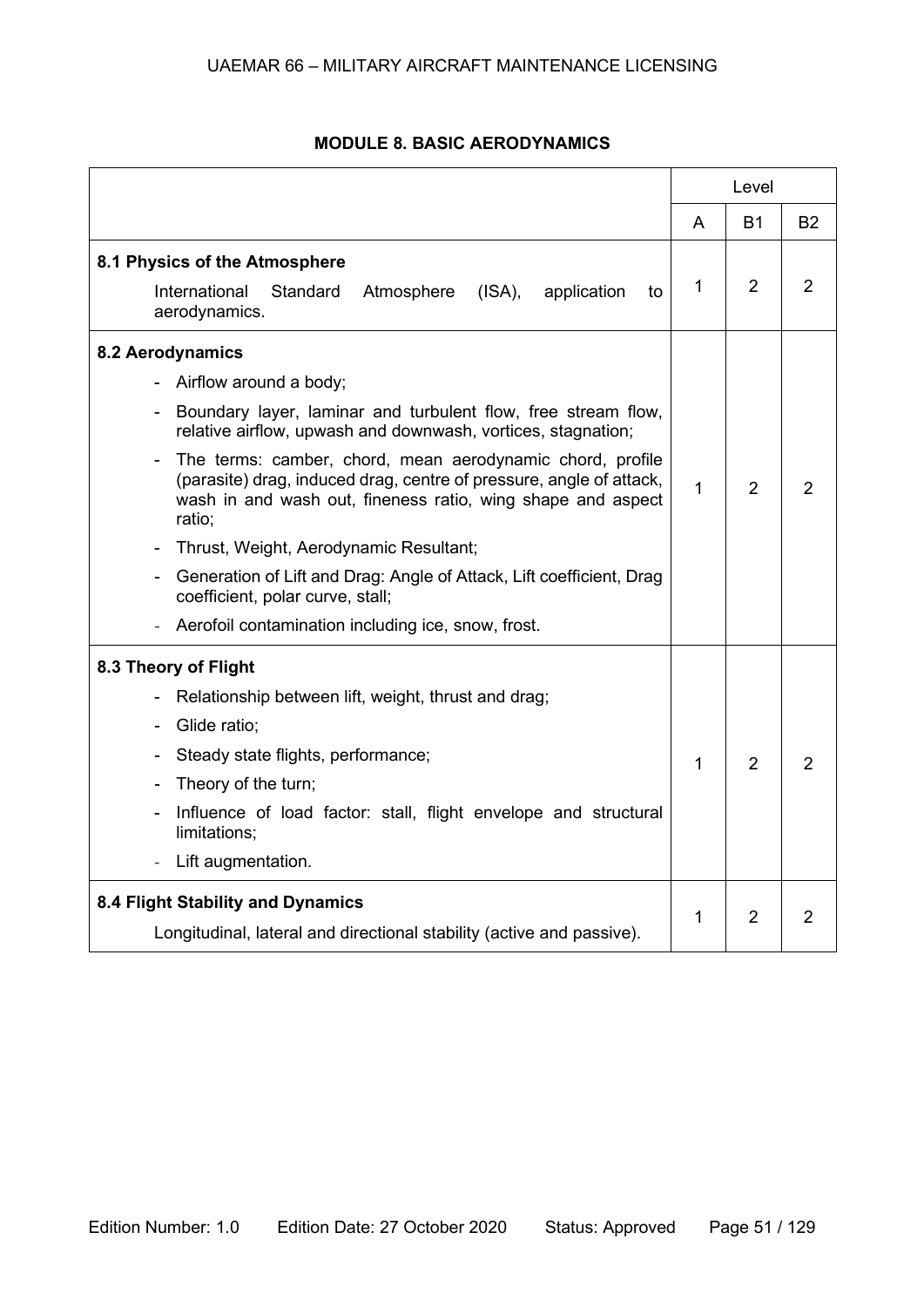## MODULE 8. BASIC AERODYNAMICS

| | Level | | |
|---|---|---|---|
| | A | B1 | B2 |
| **8.1 Physics of the Atmosphere**<br>International Standard Atmosphere (ISA), application to aerodynamics. | 1 | 2 | 2 |
| **8.2 Aerodynamics**<br>- Airflow around a body;<br>- Boundary layer, laminar and turbulent flow, free stream flow, relative airflow, upwash and downwash, vortices, stagnation;<br>- The terms: camber, chord, mean aerodynamic chord, profile (parasite) drag, induced drag, centre of pressure, angle of attack, wash in and wash out, fineness ratio, wing shape and aspect ratio;<br>- Thrust, Weight, Aerodynamic Resultant;<br>- Generation of Lift and Drag: Angle of Attack, Lift coefficient, Drag coefficient, polar curve, stall;<br>- Aerofoil contamination including ice, snow, frost. | 1 | 2 | 2 |
| **8.3 Theory of Flight**<br>- Relationship between lift, weight, thrust and drag;<br>- Glide ratio;<br>- Steady state flights, performance;<br>- Theory of the turn;<br>- Influence of load factor: stall, flight envelope and structural limitations;<br>- Lift augmentation. | 1 | 2 | 2 |
| **8.4 Flight Stability and Dynamics**<br>Longitudinal, lateral and directional stability (active and passive). | 1 | 2 | 2 |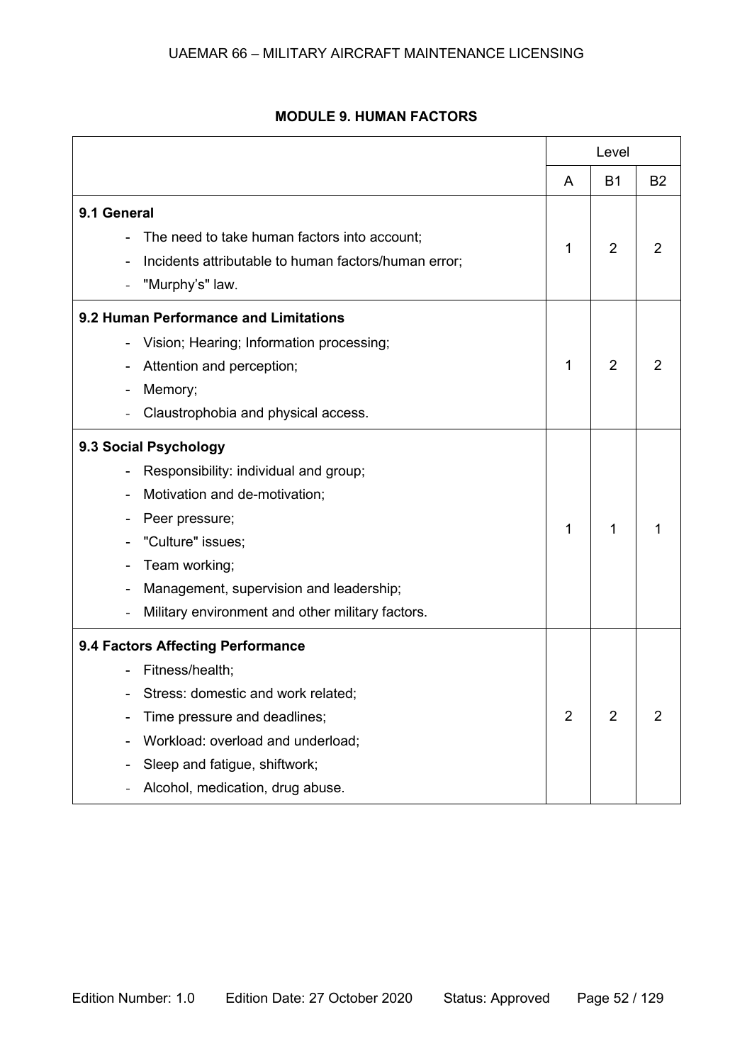## MODULE 9. HUMAN FACTORS

| | Level | | |
|---|---|---|---|
| | A | B1 | B2 |
| **9.1 General**<br>- The need to take human factors into account;<br>- Incidents attributable to human factors/human error;<br>- "Murphy's" law. | 1 | 2 | 2 |
| **9.2 Human Performance and Limitations**<br>- Vision; Hearing; Information processing;<br>- Attention and perception;<br>- Memory;<br>- Claustrophobia and physical access. | 1 | 2 | 2 |
| **9.3 Social Psychology**<br>- Responsibility: individual and group;<br>- Motivation and de-motivation;<br>- Peer pressure;<br>- "Culture" issues;<br>- Team working;<br>- Management, supervision and leadership;<br>- Military environment and other military factors. | 1 | 1 | 1 |
| **9.4 Factors Affecting Performance**<br>- Fitness/health;<br>- Stress: domestic and work related;<br>- Time pressure and deadlines;<br>- Workload: overload and underload;<br>- Sleep and fatigue, shiftwork;<br>- Alcohol, medication, drug abuse. | 2 | 2 | 2 |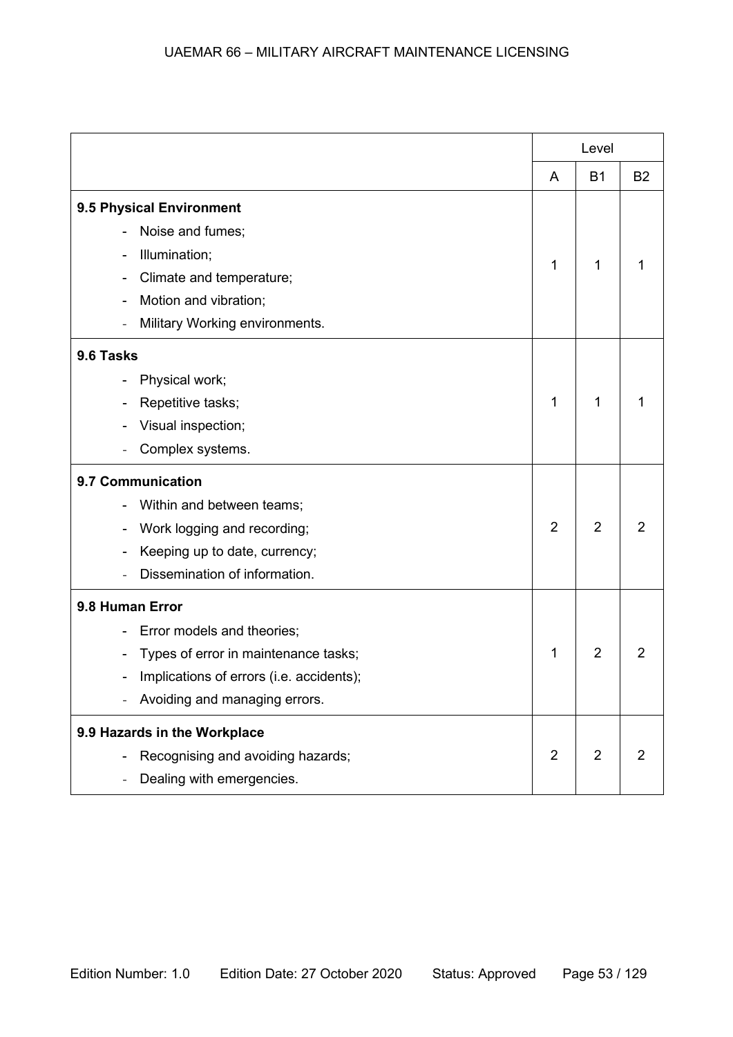| | Level | | |
|---|---|---|---|
| | A | B1 | B2 |
| **9.5 Physical Environment**<br>- Noise and fumes;<br>- Illumination;<br>- Climate and temperature;<br>- Motion and vibration;<br>- Military Working environments. | 1 | 1 | 1 |
| **9.6 Tasks**<br>- Physical work;<br>- Repetitive tasks;<br>- Visual inspection;<br>- Complex systems. | 1 | 1 | 1 |
| **9.7 Communication**<br>- Within and between teams;<br>- Work logging and recording;<br>- Keeping up to date, currency;<br>- Dissemination of information. | 2 | 2 | 2 |
| **9.8 Human Error**<br>- Error models and theories;<br>- Types of error in maintenance tasks;<br>- Implications of errors (i.e. accidents);<br>- Avoiding and managing errors. | 1 | 2 | 2 |
| **9.9 Hazards in the Workplace**<br>- Recognising and avoiding hazards;<br>- Dealing with emergencies. | 2 | 2 | 2 |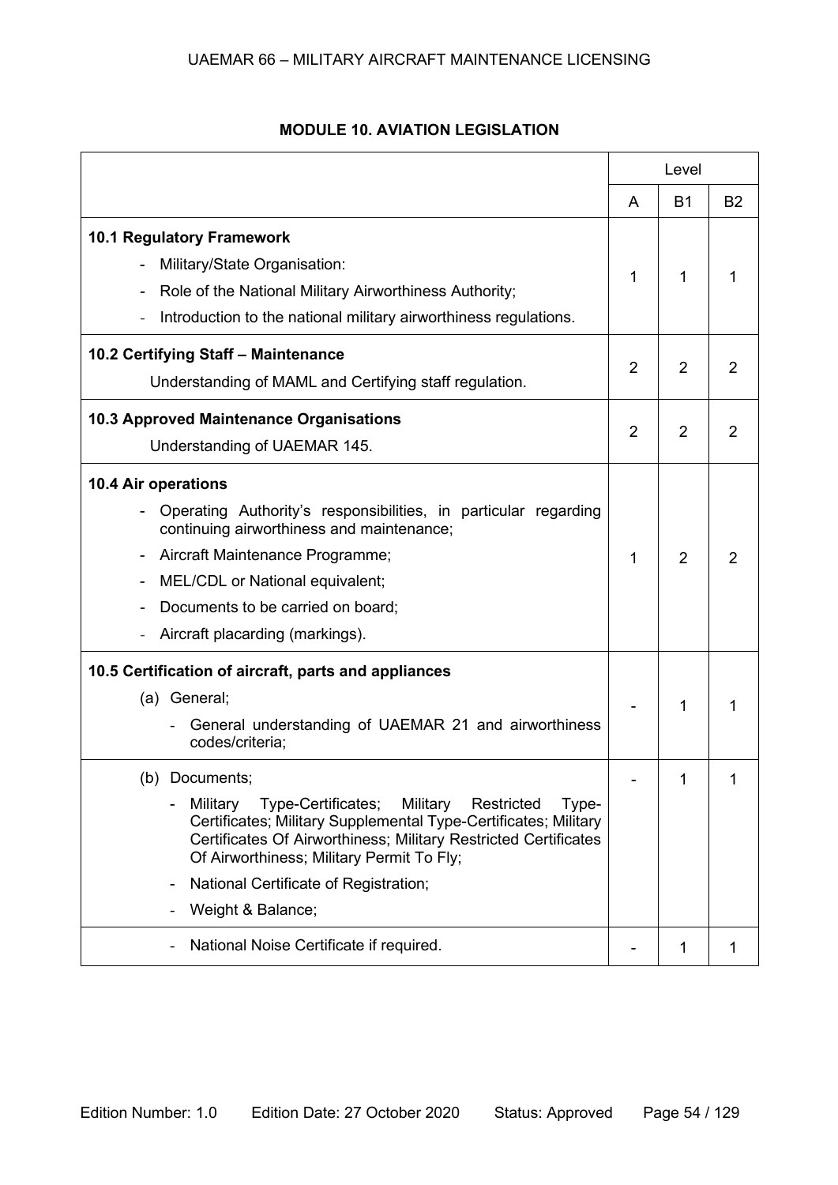## MODULE 10. AVIATION LEGISLATION

| | Level | | |
|---|---|---|---|
| | A | B1 | B2 |
| **10.1 Regulatory Framework**<br>- Military/State Organisation:<br>- Role of the National Military Airworthiness Authority;<br>- Introduction to the national military airworthiness regulations. | 1 | 1 | 1 |
| **10.2 Certifying Staff – Maintenance**<br>Understanding of MAML and Certifying staff regulation. | 2 | 2 | 2 |
| **10.3 Approved Maintenance Organisations**<br>Understanding of UAEMAR 145. | 2 | 2 | 2 |
| **10.4 Air operations**<br>- Operating Authority's responsibilities, in particular regarding continuing airworthiness and maintenance;<br>- Aircraft Maintenance Programme;<br>- MEL/CDL or National equivalent;<br>- Documents to be carried on board;<br>- Aircraft placarding (markings). | 1 | 2 | 2 |
| **10.5 Certification of aircraft, parts and appliances**<br>(a) General;<br>- General understanding of UAEMAR 21 and airworthiness codes/criteria; | - | 1 | 1 |
| (b) Documents;<br>- Military Type-Certificates; Military Restricted Type-Certificates; Military Supplemental Type-Certificates; Military Certificates Of Airworthiness; Military Restricted Certificates Of Airworthiness; Military Permit To Fly;<br>- National Certificate of Registration;<br>- Weight & Balance; | - | 1 | 1 |
| - National Noise Certificate if required. | - | 1 | 1 |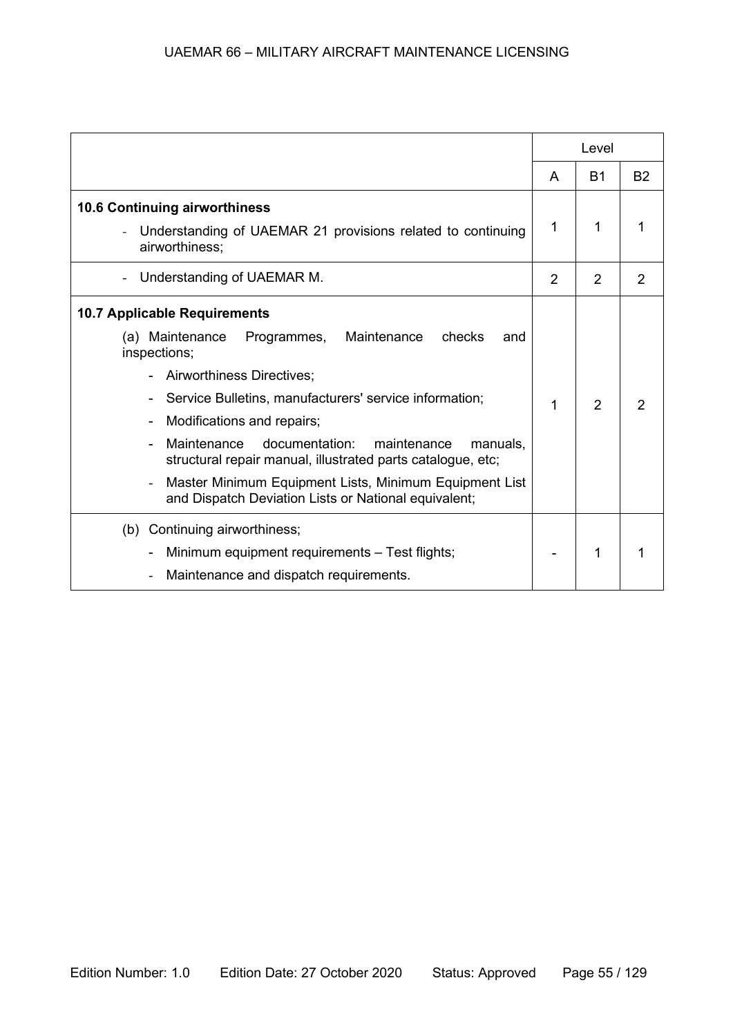| | Level | | |
|---|---|---|---|
| | A | B1 | B2 |
| **10.6 Continuing airworthiness**<br>- Understanding of UAEMAR 21 provisions related to continuing airworthiness; | 1 | 1 | 1 |
| - Understanding of UAEMAR M. | 2 | 2 | 2 |
| **10.7 Applicable Requirements**<br>(a) Maintenance Programmes, Maintenance checks and inspections;<br>- Airworthiness Directives;<br>- Service Bulletins, manufacturers' service information;<br>- Modifications and repairs;<br>- Maintenance documentation: maintenance manuals, structural repair manual, illustrated parts catalogue, etc;<br>- Master Minimum Equipment Lists, Minimum Equipment List and Dispatch Deviation Lists or National equivalent; | 1 | 2 | 2 |
| (b) Continuing airworthiness;<br>- Minimum equipment requirements – Test flights;<br>- Maintenance and dispatch requirements. | - | 1 | 1 |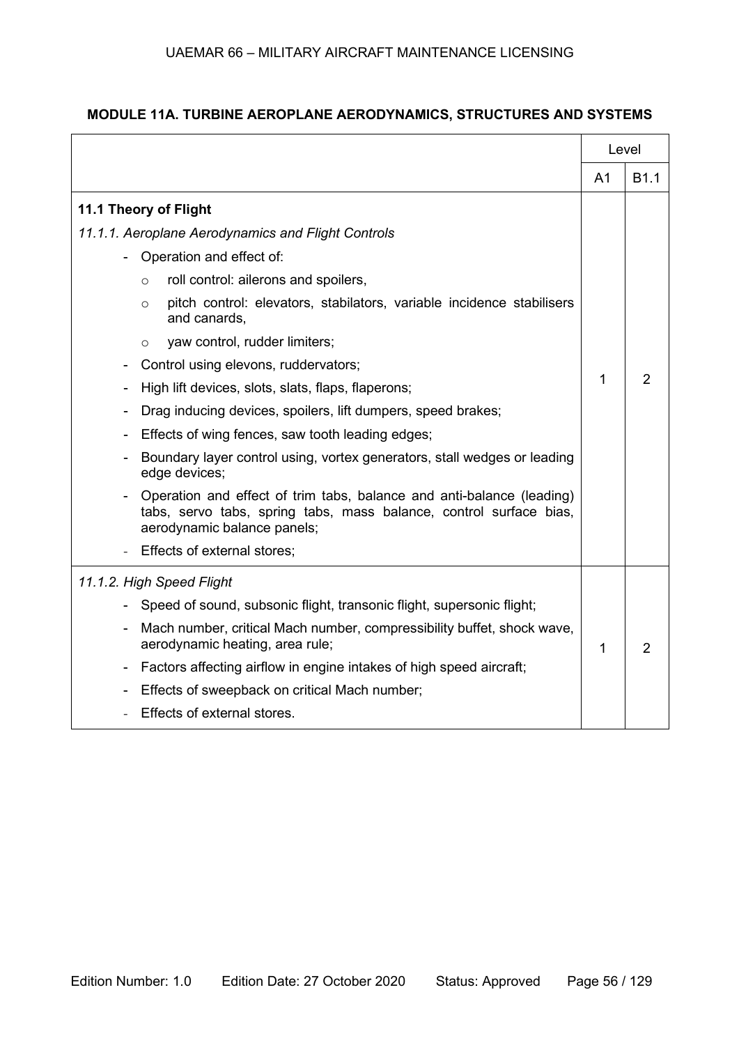## MODULE 11A. TURBINE AEROPLANE AERODYNAMICS, STRUCTURES AND SYSTEMS

| | Level | |
|---|---|---|
| | A1 | B1.1 |
| **11.1 Theory of Flight**<br>*11.1.1. Aeroplane Aerodynamics and Flight Controls*<br>- Operation and effect of:<br>  ○ roll control: ailerons and spoilers,<br>  ○ pitch control: elevators, stabilators, variable incidence stabilisers and canards,<br>  ○ yaw control, rudder limiters;<br>- Control using elevons, ruddervators;<br>- High lift devices, slots, slats, flaps, flaperons;<br>- Drag inducing devices, spoilers, lift dumpers, speed brakes;<br>- Effects of wing fences, saw tooth leading edges;<br>- Boundary layer control using, vortex generators, stall wedges or leading edge devices;<br>- Operation and effect of trim tabs, balance and anti-balance (leading) tabs, servo tabs, spring tabs, mass balance, control surface bias, aerodynamic balance panels;<br>- Effects of external stores; | 1 | 2 |
| *11.1.2. High Speed Flight*<br>- Speed of sound, subsonic flight, transonic flight, supersonic flight;<br>- Mach number, critical Mach number, compressibility buffet, shock wave, aerodynamic heating, area rule;<br>- Factors affecting airflow in engine intakes of high speed aircraft;<br>- Effects of sweepback on critical Mach number;<br>- Effects of external stores. | 1 | 2 |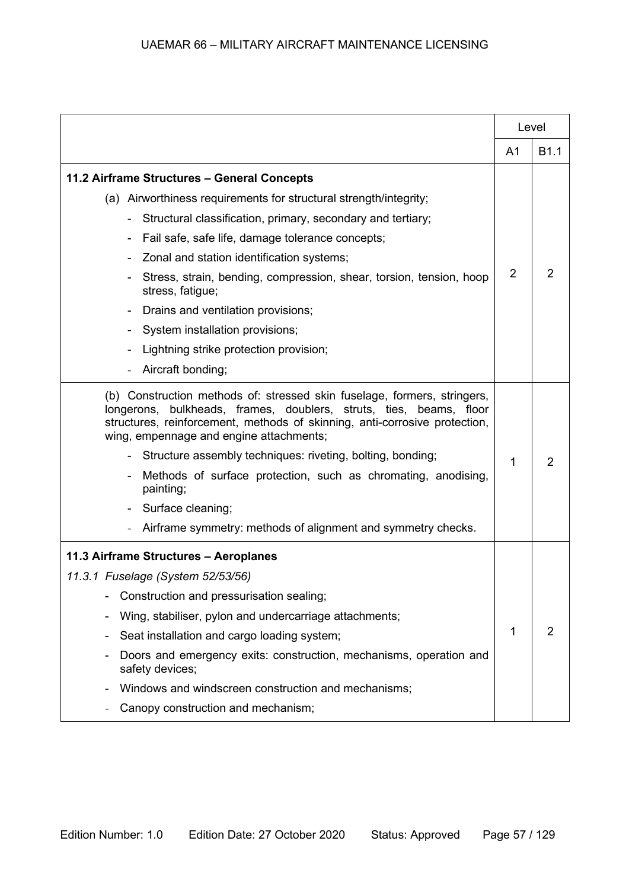| | Level | |
|---|---|---|
| | A1 | B1.1 |
| **11.2 Airframe Structures – General Concepts**<br>(a) Airworthiness requirements for structural strength/integrity;<br>- Structural classification, primary, secondary and tertiary;<br>- Fail safe, safe life, damage tolerance concepts;<br>- Zonal and station identification systems;<br>- Stress, strain, bending, compression, shear, torsion, tension, hoop stress, fatigue;<br>- Drains and ventilation provisions;<br>- System installation provisions;<br>- Lightning strike protection provision;<br>- Aircraft bonding; | 2 | 2 |
| (b) Construction methods of: stressed skin fuselage, formers, stringers, longerons, bulkheads, frames, doublers, struts, ties, beams, floor structures, reinforcement, methods of skinning, anti-corrosive protection, wing, empennage and engine attachments;<br>- Structure assembly techniques: riveting, bolting, bonding;<br>- Methods of surface protection, such as chromating, anodising, painting;<br>- Surface cleaning;<br>- Airframe symmetry: methods of alignment and symmetry checks. | 1 | 2 |
| **11.3 Airframe Structures – Aeroplanes**<br>*11.3.1 Fuselage (System 52/53/56)*<br>- Construction and pressurisation sealing;<br>- Wing, stabiliser, pylon and undercarriage attachments;<br>- Seat installation and cargo loading system;<br>- Doors and emergency exits: construction, mechanisms, operation and safety devices;<br>- Windows and windscreen construction and mechanisms;<br>- Canopy construction and mechanism; | 1 | 2 |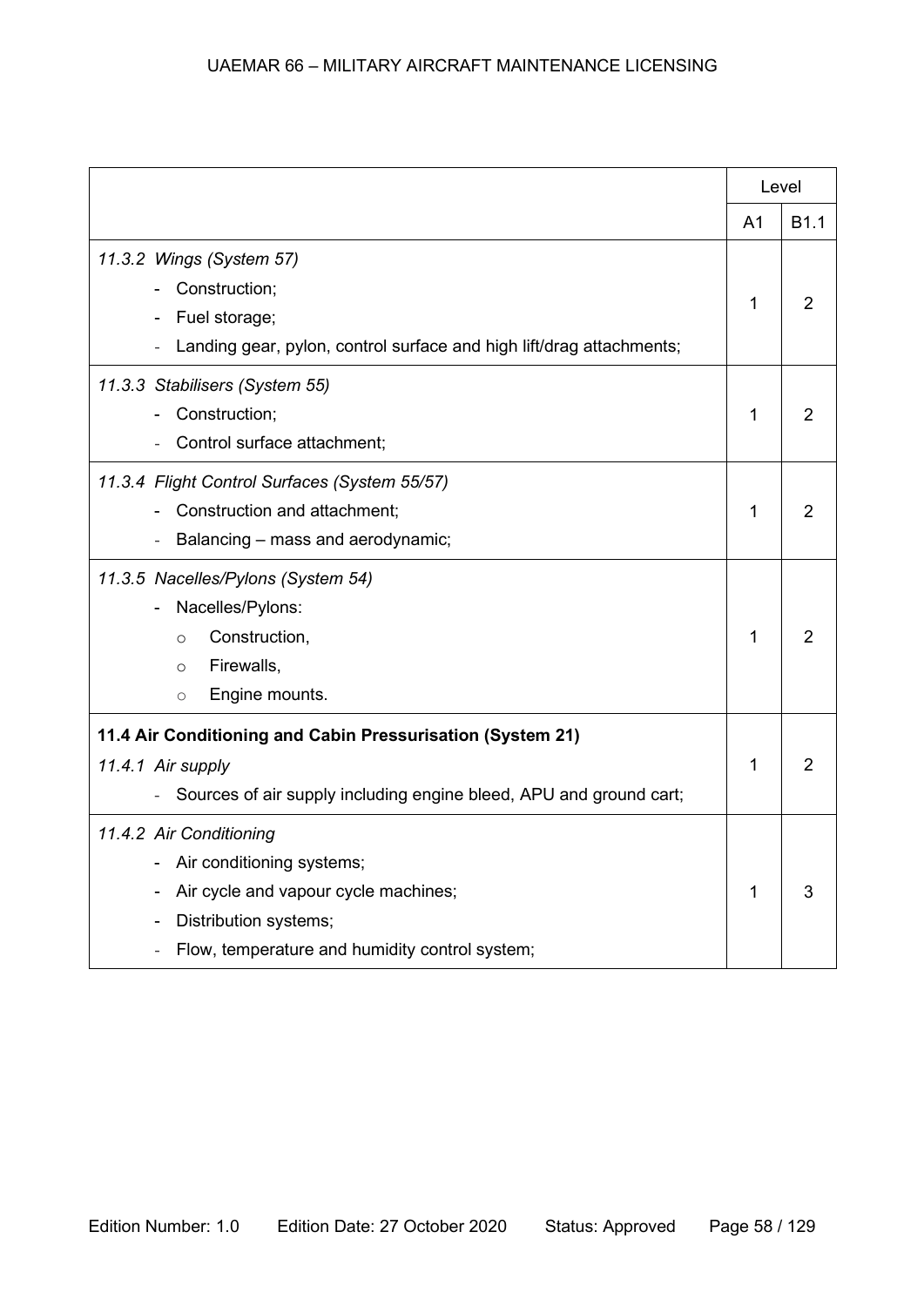| | Level | |
|---|---|---|
| | A1 | B1.1 |
| *11.3.2 Wings (System 57)*<br>- Construction;<br>- Fuel storage;<br>- Landing gear, pylon, control surface and high lift/drag attachments; | 1 | 2 |
| *11.3.3 Stabilisers (System 55)*<br>- Construction;<br>- Control surface attachment; | 1 | 2 |
| *11.3.4 Flight Control Surfaces (System 55/57)*<br>- Construction and attachment;<br>- Balancing – mass and aerodynamic; | 1 | 2 |
| *11.3.5 Nacelles/Pylons (System 54)*<br>- Nacelles/Pylons:<br>  ○ Construction,<br>  ○ Firewalls,<br>  ○ Engine mounts. | 1 | 2 |
| **11.4 Air Conditioning and Cabin Pressurisation (System 21)**<br>*11.4.1 Air supply*<br>- Sources of air supply including engine bleed, APU and ground cart; | 1 | 2 |
| *11.4.2 Air Conditioning*<br>- Air conditioning systems;<br>- Air cycle and vapour cycle machines;<br>- Distribution systems;<br>- Flow, temperature and humidity control system; | 1 | 3 |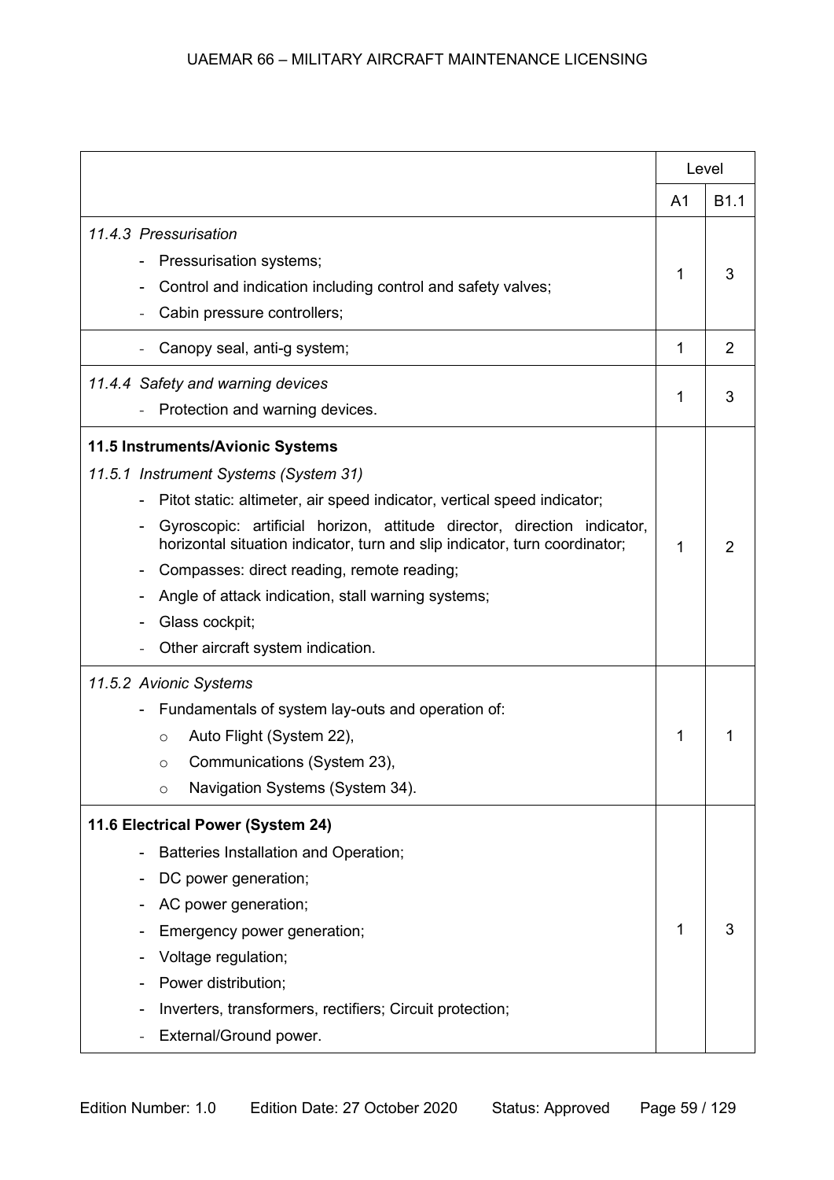| | Level | |
|---|---|---|
| | A1 | B1.1 |
| *11.4.3 Pressurisation*<br>- Pressurisation systems;<br>- Control and indication including control and safety valves;<br>- Cabin pressure controllers; | 1 | 3 |
| - Canopy seal, anti-g system; | 1 | 2 |
| *11.4.4 Safety and warning devices*<br>- Protection and warning devices. | 1 | 3 |
| **11.5 Instruments/Avionic Systems**<br>*11.5.1 Instrument Systems (System 31)*<br>- Pitot static: altimeter, air speed indicator, vertical speed indicator;<br>- Gyroscopic: artificial horizon, attitude director, direction indicator, horizontal situation indicator, turn and slip indicator, turn coordinator;<br>- Compasses: direct reading, remote reading;<br>- Angle of attack indication, stall warning systems;<br>- Glass cockpit;<br>- Other aircraft system indication. | 1 | 2 |
| *11.5.2 Avionic Systems*<br>- Fundamentals of system lay-outs and operation of:<br>○ Auto Flight (System 22),<br>○ Communications (System 23),<br>○ Navigation Systems (System 34). | 1 | 1 |
| **11.6 Electrical Power (System 24)**<br>- Batteries Installation and Operation;<br>- DC power generation;<br>- AC power generation;<br>- Emergency power generation;<br>- Voltage regulation;<br>- Power distribution;<br>- Inverters, transformers, rectifiers; Circuit protection;<br>- External/Ground power. | 1 | 3 |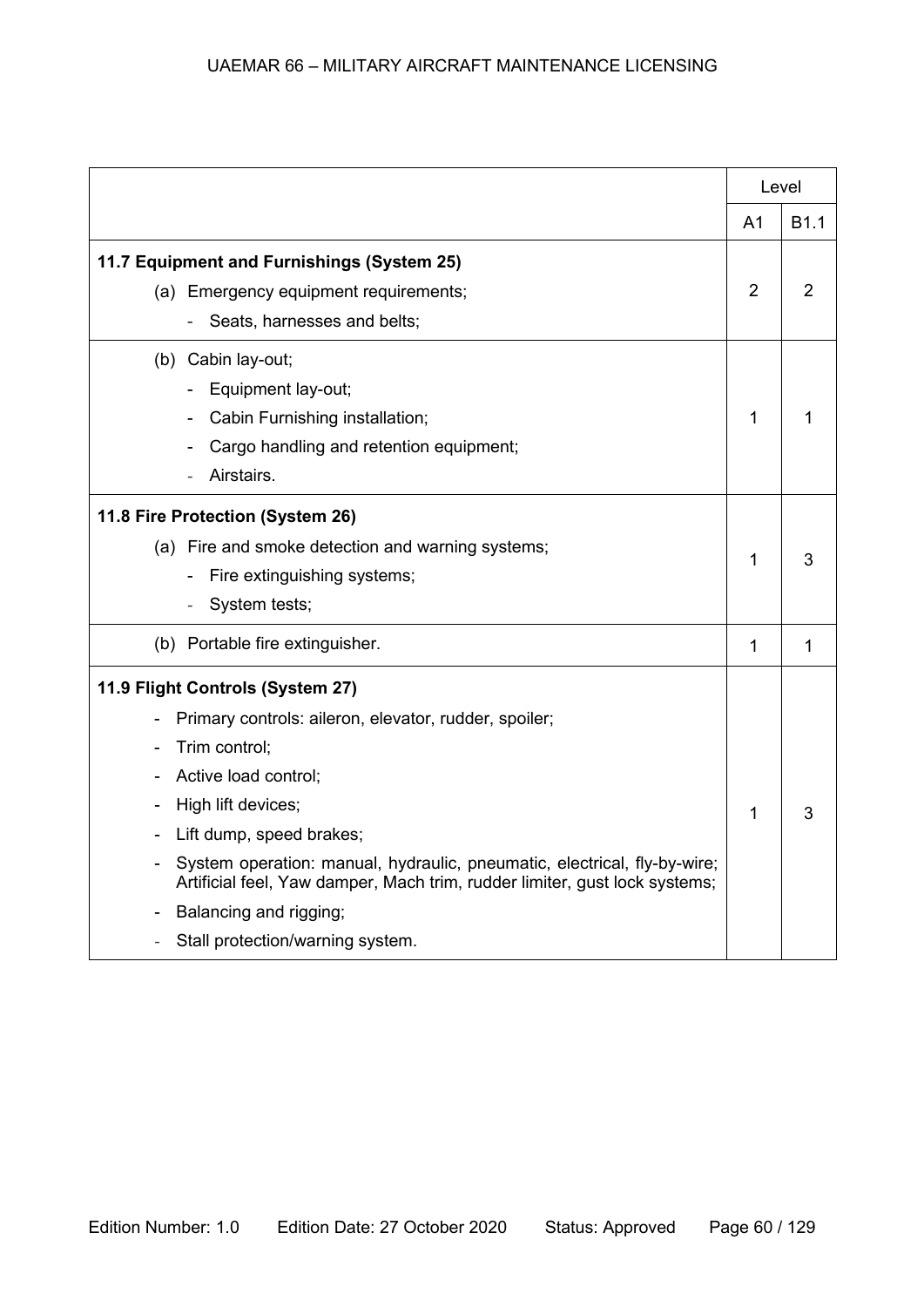| | Level | |
|---|---|---|
| | A1 | B1.1 |
| **11.7 Equipment and Furnishings (System 25)**<br>(a) Emergency equipment requirements;<br>- Seats, harnesses and belts; | 2 | 2 |
| (b) Cabin lay-out;<br>- Equipment lay-out;<br>- Cabin Furnishing installation;<br>- Cargo handling and retention equipment;<br>- Airstairs. | 1 | 1 |
| **11.8 Fire Protection (System 26)**<br>(a) Fire and smoke detection and warning systems;<br>- Fire extinguishing systems;<br>- System tests; | 1 | 3 |
| (b) Portable fire extinguisher. | 1 | 1 |
| **11.9 Flight Controls (System 27)**<br>- Primary controls: aileron, elevator, rudder, spoiler;<br>- Trim control;<br>- Active load control;<br>- High lift devices;<br>- Lift dump, speed brakes;<br>- System operation: manual, hydraulic, pneumatic, electrical, fly-by-wire; Artificial feel, Yaw damper, Mach trim, rudder limiter, gust lock systems;<br>- Balancing and rigging;<br>- Stall protection/warning system. | 1 | 3 |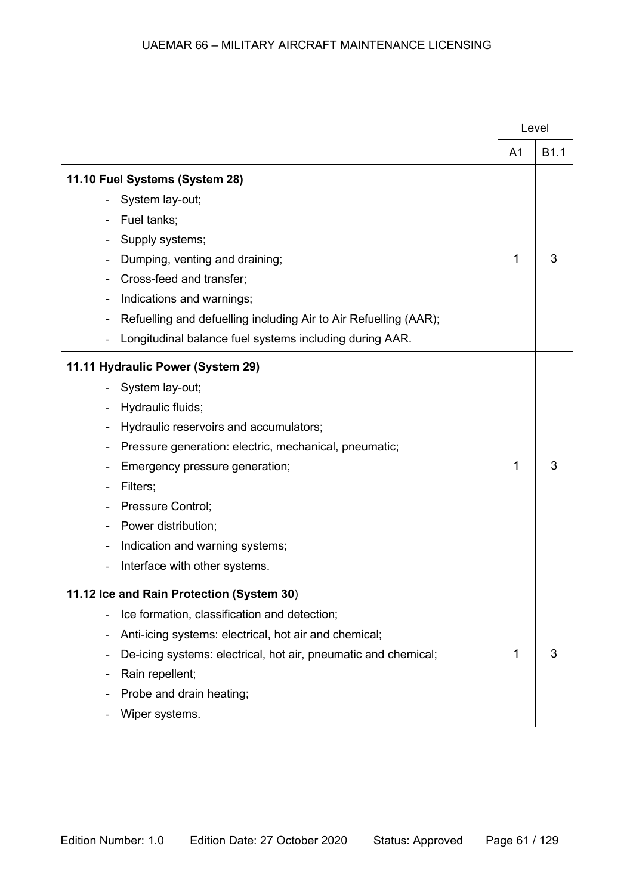| | Level | |
|---|---|---|
| | A1 | B1.1 |
| **11.10 Fuel Systems (System 28)**<br>- System lay-out;<br>- Fuel tanks;<br>- Supply systems;<br>- Dumping, venting and draining;<br>- Cross-feed and transfer;<br>- Indications and warnings;<br>- Refuelling and defuelling including Air to Air Refuelling (AAR);<br>- Longitudinal balance fuel systems including during AAR. | 1 | 3 |
| **11.11 Hydraulic Power (System 29)**<br>- System lay-out;<br>- Hydraulic fluids;<br>- Hydraulic reservoirs and accumulators;<br>- Pressure generation: electric, mechanical, pneumatic;<br>- Emergency pressure generation;<br>- Filters;<br>- Pressure Control;<br>- Power distribution;<br>- Indication and warning systems;<br>- Interface with other systems. | 1 | 3 |
| **11.12 Ice and Rain Protection (System 30**)<br>- Ice formation, classification and detection;<br>- Anti-icing systems: electrical, hot air and chemical;<br>- De-icing systems: electrical, hot air, pneumatic and chemical;<br>- Rain repellent;<br>- Probe and drain heating;<br>- Wiper systems. | 1 | 3 |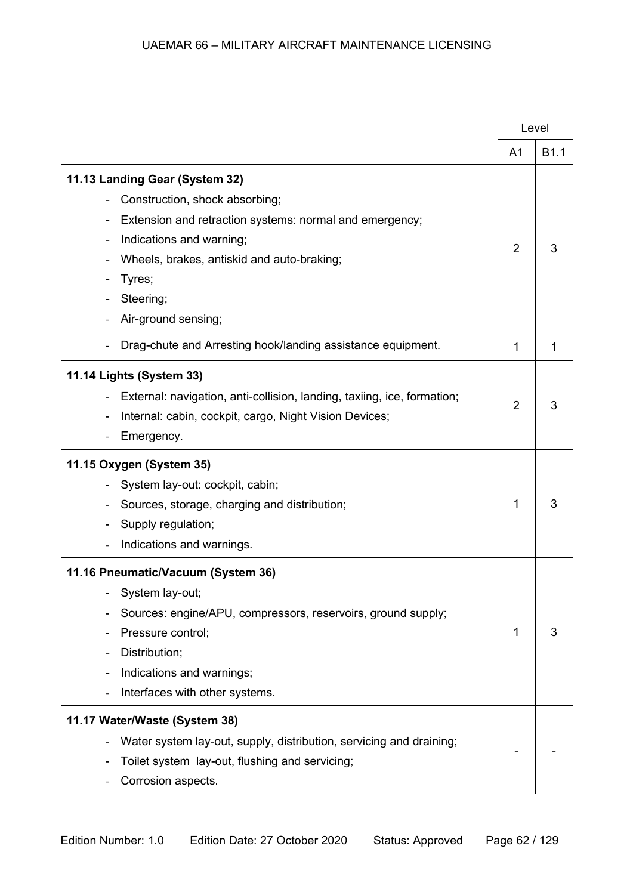| | Level | |
|---|---|---|
| | A1 | B1.1 |
| **11.13 Landing Gear (System 32)**<br>- Construction, shock absorbing;<br>- Extension and retraction systems: normal and emergency;<br>- Indications and warning;<br>- Wheels, brakes, antiskid and auto-braking;<br>- Tyres;<br>- Steering;<br>- Air-ground sensing; | 2 | 3 |
| - Drag-chute and Arresting hook/landing assistance equipment. | 1 | 1 |
| **11.14 Lights (System 33)**<br>- External: navigation, anti-collision, landing, taxiing, ice, formation;<br>- Internal: cabin, cockpit, cargo, Night Vision Devices;<br>- Emergency. | 2 | 3 |
| **11.15 Oxygen (System 35)**<br>- System lay-out: cockpit, cabin;<br>- Sources, storage, charging and distribution;<br>- Supply regulation;<br>- Indications and warnings. | 1 | 3 |
| **11.16 Pneumatic/Vacuum (System 36)**<br>- System lay-out;<br>- Sources: engine/APU, compressors, reservoirs, ground supply;<br>- Pressure control;<br>- Distribution;<br>- Indications and warnings;<br>- Interfaces with other systems. | 1 | 3 |
| **11.17 Water/Waste (System 38)**<br>- Water system lay-out, supply, distribution, servicing and draining;<br>- Toilet system lay-out, flushing and servicing;<br>- Corrosion aspects. | - | - |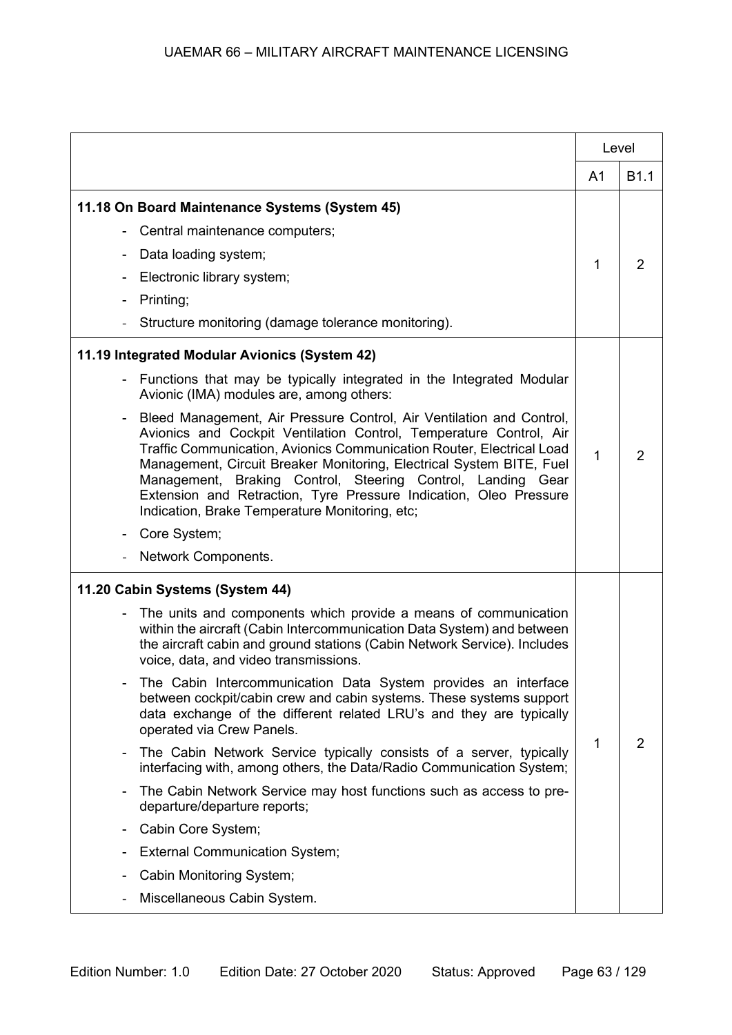| | Level | |
|---|---|---|
| | A1 | B1.1 |
| **11.18 On Board Maintenance Systems (System 45)**<br>- Central maintenance computers;<br>- Data loading system;<br>- Electronic library system;<br>- Printing;<br>- Structure monitoring (damage tolerance monitoring). | 1 | 2 |
| **11.19 Integrated Modular Avionics (System 42)**<br>- Functions that may be typically integrated in the Integrated Modular Avionic (IMA) modules are, among others:<br>- Bleed Management, Air Pressure Control, Air Ventilation and Control, Avionics and Cockpit Ventilation Control, Temperature Control, Air Traffic Communication, Avionics Communication Router, Electrical Load Management, Circuit Breaker Monitoring, Electrical System BITE, Fuel Management, Braking Control, Steering Control, Landing Gear Extension and Retraction, Tyre Pressure Indication, Oleo Pressure Indication, Brake Temperature Monitoring, etc;<br>- Core System;<br>- Network Components. | 1 | 2 |
| **11.20 Cabin Systems (System 44)**<br>- The units and components which provide a means of communication within the aircraft (Cabin Intercommunication Data System) and between the aircraft cabin and ground stations (Cabin Network Service). Includes voice, data, and video transmissions.<br>- The Cabin Intercommunication Data System provides an interface between cockpit/cabin crew and cabin systems. These systems support data exchange of the different related LRU's and they are typically operated via Crew Panels.<br>- The Cabin Network Service typically consists of a server, typically interfacing with, among others, the Data/Radio Communication System;<br>- The Cabin Network Service may host functions such as access to pre-departure/departure reports;<br>- Cabin Core System;<br>- External Communication System;<br>- Cabin Monitoring System;<br>- Miscellaneous Cabin System. | 1 | 2 |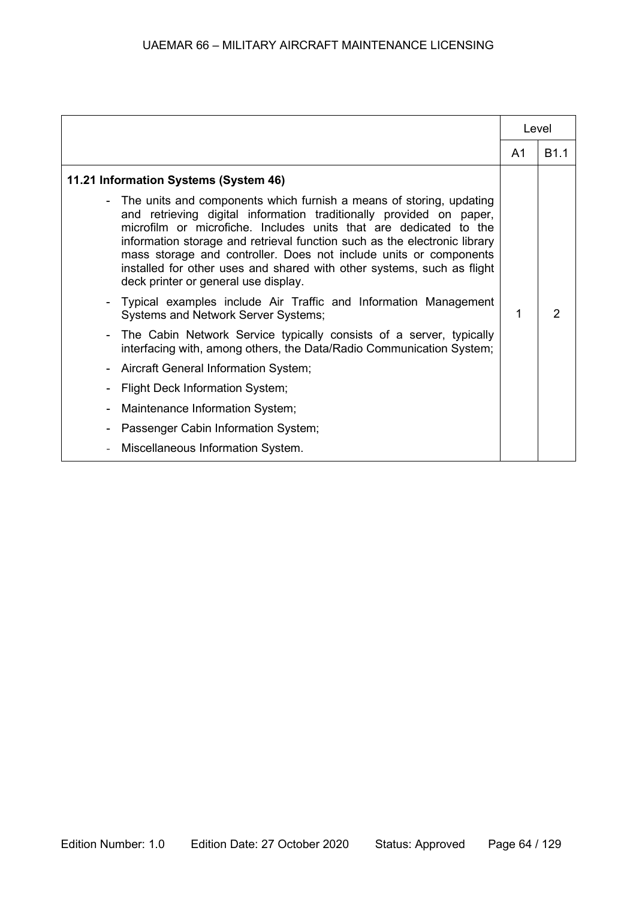| | Level | |
|---|---|---|
| | A1 | B1.1 |
| **11.21 Information Systems (System 46)**<br>- The units and components which furnish a means of storing, updating and retrieving digital information traditionally provided on paper, microfilm or microfiche. Includes units that are dedicated to the information storage and retrieval function such as the electronic library mass storage and controller. Does not include units or components installed for other uses and shared with other systems, such as flight deck printer or general use display.<br>- Typical examples include Air Traffic and Information Management Systems and Network Server Systems;<br>- The Cabin Network Service typically consists of a server, typically interfacing with, among others, the Data/Radio Communication System;<br>- Aircraft General Information System;<br>- Flight Deck Information System;<br>- Maintenance Information System;<br>- Passenger Cabin Information System;<br>- Miscellaneous Information System. | 1 | 2 |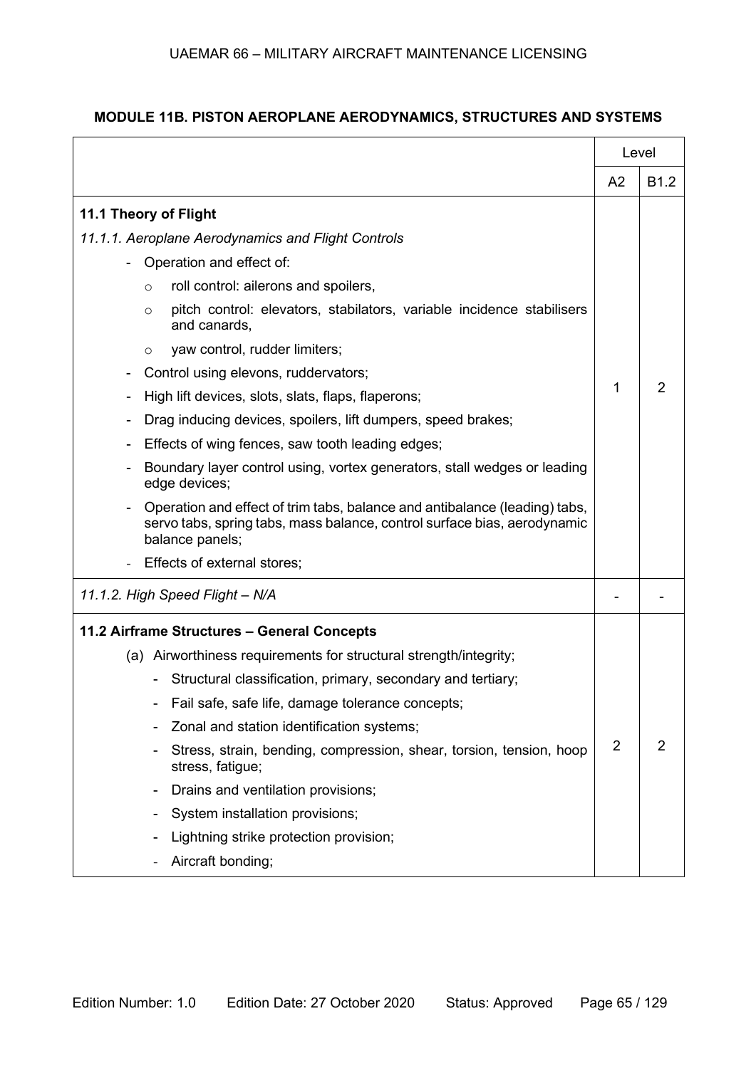## MODULE 11B. PISTON AEROPLANE AERODYNAMICS, STRUCTURES AND SYSTEMS

| | Level | |
|---|---|---|
| | A2 | B1.2 |
| **11.1 Theory of Flight**<br>*11.1.1. Aeroplane Aerodynamics and Flight Controls*<br>- Operation and effect of:<br>  ○ roll control: ailerons and spoilers,<br>  ○ pitch control: elevators, stabilators, variable incidence stabilisers and canards,<br>  ○ yaw control, rudder limiters;<br>- Control using elevons, ruddervators;<br>- High lift devices, slots, slats, flaps, flaperons;<br>- Drag inducing devices, spoilers, lift dumpers, speed brakes;<br>- Effects of wing fences, saw tooth leading edges;<br>- Boundary layer control using, vortex generators, stall wedges or leading edge devices;<br>- Operation and effect of trim tabs, balance and antibalance (leading) tabs, servo tabs, spring tabs, mass balance, control surface bias, aerodynamic balance panels;<br>- Effects of external stores; | 1 | 2 |
| *11.1.2. High Speed Flight – N/A* | - | - |
| **11.2 Airframe Structures – General Concepts**<br>(a) Airworthiness requirements for structural strength/integrity;<br>- Structural classification, primary, secondary and tertiary;<br>- Fail safe, safe life, damage tolerance concepts;<br>- Zonal and station identification systems;<br>- Stress, strain, bending, compression, shear, torsion, tension, hoop stress, fatigue;<br>- Drains and ventilation provisions;<br>- System installation provisions;<br>- Lightning strike protection provision;<br>- Aircraft bonding; | 2 | 2 |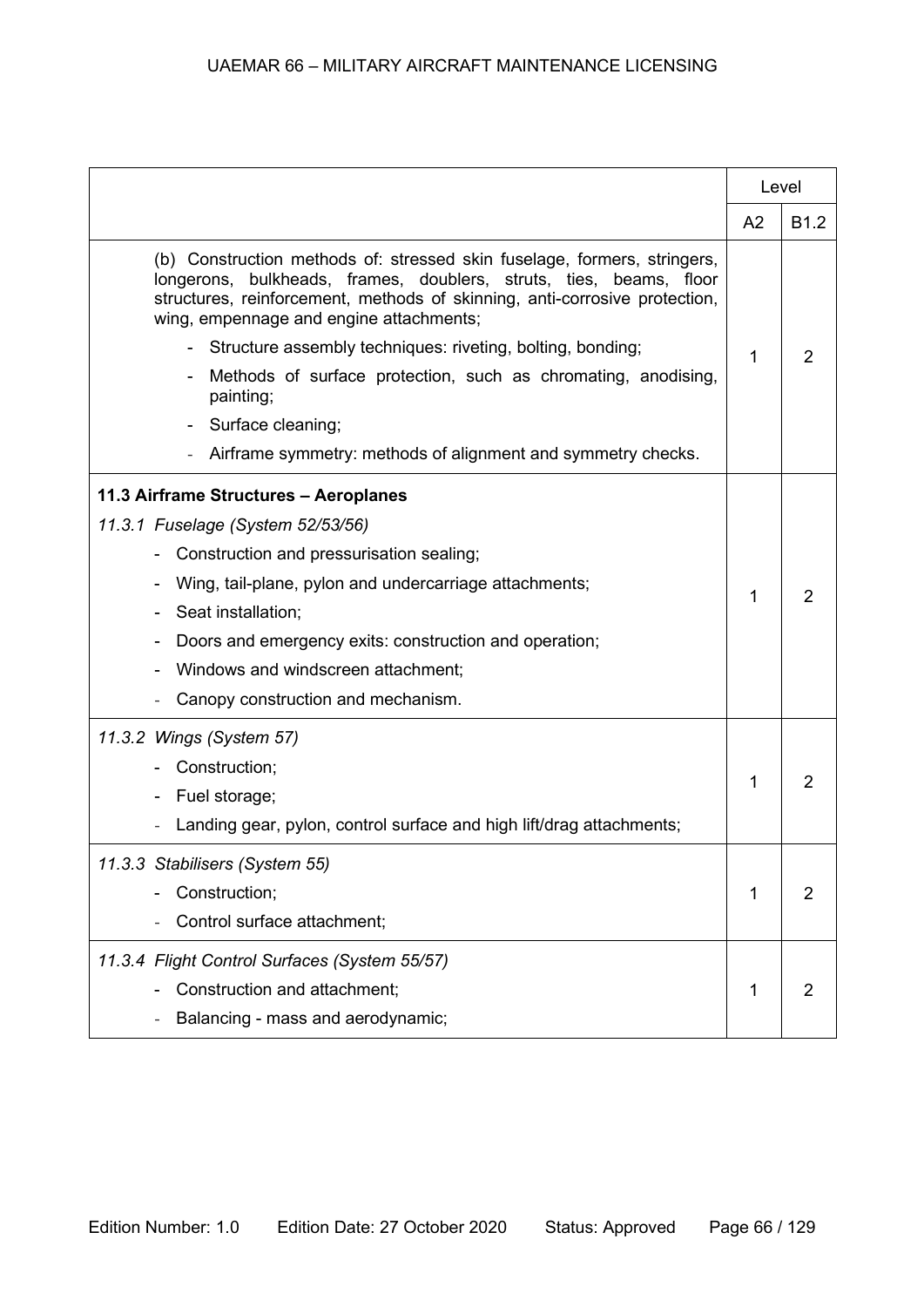| | Level | |
|---|---|---|
| | A2 | B1.2 |
| (b) Construction methods of: stressed skin fuselage, formers, stringers, longerons, bulkheads, frames, doublers, struts, ties, beams, floor structures, reinforcement, methods of skinning, anti-corrosive protection, wing, empennage and engine attachments;<br>- Structure assembly techniques: riveting, bolting, bonding;<br>- Methods of surface protection, such as chromating, anodising, painting;<br>- Surface cleaning;<br>- Airframe symmetry: methods of alignment and symmetry checks. | 1 | 2 |
| **11.3 Airframe Structures – Aeroplanes**<br>*11.3.1 Fuselage (System 52/53/56)*<br>- Construction and pressurisation sealing;<br>- Wing, tail-plane, pylon and undercarriage attachments;<br>- Seat installation;<br>- Doors and emergency exits: construction and operation;<br>- Windows and windscreen attachment;<br>- Canopy construction and mechanism. | 1 | 2 |
| *11.3.2 Wings (System 57)*<br>- Construction;<br>- Fuel storage;<br>- Landing gear, pylon, control surface and high lift/drag attachments; | 1 | 2 |
| *11.3.3 Stabilisers (System 55)*<br>- Construction;<br>- Control surface attachment; | 1 | 2 |
| *11.3.4 Flight Control Surfaces (System 55/57)*<br>- Construction and attachment;<br>- Balancing - mass and aerodynamic; | 1 | 2 |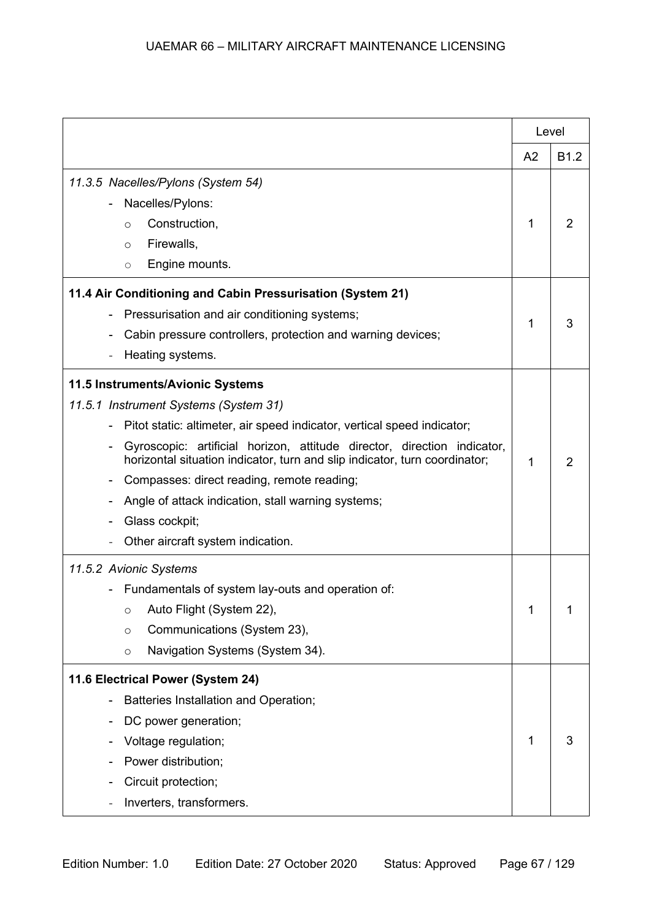| | Level | |
|---|---|---|
| | A2 | B1.2 |
| *11.3.5 Nacelles/Pylons (System 54)*<br>- Nacelles/Pylons:<br>&nbsp;&nbsp;&nbsp;&nbsp;○ Construction,<br>&nbsp;&nbsp;&nbsp;&nbsp;○ Firewalls,<br>&nbsp;&nbsp;&nbsp;&nbsp;○ Engine mounts. | 1 | 2 |
| **11.4 Air Conditioning and Cabin Pressurisation (System 21)**<br>- Pressurisation and air conditioning systems;<br>- Cabin pressure controllers, protection and warning devices;<br>- Heating systems. | 1 | 3 |
| **11.5 Instruments/Avionic Systems**<br>*11.5.1 Instrument Systems (System 31)*<br>- Pitot static: altimeter, air speed indicator, vertical speed indicator;<br>- Gyroscopic: artificial horizon, attitude director, direction indicator, horizontal situation indicator, turn and slip indicator, turn coordinator;<br>- Compasses: direct reading, remote reading;<br>- Angle of attack indication, stall warning systems;<br>- Glass cockpit;<br>- Other aircraft system indication. | 1 | 2 |
| *11.5.2 Avionic Systems*<br>- Fundamentals of system lay-outs and operation of:<br>&nbsp;&nbsp;&nbsp;&nbsp;○ Auto Flight (System 22),<br>&nbsp;&nbsp;&nbsp;&nbsp;○ Communications (System 23),<br>&nbsp;&nbsp;&nbsp;&nbsp;○ Navigation Systems (System 34). | 1 | 1 |
| **11.6 Electrical Power (System 24)**<br>- Batteries Installation and Operation;<br>- DC power generation;<br>- Voltage regulation;<br>- Power distribution;<br>- Circuit protection;<br>- Inverters, transformers. | 1 | 3 |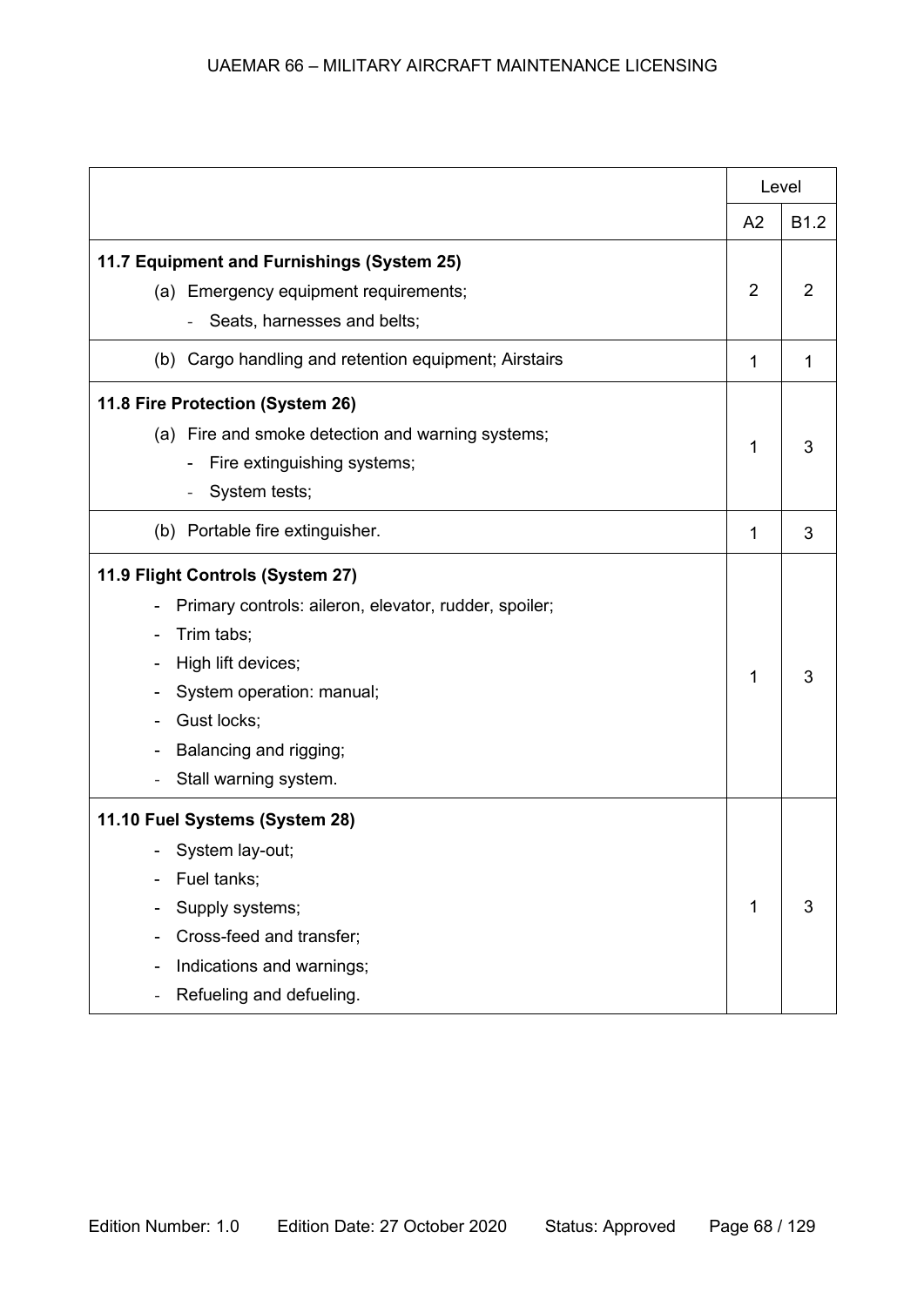| | Level | |
|---|---|---|
| | A2 | B1.2 |
| **11.7 Equipment and Furnishings (System 25)**<br>(a) Emergency equipment requirements;<br>- Seats, harnesses and belts; | 2 | 2 |
| (b) Cargo handling and retention equipment; Airstairs | 1 | 1 |
| **11.8 Fire Protection (System 26)**<br>(a) Fire and smoke detection and warning systems;<br>- Fire extinguishing systems;<br>- System tests; | 1 | 3 |
| (b) Portable fire extinguisher. | 1 | 3 |
| **11.9 Flight Controls (System 27)**<br>- Primary controls: aileron, elevator, rudder, spoiler;<br>- Trim tabs;<br>- High lift devices;<br>- System operation: manual;<br>- Gust locks;<br>- Balancing and rigging;<br>- Stall warning system. | 1 | 3 |
| **11.10 Fuel Systems (System 28)**<br>- System lay-out;<br>- Fuel tanks;<br>- Supply systems;<br>- Cross-feed and transfer;<br>- Indications and warnings;<br>- Refueling and defueling. | 1 | 3 |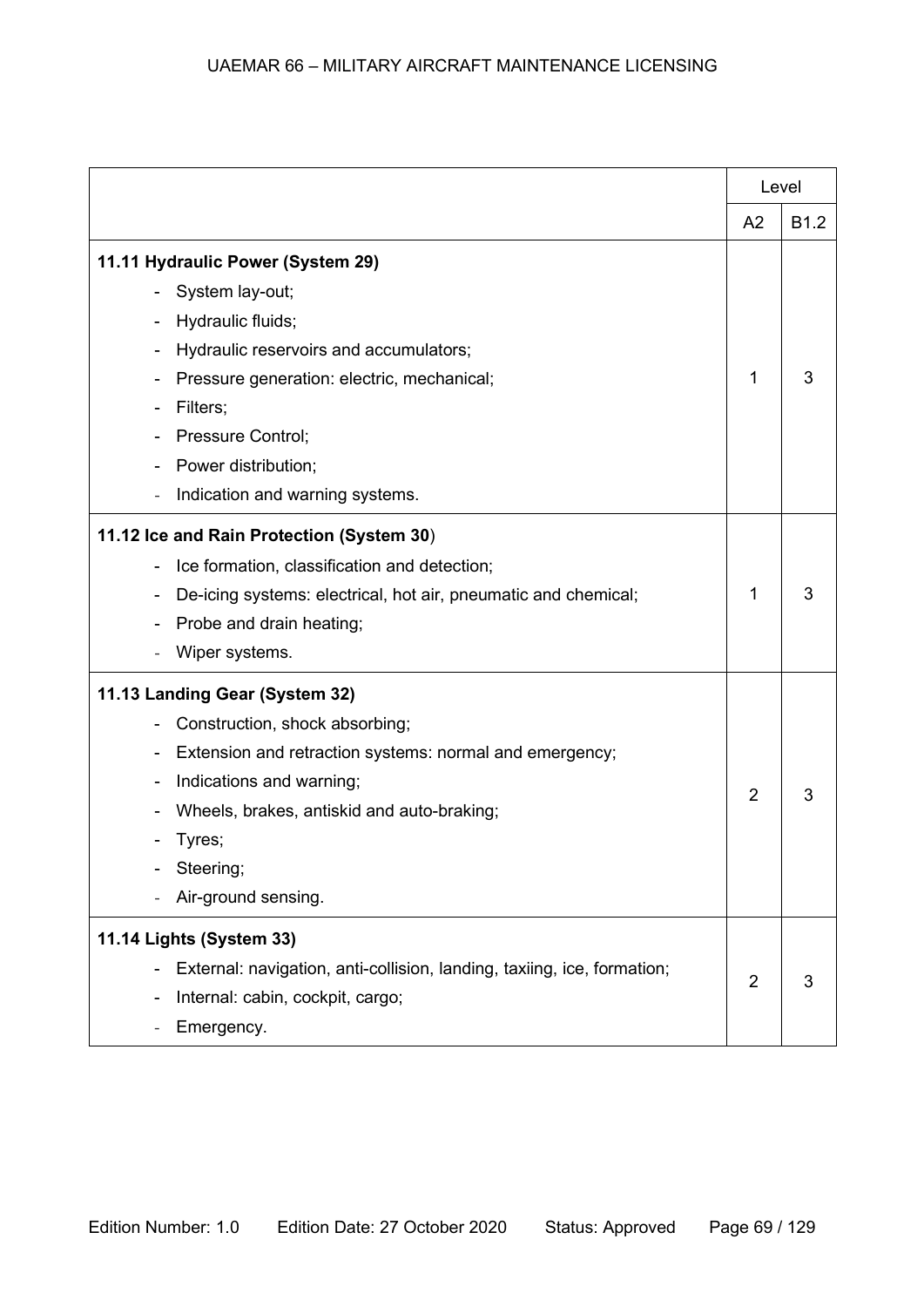| | Level | |
|---|---|---|
| | A2 | B1.2 |
| **11.11 Hydraulic Power (System 29)**<br>- System lay-out;<br>- Hydraulic fluids;<br>- Hydraulic reservoirs and accumulators;<br>- Pressure generation: electric, mechanical;<br>- Filters;<br>- Pressure Control;<br>- Power distribution;<br>- Indication and warning systems. | 1 | 3 |
| **11.12 Ice and Rain Protection (System 30**)<br>- Ice formation, classification and detection;<br>- De-icing systems: electrical, hot air, pneumatic and chemical;<br>- Probe and drain heating;<br>- Wiper systems. | 1 | 3 |
| **11.13 Landing Gear (System 32)**<br>- Construction, shock absorbing;<br>- Extension and retraction systems: normal and emergency;<br>- Indications and warning;<br>- Wheels, brakes, antiskid and auto-braking;<br>- Tyres;<br>- Steering;<br>- Air-ground sensing. | 2 | 3 |
| **11.14 Lights (System 33)**<br>- External: navigation, anti-collision, landing, taxiing, ice, formation;<br>- Internal: cabin, cockpit, cargo;<br>- Emergency. | 2 | 3 |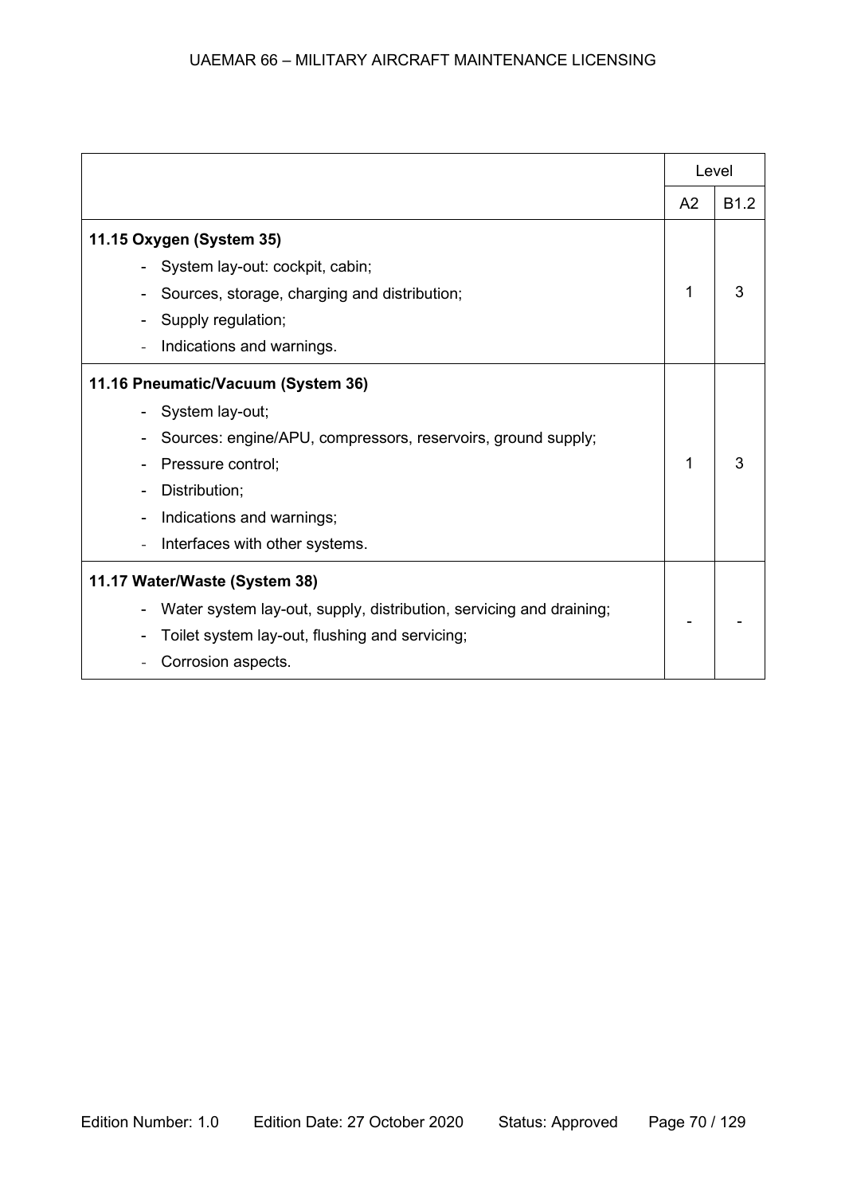| | Level | |
|---|---|---|
| | A2 | B1.2 |
| **11.15 Oxygen (System 35)**<br>- System lay-out: cockpit, cabin;<br>- Sources, storage, charging and distribution;<br>- Supply regulation;<br>- Indications and warnings. | 1 | 3 |
| **11.16 Pneumatic/Vacuum (System 36)**<br>- System lay-out;<br>- Sources: engine/APU, compressors, reservoirs, ground supply;<br>- Pressure control;<br>- Distribution;<br>- Indications and warnings;<br>- Interfaces with other systems. | 1 | 3 |
| **11.17 Water/Waste (System 38)**<br>- Water system lay-out, supply, distribution, servicing and draining;<br>- Toilet system lay-out, flushing and servicing;<br>- Corrosion aspects. | - | - |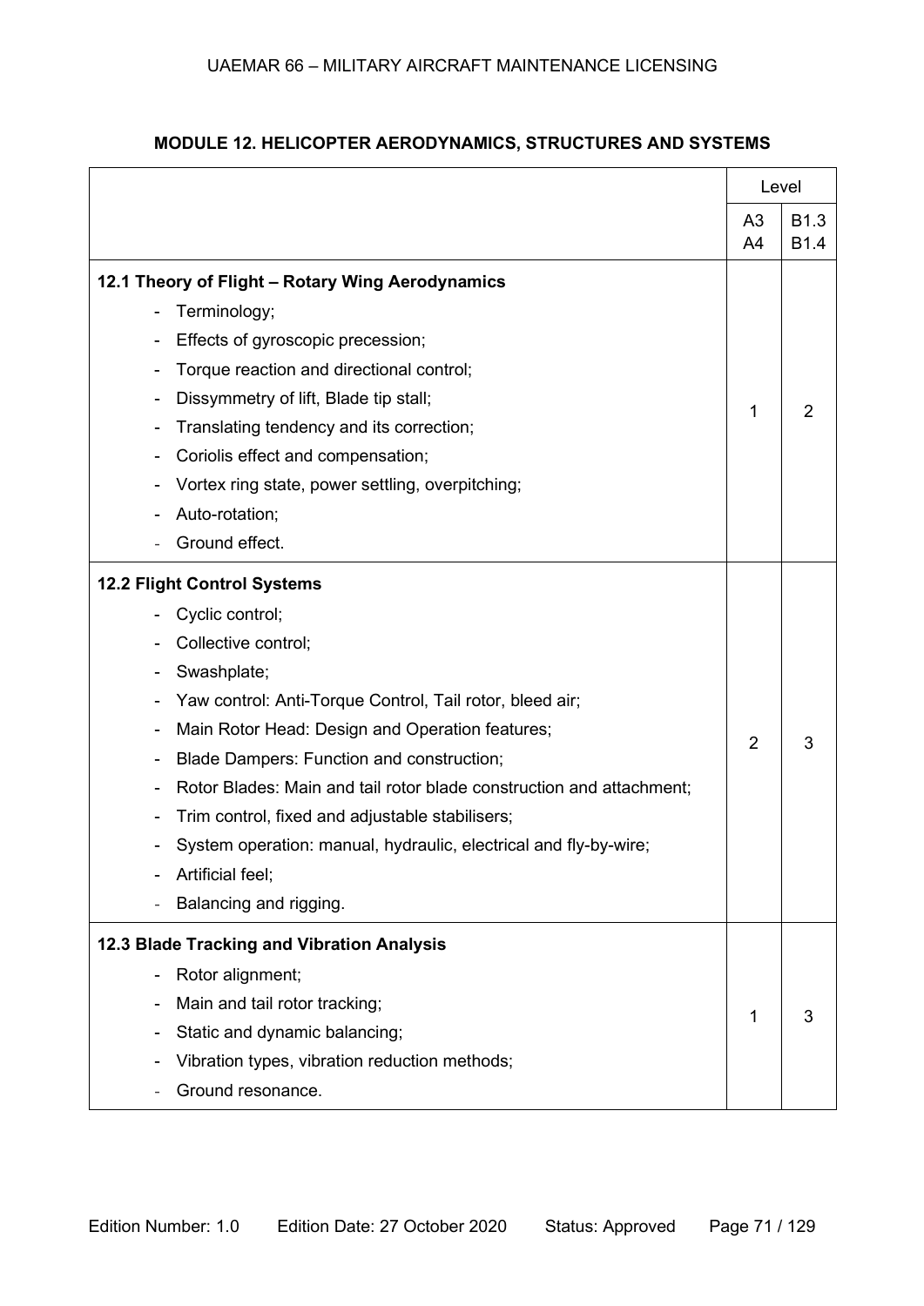**MODULE 12. HELICOPTER AERODYNAMICS, STRUCTURES AND SYSTEMS**

| | Level | |
|---|---|---|
| | A3<br>A4 | B1.3<br>B1.4 |
| **12.1 Theory of Flight – Rotary Wing Aerodynamics**<br>- Terminology;<br>- Effects of gyroscopic precession;<br>- Torque reaction and directional control;<br>- Dissymmetry of lift, Blade tip stall;<br>- Translating tendency and its correction;<br>- Coriolis effect and compensation;<br>- Vortex ring state, power settling, overpitching;<br>- Auto-rotation;<br>- Ground effect. | 1 | 2 |
| **12.2 Flight Control Systems**<br>- Cyclic control;<br>- Collective control;<br>- Swashplate;<br>- Yaw control: Anti-Torque Control, Tail rotor, bleed air;<br>- Main Rotor Head: Design and Operation features;<br>- Blade Dampers: Function and construction;<br>- Rotor Blades: Main and tail rotor blade construction and attachment;<br>- Trim control, fixed and adjustable stabilisers;<br>- System operation: manual, hydraulic, electrical and fly-by-wire;<br>- Artificial feel;<br>- Balancing and rigging. | 2 | 3 |
| **12.3 Blade Tracking and Vibration Analysis**<br>- Rotor alignment;<br>- Main and tail rotor tracking;<br>- Static and dynamic balancing;<br>- Vibration types, vibration reduction methods;<br>- Ground resonance. | 1 | 3 |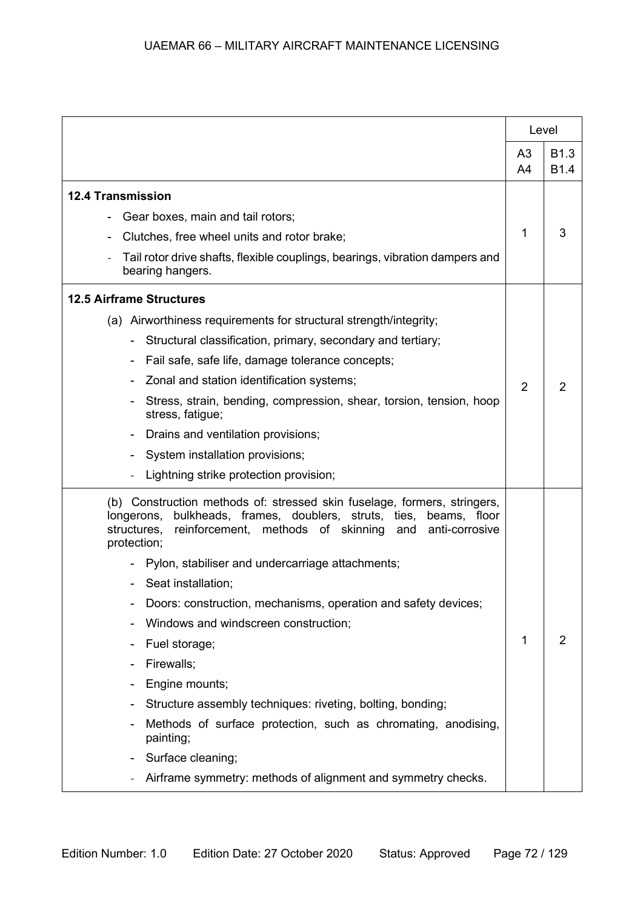| | Level | |
|---|---|---|
| | A3<br>A4 | B1.3<br>B1.4 |
| **12.4 Transmission**<br>- Gear boxes, main and tail rotors;<br>- Clutches, free wheel units and rotor brake;<br>- Tail rotor drive shafts, flexible couplings, bearings, vibration dampers and bearing hangers. | 1 | 3 |
| **12.5 Airframe Structures**<br>(a) Airworthiness requirements for structural strength/integrity;<br>- Structural classification, primary, secondary and tertiary;<br>- Fail safe, safe life, damage tolerance concepts;<br>- Zonal and station identification systems;<br>- Stress, strain, bending, compression, shear, torsion, tension, hoop stress, fatigue;<br>- Drains and ventilation provisions;<br>- System installation provisions;<br>- Lightning strike protection provision; | 2 | 2 |
| (b) Construction methods of: stressed skin fuselage, formers, stringers, longerons, bulkheads, frames, doublers, struts, ties, beams, floor structures, reinforcement, methods of skinning and anti-corrosive protection;<br>- Pylon, stabiliser and undercarriage attachments;<br>- Seat installation;<br>- Doors: construction, mechanisms, operation and safety devices;<br>- Windows and windscreen construction;<br>- Fuel storage;<br>- Firewalls;<br>- Engine mounts;<br>- Structure assembly techniques: riveting, bolting, bonding;<br>- Methods of surface protection, such as chromating, anodising, painting;<br>- Surface cleaning;<br>- Airframe symmetry: methods of alignment and symmetry checks. | 1 | 2 |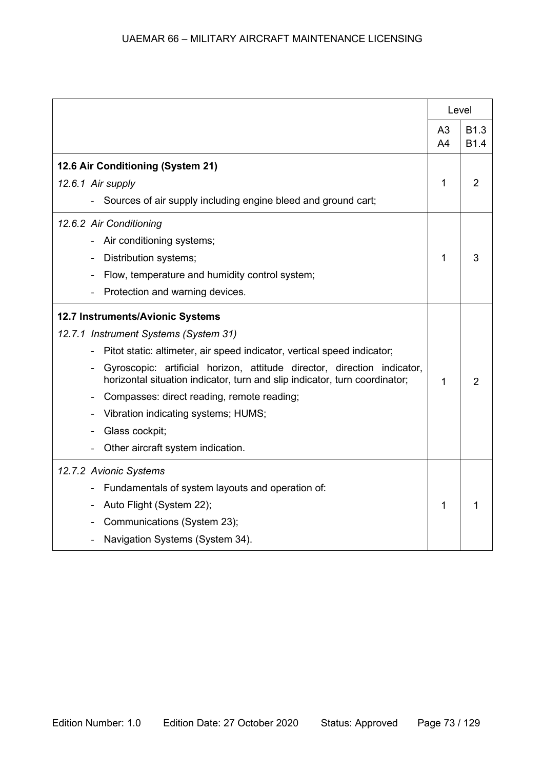| | Level | |
|---|---|---|
| | A3<br>A4 | B1.3<br>B1.4 |
| **12.6 Air Conditioning (System 21)**<br>*12.6.1 Air supply*<br>- Sources of air supply including engine bleed and ground cart; | 1 | 2 |
| *12.6.2 Air Conditioning*<br>- Air conditioning systems;<br>- Distribution systems;<br>- Flow, temperature and humidity control system;<br>- Protection and warning devices. | 1 | 3 |
| **12.7 Instruments/Avionic Systems**<br>*12.7.1 Instrument Systems (System 31)*<br>- Pitot static: altimeter, air speed indicator, vertical speed indicator;<br>- Gyroscopic: artificial horizon, attitude director, direction indicator, horizontal situation indicator, turn and slip indicator, turn coordinator;<br>- Compasses: direct reading, remote reading;<br>- Vibration indicating systems; HUMS;<br>- Glass cockpit;<br>- Other aircraft system indication. | 1 | 2 |
| *12.7.2 Avionic Systems*<br>- Fundamentals of system layouts and operation of:<br>- Auto Flight (System 22);<br>- Communications (System 23);<br>- Navigation Systems (System 34). | 1 | 1 |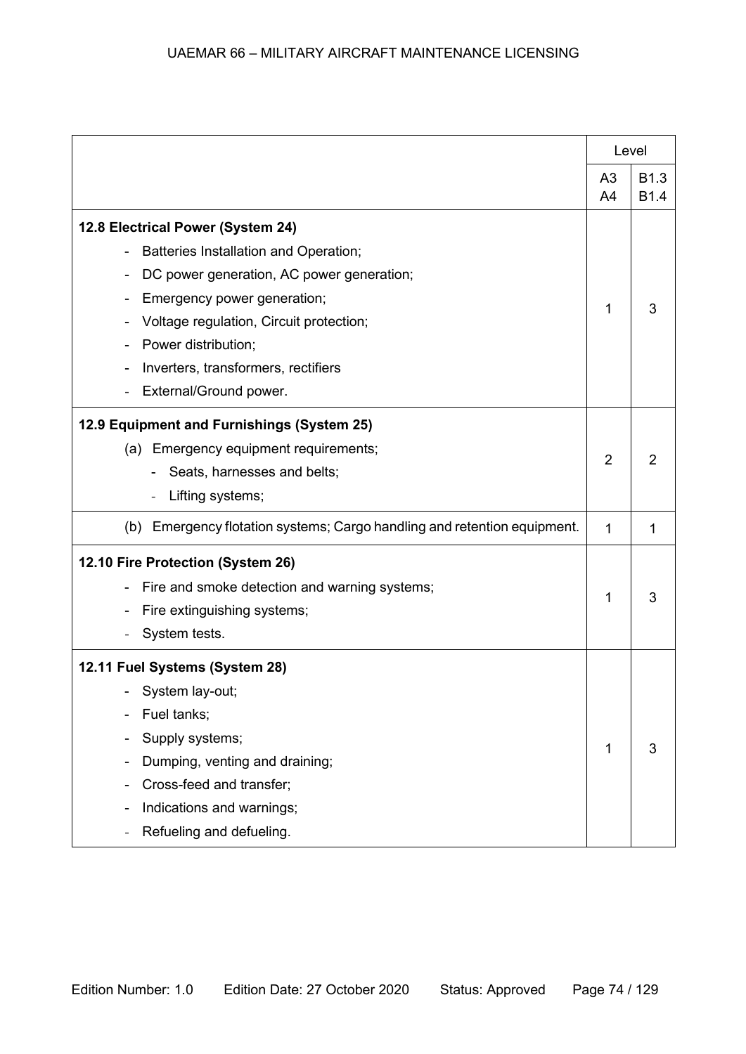| | Level | |
|---|---|---|
| | A3<br>A4 | B1.3<br>B1.4 |
| **12.8 Electrical Power (System 24)**<br>- Batteries Installation and Operation;<br>- DC power generation, AC power generation;<br>- Emergency power generation;<br>- Voltage regulation, Circuit protection;<br>- Power distribution;<br>- Inverters, transformers, rectifiers<br>- External/Ground power. | 1 | 3 |
| **12.9 Equipment and Furnishings (System 25)**<br>(a) Emergency equipment requirements;<br>- Seats, harnesses and belts;<br>- Lifting systems; | 2 | 2 |
| (b) Emergency flotation systems; Cargo handling and retention equipment. | 1 | 1 |
| **12.10 Fire Protection (System 26)**<br>- Fire and smoke detection and warning systems;<br>- Fire extinguishing systems;<br>- System tests. | 1 | 3 |
| **12.11 Fuel Systems (System 28)**<br>- System lay-out;<br>- Fuel tanks;<br>- Supply systems;<br>- Dumping, venting and draining;<br>- Cross-feed and transfer;<br>- Indications and warnings;<br>- Refueling and defueling. | 1 | 3 |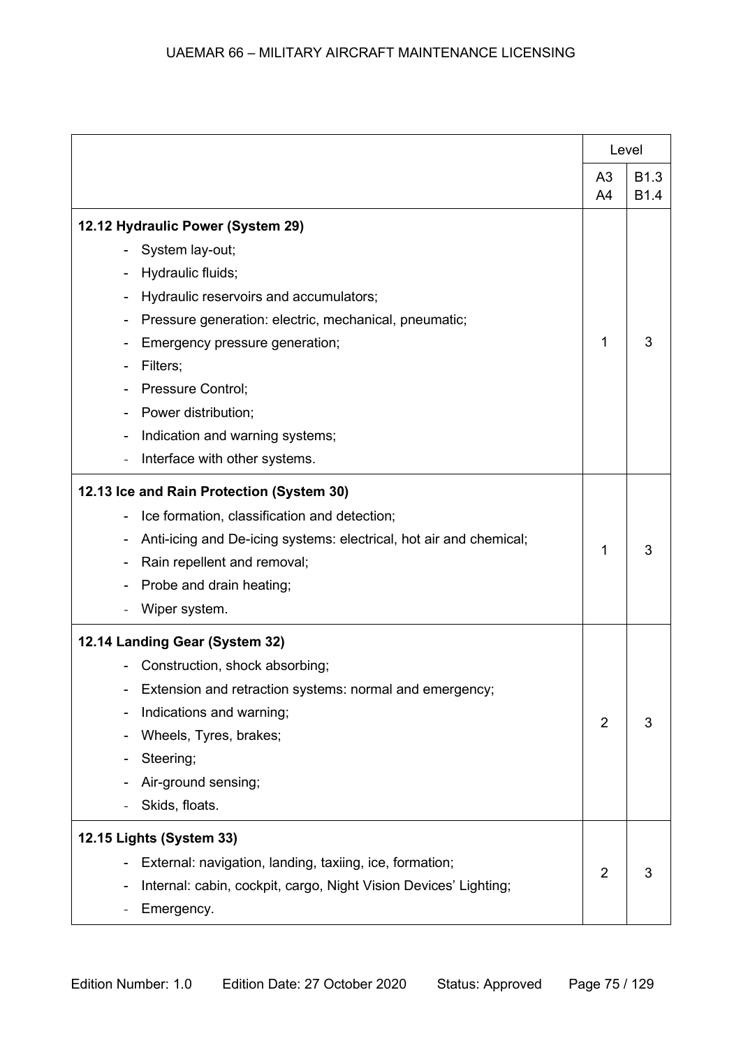| | Level | |
|---|---|---|
| | A3<br>A4 | B1.3<br>B1.4 |
| **12.12 Hydraulic Power (System 29)**<br>- System lay-out;<br>- Hydraulic fluids;<br>- Hydraulic reservoirs and accumulators;<br>- Pressure generation: electric, mechanical, pneumatic;<br>- Emergency pressure generation;<br>- Filters;<br>- Pressure Control;<br>- Power distribution;<br>- Indication and warning systems;<br>- Interface with other systems. | 1 | 3 |
| **12.13 Ice and Rain Protection (System 30)**<br>- Ice formation, classification and detection;<br>- Anti-icing and De-icing systems: electrical, hot air and chemical;<br>- Rain repellent and removal;<br>- Probe and drain heating;<br>- Wiper system. | 1 | 3 |
| **12.14 Landing Gear (System 32)**<br>- Construction, shock absorbing;<br>- Extension and retraction systems: normal and emergency;<br>- Indications and warning;<br>- Wheels, Tyres, brakes;<br>- Steering;<br>- Air-ground sensing;<br>- Skids, floats. | 2 | 3 |
| **12.15 Lights (System 33)**<br>- External: navigation, landing, taxiing, ice, formation;<br>- Internal: cabin, cockpit, cargo, Night Vision Devices' Lighting;<br>- Emergency. | 2 | 3 |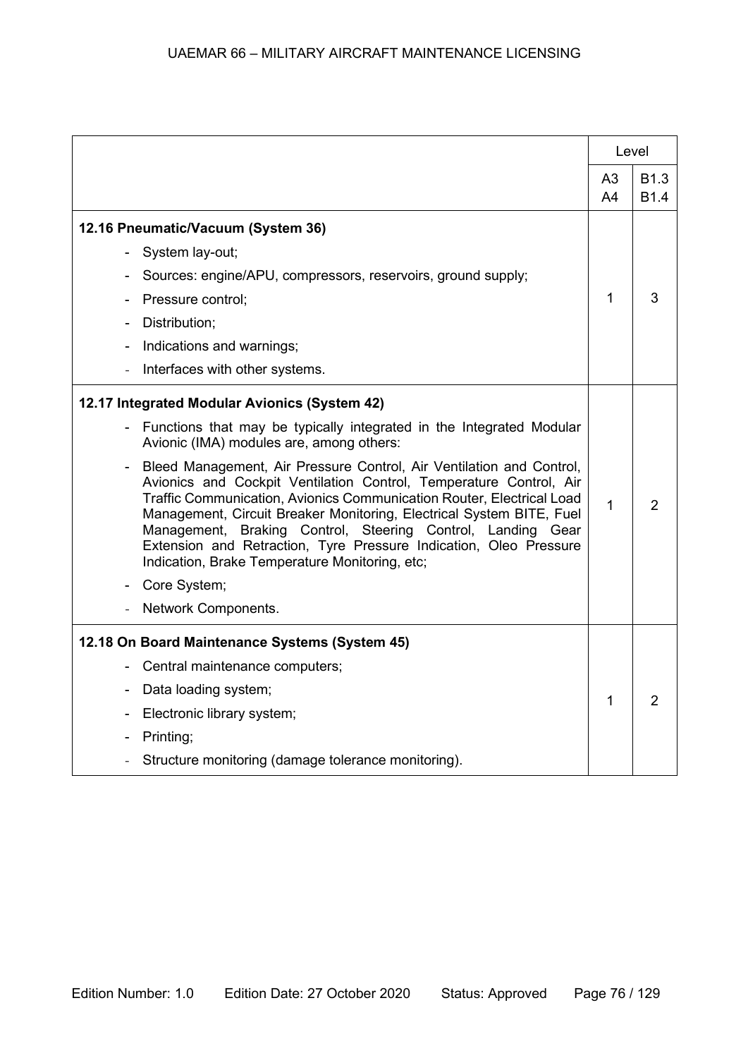| | Level | |
|---|---|---|
| | A3<br>A4 | B1.3<br>B1.4 |
| **12.16 Pneumatic/Vacuum (System 36)**<br>- System lay-out;<br>- Sources: engine/APU, compressors, reservoirs, ground supply;<br>- Pressure control;<br>- Distribution;<br>- Indications and warnings;<br>- Interfaces with other systems. | 1 | 3 |
| **12.17 Integrated Modular Avionics (System 42)**<br>- Functions that may be typically integrated in the Integrated Modular Avionic (IMA) modules are, among others:<br>- Bleed Management, Air Pressure Control, Air Ventilation and Control, Avionics and Cockpit Ventilation Control, Temperature Control, Air Traffic Communication, Avionics Communication Router, Electrical Load Management, Circuit Breaker Monitoring, Electrical System BITE, Fuel Management, Braking Control, Steering Control, Landing Gear Extension and Retraction, Tyre Pressure Indication, Oleo Pressure Indication, Brake Temperature Monitoring, etc;<br>- Core System;<br>- Network Components. | 1 | 2 |
| **12.18 On Board Maintenance Systems (System 45)**<br>- Central maintenance computers;<br>- Data loading system;<br>- Electronic library system;<br>- Printing;<br>- Structure monitoring (damage tolerance monitoring). | 1 | 2 |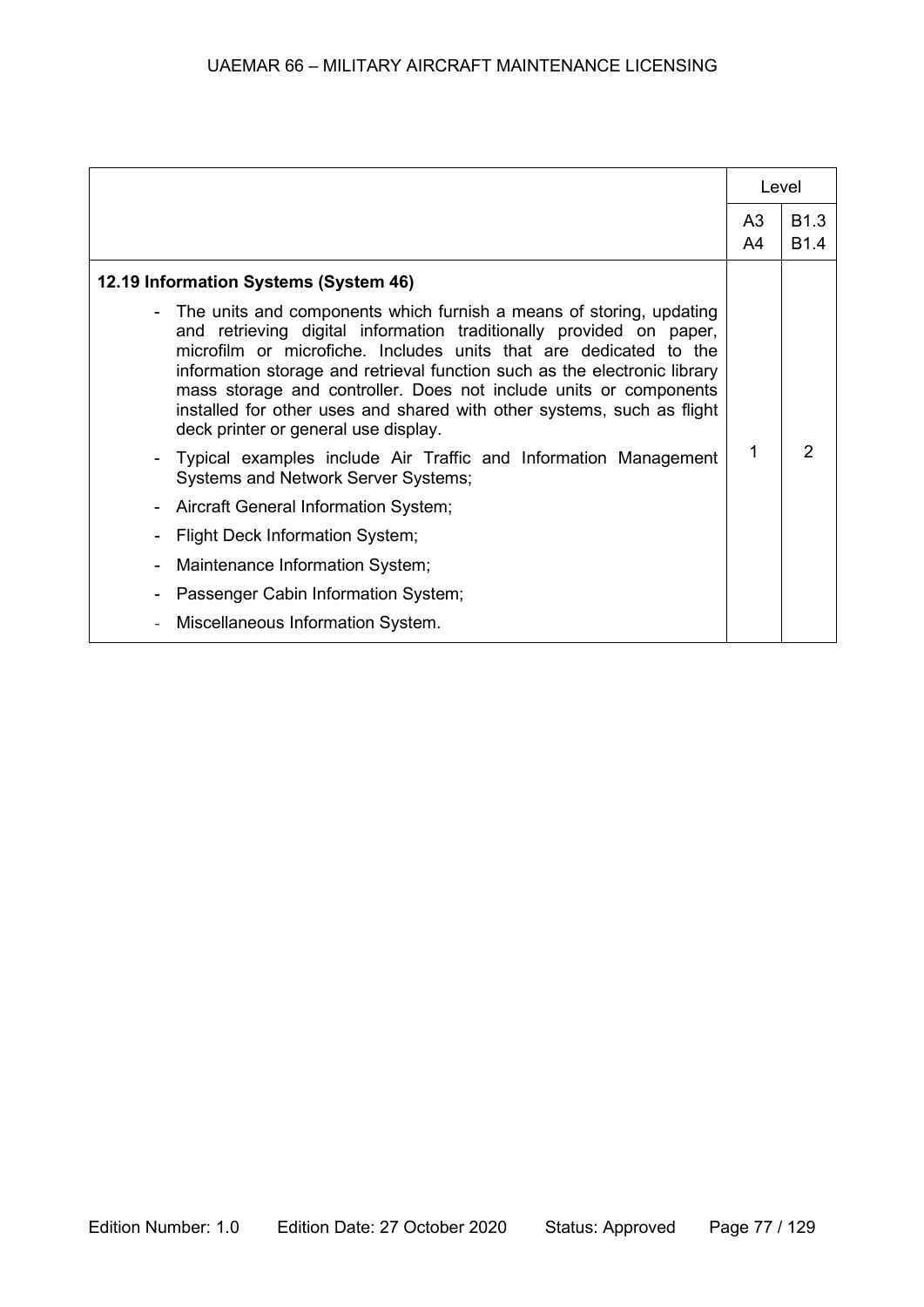| | Level | |
|---|---|---|
| | A3<br>A4 | B1.3<br>B1.4 |
| **12.19 Information Systems (System 46)**<br>- The units and components which furnish a means of storing, updating and retrieving digital information traditionally provided on paper, microfilm or microfiche. Includes units that are dedicated to the information storage and retrieval function such as the electronic library mass storage and controller. Does not include units or components installed for other uses and shared with other systems, such as flight deck printer or general use display.<br>- Typical examples include Air Traffic and Information Management Systems and Network Server Systems;<br>- Aircraft General Information System;<br>- Flight Deck Information System;<br>- Maintenance Information System;<br>- Passenger Cabin Information System;<br>- Miscellaneous Information System. | 1 | 2 |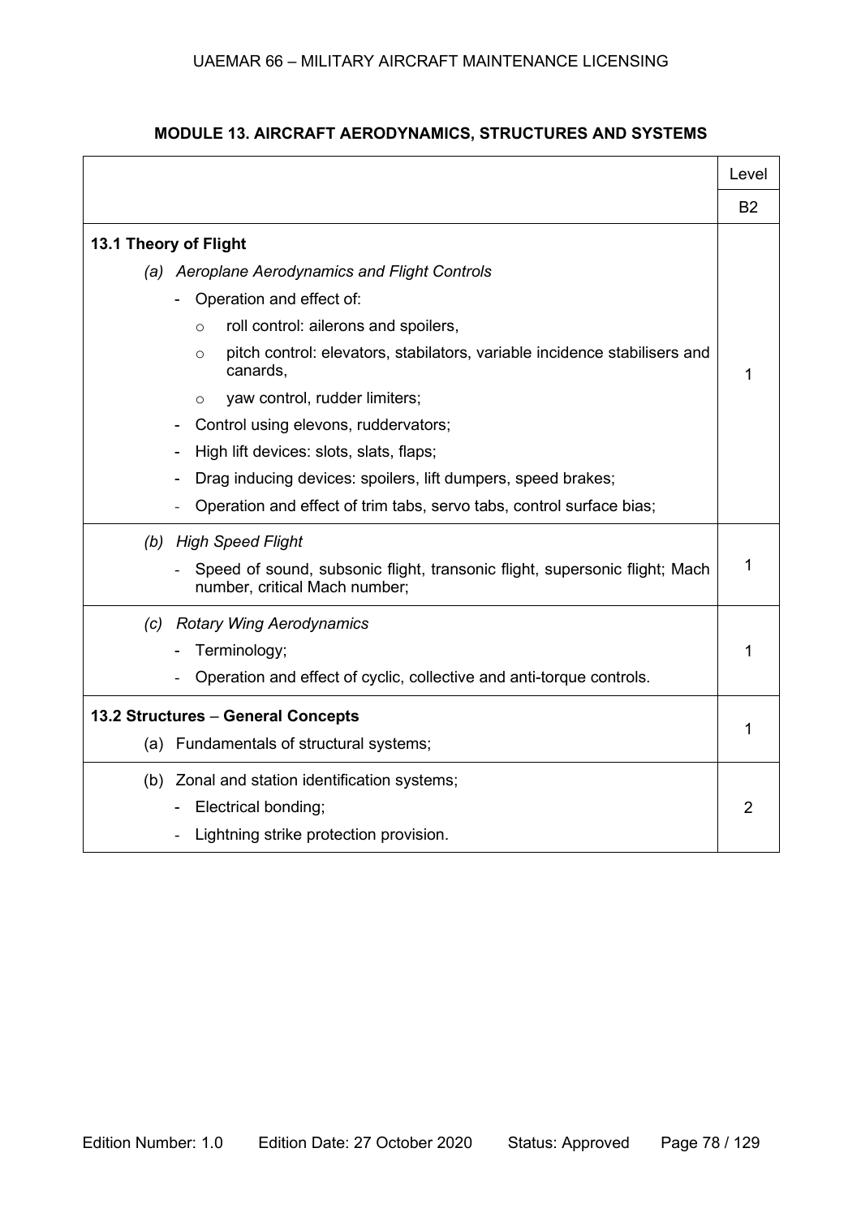## MODULE 13. AIRCRAFT AERODYNAMICS, STRUCTURES AND SYSTEMS

| | Level |
|---|---|
| | B2 |
| **13.1 Theory of Flight**<br>*(a) Aeroplane Aerodynamics and Flight Controls*<br>- Operation and effect of:<br>&nbsp;&nbsp;o roll control: ailerons and spoilers,<br>&nbsp;&nbsp;o pitch control: elevators, stabilators, variable incidence stabilisers and canards,<br>&nbsp;&nbsp;o yaw control, rudder limiters;<br>- Control using elevons, ruddervators;<br>- High lift devices: slots, slats, flaps;<br>- Drag inducing devices: spoilers, lift dumpers, speed brakes;<br>- Operation and effect of trim tabs, servo tabs, control surface bias; | 1 |
| *(b) High Speed Flight*<br>- Speed of sound, subsonic flight, transonic flight, supersonic flight; Mach number, critical Mach number; | 1 |
| *(c) Rotary Wing Aerodynamics*<br>- Terminology;<br>- Operation and effect of cyclic, collective and anti-torque controls. | 1 |
| **13.2 Structures – General Concepts**<br>(a) Fundamentals of structural systems; | 1 |
| (b) Zonal and station identification systems;<br>- Electrical bonding;<br>- Lightning strike protection provision. | 2 |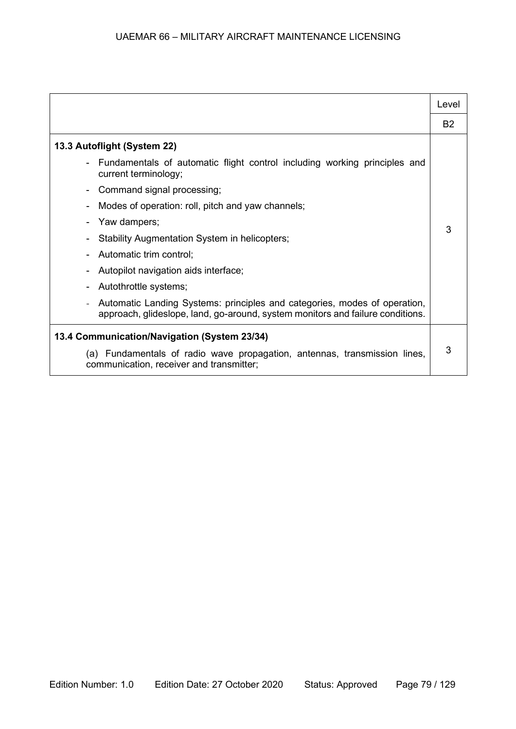| | Level |
|---|---|
| | B2 |
| **13.3 Autoflight (System 22)**<br>- Fundamentals of automatic flight control including working principles and current terminology;<br>- Command signal processing;<br>- Modes of operation: roll, pitch and yaw channels;<br>- Yaw dampers;<br>- Stability Augmentation System in helicopters;<br>- Automatic trim control;<br>- Autopilot navigation aids interface;<br>- Autothrottle systems;<br>- Automatic Landing Systems: principles and categories, modes of operation, approach, glideslope, land, go-around, system monitors and failure conditions. | 3 |
| **13.4 Communication/Navigation (System 23/34)**<br>(a) Fundamentals of radio wave propagation, antennas, transmission lines, communication, receiver and transmitter; | 3 |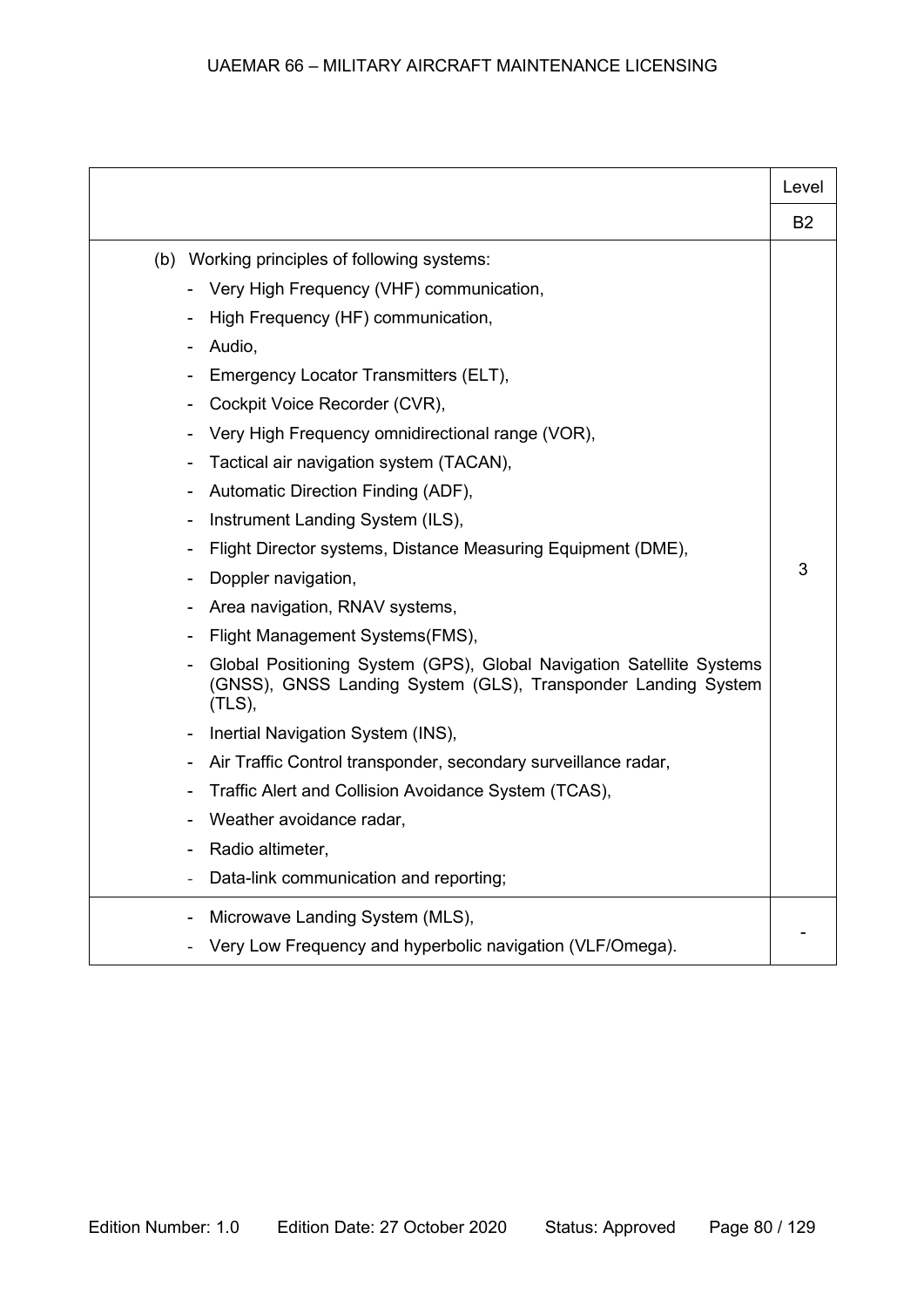| | Level |
|---|---|
| | B2 |
| (b) Working principles of following systems:<br>- Very High Frequency (VHF) communication,<br>- High Frequency (HF) communication,<br>- Audio,<br>- Emergency Locator Transmitters (ELT),<br>- Cockpit Voice Recorder (CVR),<br>- Very High Frequency omnidirectional range (VOR),<br>- Tactical air navigation system (TACAN),<br>- Automatic Direction Finding (ADF),<br>- Instrument Landing System (ILS),<br>- Flight Director systems, Distance Measuring Equipment (DME),<br>- Doppler navigation,<br>- Area navigation, RNAV systems,<br>- Flight Management Systems(FMS),<br>- Global Positioning System (GPS), Global Navigation Satellite Systems (GNSS), GNSS Landing System (GLS), Transponder Landing System (TLS),<br>- Inertial Navigation System (INS),<br>- Air Traffic Control transponder, secondary surveillance radar,<br>- Traffic Alert and Collision Avoidance System (TCAS),<br>- Weather avoidance radar,<br>- Radio altimeter,<br>- Data-link communication and reporting; | 3 |
| - Microwave Landing System (MLS),<br>- Very Low Frequency and hyperbolic navigation (VLF/Omega). | - |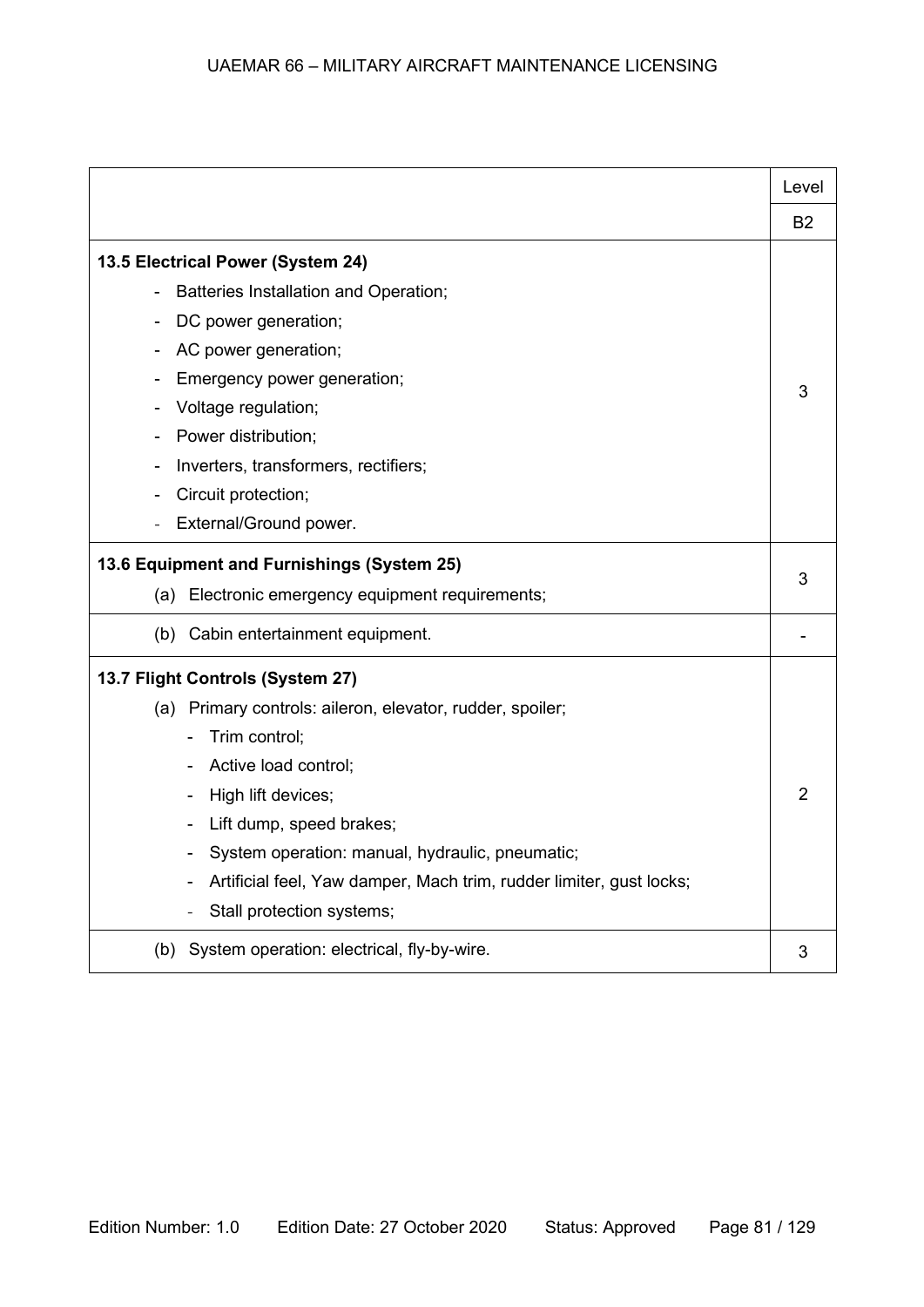| | Level |
|---|---|
| | B2 |
| **13.5 Electrical Power (System 24)**<br>- Batteries Installation and Operation;<br>- DC power generation;<br>- AC power generation;<br>- Emergency power generation;<br>- Voltage regulation;<br>- Power distribution;<br>- Inverters, transformers, rectifiers;<br>- Circuit protection;<br>- External/Ground power. | 3 |
| **13.6 Equipment and Furnishings (System 25)**<br>(a) Electronic emergency equipment requirements; | 3 |
| (b) Cabin entertainment equipment. | - |
| **13.7 Flight Controls (System 27)**<br>(a) Primary controls: aileron, elevator, rudder, spoiler;<br>- Trim control;<br>- Active load control;<br>- High lift devices;<br>- Lift dump, speed brakes;<br>- System operation: manual, hydraulic, pneumatic;<br>- Artificial feel, Yaw damper, Mach trim, rudder limiter, gust locks;<br>- Stall protection systems; | 2 |
| (b) System operation: electrical, fly-by-wire. | 3 |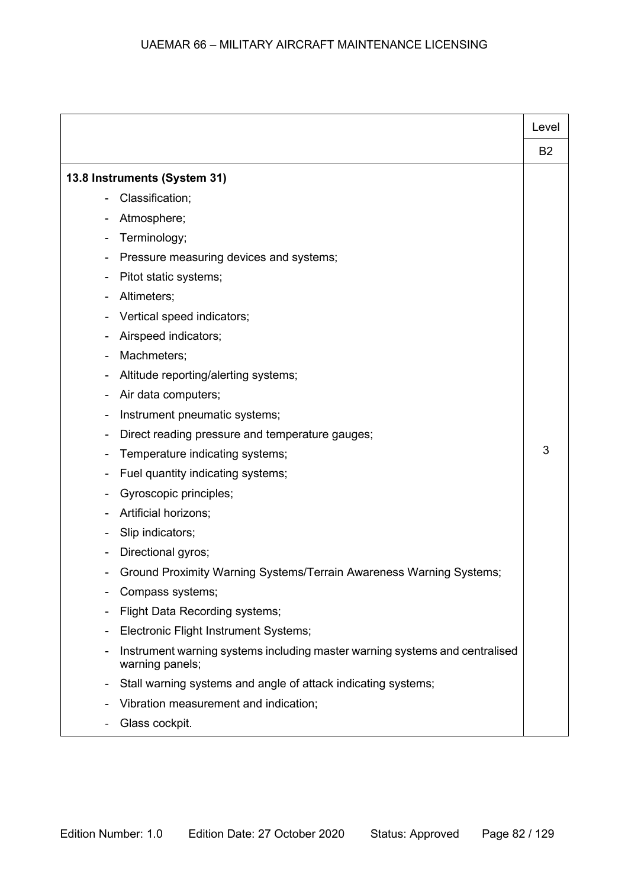| | Level |
|---|---|
| | B2 |
| **13.8 Instruments (System 31)**<br>- Classification;<br>- Atmosphere;<br>- Terminology;<br>- Pressure measuring devices and systems;<br>- Pitot static systems;<br>- Altimeters;<br>- Vertical speed indicators;<br>- Airspeed indicators;<br>- Machmeters;<br>- Altitude reporting/alerting systems;<br>- Air data computers;<br>- Instrument pneumatic systems;<br>- Direct reading pressure and temperature gauges;<br>- Temperature indicating systems;<br>- Fuel quantity indicating systems;<br>- Gyroscopic principles;<br>- Artificial horizons;<br>- Slip indicators;<br>- Directional gyros;<br>- Ground Proximity Warning Systems/Terrain Awareness Warning Systems;<br>- Compass systems;<br>- Flight Data Recording systems;<br>- Electronic Flight Instrument Systems;<br>- Instrument warning systems including master warning systems and centralised warning panels;<br>- Stall warning systems and angle of attack indicating systems;<br>- Vibration measurement and indication;<br>- Glass cockpit. | 3 |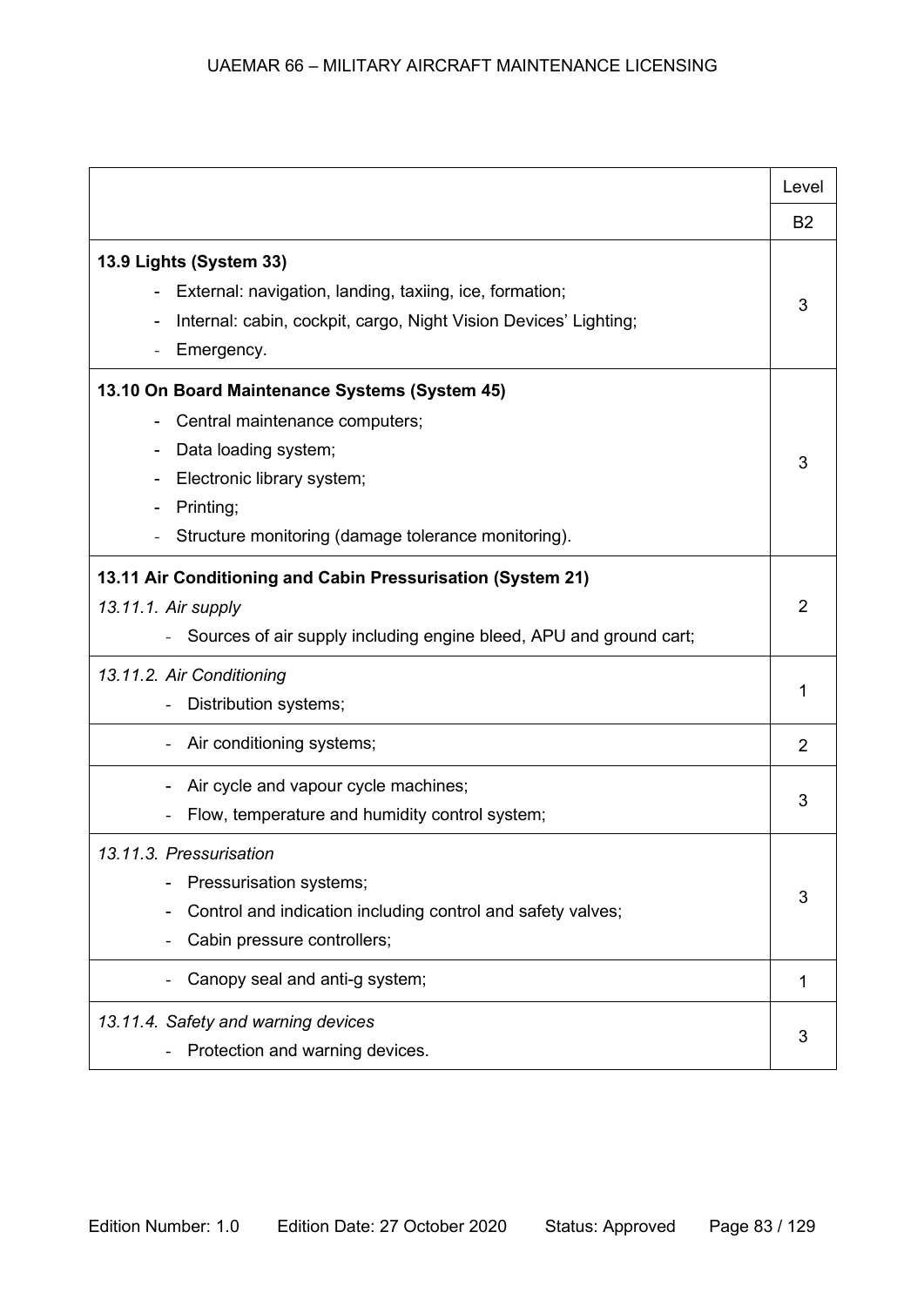| | Level |
|---|---|
| | B2 |
| **13.9 Lights (System 33)**<br>- External: navigation, landing, taxiing, ice, formation;<br>- Internal: cabin, cockpit, cargo, Night Vision Devices' Lighting;<br>- Emergency. | 3 |
| **13.10 On Board Maintenance Systems (System 45)**<br>- Central maintenance computers;<br>- Data loading system;<br>- Electronic library system;<br>- Printing;<br>- Structure monitoring (damage tolerance monitoring). | 3 |
| **13.11 Air Conditioning and Cabin Pressurisation (System 21)**<br>*13.11.1. Air supply*<br>- Sources of air supply including engine bleed, APU and ground cart; | 2 |
| *13.11.2. Air Conditioning*<br>- Distribution systems; | 1 |
| - Air conditioning systems; | 2 |
| - Air cycle and vapour cycle machines;<br>- Flow, temperature and humidity control system; | 3 |
| *13.11.3. Pressurisation*<br>- Pressurisation systems;<br>- Control and indication including control and safety valves;<br>- Cabin pressure controllers; | 3 |
| - Canopy seal and anti-g system; | 1 |
| *13.11.4. Safety and warning devices*<br>- Protection and warning devices. | 3 |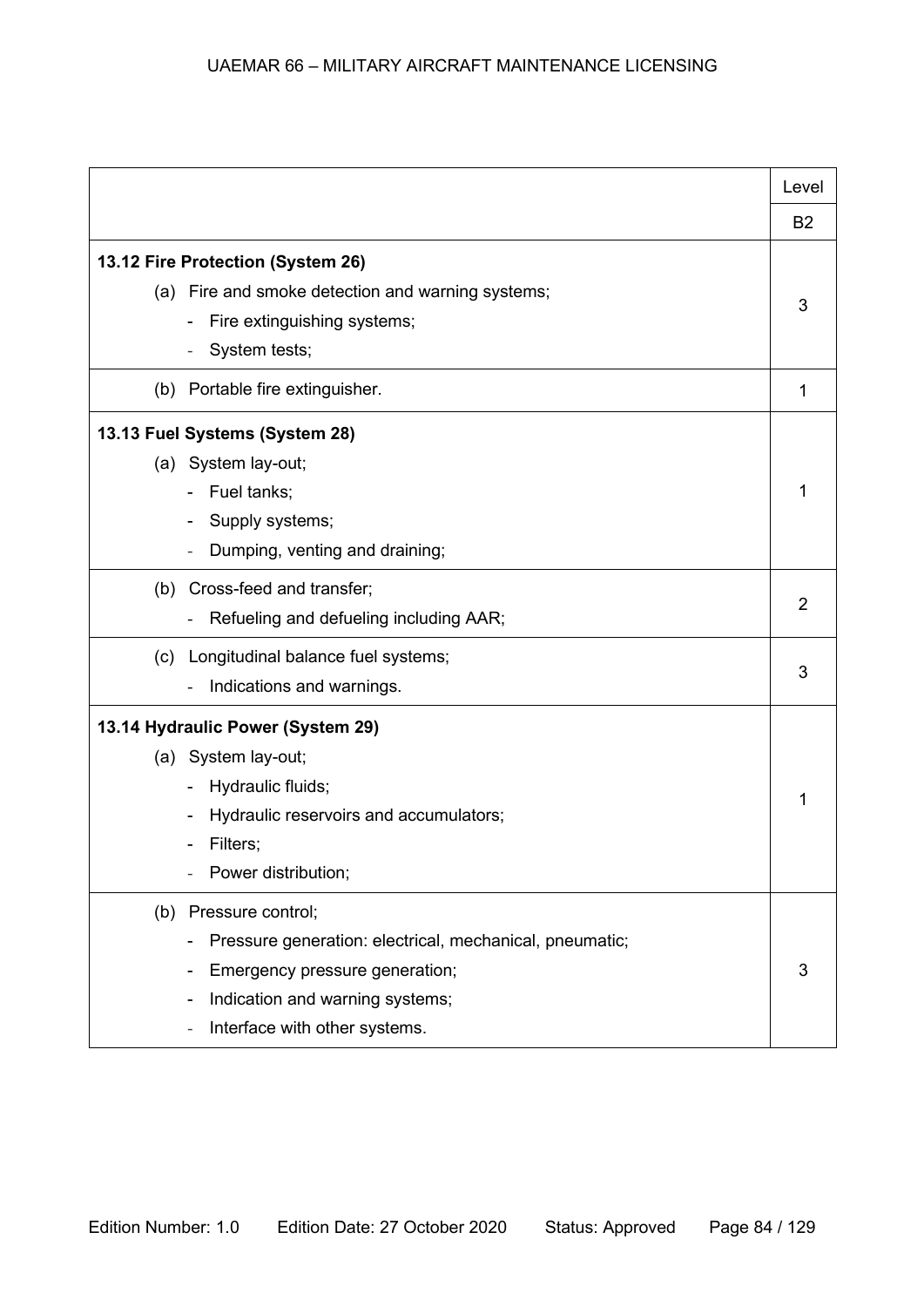| | Level |
|---|---|
| | B2 |
| **13.12 Fire Protection (System 26)**<br>(a) Fire and smoke detection and warning systems;<br>- Fire extinguishing systems;<br>- System tests; | 3 |
| (b) Portable fire extinguisher. | 1 |
| **13.13 Fuel Systems (System 28)**<br>(a) System lay-out;<br>- Fuel tanks;<br>- Supply systems;<br>- Dumping, venting and draining; | 1 |
| (b) Cross-feed and transfer;<br>- Refueling and defueling including AAR; | 2 |
| (c) Longitudinal balance fuel systems;<br>- Indications and warnings. | 3 |
| **13.14 Hydraulic Power (System 29)**<br>(a) System lay-out;<br>- Hydraulic fluids;<br>- Hydraulic reservoirs and accumulators;<br>- Filters;<br>- Power distribution; | 1 |
| (b) Pressure control;<br>- Pressure generation: electrical, mechanical, pneumatic;<br>- Emergency pressure generation;<br>- Indication and warning systems;<br>- Interface with other systems. | 3 |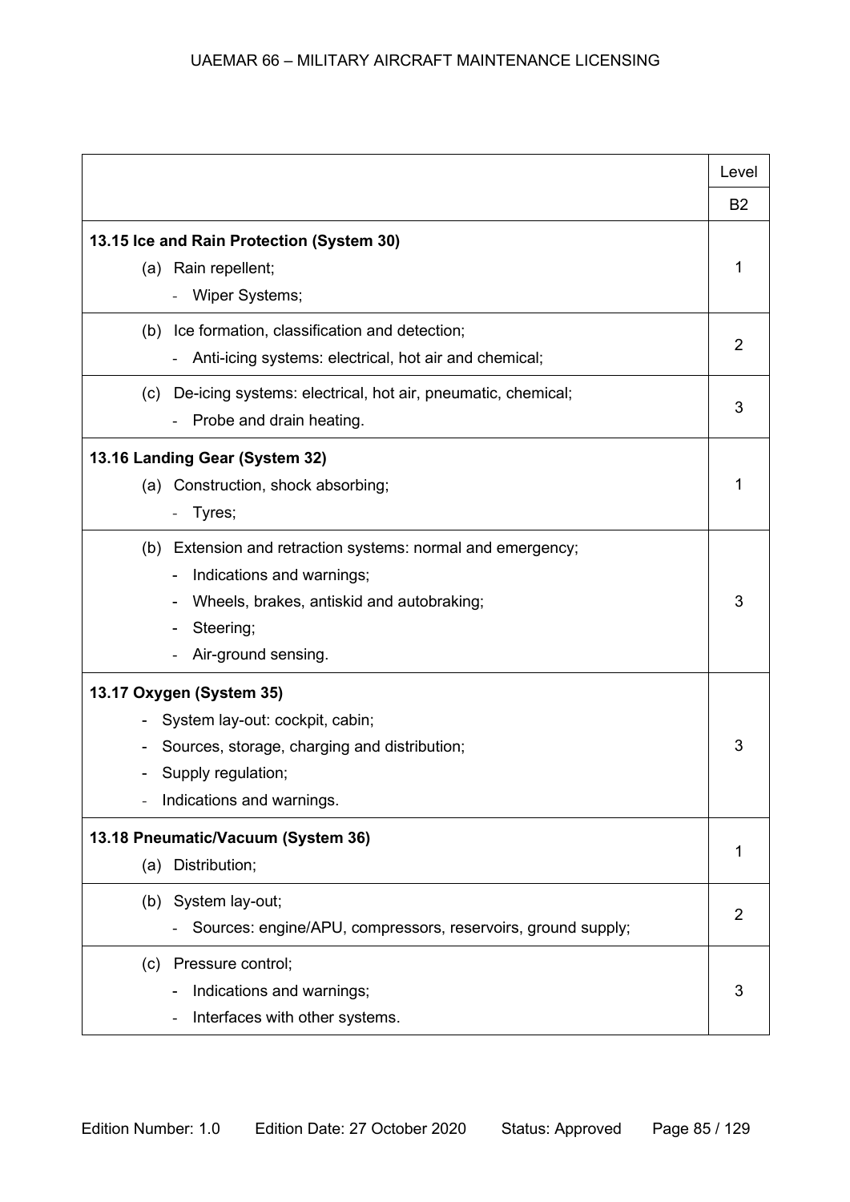| | Level |
|---|---|
| | B2 |
| **13.15 Ice and Rain Protection (System 30)**<br>(a) Rain repellent;<br>- Wiper Systems; | 1 |
| (b) Ice formation, classification and detection;<br>- Anti-icing systems: electrical, hot air and chemical; | 2 |
| (c) De-icing systems: electrical, hot air, pneumatic, chemical;<br>- Probe and drain heating. | 3 |
| **13.16 Landing Gear (System 32)**<br>(a) Construction, shock absorbing;<br>- Tyres; | 1 |
| (b) Extension and retraction systems: normal and emergency;<br>- Indications and warnings;<br>- Wheels, brakes, antiskid and autobraking;<br>- Steering;<br>- Air-ground sensing. | 3 |
| **13.17 Oxygen (System 35)**<br>- System lay-out: cockpit, cabin;<br>- Sources, storage, charging and distribution;<br>- Supply regulation;<br>- Indications and warnings. | 3 |
| **13.18 Pneumatic/Vacuum (System 36)**<br>(a) Distribution; | 1 |
| (b) System lay-out;<br>- Sources: engine/APU, compressors, reservoirs, ground supply; | 2 |
| (c) Pressure control;<br>- Indications and warnings;<br>- Interfaces with other systems. | 3 |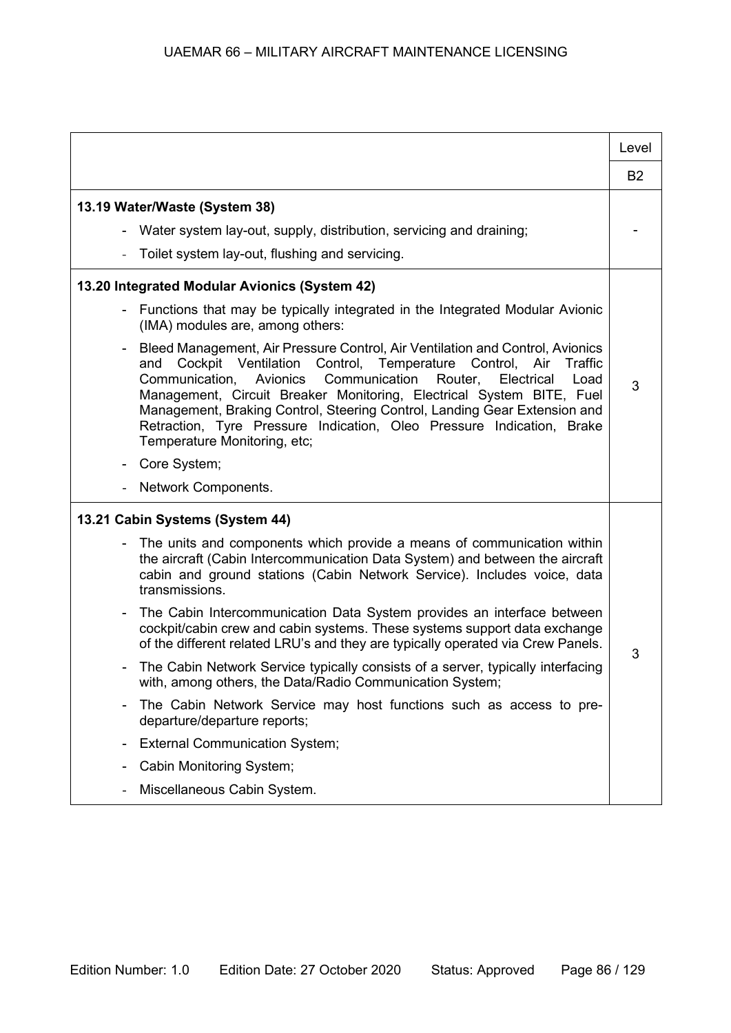| | Level |
|---|---|
| | B2 |
| **13.19 Water/Waste (System 38)**<br>- Water system lay-out, supply, distribution, servicing and draining;<br>- Toilet system lay-out, flushing and servicing. | - |
| **13.20 Integrated Modular Avionics (System 42)**<br>- Functions that may be typically integrated in the Integrated Modular Avionic (IMA) modules are, among others:<br>- Bleed Management, Air Pressure Control, Air Ventilation and Control, Avionics and Cockpit Ventilation Control, Temperature Control, Air Traffic Communication, Avionics Communication Router, Electrical Load Management, Circuit Breaker Monitoring, Electrical System BITE, Fuel Management, Braking Control, Steering Control, Landing Gear Extension and Retraction, Tyre Pressure Indication, Oleo Pressure Indication, Brake Temperature Monitoring, etc;<br>- Core System;<br>- Network Components. | 3 |
| **13.21 Cabin Systems (System 44)**<br>- The units and components which provide a means of communication within the aircraft (Cabin Intercommunication Data System) and between the aircraft cabin and ground stations (Cabin Network Service). Includes voice, data transmissions.<br>- The Cabin Intercommunication Data System provides an interface between cockpit/cabin crew and cabin systems. These systems support data exchange of the different related LRU's and they are typically operated via Crew Panels.<br>- The Cabin Network Service typically consists of a server, typically interfacing with, among others, the Data/Radio Communication System;<br>- The Cabin Network Service may host functions such as access to pre-departure/departure reports;<br>- External Communication System;<br>- Cabin Monitoring System;<br>- Miscellaneous Cabin System. | 3 |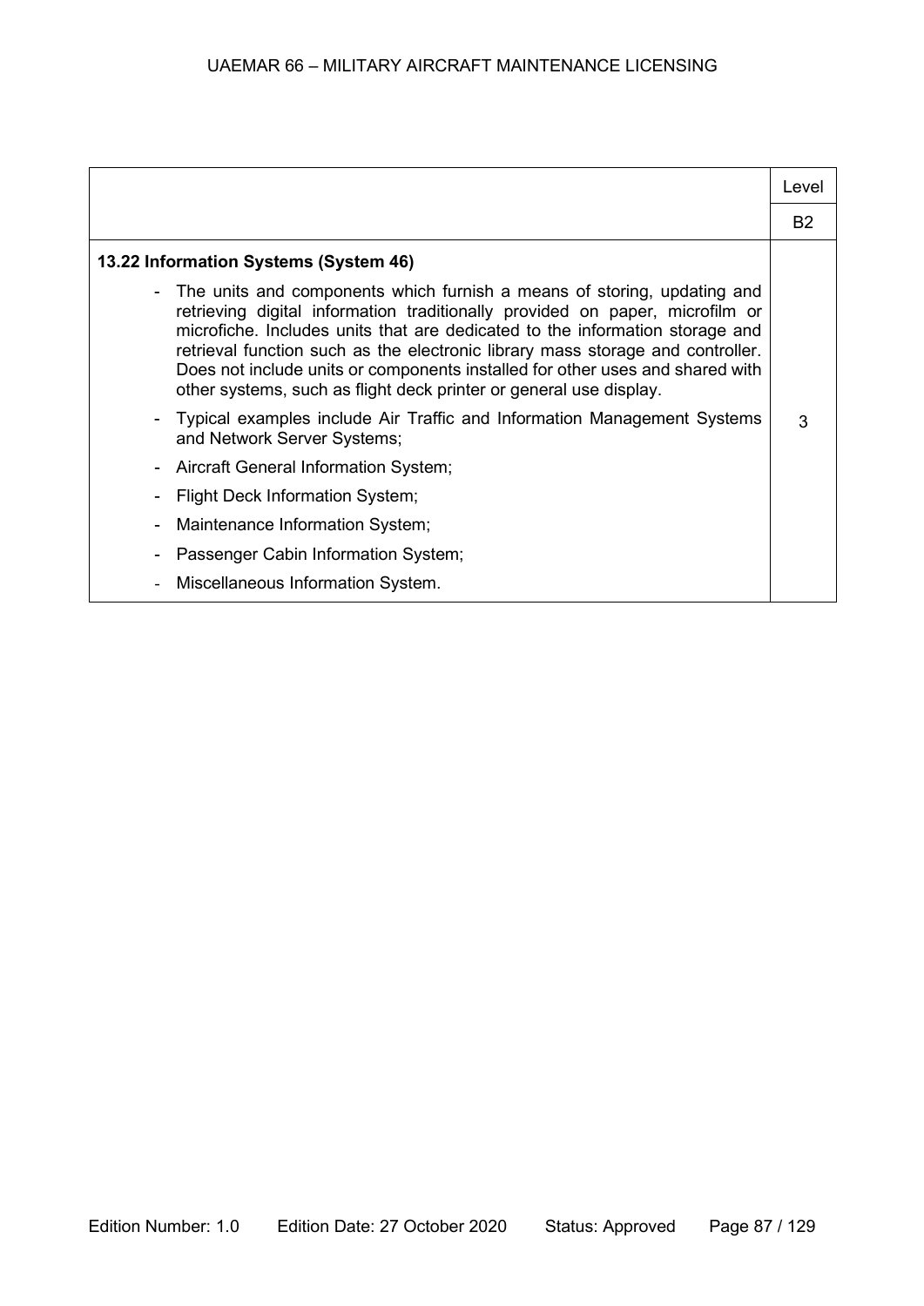| | Level |
|---|---|
| | B2 |
| **13.22 Information Systems (System 46)**<br>- The units and components which furnish a means of storing, updating and retrieving digital information traditionally provided on paper, microfilm or microfiche. Includes units that are dedicated to the information storage and retrieval function such as the electronic library mass storage and controller. Does not include units or components installed for other uses and shared with other systems, such as flight deck printer or general use display.<br>- Typical examples include Air Traffic and Information Management Systems and Network Server Systems;<br>- Aircraft General Information System;<br>- Flight Deck Information System;<br>- Maintenance Information System;<br>- Passenger Cabin Information System;<br>- Miscellaneous Information System. | 3 |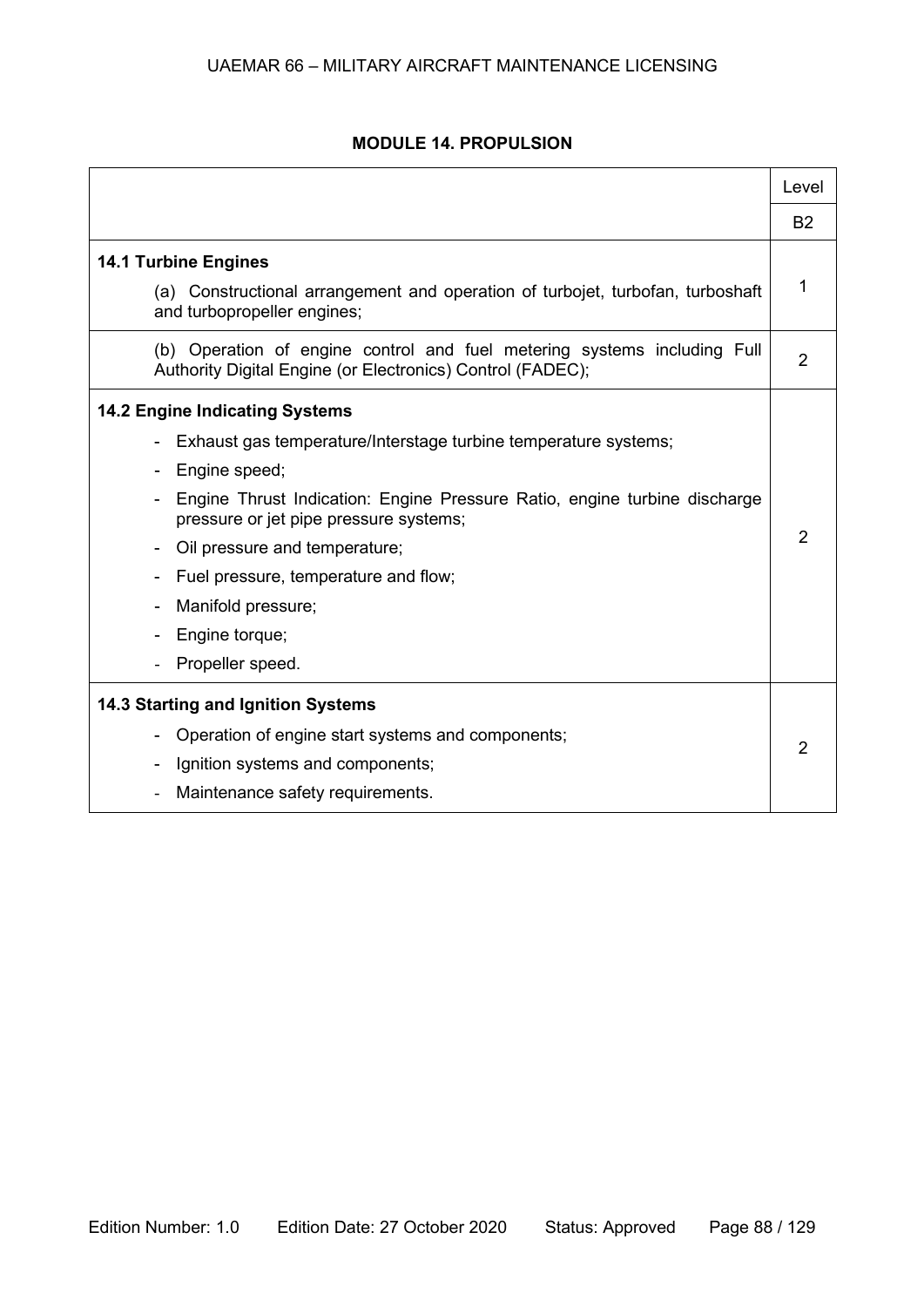## MODULE 14. PROPULSION

| | Level |
|---|---|
| | B2 |
| **14.1 Turbine Engines**<br>(a) Constructional arrangement and operation of turbojet, turbofan, turboshaft and turbopropeller engines; | 1 |
| (b) Operation of engine control and fuel metering systems including Full Authority Digital Engine (or Electronics) Control (FADEC); | 2 |
| **14.2 Engine Indicating Systems**<br>- Exhaust gas temperature/Interstage turbine temperature systems;<br>- Engine speed;<br>- Engine Thrust Indication: Engine Pressure Ratio, engine turbine discharge pressure or jet pipe pressure systems;<br>- Oil pressure and temperature;<br>- Fuel pressure, temperature and flow;<br>- Manifold pressure;<br>- Engine torque;<br>- Propeller speed. | 2 |
| **14.3 Starting and Ignition Systems**<br>- Operation of engine start systems and components;<br>- Ignition systems and components;<br>- Maintenance safety requirements. | 2 |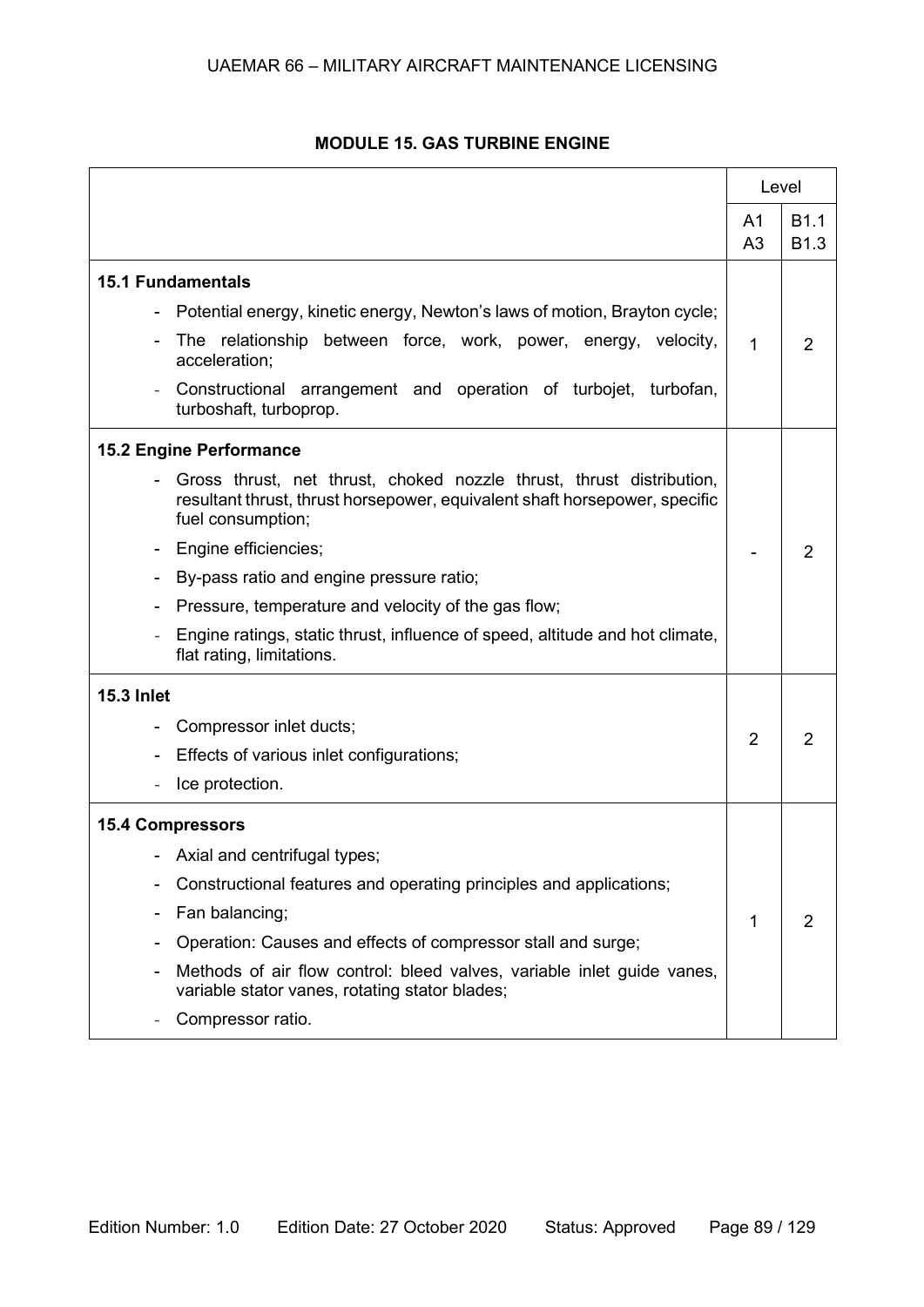## MODULE 15. GAS TURBINE ENGINE

| | Level | |
|---|---|---|
| | A1<br>A3 | B1.1<br>B1.3 |
| **15.1 Fundamentals**<br>- Potential energy, kinetic energy, Newton's laws of motion, Brayton cycle;<br>- The relationship between force, work, power, energy, velocity, acceleration;<br>- Constructional arrangement and operation of turbojet, turbofan, turboshaft, turboprop. | 1 | 2 |
| **15.2 Engine Performance**<br>- Gross thrust, net thrust, choked nozzle thrust, thrust distribution, resultant thrust, thrust horsepower, equivalent shaft horsepower, specific fuel consumption;<br>- Engine efficiencies;<br>- By-pass ratio and engine pressure ratio;<br>- Pressure, temperature and velocity of the gas flow;<br>- Engine ratings, static thrust, influence of speed, altitude and hot climate, flat rating, limitations. | - | 2 |
| **15.3 Inlet**<br>- Compressor inlet ducts;<br>- Effects of various inlet configurations;<br>- Ice protection. | 2 | 2 |
| **15.4 Compressors**<br>- Axial and centrifugal types;<br>- Constructional features and operating principles and applications;<br>- Fan balancing;<br>- Operation: Causes and effects of compressor stall and surge;<br>- Methods of air flow control: bleed valves, variable inlet guide vanes, variable stator vanes, rotating stator blades;<br>- Compressor ratio. | 1 | 2 |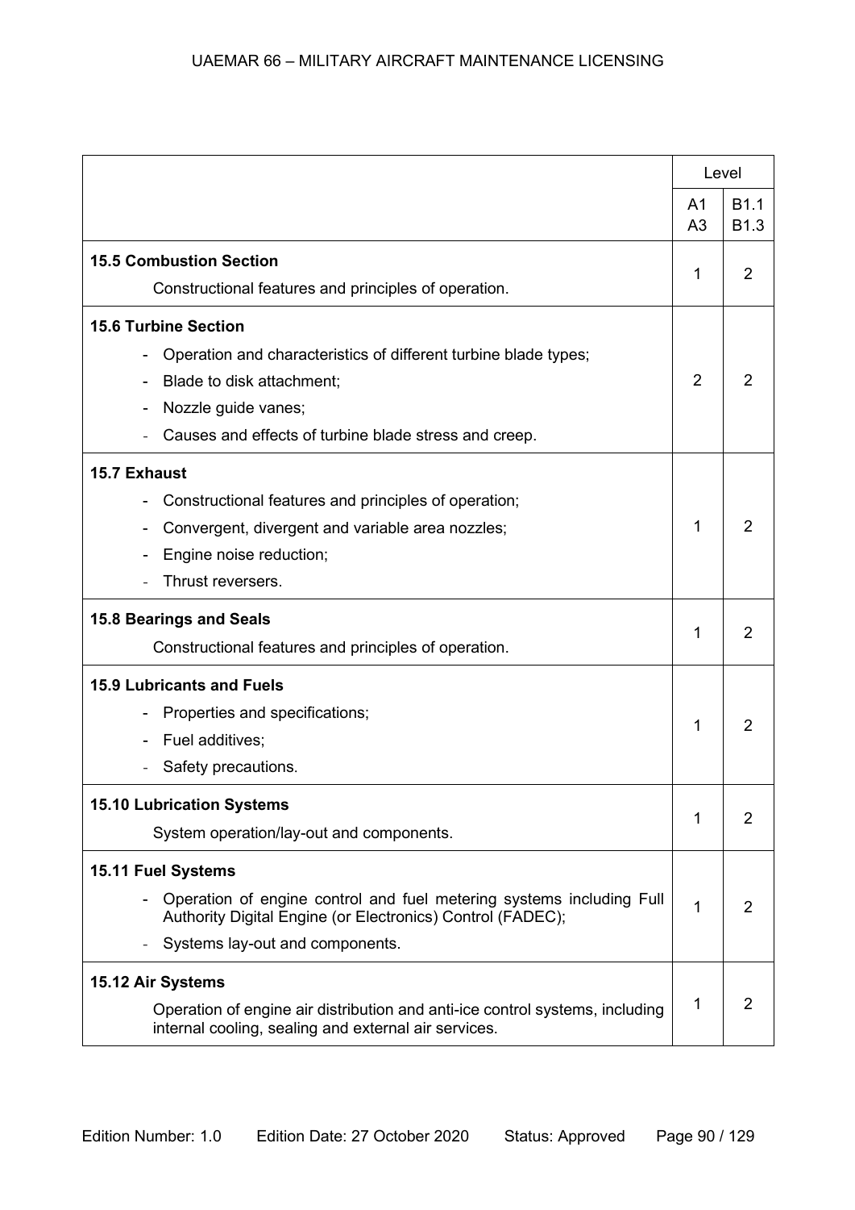| | Level | |
|---|---|---|
| | A1<br>A3 | B1.1<br>B1.3 |
| **15.5 Combustion Section**<br>Constructional features and principles of operation. | 1 | 2 |
| **15.6 Turbine Section**<br>- Operation and characteristics of different turbine blade types;<br>- Blade to disk attachment;<br>- Nozzle guide vanes;<br>- Causes and effects of turbine blade stress and creep. | 2 | 2 |
| **15.7 Exhaust**<br>- Constructional features and principles of operation;<br>- Convergent, divergent and variable area nozzles;<br>- Engine noise reduction;<br>- Thrust reversers. | 1 | 2 |
| **15.8 Bearings and Seals**<br>Constructional features and principles of operation. | 1 | 2 |
| **15.9 Lubricants and Fuels**<br>- Properties and specifications;<br>- Fuel additives;<br>- Safety precautions. | 1 | 2 |
| **15.10 Lubrication Systems**<br>System operation/lay-out and components. | 1 | 2 |
| **15.11 Fuel Systems**<br>- Operation of engine control and fuel metering systems including Full Authority Digital Engine (or Electronics) Control (FADEC);<br>- Systems lay-out and components. | 1 | 2 |
| **15.12 Air Systems**<br>Operation of engine air distribution and anti-ice control systems, including internal cooling, sealing and external air services. | 1 | 2 |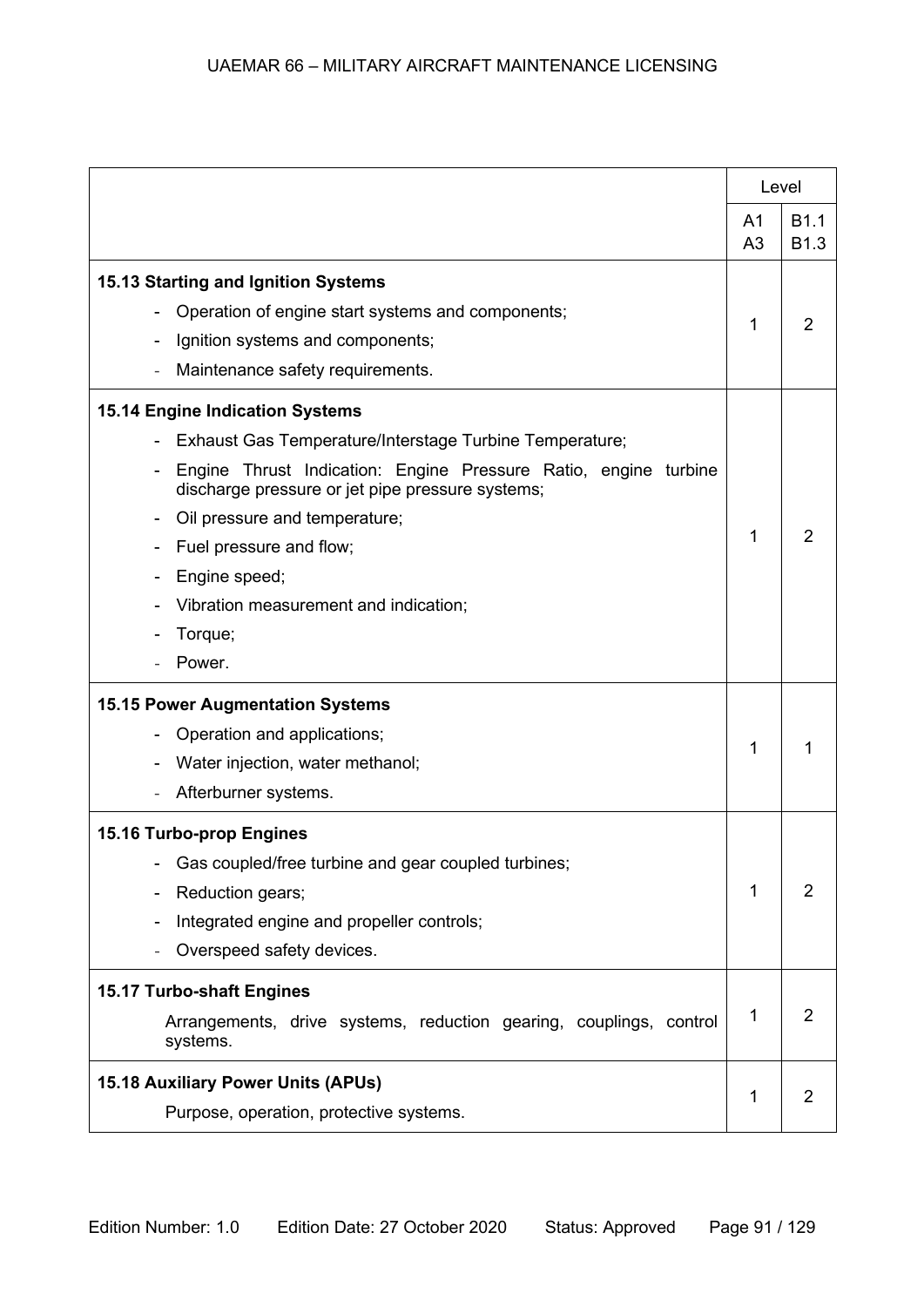| | Level | |
|---|---|---|
| | A1<br>A3 | B1.1<br>B1.3 |
| **15.13 Starting and Ignition Systems**<br>- Operation of engine start systems and components;<br>- Ignition systems and components;<br>- Maintenance safety requirements. | 1 | 2 |
| **15.14 Engine Indication Systems**<br>- Exhaust Gas Temperature/Interstage Turbine Temperature;<br>- Engine Thrust Indication: Engine Pressure Ratio, engine turbine discharge pressure or jet pipe pressure systems;<br>- Oil pressure and temperature;<br>- Fuel pressure and flow;<br>- Engine speed;<br>- Vibration measurement and indication;<br>- Torque;<br>- Power. | 1 | 2 |
| **15.15 Power Augmentation Systems**<br>- Operation and applications;<br>- Water injection, water methanol;<br>- Afterburner systems. | 1 | 1 |
| **15.16 Turbo-prop Engines**<br>- Gas coupled/free turbine and gear coupled turbines;<br>- Reduction gears;<br>- Integrated engine and propeller controls;<br>- Overspeed safety devices. | 1 | 2 |
| **15.17 Turbo-shaft Engines**<br>Arrangements, drive systems, reduction gearing, couplings, control systems. | 1 | 2 |
| **15.18 Auxiliary Power Units (APUs)**<br>Purpose, operation, protective systems. | 1 | 2 |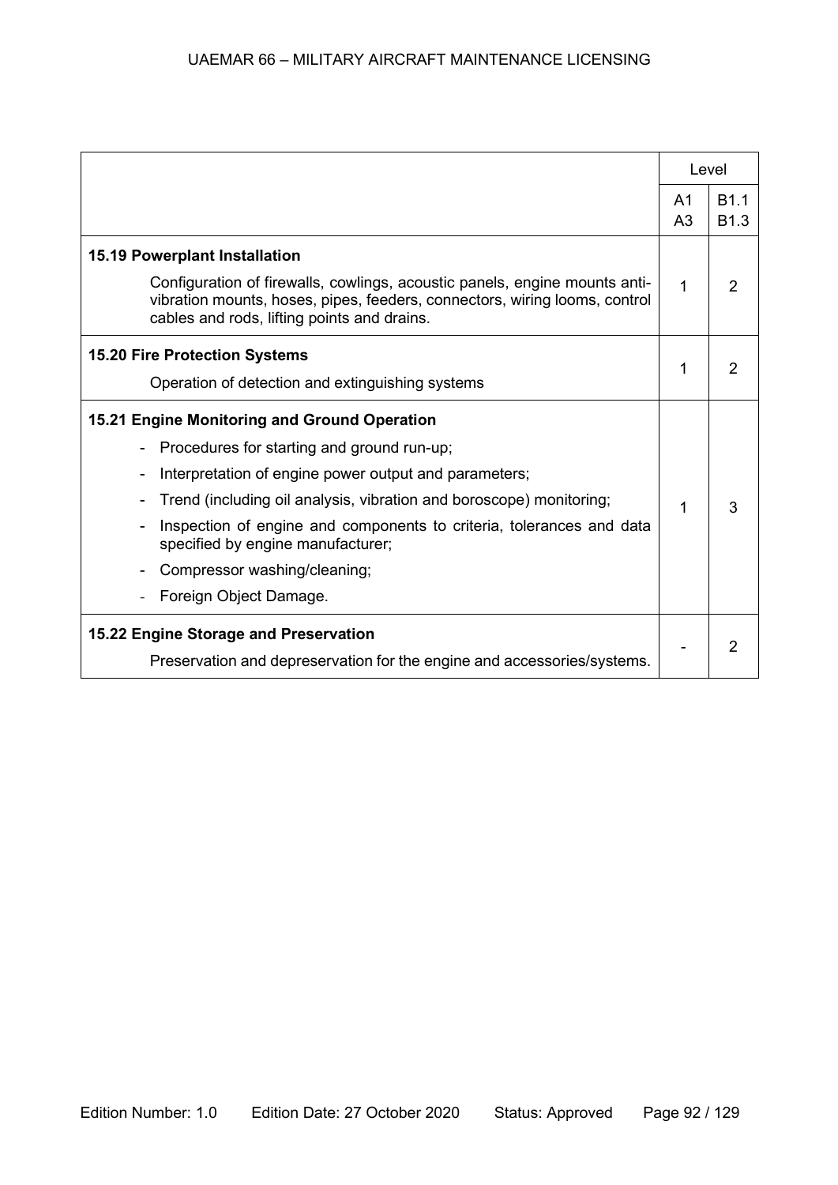| | Level | |
|---|---|---|
| | A1<br>A3 | B1.1<br>B1.3 |
| **15.19 Powerplant Installation**<br>Configuration of firewalls, cowlings, acoustic panels, engine mounts anti-vibration mounts, hoses, pipes, feeders, connectors, wiring looms, control cables and rods, lifting points and drains. | 1 | 2 |
| **15.20 Fire Protection Systems**<br>Operation of detection and extinguishing systems | 1 | 2 |
| **15.21 Engine Monitoring and Ground Operation**<br>- Procedures for starting and ground run-up;<br>- Interpretation of engine power output and parameters;<br>- Trend (including oil analysis, vibration and boroscope) monitoring;<br>- Inspection of engine and components to criteria, tolerances and data specified by engine manufacturer;<br>- Compressor washing/cleaning;<br>- Foreign Object Damage. | 1 | 3 |
| **15.22 Engine Storage and Preservation**<br>Preservation and depreservation for the engine and accessories/systems. | - | 2 |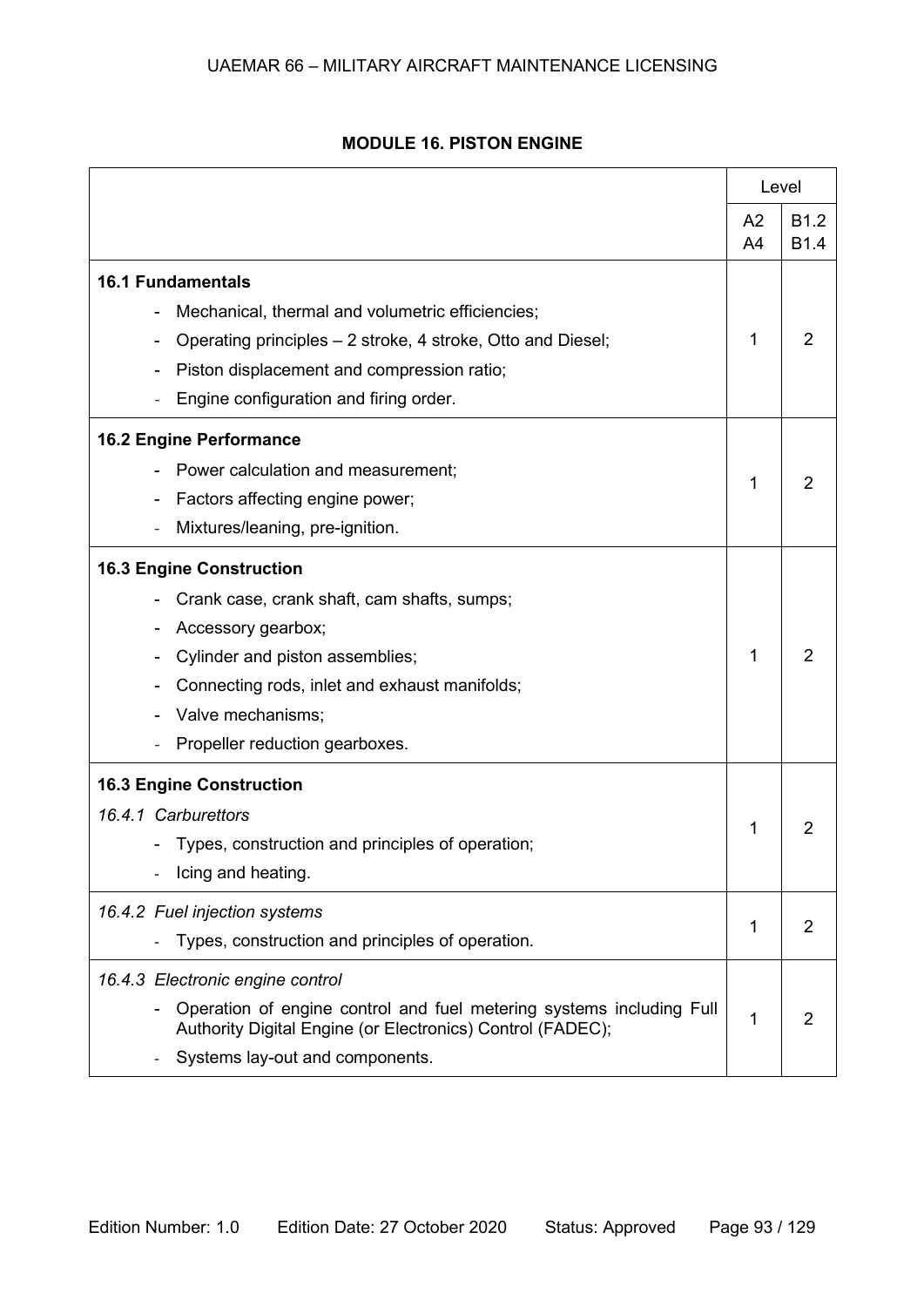## MODULE 16. PISTON ENGINE

| | Level | |
|---|---|---|
| | A2<br>A4 | B1.2<br>B1.4 |
| **16.1 Fundamentals**<br>- Mechanical, thermal and volumetric efficiencies;<br>- Operating principles – 2 stroke, 4 stroke, Otto and Diesel;<br>- Piston displacement and compression ratio;<br>- Engine configuration and firing order. | 1 | 2 |
| **16.2 Engine Performance**<br>- Power calculation and measurement;<br>- Factors affecting engine power;<br>- Mixtures/leaning, pre-ignition. | 1 | 2 |
| **16.3 Engine Construction**<br>- Crank case, crank shaft, cam shafts, sumps;<br>- Accessory gearbox;<br>- Cylinder and piston assemblies;<br>- Connecting rods, inlet and exhaust manifolds;<br>- Valve mechanisms;<br>- Propeller reduction gearboxes. | 1 | 2 |
| **16.3 Engine Construction**<br>*16.4.1 Carburettors*<br>- Types, construction and principles of operation;<br>- Icing and heating. | 1 | 2 |
| *16.4.2 Fuel injection systems*<br>- Types, construction and principles of operation. | 1 | 2 |
| *16.4.3 Electronic engine control*<br>- Operation of engine control and fuel metering systems including Full Authority Digital Engine (or Electronics) Control (FADEC);<br>- Systems lay-out and components. | 1 | 2 |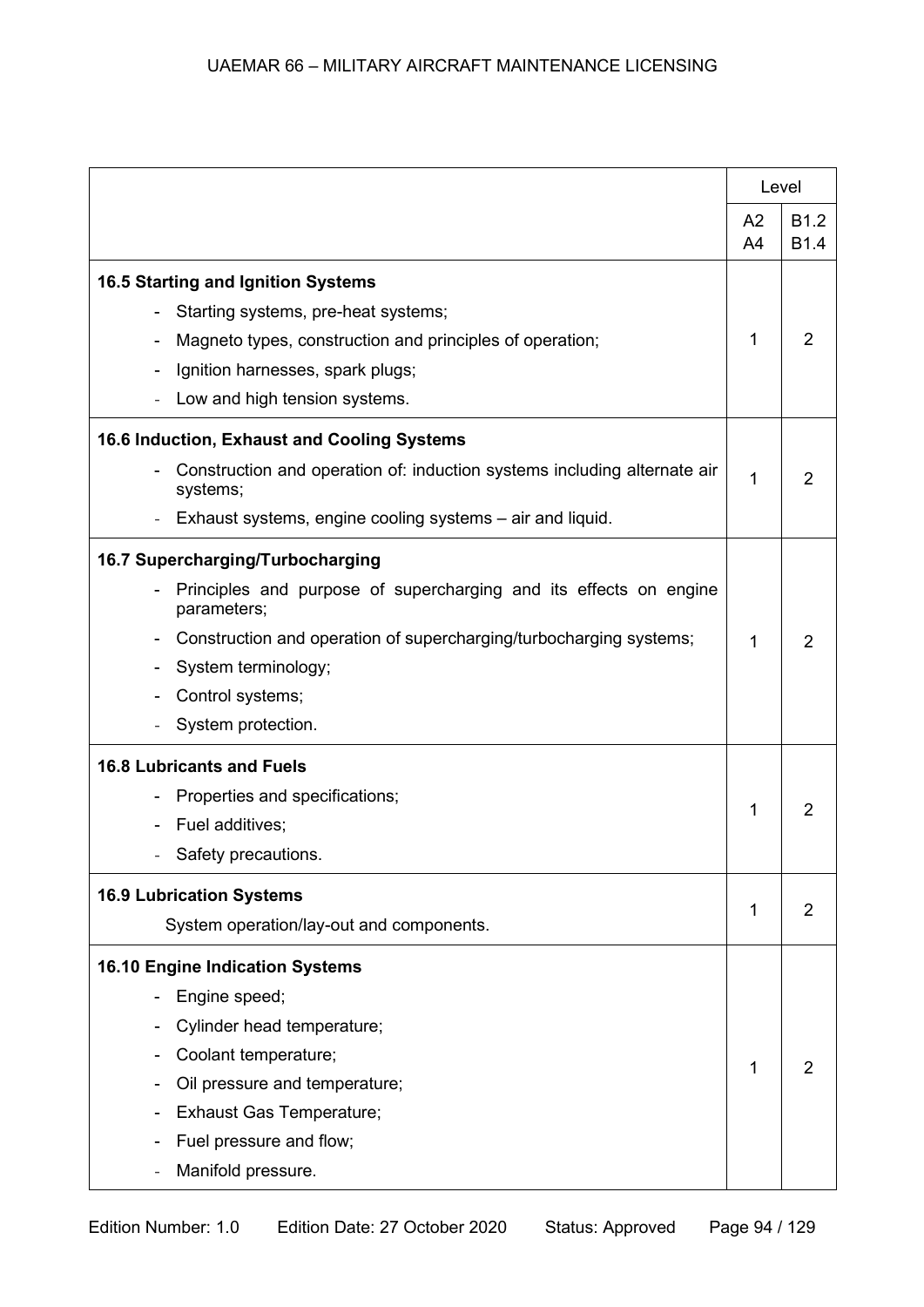| | Level | |
|---|---|---|
| | A2<br>A4 | B1.2<br>B1.4 |
| **16.5 Starting and Ignition Systems**<br>- Starting systems, pre-heat systems;<br>- Magneto types, construction and principles of operation;<br>- Ignition harnesses, spark plugs;<br>- Low and high tension systems. | 1 | 2 |
| **16.6 Induction, Exhaust and Cooling Systems**<br>- Construction and operation of: induction systems including alternate air systems;<br>- Exhaust systems, engine cooling systems – air and liquid. | 1 | 2 |
| **16.7 Supercharging/Turbocharging**<br>- Principles and purpose of supercharging and its effects on engine parameters;<br>- Construction and operation of supercharging/turbocharging systems;<br>- System terminology;<br>- Control systems;<br>- System protection. | 1 | 2 |
| **16.8 Lubricants and Fuels**<br>- Properties and specifications;<br>- Fuel additives;<br>- Safety precautions. | 1 | 2 |
| **16.9 Lubrication Systems**<br>System operation/lay-out and components. | 1 | 2 |
| **16.10 Engine Indication Systems**<br>- Engine speed;<br>- Cylinder head temperature;<br>- Coolant temperature;<br>- Oil pressure and temperature;<br>- Exhaust Gas Temperature;<br>- Fuel pressure and flow;<br>- Manifold pressure. | 1 | 2 |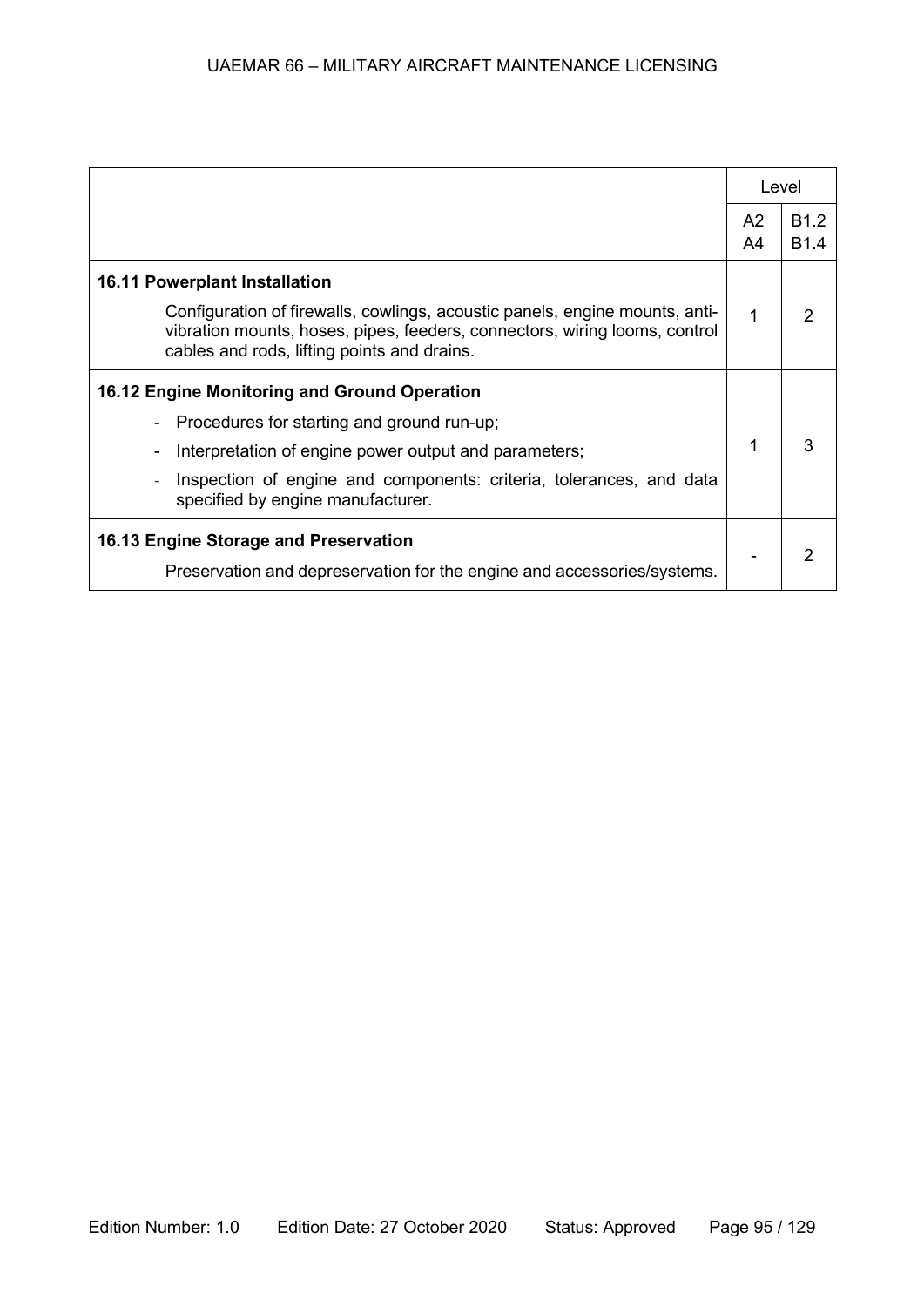| | Level | |
|---|---|---|
| | A2<br>A4 | B1.2<br>B1.4 |
| **16.11 Powerplant Installation**<br>Configuration of firewalls, cowlings, acoustic panels, engine mounts, anti-vibration mounts, hoses, pipes, feeders, connectors, wiring looms, control cables and rods, lifting points and drains. | 1 | 2 |
| **16.12 Engine Monitoring and Ground Operation**<br>- Procedures for starting and ground run-up;<br>- Interpretation of engine power output and parameters;<br>- Inspection of engine and components: criteria, tolerances, and data specified by engine manufacturer. | 1 | 3 |
| **16.13 Engine Storage and Preservation**<br>Preservation and depreservation for the engine and accessories/systems. | - | 2 |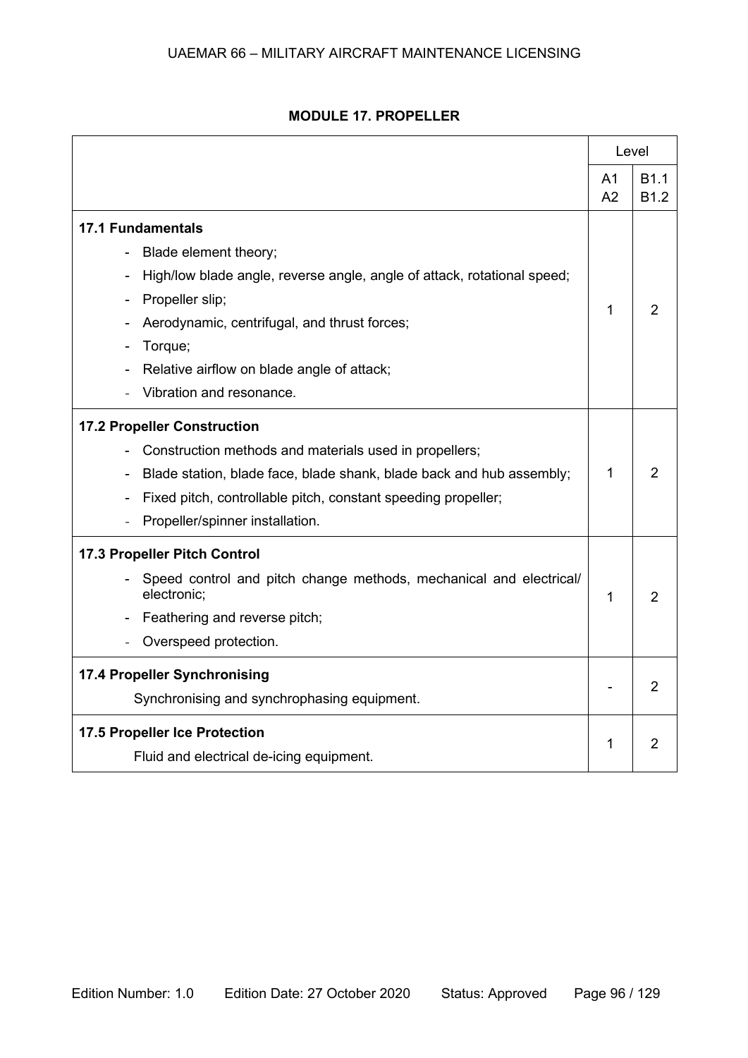**MODULE 17. PROPELLER**

| | Level | |
|---|---|---|
| | A1 A2 | B1.1 B1.2 |
| **17.1 Fundamentals**<br>- Blade element theory;<br>- High/low blade angle, reverse angle, angle of attack, rotational speed;<br>- Propeller slip;<br>- Aerodynamic, centrifugal, and thrust forces;<br>- Torque;<br>- Relative airflow on blade angle of attack;<br>- Vibration and resonance. | 1 | 2 |
| **17.2 Propeller Construction**<br>- Construction methods and materials used in propellers;<br>- Blade station, blade face, blade shank, blade back and hub assembly;<br>- Fixed pitch, controllable pitch, constant speeding propeller;<br>- Propeller/spinner installation. | 1 | 2 |
| **17.3 Propeller Pitch Control**<br>- Speed control and pitch change methods, mechanical and electrical/ electronic;<br>- Feathering and reverse pitch;<br>- Overspeed protection. | 1 | 2 |
| **17.4 Propeller Synchronising**<br>Synchronising and synchrophasing equipment. | - | 2 |
| **17.5 Propeller Ice Protection**<br>Fluid and electrical de-icing equipment. | 1 | 2 |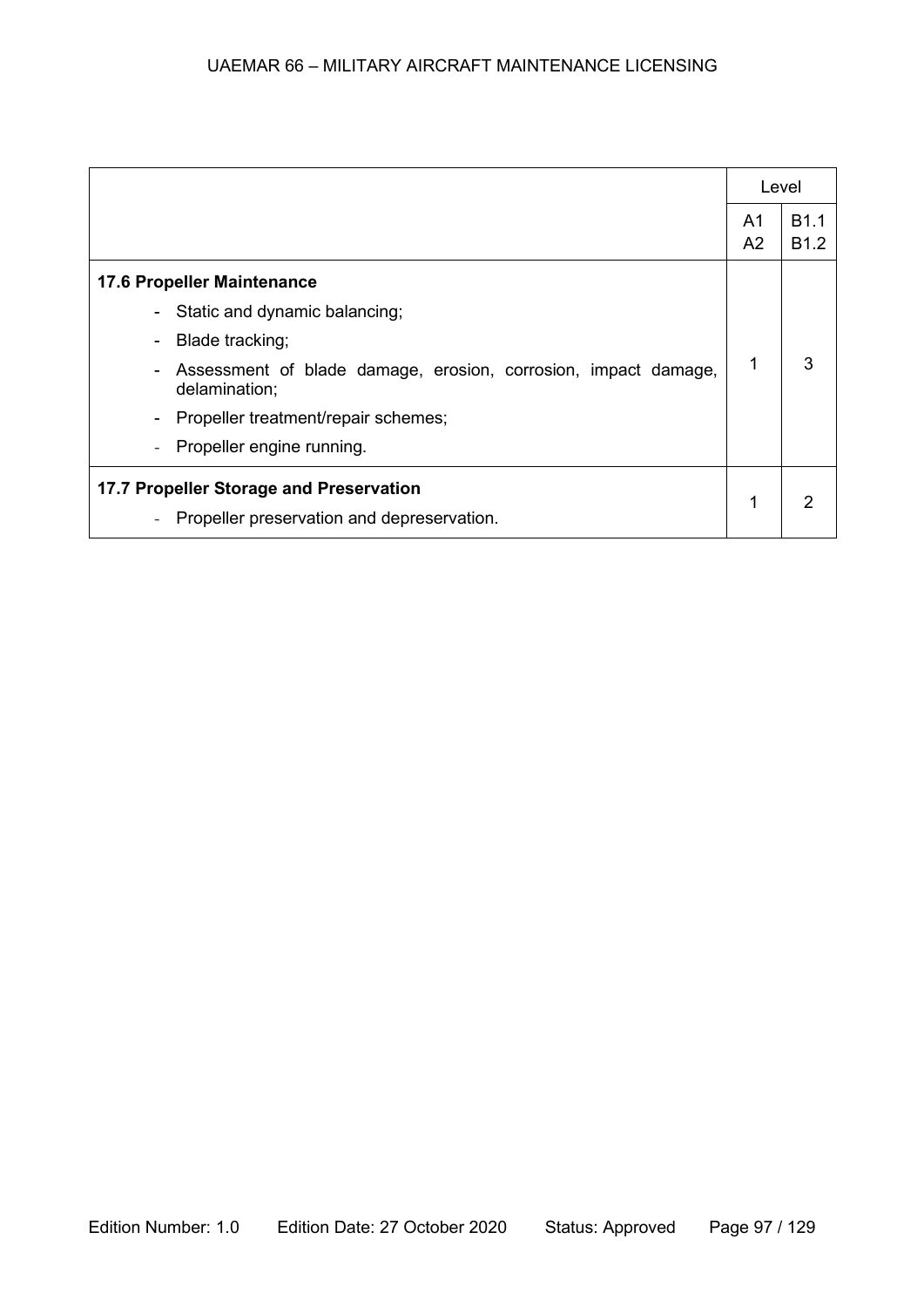| | Level | |
|---|---|---|
| | A1<br>A2 | B1.1<br>B1.2 |
| **17.6 Propeller Maintenance**<br>- Static and dynamic balancing;<br>- Blade tracking;<br>- Assessment of blade damage, erosion, corrosion, impact damage, delamination;<br>- Propeller treatment/repair schemes;<br>- Propeller engine running. | 1 | 3 |
| **17.7 Propeller Storage and Preservation**<br>- Propeller preservation and depreservation. | 1 | 2 |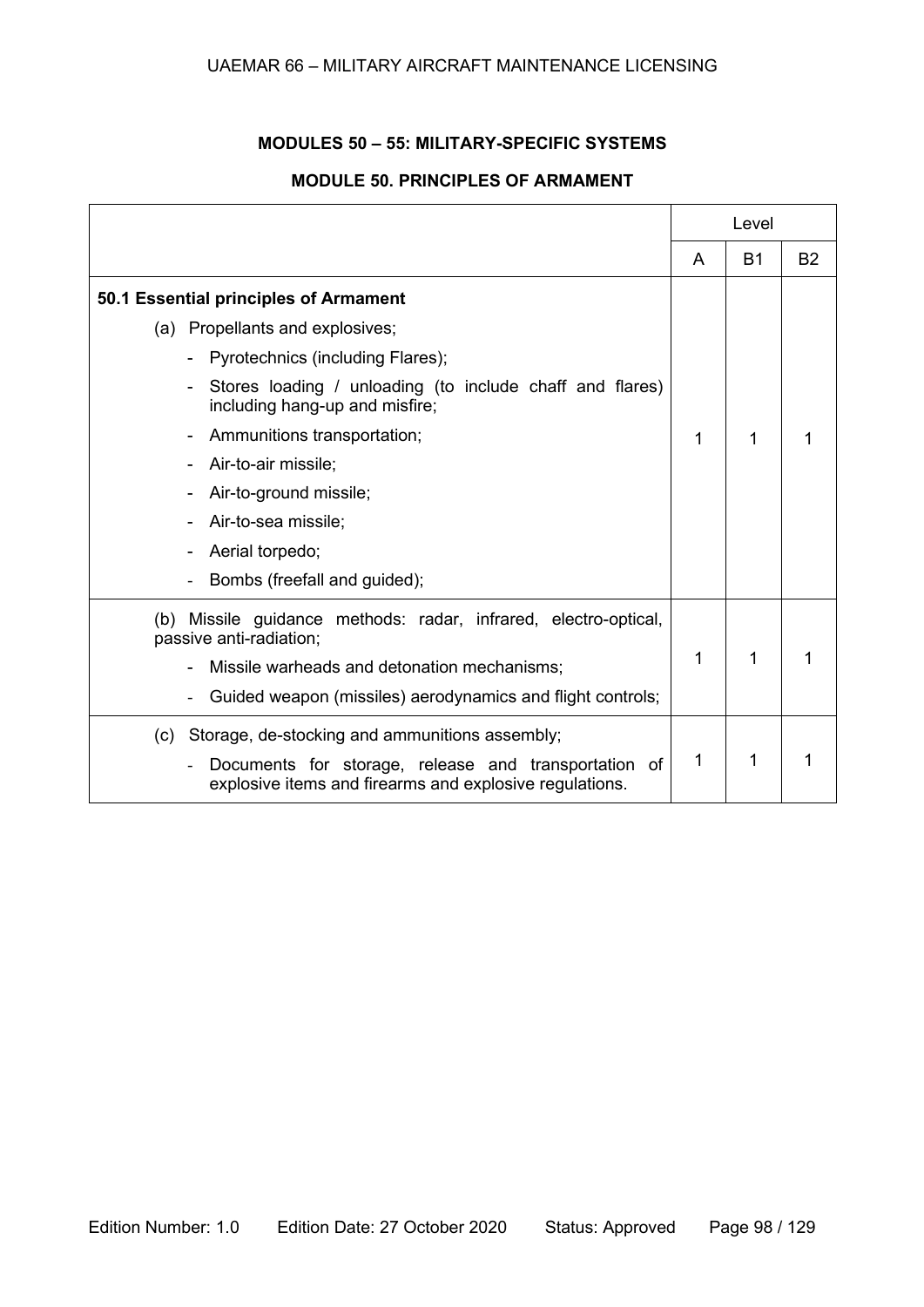## MODULES 50 – 55: MILITARY-SPECIFIC SYSTEMS

### MODULE 50. PRINCIPLES OF ARMAMENT

| | Level | | |
|---|---|---|---|
| | A | B1 | B2 |
| **50.1 Essential principles of Armament**<br>(a) Propellants and explosives;<br>- Pyrotechnics (including Flares);<br>- Stores loading / unloading (to include chaff and flares) including hang-up and misfire;<br>- Ammunitions transportation;<br>- Air-to-air missile;<br>- Air-to-ground missile;<br>- Air-to-sea missile;<br>- Aerial torpedo;<br>- Bombs (freefall and guided); | 1 | 1 | 1 |
| (b) Missile guidance methods: radar, infrared, electro-optical, passive anti-radiation;<br>- Missile warheads and detonation mechanisms;<br>- Guided weapon (missiles) aerodynamics and flight controls; | 1 | 1 | 1 |
| (c) Storage, de-stocking and ammunitions assembly;<br>- Documents for storage, release and transportation of explosive items and firearms and explosive regulations. | 1 | 1 | 1 |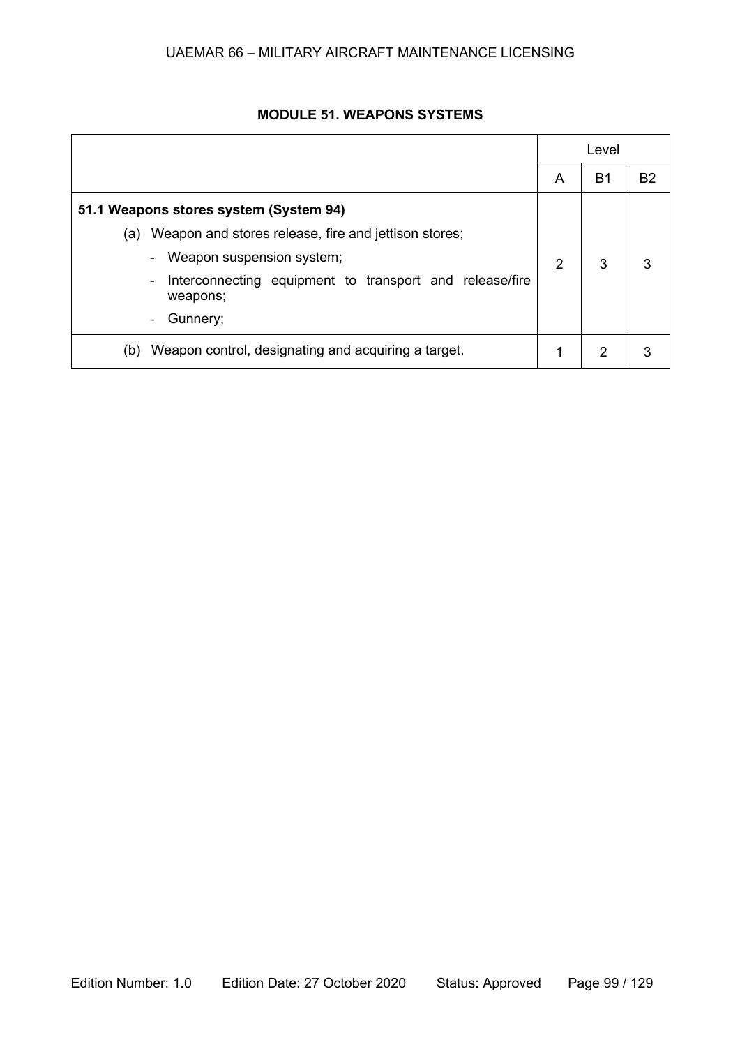## MODULE 51. WEAPONS SYSTEMS

| | Level | | |
|---|---|---|---|
| | A | B1 | B2 |
| **51.1 Weapons stores system (System 94)**<br>(a) Weapon and stores release, fire and jettison stores;<br>- Weapon suspension system;<br>- Interconnecting equipment to transport and release/fire weapons;<br>- Gunnery; | 2 | 3 | 3 |
| (b) Weapon control, designating and acquiring a target. | 1 | 2 | 3 |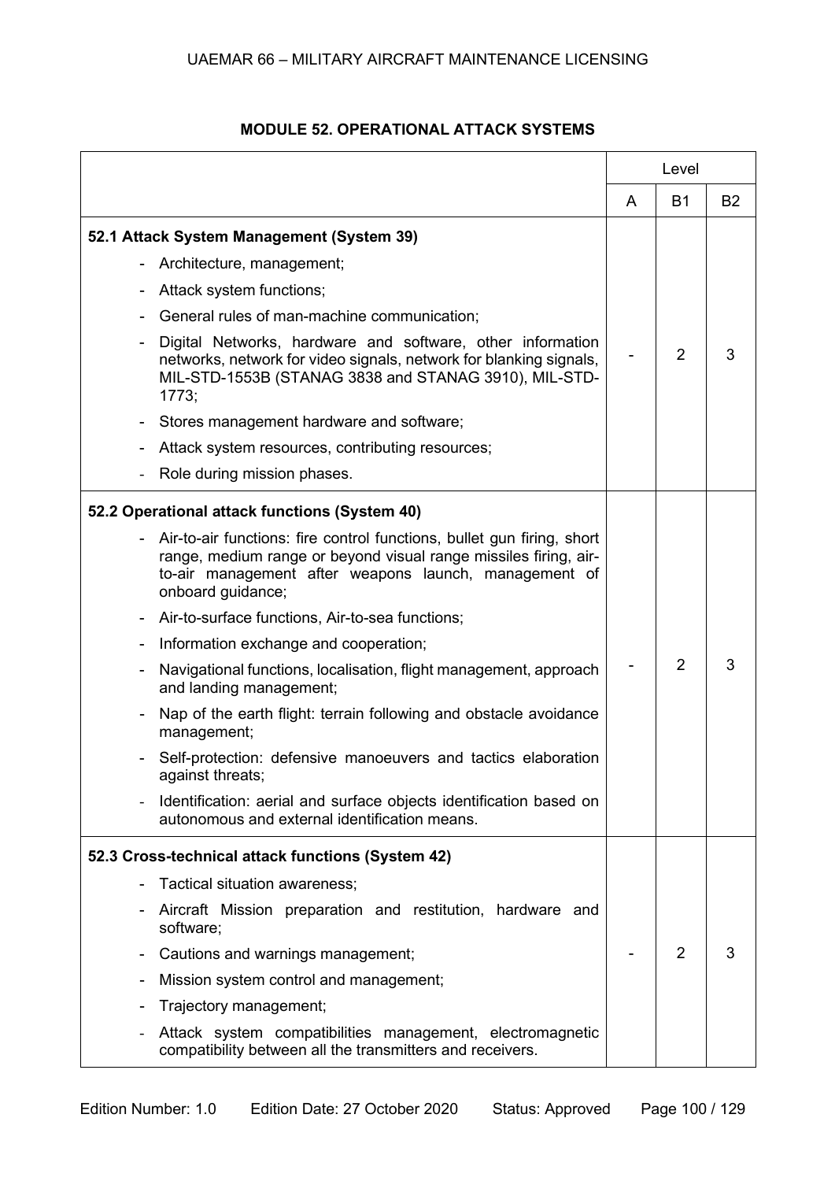## MODULE 52. OPERATIONAL ATTACK SYSTEMS

| | Level | | |
|---|---|---|---|
| | A | B1 | B2 |
| **52.1 Attack System Management (System 39)**<br>- Architecture, management;<br>- Attack system functions;<br>- General rules of man-machine communication;<br>- Digital Networks, hardware and software, other information networks, network for video signals, network for blanking signals, MIL-STD-1553B (STANAG 3838 and STANAG 3910), MIL-STD-1773;<br>- Stores management hardware and software;<br>- Attack system resources, contributing resources;<br>- Role during mission phases. | - | 2 | 3 |
| **52.2 Operational attack functions (System 40)**<br>- Air-to-air functions: fire control functions, bullet gun firing, short range, medium range or beyond visual range missiles firing, air-to-air management after weapons launch, management of onboard guidance;<br>- Air-to-surface functions, Air-to-sea functions;<br>- Information exchange and cooperation;<br>- Navigational functions, localisation, flight management, approach and landing management;<br>- Nap of the earth flight: terrain following and obstacle avoidance management;<br>- Self-protection: defensive manoeuvers and tactics elaboration against threats;<br>- Identification: aerial and surface objects identification based on autonomous and external identification means. | - | 2 | 3 |
| **52.3 Cross-technical attack functions (System 42)**<br>- Tactical situation awareness;<br>- Aircraft Mission preparation and restitution, hardware and software;<br>- Cautions and warnings management;<br>- Mission system control and management;<br>- Trajectory management;<br>- Attack system compatibilities management, electromagnetic compatibility between all the transmitters and receivers. | - | 2 | 3 |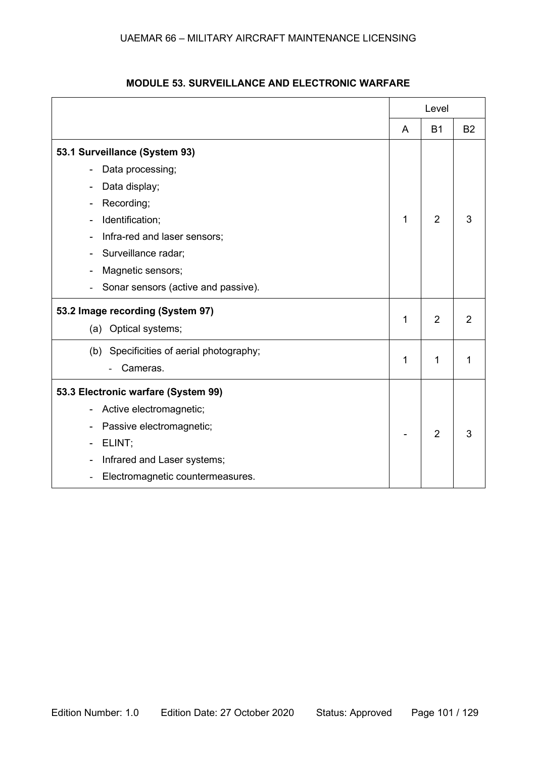## MODULE 53. SURVEILLANCE AND ELECTRONIC WARFARE

| | Level | | |
|---|---|---|---|
| | A | B1 | B2 |
| **53.1 Surveillance (System 93)**<br>- Data processing;<br>- Data display;<br>- Recording;<br>- Identification;<br>- Infra-red and laser sensors;<br>- Surveillance radar;<br>- Magnetic sensors;<br>- Sonar sensors (active and passive). | 1 | 2 | 3 |
| **53.2 Image recording (System 97)**<br>(a) Optical systems; | 1 | 2 | 2 |
| (b) Specificities of aerial photography;<br>- Cameras. | 1 | 1 | 1 |
| **53.3 Electronic warfare (System 99)**<br>- Active electromagnetic;<br>- Passive electromagnetic;<br>- ELINT;<br>- Infrared and Laser systems;<br>- Electromagnetic countermeasures. | - | 2 | 3 |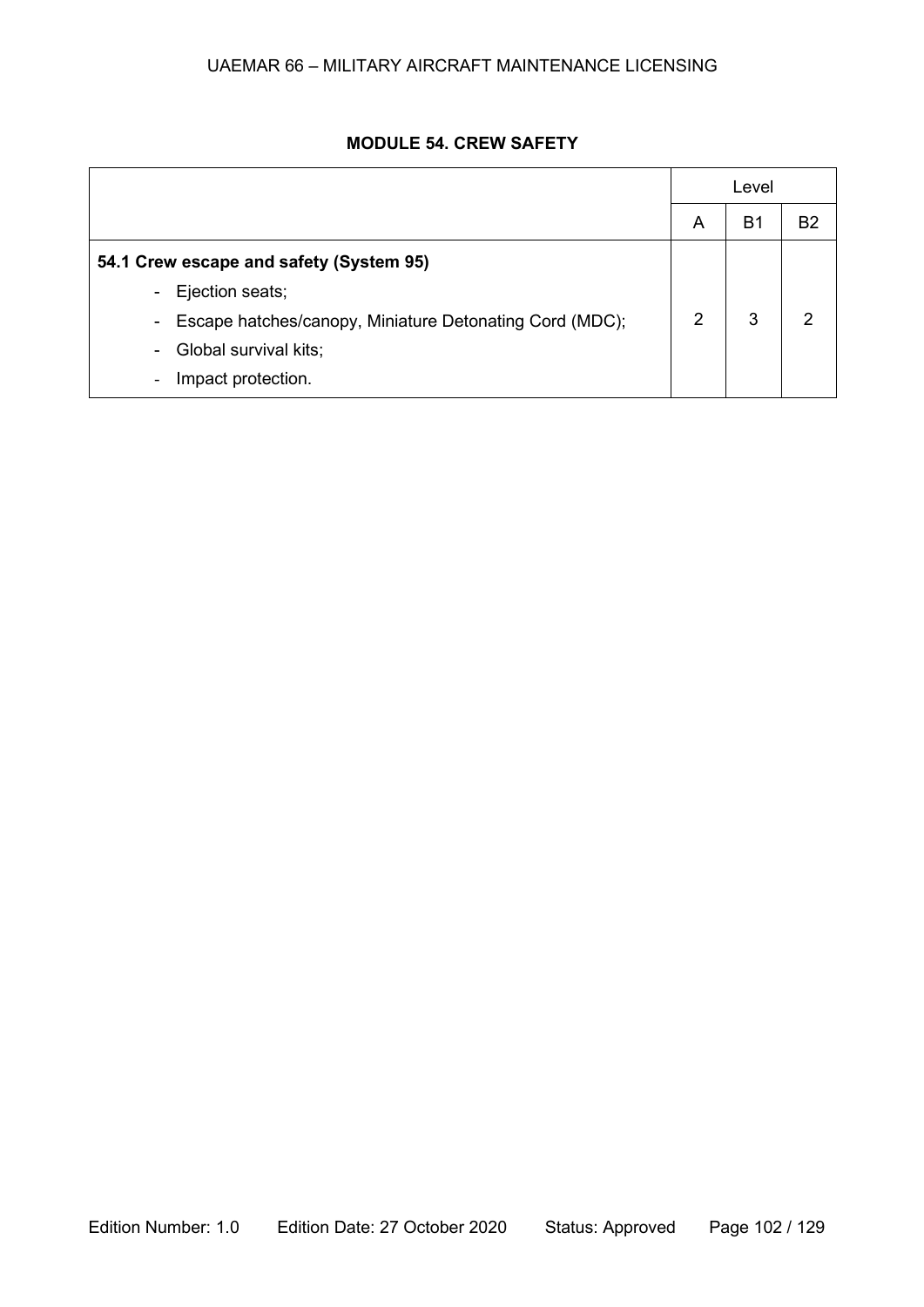## MODULE 54. CREW SAFETY

| | Level | | |
|---|---|---|---|
| | A | B1 | B2 |
| **54.1 Crew escape and safety (System 95)**<br>- Ejection seats;<br>- Escape hatches/canopy, Miniature Detonating Cord (MDC);<br>- Global survival kits;<br>- Impact protection. | 2 | 3 | 2 |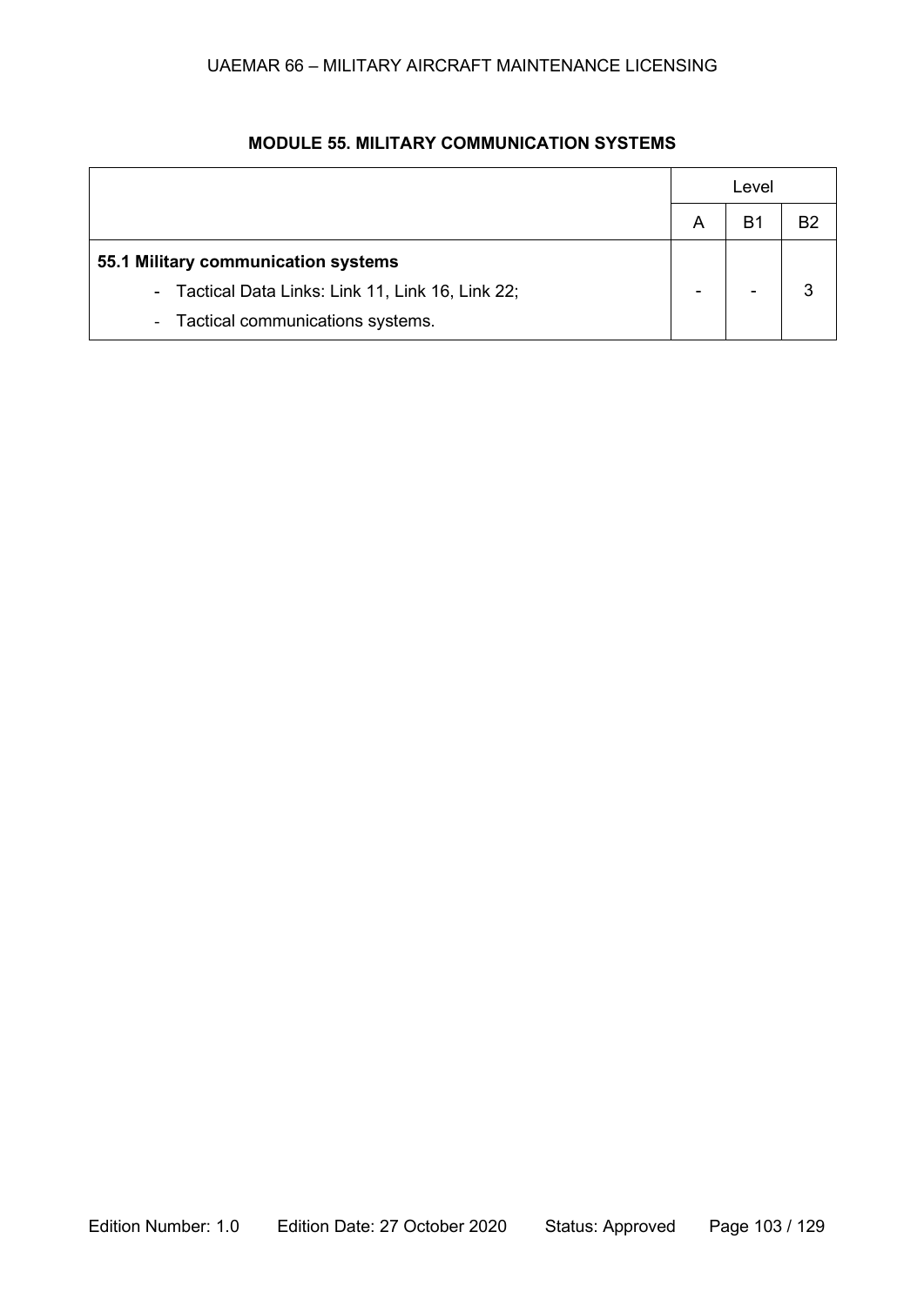## MODULE 55. MILITARY COMMUNICATION SYSTEMS

| | Level | | |
|---|---|---|---|
| | A | B1 | B2 |
| **55.1 Military communication systems**<br>- Tactical Data Links: Link 11, Link 16, Link 22;<br>- Tactical communications systems. | - | - | 3 |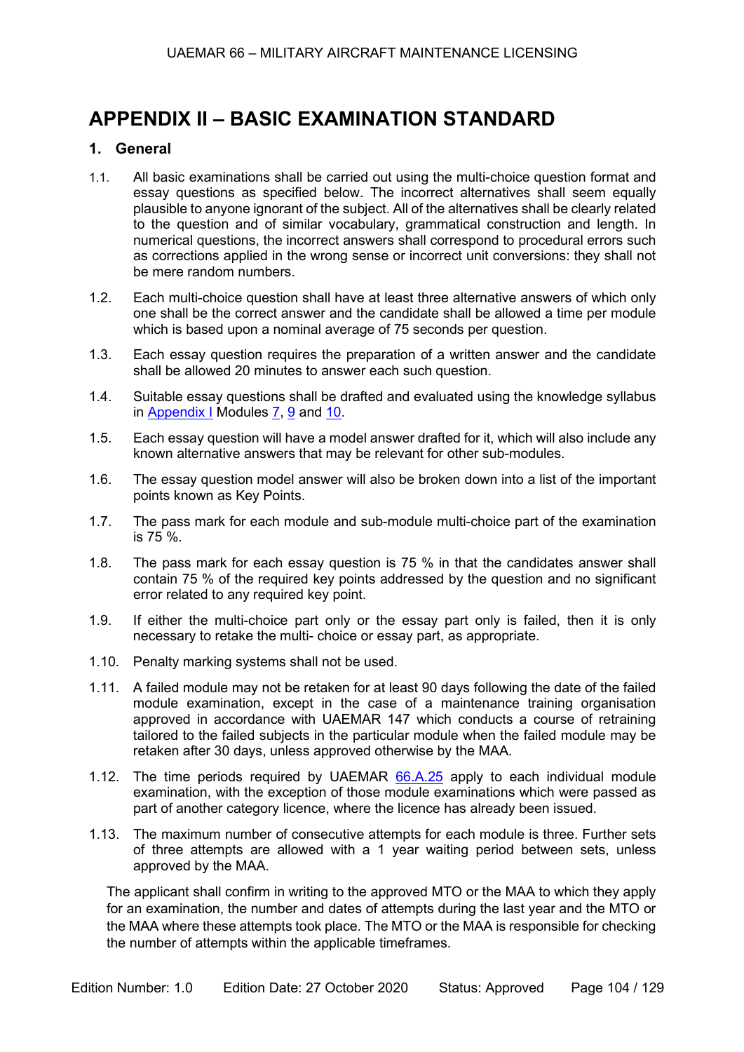# APPENDIX II – BASIC EXAMINATION STANDARD

## 1. General

1.1. All basic examinations shall be carried out using the multi-choice question format and essay questions as specified below. The incorrect alternatives shall seem equally plausible to anyone ignorant of the subject. All of the alternatives shall be clearly related to the question and of similar vocabulary, grammatical construction and length. In numerical questions, the incorrect answers shall correspond to procedural errors such as corrections applied in the wrong sense or incorrect unit conversions: they shall not be mere random numbers.

1.2. Each multi-choice question shall have at least three alternative answers of which only one shall be the correct answer and the candidate shall be allowed a time per module which is based upon a nominal average of 75 seconds per question.

1.3. Each essay question requires the preparation of a written answer and the candidate shall be allowed 20 minutes to answer each such question.

1.4. Suitable essay questions shall be drafted and evaluated using the knowledge syllabus in Appendix I Modules 7, 9 and 10.

1.5. Each essay question will have a model answer drafted for it, which will also include any known alternative answers that may be relevant for other sub-modules.

1.6. The essay question model answer will also be broken down into a list of the important points known as Key Points.

1.7. The pass mark for each module and sub-module multi-choice part of the examination is 75 %.

1.8. The pass mark for each essay question is 75 % in that the candidates answer shall contain 75 % of the required key points addressed by the question and no significant error related to any required key point.

1.9. If either the multi-choice part only or the essay part only is failed, then it is only necessary to retake the multi- choice or essay part, as appropriate.

1.10. Penalty marking systems shall not be used.

1.11. A failed module may not be retaken for at least 90 days following the date of the failed module examination, except in the case of a maintenance training organisation approved in accordance with UAEMAR 147 which conducts a course of retraining tailored to the failed subjects in the particular module when the failed module may be retaken after 30 days, unless approved otherwise by the MAA.

1.12. The time periods required by UAEMAR 66.A.25 apply to each individual module examination, with the exception of those module examinations which were passed as part of another category licence, where the licence has already been issued.

1.13. The maximum number of consecutive attempts for each module is three. Further sets of three attempts are allowed with a 1 year waiting period between sets, unless approved by the MAA.

The applicant shall confirm in writing to the approved MTO or the MAA to which they apply for an examination, the number and dates of attempts during the last year and the MTO or the MAA where these attempts took place. The MTO or the MAA is responsible for checking the number of attempts within the applicable timeframes.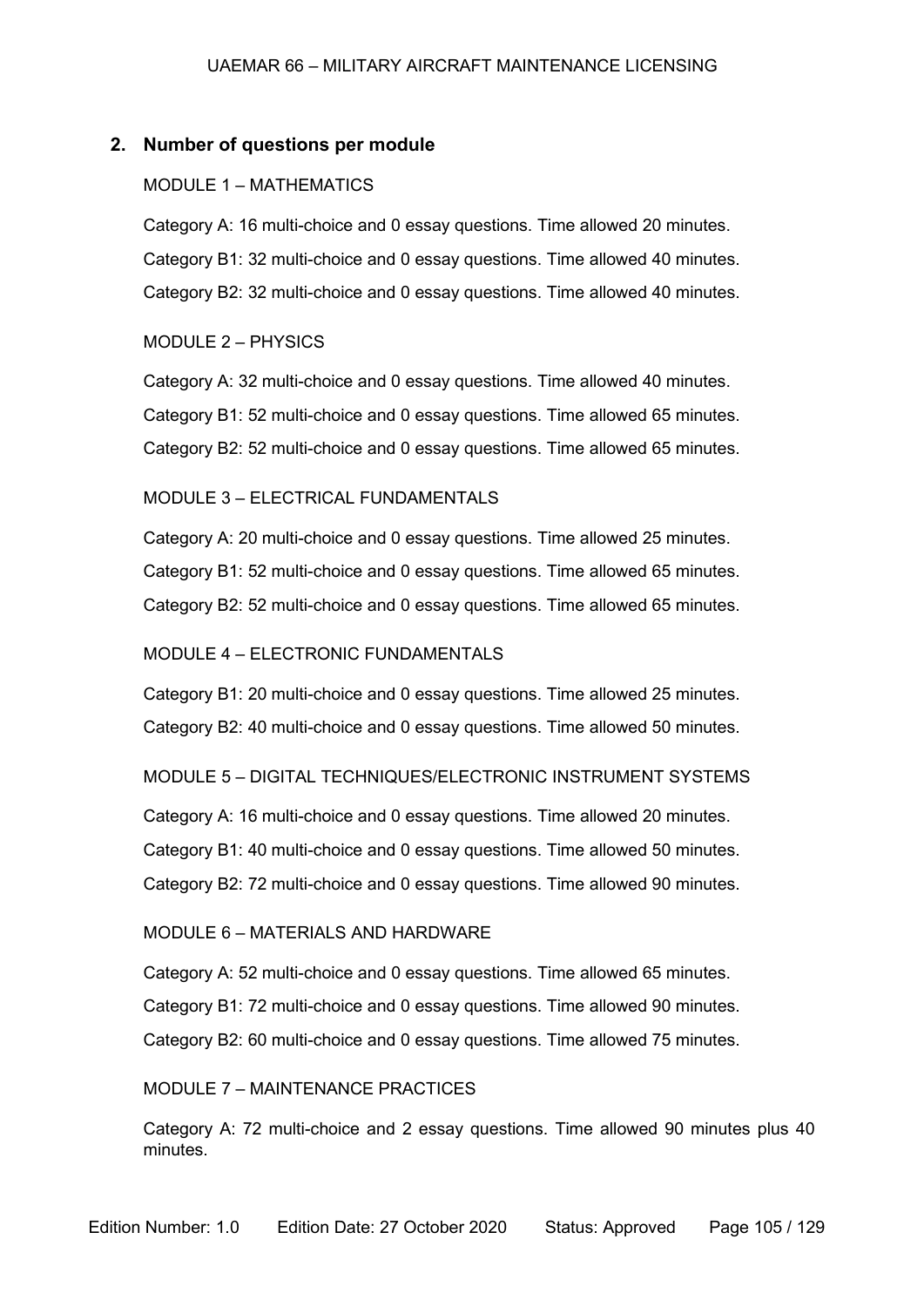## 2. Number of questions per module

MODULE 1 – MATHEMATICS

Category A: 16 multi-choice and 0 essay questions. Time allowed 20 minutes.

Category B1: 32 multi-choice and 0 essay questions. Time allowed 40 minutes.

Category B2: 32 multi-choice and 0 essay questions. Time allowed 40 minutes.

MODULE 2 – PHYSICS

Category A: 32 multi-choice and 0 essay questions. Time allowed 40 minutes.

Category B1: 52 multi-choice and 0 essay questions. Time allowed 65 minutes.

Category B2: 52 multi-choice and 0 essay questions. Time allowed 65 minutes.

MODULE 3 – ELECTRICAL FUNDAMENTALS

Category A: 20 multi-choice and 0 essay questions. Time allowed 25 minutes.

Category B1: 52 multi-choice and 0 essay questions. Time allowed 65 minutes.

Category B2: 52 multi-choice and 0 essay questions. Time allowed 65 minutes.

MODULE 4 – ELECTRONIC FUNDAMENTALS

Category B1: 20 multi-choice and 0 essay questions. Time allowed 25 minutes.

Category B2: 40 multi-choice and 0 essay questions. Time allowed 50 minutes.

MODULE 5 – DIGITAL TECHNIQUES/ELECTRONIC INSTRUMENT SYSTEMS

Category A: 16 multi-choice and 0 essay questions. Time allowed 20 minutes.

Category B1: 40 multi-choice and 0 essay questions. Time allowed 50 minutes.

Category B2: 72 multi-choice and 0 essay questions. Time allowed 90 minutes.

MODULE 6 – MATERIALS AND HARDWARE

Category A: 52 multi-choice and 0 essay questions. Time allowed 65 minutes.

Category B1: 72 multi-choice and 0 essay questions. Time allowed 90 minutes.

Category B2: 60 multi-choice and 0 essay questions. Time allowed 75 minutes.

MODULE 7 – MAINTENANCE PRACTICES

Category A: 72 multi-choice and 2 essay questions. Time allowed 90 minutes plus 40 minutes.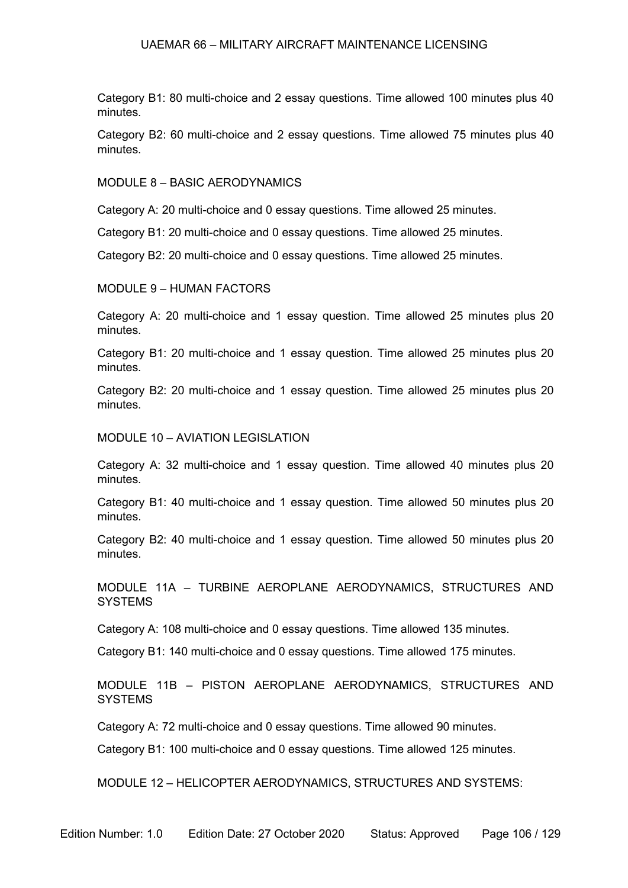Category B1: 80 multi-choice and 2 essay questions. Time allowed 100 minutes plus 40 minutes.

Category B2: 60 multi-choice and 2 essay questions. Time allowed 75 minutes plus 40 minutes.

MODULE 8 – BASIC AERODYNAMICS

Category A: 20 multi-choice and 0 essay questions. Time allowed 25 minutes.

Category B1: 20 multi-choice and 0 essay questions. Time allowed 25 minutes.

Category B2: 20 multi-choice and 0 essay questions. Time allowed 25 minutes.

MODULE 9 – HUMAN FACTORS

Category A: 20 multi-choice and 1 essay question. Time allowed 25 minutes plus 20 minutes.

Category B1: 20 multi-choice and 1 essay question. Time allowed 25 minutes plus 20 minutes.

Category B2: 20 multi-choice and 1 essay question. Time allowed 25 minutes plus 20 minutes.

MODULE 10 – AVIATION LEGISLATION

Category A: 32 multi-choice and 1 essay question. Time allowed 40 minutes plus 20 minutes.

Category B1: 40 multi-choice and 1 essay question. Time allowed 50 minutes plus 20 minutes.

Category B2: 40 multi-choice and 1 essay question. Time allowed 50 minutes plus 20 minutes.

MODULE 11A – TURBINE AEROPLANE AERODYNAMICS, STRUCTURES AND SYSTEMS

Category A: 108 multi-choice and 0 essay questions. Time allowed 135 minutes.

Category B1: 140 multi-choice and 0 essay questions. Time allowed 175 minutes.

MODULE 11B – PISTON AEROPLANE AERODYNAMICS, STRUCTURES AND SYSTEMS

Category A: 72 multi-choice and 0 essay questions. Time allowed 90 minutes.

Category B1: 100 multi-choice and 0 essay questions. Time allowed 125 minutes.

MODULE 12 – HELICOPTER AERODYNAMICS, STRUCTURES AND SYSTEMS: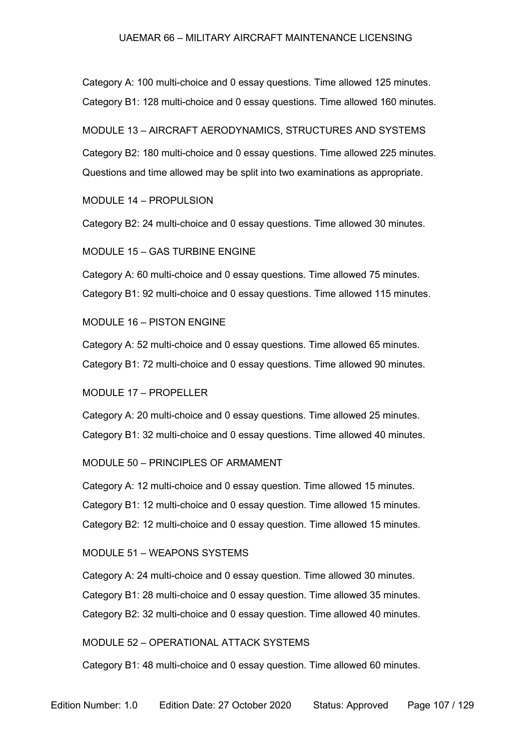Category A: 100 multi-choice and 0 essay questions. Time allowed 125 minutes.

Category B1: 128 multi-choice and 0 essay questions. Time allowed 160 minutes.

MODULE 13 – AIRCRAFT AERODYNAMICS, STRUCTURES AND SYSTEMS

Category B2: 180 multi-choice and 0 essay questions. Time allowed 225 minutes.

Questions and time allowed may be split into two examinations as appropriate.

MODULE 14 – PROPULSION

Category B2: 24 multi-choice and 0 essay questions. Time allowed 30 minutes.

MODULE 15 – GAS TURBINE ENGINE

Category A: 60 multi-choice and 0 essay questions. Time allowed 75 minutes.

Category B1: 92 multi-choice and 0 essay questions. Time allowed 115 minutes.

MODULE 16 – PISTON ENGINE

Category A: 52 multi-choice and 0 essay questions. Time allowed 65 minutes.

Category B1: 72 multi-choice and 0 essay questions. Time allowed 90 minutes.

MODULE 17 – PROPELLER

Category A: 20 multi-choice and 0 essay questions. Time allowed 25 minutes.

Category B1: 32 multi-choice and 0 essay questions. Time allowed 40 minutes.

MODULE 50 – PRINCIPLES OF ARMAMENT

Category A: 12 multi-choice and 0 essay question. Time allowed 15 minutes.

Category B1: 12 multi-choice and 0 essay question. Time allowed 15 minutes.

Category B2: 12 multi-choice and 0 essay question. Time allowed 15 minutes.

MODULE 51 – WEAPONS SYSTEMS

Category A: 24 multi-choice and 0 essay question. Time allowed 30 minutes.

Category B1: 28 multi-choice and 0 essay question. Time allowed 35 minutes.

Category B2: 32 multi-choice and 0 essay question. Time allowed 40 minutes.

MODULE 52 – OPERATIONAL ATTACK SYSTEMS

Category B1: 48 multi-choice and 0 essay question. Time allowed 60 minutes.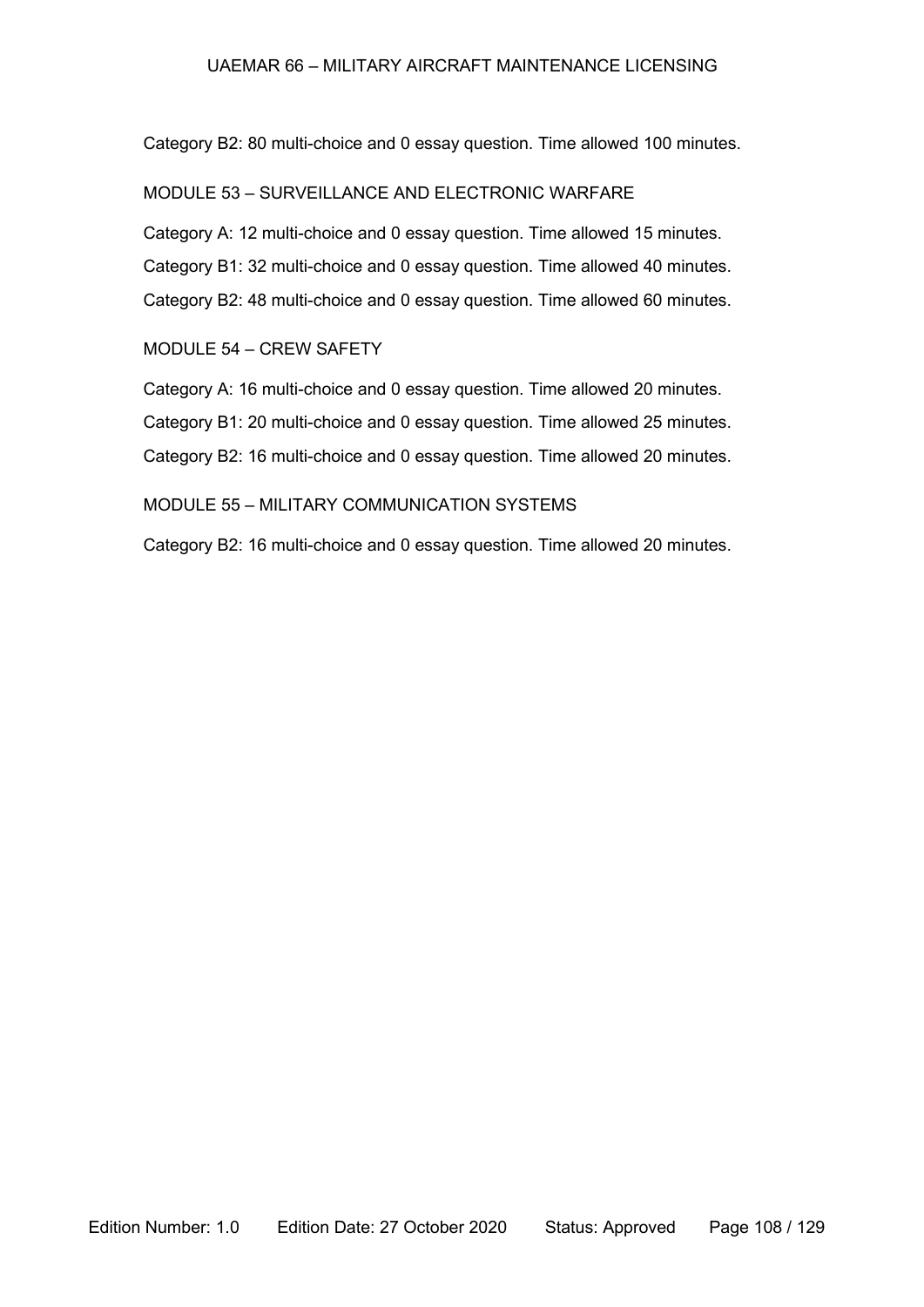Category B2: 80 multi-choice and 0 essay question. Time allowed 100 minutes.

MODULE 53 – SURVEILLANCE AND ELECTRONIC WARFARE

Category A: 12 multi-choice and 0 essay question. Time allowed 15 minutes.

Category B1: 32 multi-choice and 0 essay question. Time allowed 40 minutes.

Category B2: 48 multi-choice and 0 essay question. Time allowed 60 minutes.

MODULE 54 – CREW SAFETY

Category A: 16 multi-choice and 0 essay question. Time allowed 20 minutes.

Category B1: 20 multi-choice and 0 essay question. Time allowed 25 minutes.

Category B2: 16 multi-choice and 0 essay question. Time allowed 20 minutes.

MODULE 55 – MILITARY COMMUNICATION SYSTEMS

Category B2: 16 multi-choice and 0 essay question. Time allowed 20 minutes.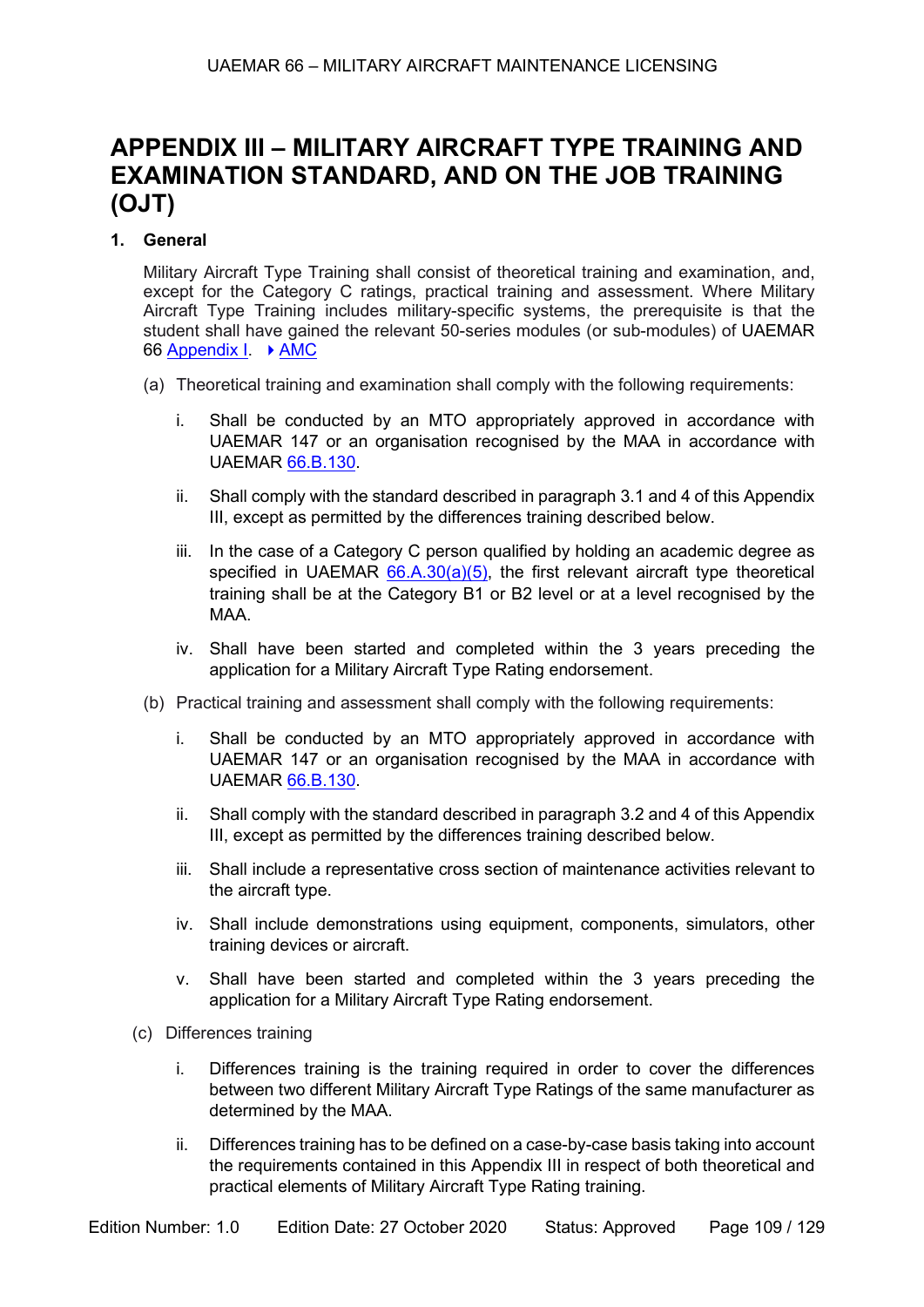# APPENDIX III – MILITARY AIRCRAFT TYPE TRAINING AND EXAMINATION STANDARD, AND ON THE JOB TRAINING (OJT)

## 1. General

Military Aircraft Type Training shall consist of theoretical training and examination, and, except for the Category C ratings, practical training and assessment. Where Military Aircraft Type Training includes military-specific systems, the prerequisite is that the student shall have gained the relevant 50-series modules (or sub-modules) of UAEMAR 66 Appendix I. ▸AMC

(a) Theoretical training and examination shall comply with the following requirements:

  i. Shall be conducted by an MTO appropriately approved in accordance with UAEMAR 147 or an organisation recognised by the MAA in accordance with UAEMAR 66.B.130.

  ii. Shall comply with the standard described in paragraph 3.1 and 4 of this Appendix III, except as permitted by the differences training described below.

  iii. In the case of a Category C person qualified by holding an academic degree as specified in UAEMAR 66.A.30(a)(5), the first relevant aircraft type theoretical training shall be at the Category B1 or B2 level or at a level recognised by the MAA.

  iv. Shall have been started and completed within the 3 years preceding the application for a Military Aircraft Type Rating endorsement.

(b) Practical training and assessment shall comply with the following requirements:

  i. Shall be conducted by an MTO appropriately approved in accordance with UAEMAR 147 or an organisation recognised by the MAA in accordance with UAEMAR 66.B.130.

  ii. Shall comply with the standard described in paragraph 3.2 and 4 of this Appendix III, except as permitted by the differences training described below.

  iii. Shall include a representative cross section of maintenance activities relevant to the aircraft type.

  iv. Shall include demonstrations using equipment, components, simulators, other training devices or aircraft.

  v. Shall have been started and completed within the 3 years preceding the application for a Military Aircraft Type Rating endorsement.

(c) Differences training

  i. Differences training is the training required in order to cover the differences between two different Military Aircraft Type Ratings of the same manufacturer as determined by the MAA.

  ii. Differences training has to be defined on a case-by-case basis taking into account the requirements contained in this Appendix III in respect of both theoretical and practical elements of Military Aircraft Type Rating training.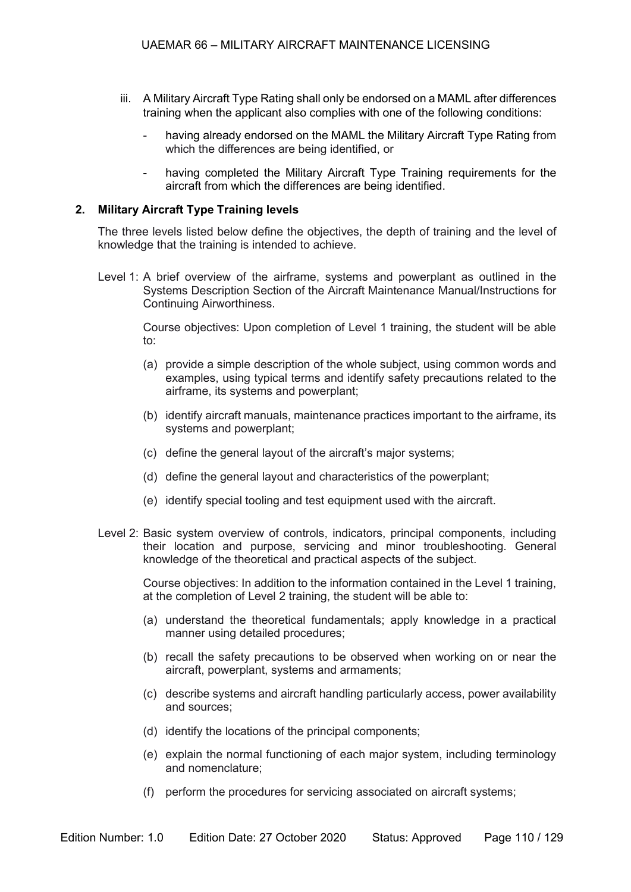iii. A Military Aircraft Type Rating shall only be endorsed on a MAML after differences training when the applicant also complies with one of the following conditions:

- having already endorsed on the MAML the Military Aircraft Type Rating from which the differences are being identified, or
- having completed the Military Aircraft Type Training requirements for the aircraft from which the differences are being identified.

**2. Military Aircraft Type Training levels**

The three levels listed below define the objectives, the depth of training and the level of knowledge that the training is intended to achieve.

Level 1: A brief overview of the airframe, systems and powerplant as outlined in the Systems Description Section of the Aircraft Maintenance Manual/Instructions for Continuing Airworthiness.

Course objectives: Upon completion of Level 1 training, the student will be able to:

(a) provide a simple description of the whole subject, using common words and examples, using typical terms and identify safety precautions related to the airframe, its systems and powerplant;

(b) identify aircraft manuals, maintenance practices important to the airframe, its systems and powerplant;

(c) define the general layout of the aircraft's major systems;

(d) define the general layout and characteristics of the powerplant;

(e) identify special tooling and test equipment used with the aircraft.

Level 2: Basic system overview of controls, indicators, principal components, including their location and purpose, servicing and minor troubleshooting. General knowledge of the theoretical and practical aspects of the subject.

Course objectives: In addition to the information contained in the Level 1 training, at the completion of Level 2 training, the student will be able to:

(a) understand the theoretical fundamentals; apply knowledge in a practical manner using detailed procedures;

(b) recall the safety precautions to be observed when working on or near the aircraft, powerplant, systems and armaments;

(c) describe systems and aircraft handling particularly access, power availability and sources;

(d) identify the locations of the principal components;

(e) explain the normal functioning of each major system, including terminology and nomenclature;

(f) perform the procedures for servicing associated on aircraft systems;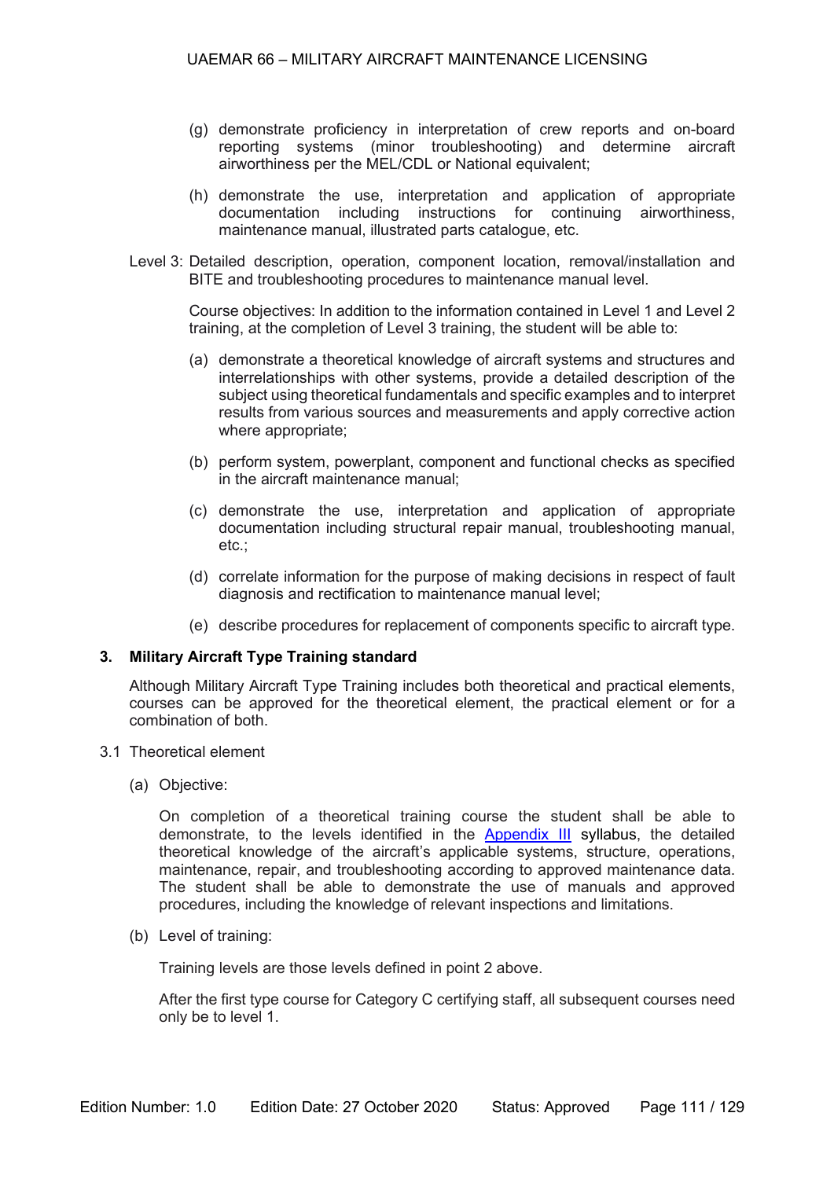(g) demonstrate proficiency in interpretation of crew reports and on-board reporting systems (minor troubleshooting) and determine aircraft airworthiness per the MEL/CDL or National equivalent;

(h) demonstrate the use, interpretation and application of appropriate documentation including instructions for continuing airworthiness, maintenance manual, illustrated parts catalogue, etc.

Level 3: Detailed description, operation, component location, removal/installation and BITE and troubleshooting procedures to maintenance manual level.

Course objectives: In addition to the information contained in Level 1 and Level 2 training, at the completion of Level 3 training, the student will be able to:

(a) demonstrate a theoretical knowledge of aircraft systems and structures and interrelationships with other systems, provide a detailed description of the subject using theoretical fundamentals and specific examples and to interpret results from various sources and measurements and apply corrective action where appropriate;

(b) perform system, powerplant, component and functional checks as specified in the aircraft maintenance manual;

(c) demonstrate the use, interpretation and application of appropriate documentation including structural repair manual, troubleshooting manual, etc.;

(d) correlate information for the purpose of making decisions in respect of fault diagnosis and rectification to maintenance manual level;

(e) describe procedures for replacement of components specific to aircraft type.

### 3. Military Aircraft Type Training standard

Although Military Aircraft Type Training includes both theoretical and practical elements, courses can be approved for the theoretical element, the practical element or for a combination of both.

3.1 Theoretical element

(a) Objective:

On completion of a theoretical training course the student shall be able to demonstrate, to the levels identified in the Appendix III syllabus, the detailed theoretical knowledge of the aircraft's applicable systems, structure, operations, maintenance, repair, and troubleshooting according to approved maintenance data. The student shall be able to demonstrate the use of manuals and approved procedures, including the knowledge of relevant inspections and limitations.

(b) Level of training:

Training levels are those levels defined in point 2 above.

After the first type course for Category C certifying staff, all subsequent courses need only be to level 1.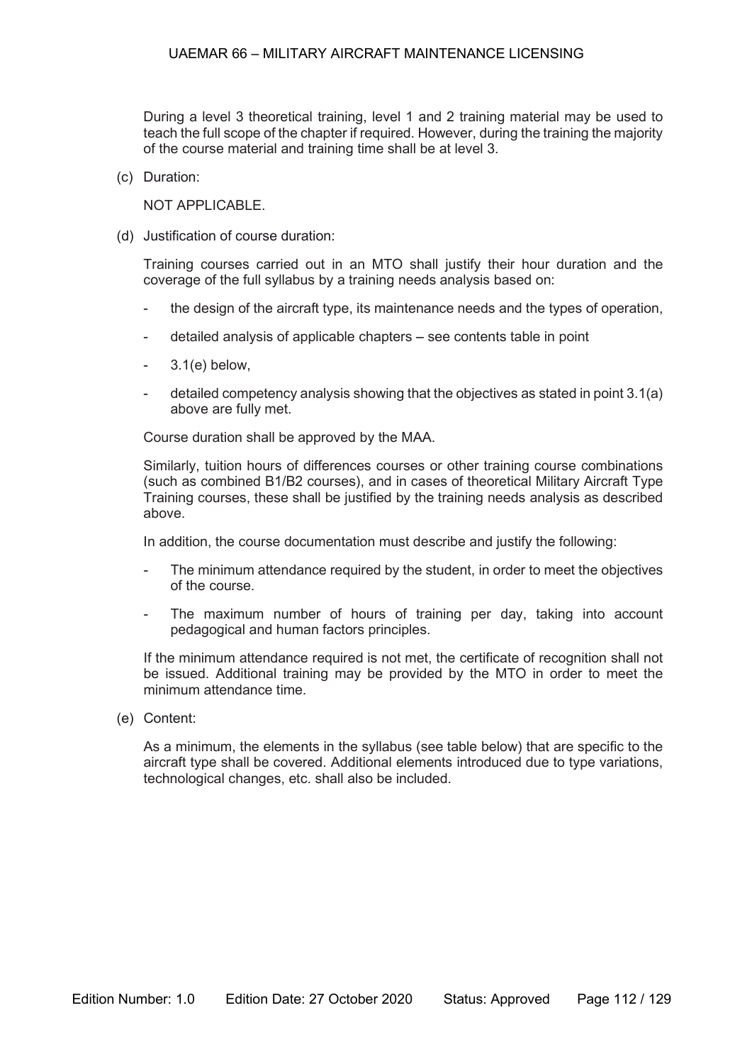During a level 3 theoretical training, level 1 and 2 training material may be used to teach the full scope of the chapter if required. However, during the training the majority of the course material and training time shall be at level 3.

(c) Duration:

NOT APPLICABLE.

(d) Justification of course duration:

Training courses carried out in an MTO shall justify their hour duration and the coverage of the full syllabus by a training needs analysis based on:

- the design of the aircraft type, its maintenance needs and the types of operation,
- detailed analysis of applicable chapters – see contents table in point
- 3.1(e) below,
- detailed competency analysis showing that the objectives as stated in point 3.1(a) above are fully met.

Course duration shall be approved by the MAA.

Similarly, tuition hours of differences courses or other training course combinations (such as combined B1/B2 courses), and in cases of theoretical Military Aircraft Type Training courses, these shall be justified by the training needs analysis as described above.

In addition, the course documentation must describe and justify the following:

- The minimum attendance required by the student, in order to meet the objectives of the course.
- The maximum number of hours of training per day, taking into account pedagogical and human factors principles.

If the minimum attendance required is not met, the certificate of recognition shall not be issued. Additional training may be provided by the MTO in order to meet the minimum attendance time.

(e) Content:

As a minimum, the elements in the syllabus (see table below) that are specific to the aircraft type shall be covered. Additional elements introduced due to type variations, technological changes, etc. shall also be included.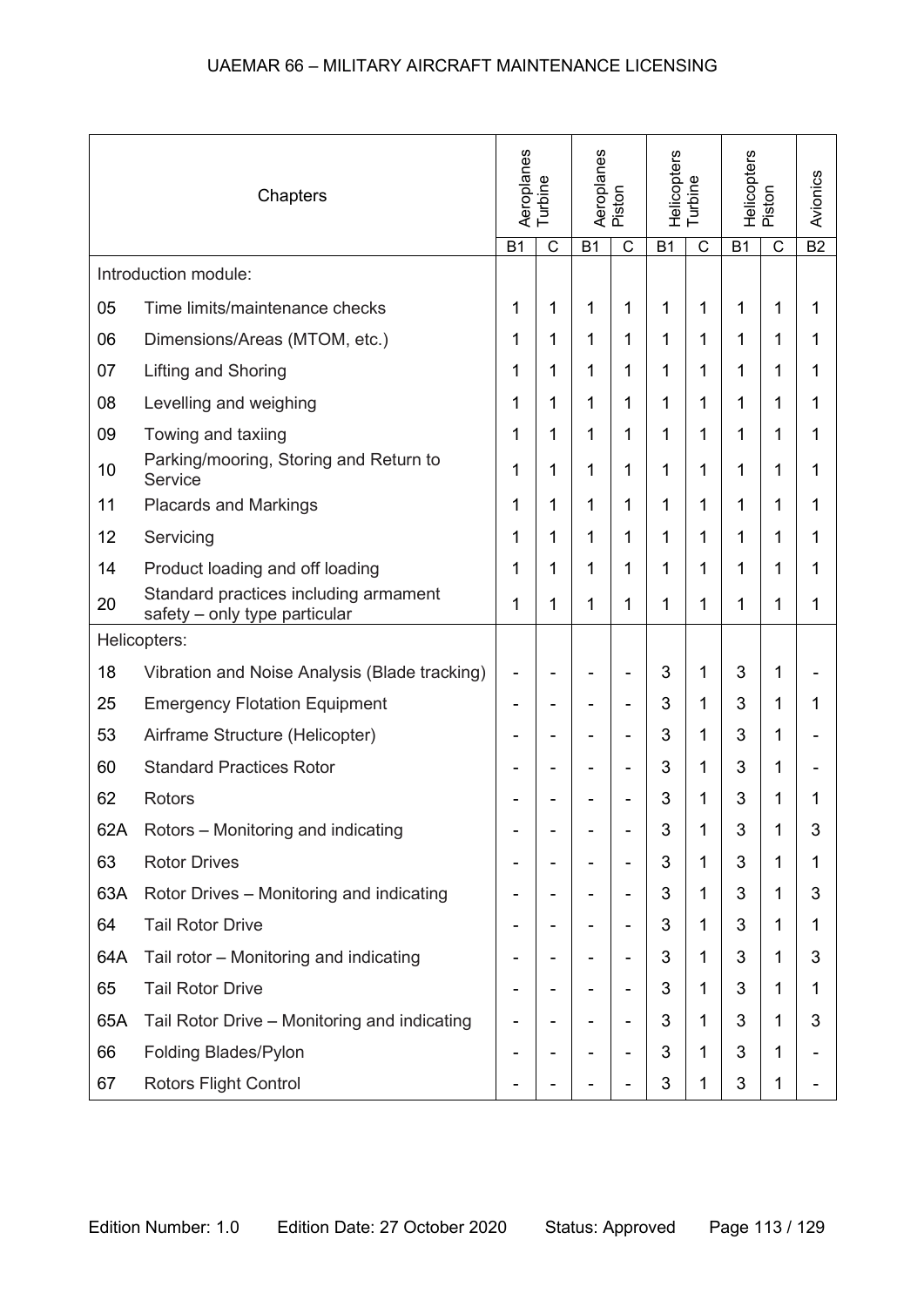| Chapters | | Aeroplanes Turbine | | Aeroplanes Piston | | Helicopters Turbine | | Helicopters Piston | | Avionics |
|---|---|---|---|---|---|---|---|---|---|---|
| | | B1 | C | B1 | C | B1 | C | B1 | C | B2 |
| Introduction module: | | | | | | | | | | |
| 05 | Time limits/maintenance checks | 1 | 1 | 1 | 1 | 1 | 1 | 1 | 1 | 1 |
| 06 | Dimensions/Areas (MTOM, etc.) | 1 | 1 | 1 | 1 | 1 | 1 | 1 | 1 | 1 |
| 07 | Lifting and Shoring | 1 | 1 | 1 | 1 | 1 | 1 | 1 | 1 | 1 |
| 08 | Levelling and weighing | 1 | 1 | 1 | 1 | 1 | 1 | 1 | 1 | 1 |
| 09 | Towing and taxiing | 1 | 1 | 1 | 1 | 1 | 1 | 1 | 1 | 1 |
| 10 | Parking/mooring, Storing and Return to Service | 1 | 1 | 1 | 1 | 1 | 1 | 1 | 1 | 1 |
| 11 | Placards and Markings | 1 | 1 | 1 | 1 | 1 | 1 | 1 | 1 | 1 |
| 12 | Servicing | 1 | 1 | 1 | 1 | 1 | 1 | 1 | 1 | 1 |
| 14 | Product loading and off loading | 1 | 1 | 1 | 1 | 1 | 1 | 1 | 1 | 1 |
| 20 | Standard practices including armament safety – only type particular | 1 | 1 | 1 | 1 | 1 | 1 | 1 | 1 | 1 |
| Helicopters: | | | | | | | | | | |
| 18 | Vibration and Noise Analysis (Blade tracking) | - | - | - | - | 3 | 1 | 3 | 1 | - |
| 25 | Emergency Flotation Equipment | - | - | - | - | 3 | 1 | 3 | 1 | 1 |
| 53 | Airframe Structure (Helicopter) | - | - | - | - | 3 | 1 | 3 | 1 | - |
| 60 | Standard Practices Rotor | - | - | - | - | 3 | 1 | 3 | 1 | - |
| 62 | Rotors | - | - | - | - | 3 | 1 | 3 | 1 | 1 |
| 62A | Rotors – Monitoring and indicating | - | - | - | - | 3 | 1 | 3 | 1 | 3 |
| 63 | Rotor Drives | - | - | - | - | 3 | 1 | 3 | 1 | 1 |
| 63A | Rotor Drives – Monitoring and indicating | - | - | - | - | 3 | 1 | 3 | 1 | 3 |
| 64 | Tail Rotor Drive | - | - | - | - | 3 | 1 | 3 | 1 | 1 |
| 64A | Tail rotor – Monitoring and indicating | - | - | - | - | 3 | 1 | 3 | 1 | 3 |
| 65 | Tail Rotor Drive | - | - | - | - | 3 | 1 | 3 | 1 | 1 |
| 65A | Tail Rotor Drive – Monitoring and indicating | - | - | - | - | 3 | 1 | 3 | 1 | 3 |
| 66 | Folding Blades/Pylon | - | - | - | - | 3 | 1 | 3 | 1 | - |
| 67 | Rotors Flight Control | - | - | - | - | 3 | 1 | 3 | 1 | - |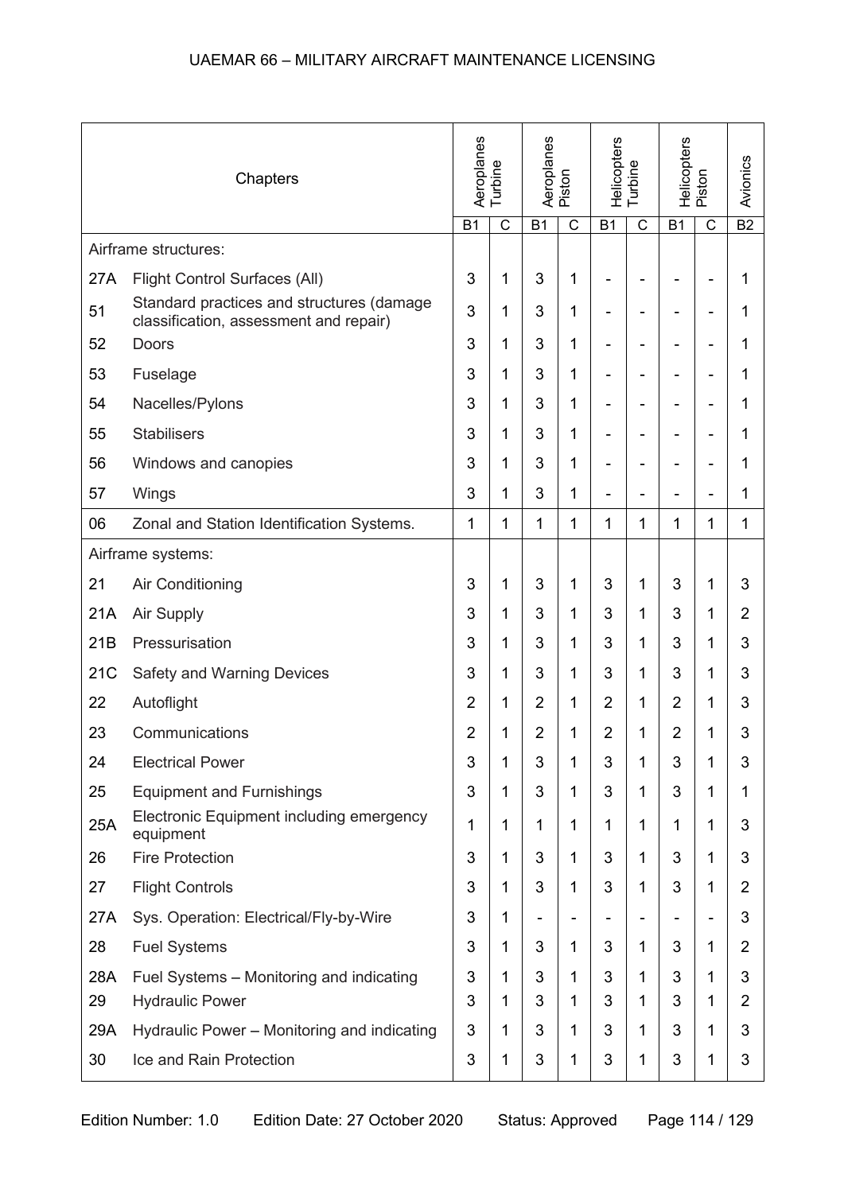| Chapters | | Aeroplanes Turbine | | Aeroplanes Piston | | Helicopters Turbine | | Helicopters Piston | | Avionics |
|---|---|---|---|---|---|---|---|---|---|---|
| | | B1 | C | B1 | C | B1 | C | B1 | C | B2 |
| Airframe structures: | | | | | | | | | | |
| 27A | Flight Control Surfaces (All) | 3 | 1 | 3 | 1 | - | - | - | - | 1 |
| 51 | Standard practices and structures (damage classification, assessment and repair) | 3 | 1 | 3 | 1 | - | - | - | - | 1 |
| 52 | Doors | 3 | 1 | 3 | 1 | - | - | - | - | 1 |
| 53 | Fuselage | 3 | 1 | 3 | 1 | - | - | - | - | 1 |
| 54 | Nacelles/Pylons | 3 | 1 | 3 | 1 | - | - | - | - | 1 |
| 55 | Stabilisers | 3 | 1 | 3 | 1 | - | - | - | - | 1 |
| 56 | Windows and canopies | 3 | 1 | 3 | 1 | - | - | - | - | 1 |
| 57 | Wings | 3 | 1 | 3 | 1 | - | - | - | - | 1 |
| 06 | Zonal and Station Identification Systems. | 1 | 1 | 1 | 1 | 1 | 1 | 1 | 1 | 1 |
| Airframe systems: | | | | | | | | | | |
| 21 | Air Conditioning | 3 | 1 | 3 | 1 | 3 | 1 | 3 | 1 | 3 |
| 21A | Air Supply | 3 | 1 | 3 | 1 | 3 | 1 | 3 | 1 | 2 |
| 21B | Pressurisation | 3 | 1 | 3 | 1 | 3 | 1 | 3 | 1 | 3 |
| 21C | Safety and Warning Devices | 3 | 1 | 3 | 1 | 3 | 1 | 3 | 1 | 3 |
| 22 | Autoflight | 2 | 1 | 2 | 1 | 2 | 1 | 2 | 1 | 3 |
| 23 | Communications | 2 | 1 | 2 | 1 | 2 | 1 | 2 | 1 | 3 |
| 24 | Electrical Power | 3 | 1 | 3 | 1 | 3 | 1 | 3 | 1 | 3 |
| 25 | Equipment and Furnishings | 3 | 1 | 3 | 1 | 3 | 1 | 3 | 1 | 1 |
| 25A | Electronic Equipment including emergency equipment | 1 | 1 | 1 | 1 | 1 | 1 | 1 | 1 | 3 |
| 26 | Fire Protection | 3 | 1 | 3 | 1 | 3 | 1 | 3 | 1 | 3 |
| 27 | Flight Controls | 3 | 1 | 3 | 1 | 3 | 1 | 3 | 1 | 2 |
| 27A | Sys. Operation: Electrical/Fly-by-Wire | 3 | 1 | - | - | - | - | - | - | 3 |
| 28 | Fuel Systems | 3 | 1 | 3 | 1 | 3 | 1 | 3 | 1 | 2 |
| 28A | Fuel Systems – Monitoring and indicating | 3 | 1 | 3 | 1 | 3 | 1 | 3 | 1 | 3 |
| 29 | Hydraulic Power | 3 | 1 | 3 | 1 | 3 | 1 | 3 | 1 | 2 |
| 29A | Hydraulic Power – Monitoring and indicating | 3 | 1 | 3 | 1 | 3 | 1 | 3 | 1 | 3 |
| 30 | Ice and Rain Protection | 3 | 1 | 3 | 1 | 3 | 1 | 3 | 1 | 3 |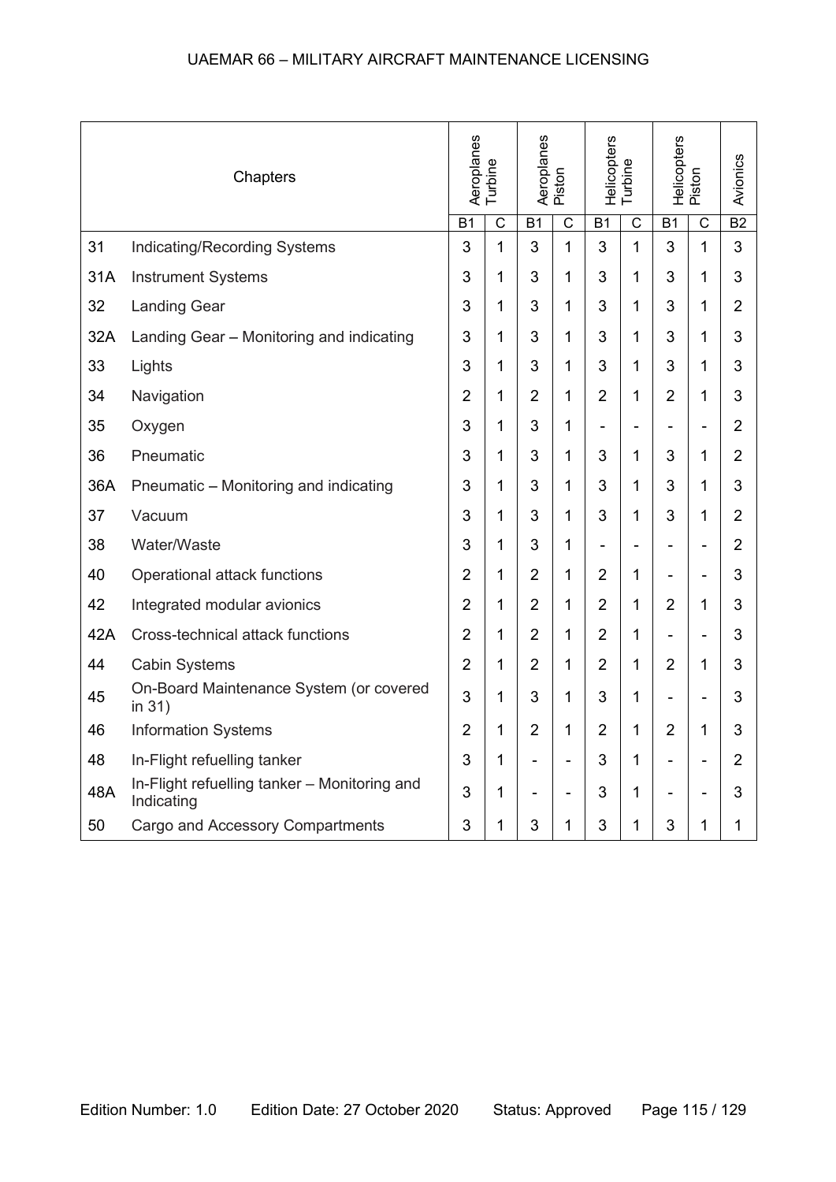| Chapters | | Aeroplanes Turbine | | Aeroplanes Piston | | Helicopters Turbine | | Helicopters Piston | | Avionics |
|---|---|---|---|---|---|---|---|---|---|---|
| | | B1 | C | B1 | C | B1 | C | B1 | C | B2 |
| 31 | Indicating/Recording Systems | 3 | 1 | 3 | 1 | 3 | 1 | 3 | 1 | 3 |
| 31A | Instrument Systems | 3 | 1 | 3 | 1 | 3 | 1 | 3 | 1 | 3 |
| 32 | Landing Gear | 3 | 1 | 3 | 1 | 3 | 1 | 3 | 1 | 2 |
| 32A | Landing Gear – Monitoring and indicating | 3 | 1 | 3 | 1 | 3 | 1 | 3 | 1 | 3 |
| 33 | Lights | 3 | 1 | 3 | 1 | 3 | 1 | 3 | 1 | 3 |
| 34 | Navigation | 2 | 1 | 2 | 1 | 2 | 1 | 2 | 1 | 3 |
| 35 | Oxygen | 3 | 1 | 3 | 1 | - | - | - | - | 2 |
| 36 | Pneumatic | 3 | 1 | 3 | 1 | 3 | 1 | 3 | 1 | 2 |
| 36A | Pneumatic – Monitoring and indicating | 3 | 1 | 3 | 1 | 3 | 1 | 3 | 1 | 3 |
| 37 | Vacuum | 3 | 1 | 3 | 1 | 3 | 1 | 3 | 1 | 2 |
| 38 | Water/Waste | 3 | 1 | 3 | 1 | - | - | - | - | 2 |
| 40 | Operational attack functions | 2 | 1 | 2 | 1 | 2 | 1 | - | - | 3 |
| 42 | Integrated modular avionics | 2 | 1 | 2 | 1 | 2 | 1 | 2 | 1 | 3 |
| 42A | Cross-technical attack functions | 2 | 1 | 2 | 1 | 2 | 1 | - | - | 3 |
| 44 | Cabin Systems | 2 | 1 | 2 | 1 | 2 | 1 | 2 | 1 | 3 |
| 45 | On-Board Maintenance System (or covered in 31) | 3 | 1 | 3 | 1 | 3 | 1 | - | - | 3 |
| 46 | Information Systems | 2 | 1 | 2 | 1 | 2 | 1 | 2 | 1 | 3 |
| 48 | In-Flight refuelling tanker | 3 | 1 | - | - | 3 | 1 | - | - | 2 |
| 48A | In-Flight refuelling tanker – Monitoring and Indicating | 3 | 1 | - | - | 3 | 1 | - | - | 3 |
| 50 | Cargo and Accessory Compartments | 3 | 1 | 3 | 1 | 3 | 1 | 3 | 1 | 1 |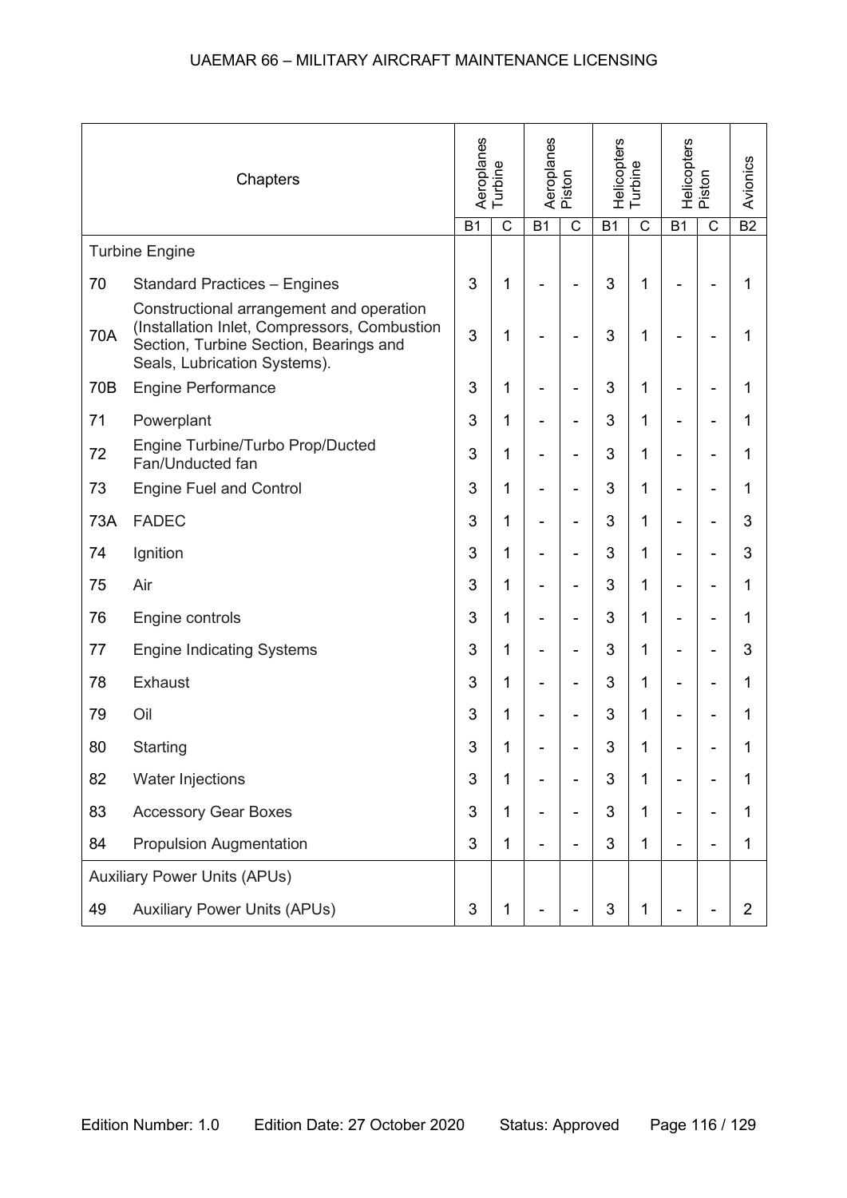| | Chapters | Aeroplanes Turbine | | Aeroplanes Piston | | Helicopters Turbine | | Helicopters Piston | | Avionics |
|---|---|---|---|---|---|---|---|---|---|---|
| | | B1 | C | B1 | C | B1 | C | B1 | C | B2 |
| Turbine Engine | | | | | | | | | | |
| 70 | Standard Practices – Engines | 3 | 1 | - | - | 3 | 1 | - | - | 1 |
| 70A | Constructional arrangement and operation (Installation Inlet, Compressors, Combustion Section, Turbine Section, Bearings and Seals, Lubrication Systems). | 3 | 1 | - | - | 3 | 1 | - | - | 1 |
| 70B | Engine Performance | 3 | 1 | - | - | 3 | 1 | - | - | 1 |
| 71 | Powerplant | 3 | 1 | - | - | 3 | 1 | - | - | 1 |
| 72 | Engine Turbine/Turbo Prop/Ducted Fan/Unducted fan | 3 | 1 | - | - | 3 | 1 | - | - | 1 |
| 73 | Engine Fuel and Control | 3 | 1 | - | - | 3 | 1 | - | - | 1 |
| 73A | FADEC | 3 | 1 | - | - | 3 | 1 | - | - | 3 |
| 74 | Ignition | 3 | 1 | - | - | 3 | 1 | - | - | 3 |
| 75 | Air | 3 | 1 | - | - | 3 | 1 | - | - | 1 |
| 76 | Engine controls | 3 | 1 | - | - | 3 | 1 | - | - | 1 |
| 77 | Engine Indicating Systems | 3 | 1 | - | - | 3 | 1 | - | - | 3 |
| 78 | Exhaust | 3 | 1 | - | - | 3 | 1 | - | - | 1 |
| 79 | Oil | 3 | 1 | - | - | 3 | 1 | - | - | 1 |
| 80 | Starting | 3 | 1 | - | - | 3 | 1 | - | - | 1 |
| 82 | Water Injections | 3 | 1 | - | - | 3 | 1 | - | - | 1 |
| 83 | Accessory Gear Boxes | 3 | 1 | - | - | 3 | 1 | - | - | 1 |
| 84 | Propulsion Augmentation | 3 | 1 | - | - | 3 | 1 | - | - | 1 |
| Auxiliary Power Units (APUs) | | | | | | | | | | |
| 49 | Auxiliary Power Units (APUs) | 3 | 1 | - | - | 3 | 1 | - | - | 2 |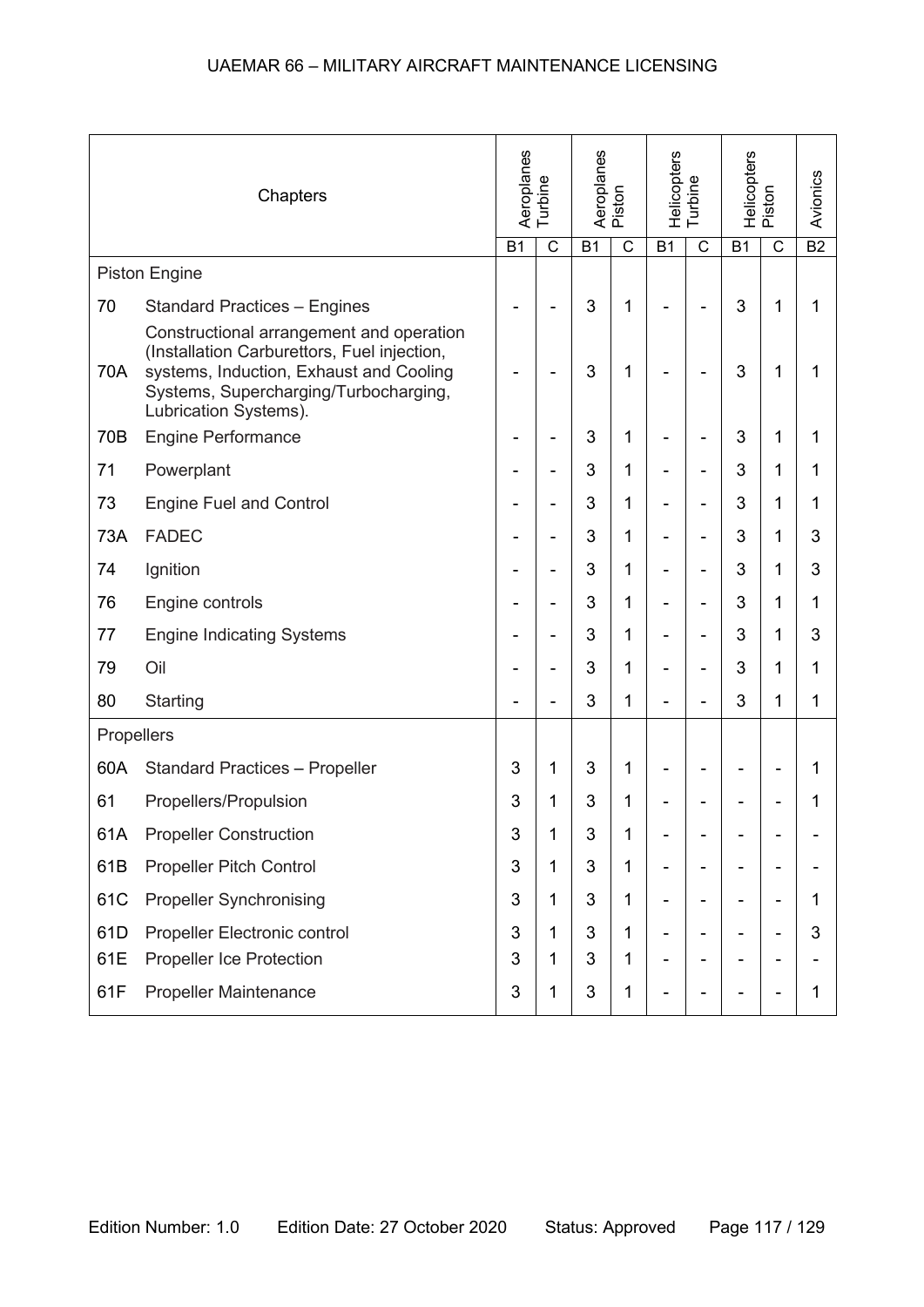| Chapters | | Aeroplanes Turbine | | Aeroplanes Piston | | Helicopters Turbine | | Helicopters Piston | | Avionics |
|---|---|---|---|---|---|---|---|---|---|---|
| | | B1 | C | B1 | C | B1 | C | B1 | C | B2 |
| Piston Engine | | | | | | | | | | |
| 70 | Standard Practices – Engines | - | - | 3 | 1 | - | - | 3 | 1 | 1 |
| 70A | Constructional arrangement and operation (Installation Carburettors, Fuel injection, systems, Induction, Exhaust and Cooling Systems, Supercharging/Turbocharging, Lubrication Systems). | - | - | 3 | 1 | - | - | 3 | 1 | 1 |
| 70B | Engine Performance | - | - | 3 | 1 | - | - | 3 | 1 | 1 |
| 71 | Powerplant | - | - | 3 | 1 | - | - | 3 | 1 | 1 |
| 73 | Engine Fuel and Control | - | - | 3 | 1 | - | - | 3 | 1 | 1 |
| 73A | FADEC | - | - | 3 | 1 | - | - | 3 | 1 | 3 |
| 74 | Ignition | - | - | 3 | 1 | - | - | 3 | 1 | 3 |
| 76 | Engine controls | - | - | 3 | 1 | - | - | 3 | 1 | 1 |
| 77 | Engine Indicating Systems | - | - | 3 | 1 | - | - | 3 | 1 | 3 |
| 79 | Oil | - | - | 3 | 1 | - | - | 3 | 1 | 1 |
| 80 | Starting | - | - | 3 | 1 | - | - | 3 | 1 | 1 |
| Propellers | | | | | | | | | | |
| 60A | Standard Practices – Propeller | 3 | 1 | 3 | 1 | - | - | - | - | 1 |
| 61 | Propellers/Propulsion | 3 | 1 | 3 | 1 | - | - | - | - | 1 |
| 61A | Propeller Construction | 3 | 1 | 3 | 1 | - | - | - | - | - |
| 61B | Propeller Pitch Control | 3 | 1 | 3 | 1 | - | - | - | - | - |
| 61C | Propeller Synchronising | 3 | 1 | 3 | 1 | - | - | - | - | 1 |
| 61D | Propeller Electronic control | 3 | 1 | 3 | 1 | - | - | - | - | 3 |
| 61E | Propeller Ice Protection | 3 | 1 | 3 | 1 | - | - | - | - | - |
| 61F | Propeller Maintenance | 3 | 1 | 3 | 1 | - | - | - | - | 1 |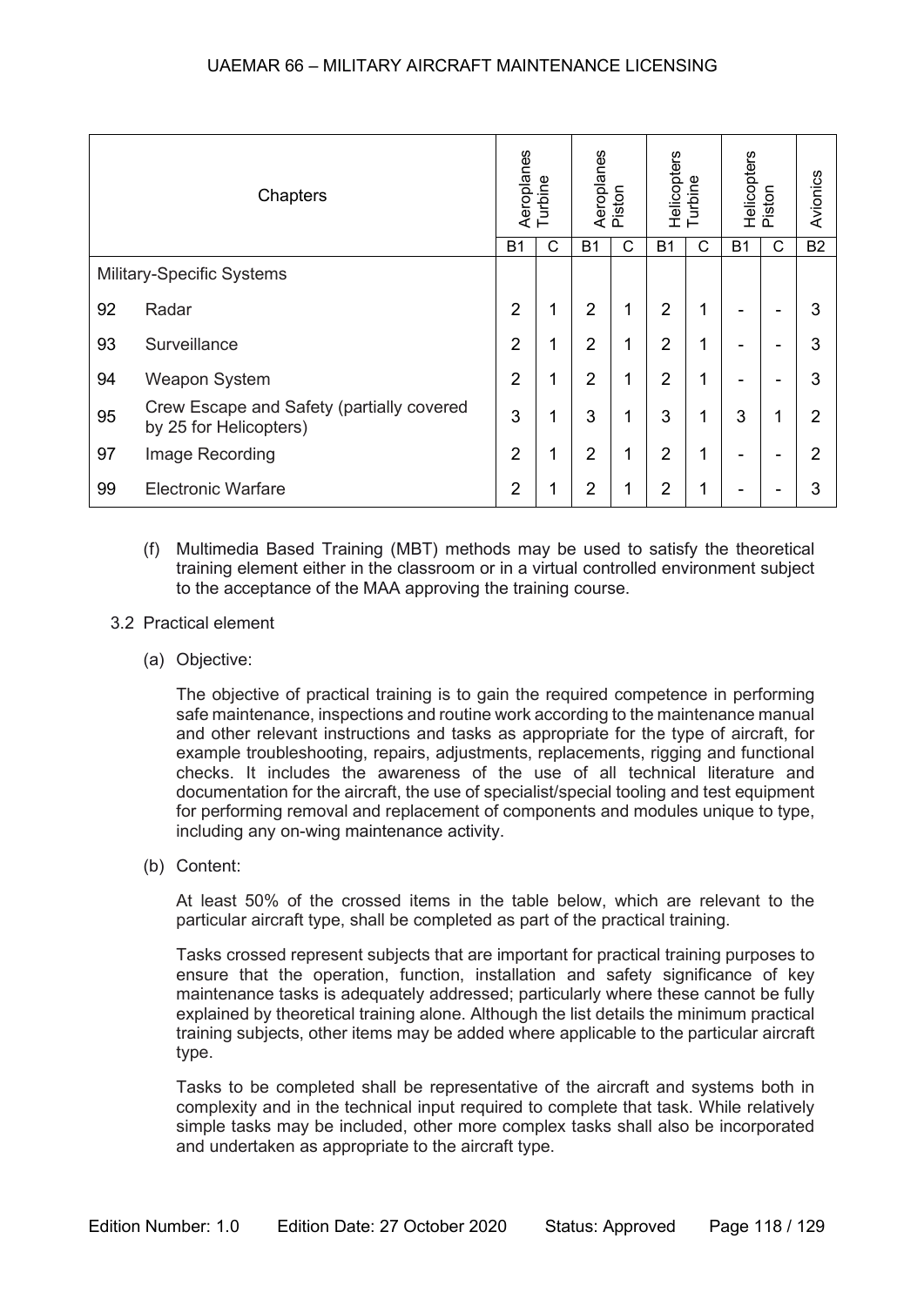| Chapters | | Aeroplanes Turbine | | Aeroplanes Piston | | Helicopters Turbine | | Helicopters Piston | | Avionics |
|---|---|---|---|---|---|---|---|---|---|---|
| | | B1 | C | B1 | C | B1 | C | B1 | C | B2 |
| Military-Specific Systems | | | | | | | | | | |
| 92 | Radar | 2 | 1 | 2 | 1 | 2 | 1 | - | - | 3 |
| 93 | Surveillance | 2 | 1 | 2 | 1 | 2 | 1 | - | - | 3 |
| 94 | Weapon System | 2 | 1 | 2 | 1 | 2 | 1 | - | - | 3 |
| 95 | Crew Escape and Safety (partially covered by 25 for Helicopters) | 3 | 1 | 3 | 1 | 3 | 1 | 3 | 1 | 2 |
| 97 | Image Recording | 2 | 1 | 2 | 1 | 2 | 1 | - | - | 2 |
| 99 | Electronic Warfare | 2 | 1 | 2 | 1 | 2 | 1 | - | - | 3 |

(f) Multimedia Based Training (MBT) methods may be used to satisfy the theoretical training element either in the classroom or in a virtual controlled environment subject to the acceptance of the MAA approving the training course.

3.2 Practical element

(a) Objective:

The objective of practical training is to gain the required competence in performing safe maintenance, inspections and routine work according to the maintenance manual and other relevant instructions and tasks as appropriate for the type of aircraft, for example troubleshooting, repairs, adjustments, replacements, rigging and functional checks. It includes the awareness of the use of all technical literature and documentation for the aircraft, the use of specialist/special tooling and test equipment for performing removal and replacement of components and modules unique to type, including any on-wing maintenance activity.

(b) Content:

At least 50% of the crossed items in the table below, which are relevant to the particular aircraft type, shall be completed as part of the practical training.

Tasks crossed represent subjects that are important for practical training purposes to ensure that the operation, function, installation and safety significance of key maintenance tasks is adequately addressed; particularly where these cannot be fully explained by theoretical training alone. Although the list details the minimum practical training subjects, other items may be added where applicable to the particular aircraft type.

Tasks to be completed shall be representative of the aircraft and systems both in complexity and in the technical input required to complete that task. While relatively simple tasks may be included, other more complex tasks shall also be incorporated and undertaken as appropriate to the aircraft type.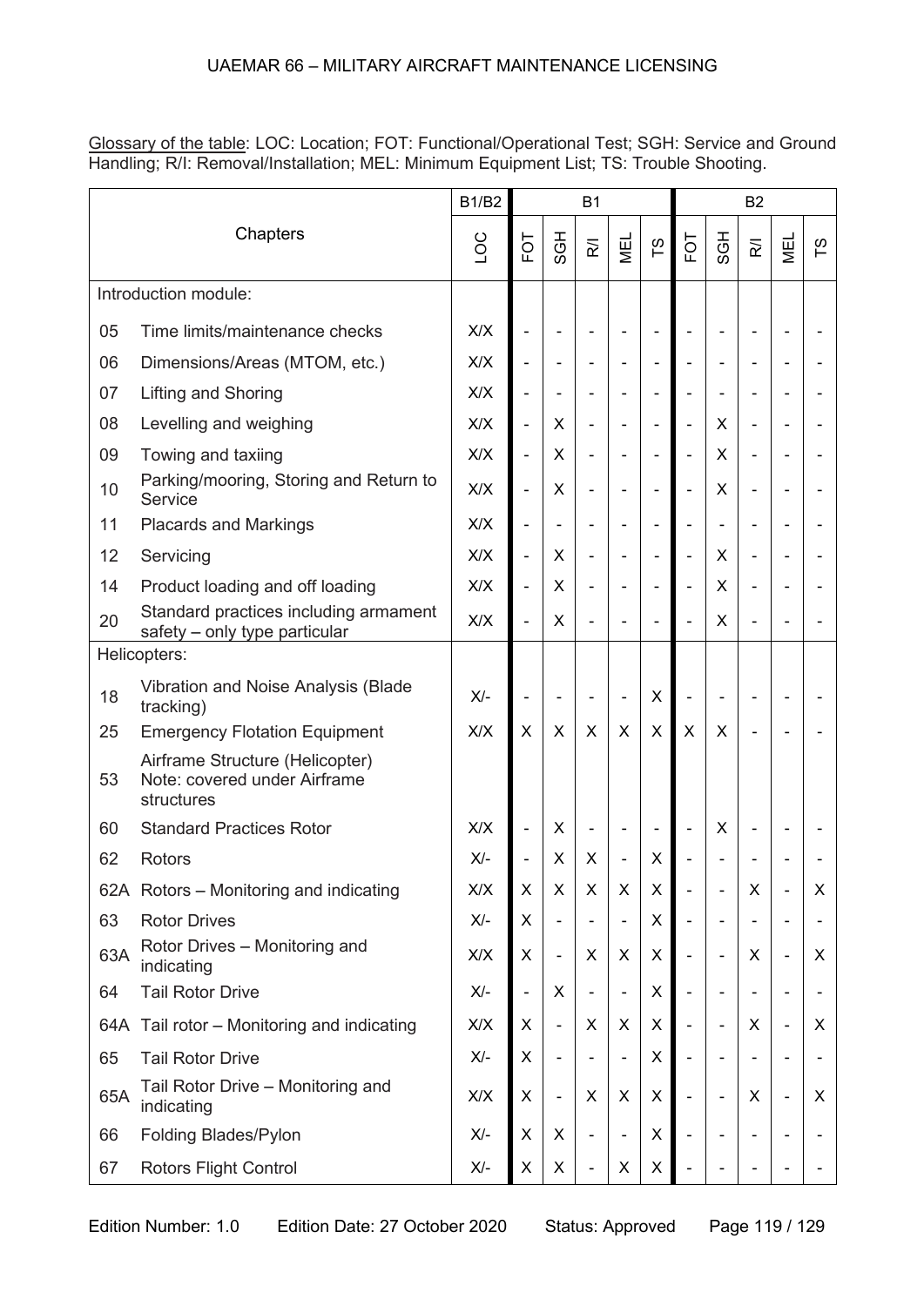Glossary of the table: LOC: Location; FOT: Functional/Operational Test; SGH: Service and Ground Handling; R/I: Removal/Installation; MEL: Minimum Equipment List; TS: Trouble Shooting.

| Chapters | | B1/B2 | B1 | | | | | B2 | | | | |
|---|---|---|---|---|---|---|---|---|---|---|---|---|
| | | LOC | FOT | SGH | R/I | MEL | TS | FOT | SGH | R/I | MEL | TS |
| Introduction module: | | | | | | | | | | | | |
| 05 | Time limits/maintenance checks | X/X | - | - | - | - | - | - | - | - | - | - |
| 06 | Dimensions/Areas (MTOM, etc.) | X/X | - | - | - | - | - | - | - | - | - | - |
| 07 | Lifting and Shoring | X/X | - | - | - | - | - | - | - | - | - | - |
| 08 | Levelling and weighing | X/X | - | X | - | - | - | - | X | - | - | - |
| 09 | Towing and taxiing | X/X | - | X | - | - | - | - | X | - | - | - |
| 10 | Parking/mooring, Storing and Return to Service | X/X | - | X | - | - | - | - | X | - | - | - |
| 11 | Placards and Markings | X/X | - | - | - | - | - | - | - | - | - | - |
| 12 | Servicing | X/X | - | X | - | - | - | - | X | - | - | - |
| 14 | Product loading and off loading | X/X | - | X | - | - | - | - | X | - | - | - |
| 20 | Standard practices including armament safety – only type particular | X/X | - | X | - | - | - | - | X | - | - | - |
| Helicopters: | | | | | | | | | | | | |
| 18 | Vibration and Noise Analysis (Blade tracking) | X/- | - | - | - | - | X | - | - | - | - | - |
| 25 | Emergency Flotation Equipment | X/X | X | X | X | X | X | X | X | - | - | - |
| 53 | Airframe Structure (Helicopter) Note: covered under Airframe structures | | | | | | | | | | | |
| 60 | Standard Practices Rotor | X/X | - | X | - | - | - | - | X | - | - | - |
| 62 | Rotors | X/- | - | X | X | - | X | - | - | - | - | - |
| 62A | Rotors – Monitoring and indicating | X/X | X | X | X | X | X | - | - | X | - | X |
| 63 | Rotor Drives | X/- | X | - | - | - | X | - | - | - | - | - |
| 63A | Rotor Drives – Monitoring and indicating | X/X | X | - | X | X | X | - | - | X | - | X |
| 64 | Tail Rotor Drive | X/- | - | X | - | - | X | - | - | - | - | - |
| 64A | Tail rotor – Monitoring and indicating | X/X | X | - | X | X | X | - | - | X | - | X |
| 65 | Tail Rotor Drive | X/- | X | - | - | - | X | - | - | - | - | - |
| 65A | Tail Rotor Drive – Monitoring and indicating | X/X | X | - | X | X | X | - | - | X | - | X |
| 66 | Folding Blades/Pylon | X/- | X | X | - | - | X | - | - | - | - | - |
| 67 | Rotors Flight Control | X/- | X | X | - | X | X | - | - | - | - | - |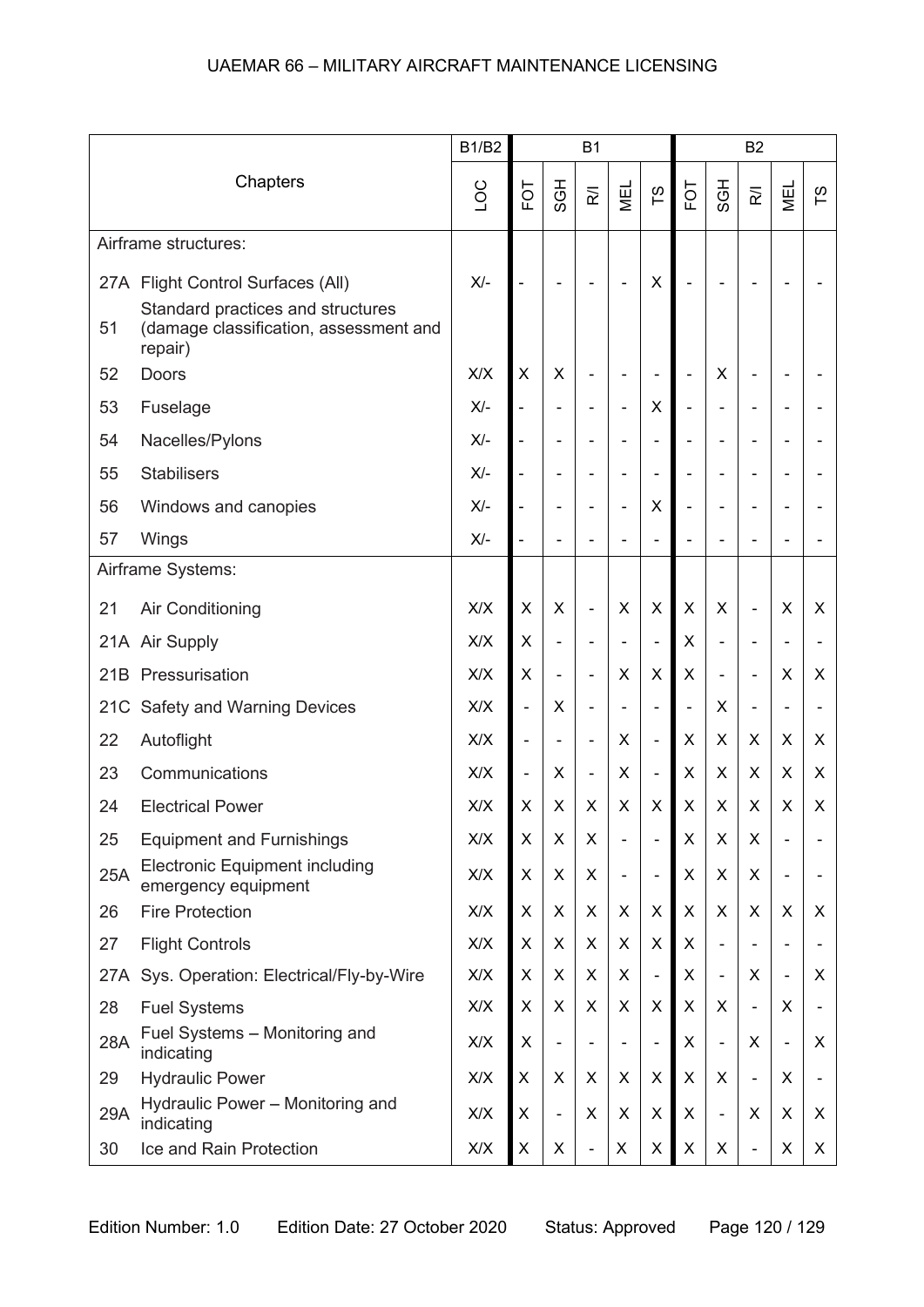| Chapters | | B1/B2 | B1 | | | | | B2 | | | | |
|---|---|---|---|---|---|---|---|---|---|---|---|---|
| | | LOC | FOT | SGH | R/I | MEL | TS | FOT | SGH | R/I | MEL | TS |
| Airframe structures: | | | | | | | | | | | | |
| 27A | Flight Control Surfaces (All) | X/- | - | - | - | - | X | - | - | - | - | - |
| 51 | Standard practices and structures (damage classification, assessment and repair) | | | | | | | | | | | |
| 52 | Doors | X/X | X | X | - | - | - | - | X | - | - | - |
| 53 | Fuselage | X/- | - | - | - | - | X | - | - | - | - | - |
| 54 | Nacelles/Pylons | X/- | - | - | - | - | - | - | - | - | - | - |
| 55 | Stabilisers | X/- | - | - | - | - | - | - | - | - | - | - |
| 56 | Windows and canopies | X/- | - | - | - | - | X | - | - | - | - | - |
| 57 | Wings | X/- | - | - | - | - | - | - | - | - | - | - |
| Airframe Systems: | | | | | | | | | | | | |
| 21 | Air Conditioning | X/X | X | X | - | X | X | X | X | - | X | X |
| 21A | Air Supply | X/X | X | - | - | - | - | X | - | - | - | - |
| 21B | Pressurisation | X/X | X | - | - | X | X | X | - | - | X | X |
| 21C | Safety and Warning Devices | X/X | - | X | - | - | - | - | X | - | - | - |
| 22 | Autoflight | X/X | - | - | - | X | - | X | X | X | X | X |
| 23 | Communications | X/X | - | X | - | X | - | X | X | X | X | X |
| 24 | Electrical Power | X/X | X | X | X | X | X | X | X | X | X | X |
| 25 | Equipment and Furnishings | X/X | X | X | X | - | - | X | X | X | - | - |
| 25A | Electronic Equipment including emergency equipment | X/X | X | X | X | - | - | X | X | X | - | - |
| 26 | Fire Protection | X/X | X | X | X | X | X | X | X | X | X | X |
| 27 | Flight Controls | X/X | X | X | X | X | X | X | - | - | - | - |
| 27A | Sys. Operation: Electrical/Fly-by-Wire | X/X | X | X | X | X | - | X | - | X | - | X |
| 28 | Fuel Systems | X/X | X | X | X | X | X | X | X | - | X | - |
| 28A | Fuel Systems – Monitoring and indicating | X/X | X | - | - | - | - | X | - | X | - | X |
| 29 | Hydraulic Power | X/X | X | X | X | X | X | X | X | - | X | - |
| 29A | Hydraulic Power – Monitoring and indicating | X/X | X | - | X | X | X | X | - | X | X | X |
| 30 | Ice and Rain Protection | X/X | X | X | - | X | X | X | X | - | X | X |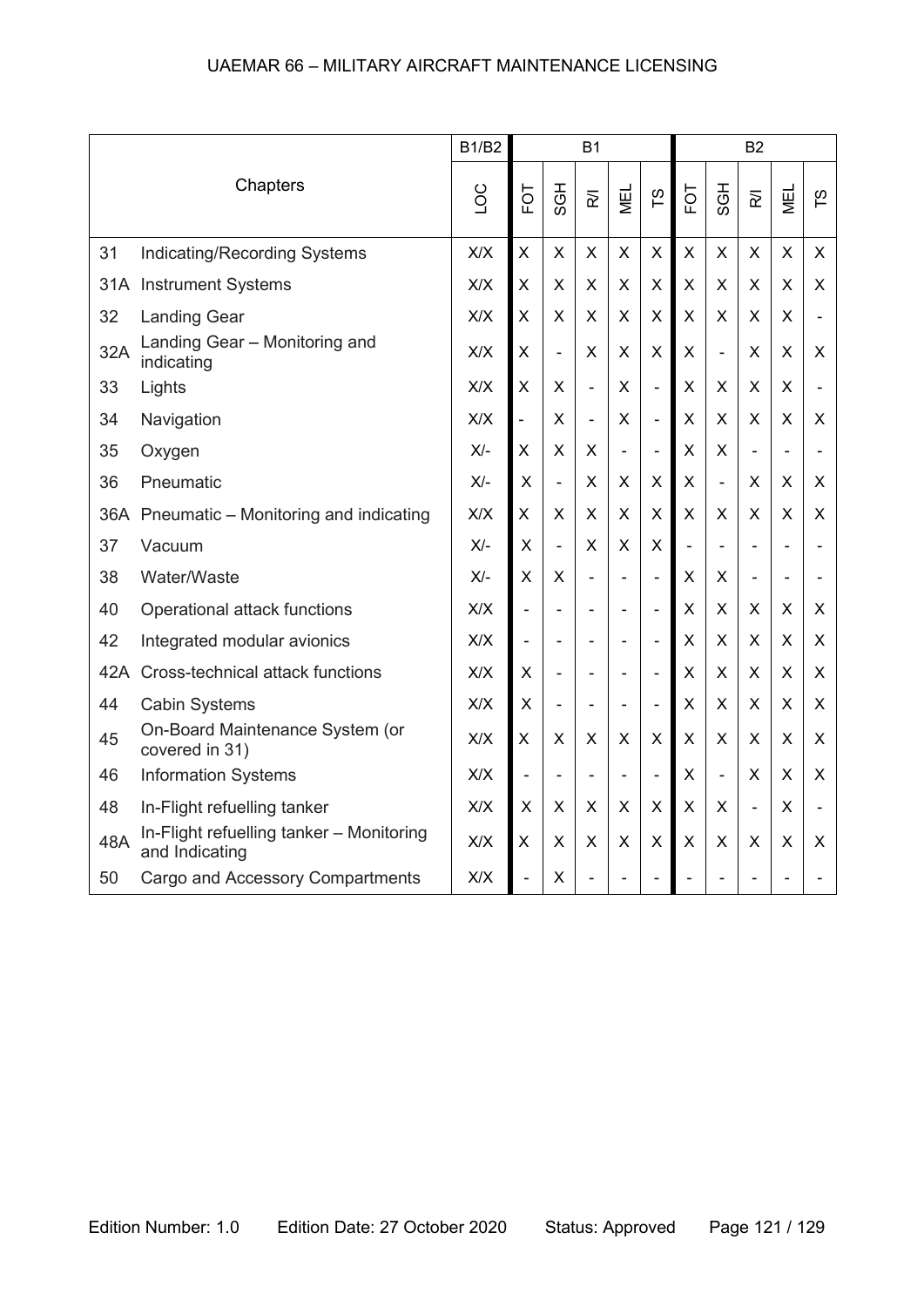| Chapters | | B1/B2 | B1 | | | | | B2 | | | | |
|---|---|---|---|---|---|---|---|---|---|---|---|---|
| | | LOC | FOT | SGH | R/I | MEL | TS | FOT | SGH | R/I | MEL | TS |
| 31 | Indicating/Recording Systems | X/X | X | X | X | X | X | X | X | X | X | X |
| 31A | Instrument Systems | X/X | X | X | X | X | X | X | X | X | X | X |
| 32 | Landing Gear | X/X | X | X | X | X | X | X | X | X | X | - |
| 32A | Landing Gear – Monitoring and indicating | X/X | X | - | X | X | X | X | - | X | X | X |
| 33 | Lights | X/X | X | X | - | X | - | X | X | X | X | - |
| 34 | Navigation | X/X | - | X | - | X | - | X | X | X | X | X |
| 35 | Oxygen | X/- | X | X | X | - | - | X | X | - | - | - |
| 36 | Pneumatic | X/- | X | - | X | X | X | X | - | X | X | X |
| 36A | Pneumatic – Monitoring and indicating | X/X | X | X | X | X | X | X | X | X | X | X |
| 37 | Vacuum | X/- | X | - | X | X | X | - | - | - | - | - |
| 38 | Water/Waste | X/- | X | X | - | - | - | X | X | - | - | - |
| 40 | Operational attack functions | X/X | - | - | - | - | - | X | X | X | X | X |
| 42 | Integrated modular avionics | X/X | - | - | - | - | - | X | X | X | X | X |
| 42A | Cross-technical attack functions | X/X | X | - | - | - | - | X | X | X | X | X |
| 44 | Cabin Systems | X/X | X | - | - | - | - | X | X | X | X | X |
| 45 | On-Board Maintenance System (or covered in 31) | X/X | X | X | X | X | X | X | X | X | X | X |
| 46 | Information Systems | X/X | - | - | - | - | - | X | - | X | X | X |
| 48 | In-Flight refuelling tanker | X/X | X | X | X | X | X | X | X | - | X | - |
| 48A | In-Flight refuelling tanker – Monitoring and Indicating | X/X | X | X | X | X | X | X | X | X | X | X |
| 50 | Cargo and Accessory Compartments | X/X | - | X | - | - | - | - | - | - | - | - |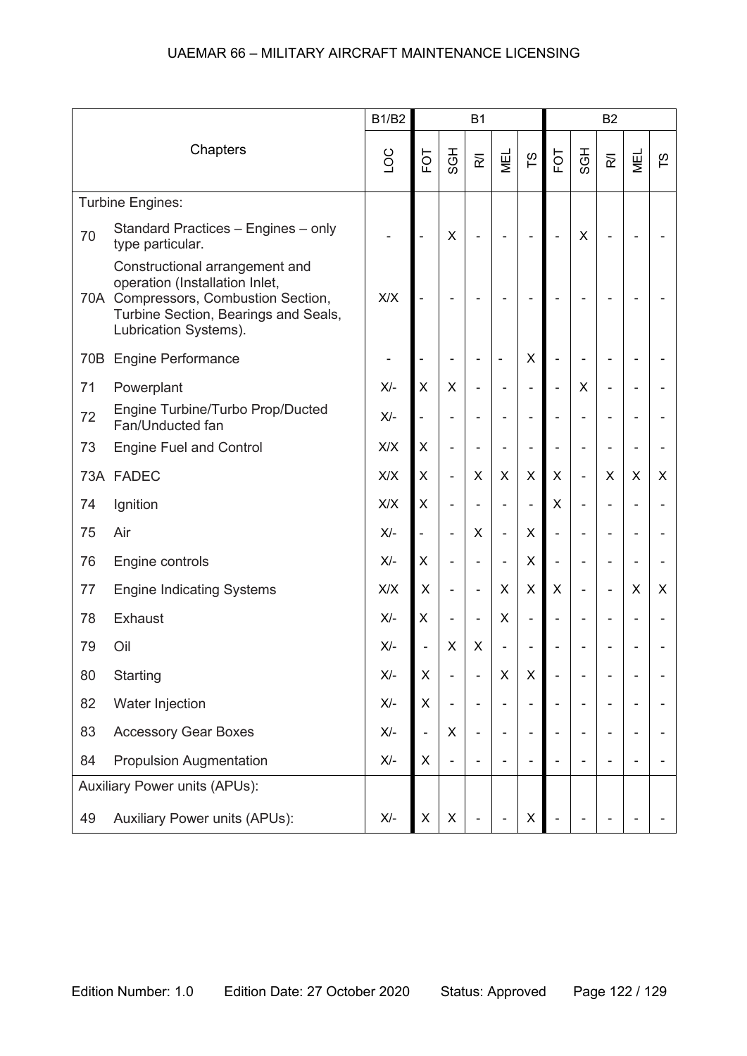| Chapters | | B1/B2 | B1 | | | | | B2 | | | | |
|---|---|---|---|---|---|---|---|---|---|---|---|---|
| | | LOC | FOT | SGH | R/I | MEL | TS | FOT | SGH | R/I | MEL | TS |
| Turbine Engines: | | | | | | | | | | | | |
| 70 | Standard Practices – Engines – only type particular. | - | - | X | - | - | - | - | X | - | - | - |
| 70A | Constructional arrangement and operation (Installation Inlet, Compressors, Combustion Section, Turbine Section, Bearings and Seals, Lubrication Systems). | X/X | - | - | - | - | - | - | - | - | - | - |
| 70B | Engine Performance | - | - | - | - | - | X | - | - | - | - | - |
| 71 | Powerplant | X/- | X | X | - | - | - | - | X | - | - | - |
| 72 | Engine Turbine/Turbo Prop/Ducted Fan/Unducted fan | X/- | - | - | - | - | - | - | - | - | - | - |
| 73 | Engine Fuel and Control | X/X | X | - | - | - | - | - | - | - | - | - |
| 73A | FADEC | X/X | X | - | X | X | X | X | - | X | X | X |
| 74 | Ignition | X/X | X | - | - | - | - | X | - | - | - | - |
| 75 | Air | X/- | - | - | X | - | X | - | - | - | - | - |
| 76 | Engine controls | X/- | X | - | - | - | X | - | - | - | - | - |
| 77 | Engine Indicating Systems | X/X | X | - | - | X | X | X | - | - | X | X |
| 78 | Exhaust | X/- | X | - | - | X | - | - | - | - | - | - |
| 79 | Oil | X/- | - | X | X | - | - | - | - | - | - | - |
| 80 | Starting | X/- | X | - | - | X | X | - | - | - | - | - |
| 82 | Water Injection | X/- | X | - | - | - | - | - | - | - | - | - |
| 83 | Accessory Gear Boxes | X/- | - | X | - | - | - | - | - | - | - | - |
| 84 | Propulsion Augmentation | X/- | X | - | - | - | - | - | - | - | - | - |
| Auxiliary Power units (APUs): | | | | | | | | | | | | |
| 49 | Auxiliary Power units (APUs): | X/- | X | X | - | - | X | - | - | - | - | - |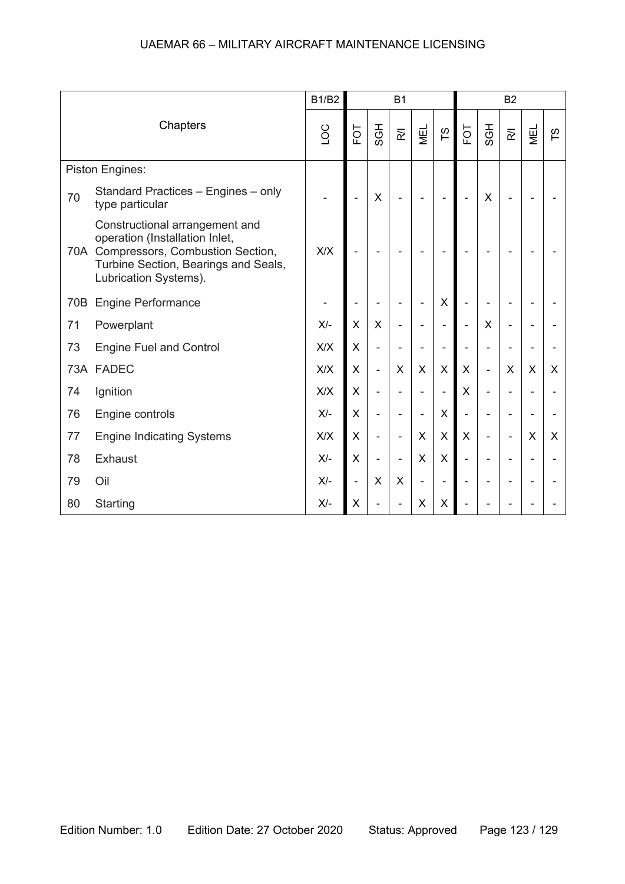| Chapters | | B1/B2 | B1 | | | | | B2 | | | | |
|---|---|---|---|---|---|---|---|---|---|---|---|---|
| | | LOC | FOT | SGH | R/I | MEL | TS | FOT | SGH | R/I | MEL | TS |
| Piston Engines: | | | | | | | | | | | | |
| 70 | Standard Practices – Engines – only type particular | - | - | X | - | - | - | - | X | - | - | - |
| 70A | Constructional arrangement and operation (Installation Inlet, Compressors, Combustion Section, Turbine Section, Bearings and Seals, Lubrication Systems). | X/X | - | - | - | - | - | - | - | - | - | - |
| 70B | Engine Performance | - | - | - | - | - | X | - | - | - | - | - |
| 71 | Powerplant | X/- | X | X | - | - | - | - | X | - | - | - |
| 73 | Engine Fuel and Control | X/X | X | - | - | - | - | - | - | - | - | - |
| 73A | FADEC | X/X | X | - | X | X | X | X | - | X | X | X |
| 74 | Ignition | X/X | X | - | - | - | - | X | - | - | - | - |
| 76 | Engine controls | X/- | X | - | - | - | X | - | - | - | - | - |
| 77 | Engine Indicating Systems | X/X | X | - | - | X | X | X | - | - | X | X |
| 78 | Exhaust | X/- | X | - | - | X | X | - | - | - | - | - |
| 79 | Oil | X/- | - | X | X | - | - | - | - | - | - | - |
| 80 | Starting | X/- | X | - | - | X | X | - | - | - | - | - |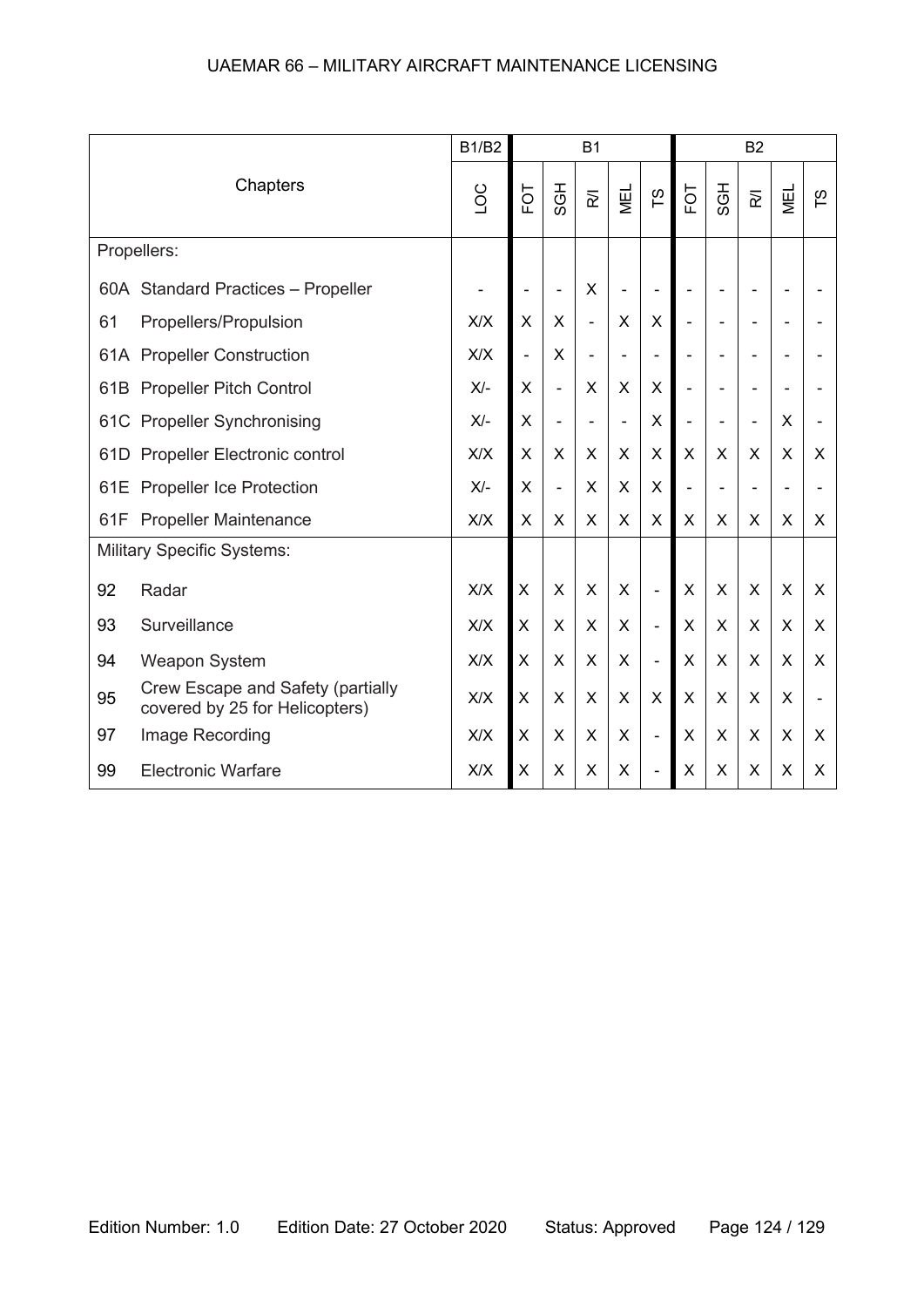| Chapters | B1/B2 | B1 | | | | | B2 | | | | |
|---|---|---|---|---|---|---|---|---|---|---|---|
| | LOC | FOT | SGH | R/I | MEL | TS | FOT | SGH | R/I | MEL | TS |
| Propellers: | | | | | | | | | | | |
| 60A Standard Practices – Propeller | - | - | - | X | - | - | - | - | - | - | - |
| 61 Propellers/Propulsion | X/X | X | X | - | X | X | - | - | - | - | - |
| 61A Propeller Construction | X/X | - | X | - | - | - | - | - | - | - | - |
| 61B Propeller Pitch Control | X/- | X | - | X | X | X | - | - | - | - | - |
| 61C Propeller Synchronising | X/- | X | - | - | - | X | - | - | - | X | - |
| 61D Propeller Electronic control | X/X | X | X | X | X | X | X | X | X | X | X |
| 61E Propeller Ice Protection | X/- | X | - | X | X | X | - | - | - | - | - |
| 61F Propeller Maintenance | X/X | X | X | X | X | X | X | X | X | X | X |
| Military Specific Systems: | | | | | | | | | | | |
| 92 Radar | X/X | X | X | X | X | - | X | X | X | X | X |
| 93 Surveillance | X/X | X | X | X | X | - | X | X | X | X | X |
| 94 Weapon System | X/X | X | X | X | X | - | X | X | X | X | X |
| 95 Crew Escape and Safety (partially covered by 25 for Helicopters) | X/X | X | X | X | X | X | X | X | X | X | - |
| 97 Image Recording | X/X | X | X | X | X | - | X | X | X | X | X |
| 99 Electronic Warfare | X/X | X | X | X | X | - | X | X | X | X | X |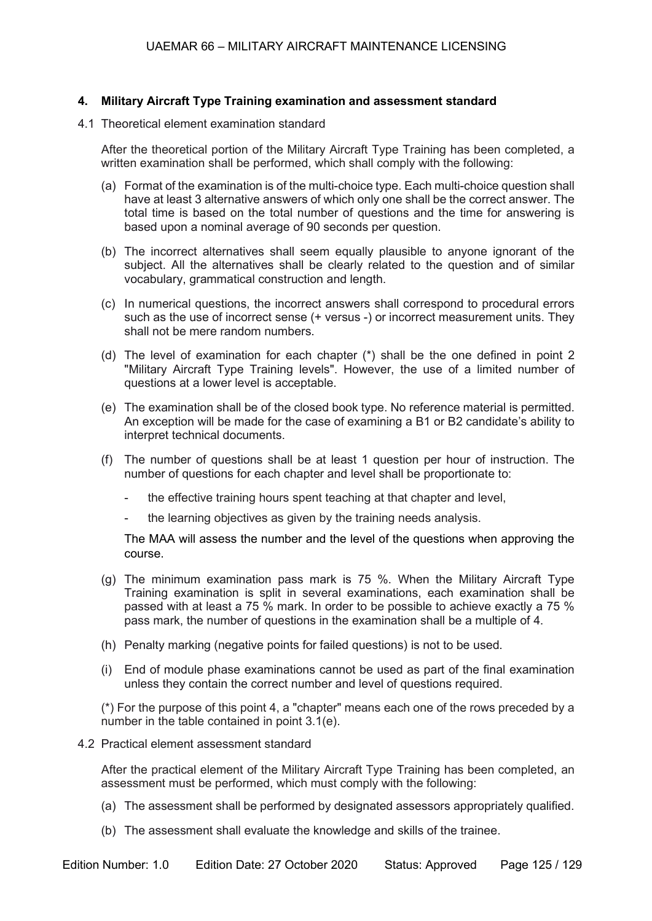## 4. Military Aircraft Type Training examination and assessment standard

4.1 Theoretical element examination standard

After the theoretical portion of the Military Aircraft Type Training has been completed, a written examination shall be performed, which shall comply with the following:

(a) Format of the examination is of the multi-choice type. Each multi-choice question shall have at least 3 alternative answers of which only one shall be the correct answer. The total time is based on the total number of questions and the time for answering is based upon a nominal average of 90 seconds per question.

(b) The incorrect alternatives shall seem equally plausible to anyone ignorant of the subject. All the alternatives shall be clearly related to the question and of similar vocabulary, grammatical construction and length.

(c) In numerical questions, the incorrect answers shall correspond to procedural errors such as the use of incorrect sense (+ versus -) or incorrect measurement units. They shall not be mere random numbers.

(d) The level of examination for each chapter (*) shall be the one defined in point 2 "Military Aircraft Type Training levels". However, the use of a limited number of questions at a lower level is acceptable.

(e) The examination shall be of the closed book type. No reference material is permitted. An exception will be made for the case of examining a B1 or B2 candidate's ability to interpret technical documents.

(f) The number of questions shall be at least 1 question per hour of instruction. The number of questions for each chapter and level shall be proportionate to:

- the effective training hours spent teaching at that chapter and level,
- the learning objectives as given by the training needs analysis.

The MAA will assess the number and the level of the questions when approving the course.

(g) The minimum examination pass mark is 75 %. When the Military Aircraft Type Training examination is split in several examinations, each examination shall be passed with at least a 75 % mark. In order to be possible to achieve exactly a 75 % pass mark, the number of questions in the examination shall be a multiple of 4.

(h) Penalty marking (negative points for failed questions) is not to be used.

(i) End of module phase examinations cannot be used as part of the final examination unless they contain the correct number and level of questions required.

(*) For the purpose of this point 4, a "chapter" means each one of the rows preceded by a number in the table contained in point 3.1(e).

4.2 Practical element assessment standard

After the practical element of the Military Aircraft Type Training has been completed, an assessment must be performed, which must comply with the following:

(a) The assessment shall be performed by designated assessors appropriately qualified.

(b) The assessment shall evaluate the knowledge and skills of the trainee.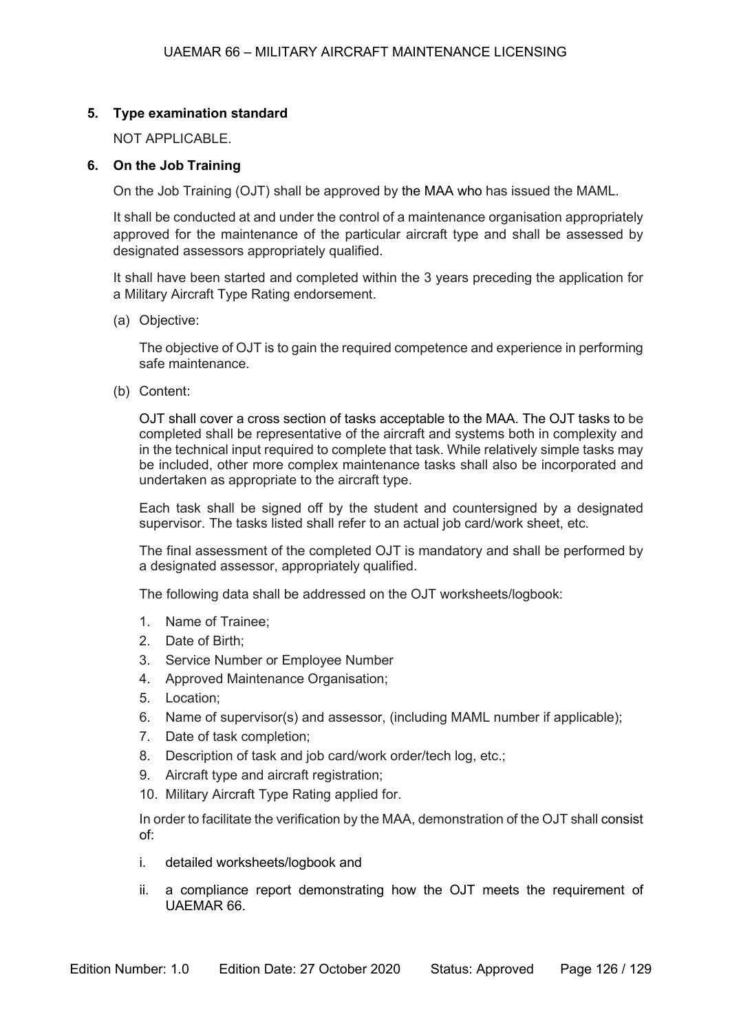**5. Type examination standard**

NOT APPLICABLE.

**6. On the Job Training**

On the Job Training (OJT) shall be approved by the MAA who has issued the MAML.

It shall be conducted at and under the control of a maintenance organisation appropriately approved for the maintenance of the particular aircraft type and shall be assessed by designated assessors appropriately qualified.

It shall have been started and completed within the 3 years preceding the application for a Military Aircraft Type Rating endorsement.

(a) Objective:

The objective of OJT is to gain the required competence and experience in performing safe maintenance.

(b) Content:

OJT shall cover a cross section of tasks acceptable to the MAA. The OJT tasks to be completed shall be representative of the aircraft and systems both in complexity and in the technical input required to complete that task. While relatively simple tasks may be included, other more complex maintenance tasks shall also be incorporated and undertaken as appropriate to the aircraft type.

Each task shall be signed off by the student and countersigned by a designated supervisor. The tasks listed shall refer to an actual job card/work sheet, etc.

The final assessment of the completed OJT is mandatory and shall be performed by a designated assessor, appropriately qualified.

The following data shall be addressed on the OJT worksheets/logbook:

1. Name of Trainee;
2. Date of Birth;
3. Service Number or Employee Number
4. Approved Maintenance Organisation;
5. Location;
6. Name of supervisor(s) and assessor, (including MAML number if applicable);
7. Date of task completion;
8. Description of task and job card/work order/tech log, etc.;
9. Aircraft type and aircraft registration;
10. Military Aircraft Type Rating applied for.

In order to facilitate the verification by the MAA, demonstration of the OJT shall consist of:

i. detailed worksheets/logbook and

ii. a compliance report demonstrating how the OJT meets the requirement of UAEMAR 66.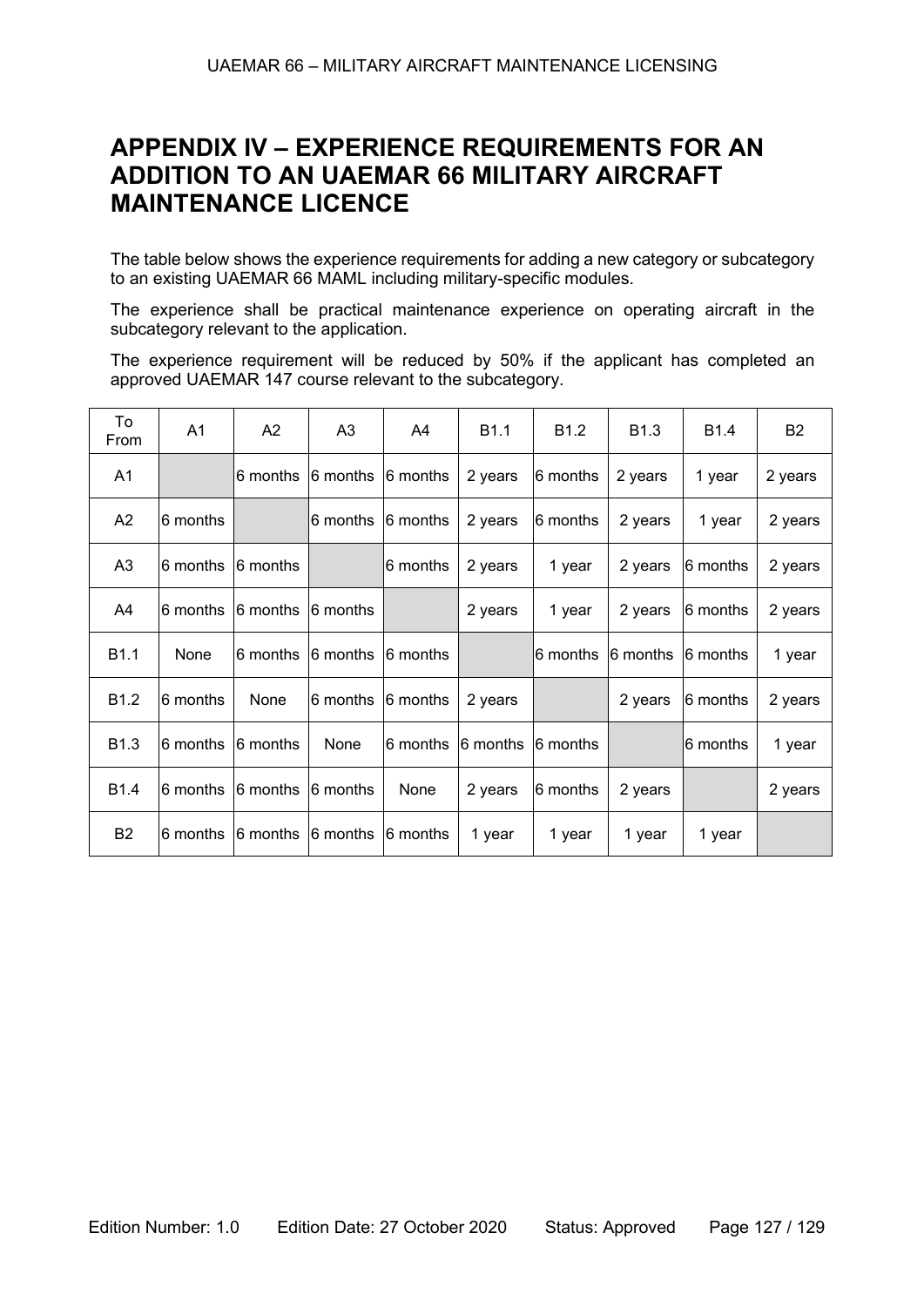# APPENDIX IV – EXPERIENCE REQUIREMENTS FOR AN ADDITION TO AN UAEMAR 66 MILITARY AIRCRAFT MAINTENANCE LICENCE

The table below shows the experience requirements for adding a new category or subcategory to an existing UAEMAR 66 MAML including military-specific modules.

The experience shall be practical maintenance experience on operating aircraft in the subcategory relevant to the application.

The experience requirement will be reduced by 50% if the applicant has completed an approved UAEMAR 147 course relevant to the subcategory.

| To / From | A1 | A2 | A3 | A4 | B1.1 | B1.2 | B1.3 | B1.4 | B2 |
|---|---|---|---|---|---|---|---|---|---|
| A1 | | 6 months | 6 months | 6 months | 2 years | 6 months | 2 years | 1 year | 2 years |
| A2 | 6 months | | 6 months | 6 months | 2 years | 6 months | 2 years | 1 year | 2 years |
| A3 | 6 months | 6 months | | 6 months | 2 years | 1 year | 2 years | 6 months | 2 years |
| A4 | 6 months | 6 months | 6 months | | 2 years | 1 year | 2 years | 6 months | 2 years |
| B1.1 | None | 6 months | 6 months | 6 months | | 6 months | 6 months | 6 months | 1 year |
| B1.2 | 6 months | None | 6 months | 6 months | 2 years | | 2 years | 6 months | 2 years |
| B1.3 | 6 months | 6 months | None | 6 months | 6 months | 6 months | | 6 months | 1 year |
| B1.4 | 6 months | 6 months | 6 months | None | 2 years | 6 months | 2 years | | 2 years |
| B2 | 6 months | 6 months | 6 months | 6 months | 1 year | 1 year | 1 year | 1 year | |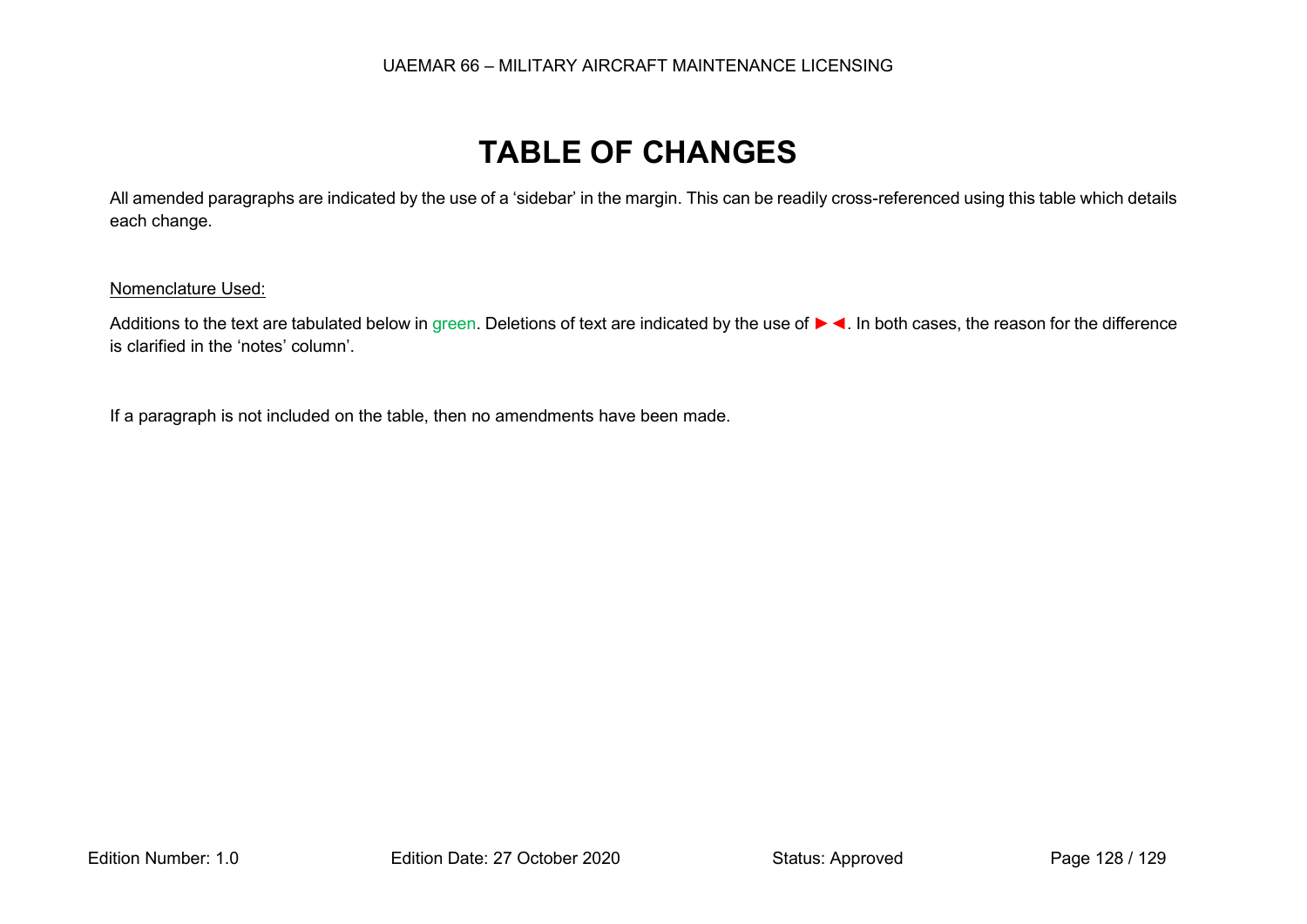# TABLE OF CHANGES

All amended paragraphs are indicated by the use of a 'sidebar' in the margin. This can be readily cross-referenced using this table which details each change.

Nomenclature Used:

Additions to the text are tabulated below in green. Deletions of text are indicated by the use of ►◄. In both cases, the reason for the difference is clarified in the 'notes' column'.

If a paragraph is not included on the table, then no amendments have been made.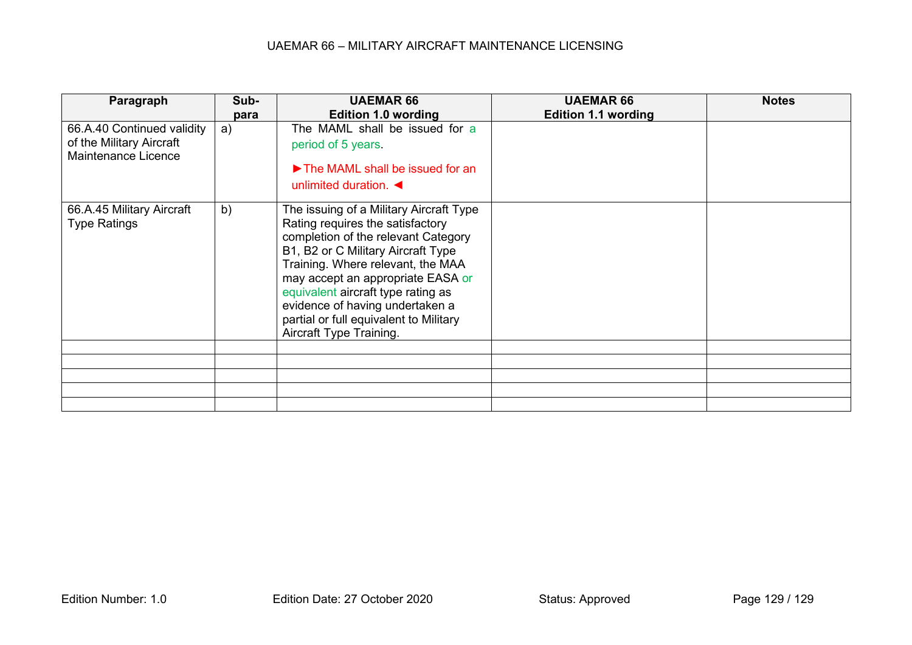| Paragraph | Sub-para | UAEMAR 66 Edition 1.0 wording | UAEMAR 66 Edition 1.1 wording | Notes |
|---|---|---|---|---|
| 66.A.40 Continued validity of the Military Aircraft Maintenance Licence | a) | The MAML shall be issued for a period of 5 years.<br><br>►The MAML shall be issued for an unlimited duration. ◄ | | |
| 66.A.45 Military Aircraft Type Ratings | b) | The issuing of a Military Aircraft Type Rating requires the satisfactory completion of the relevant Category B1, B2 or C Military Aircraft Type Training. Where relevant, the MAA may accept an appropriate EASA or equivalent aircraft type rating as evidence of having undertaken a partial or full equivalent to Military Aircraft Type Training. | | |
| | | | | |
| | | | | |
| | | | | |
| | | | | |
| | | | | |